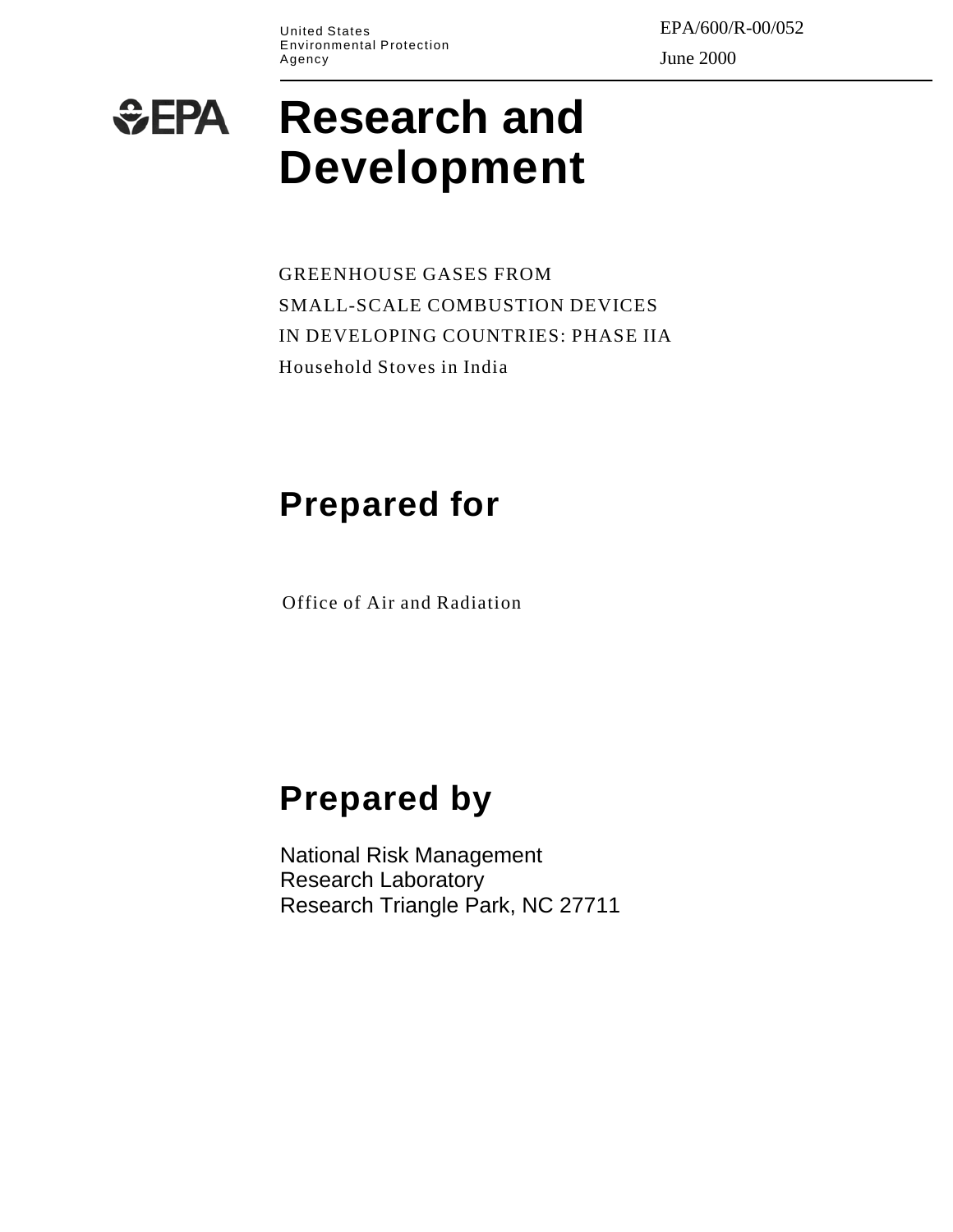United States
Environmental Protection
Agency

EPA/600/R-00/052

June 2000

EPA

# Research and Development

GREENHOUSE GASES FROM
SMALL-SCALE COMBUSTION DEVICES
IN DEVELOPING COUNTRIES: PHASE IIA
Household Stoves in India

## Prepared for

Office of Air and Radiation

## Prepared by

National Risk Management
Research Laboratory
Research Triangle Park, NC 27711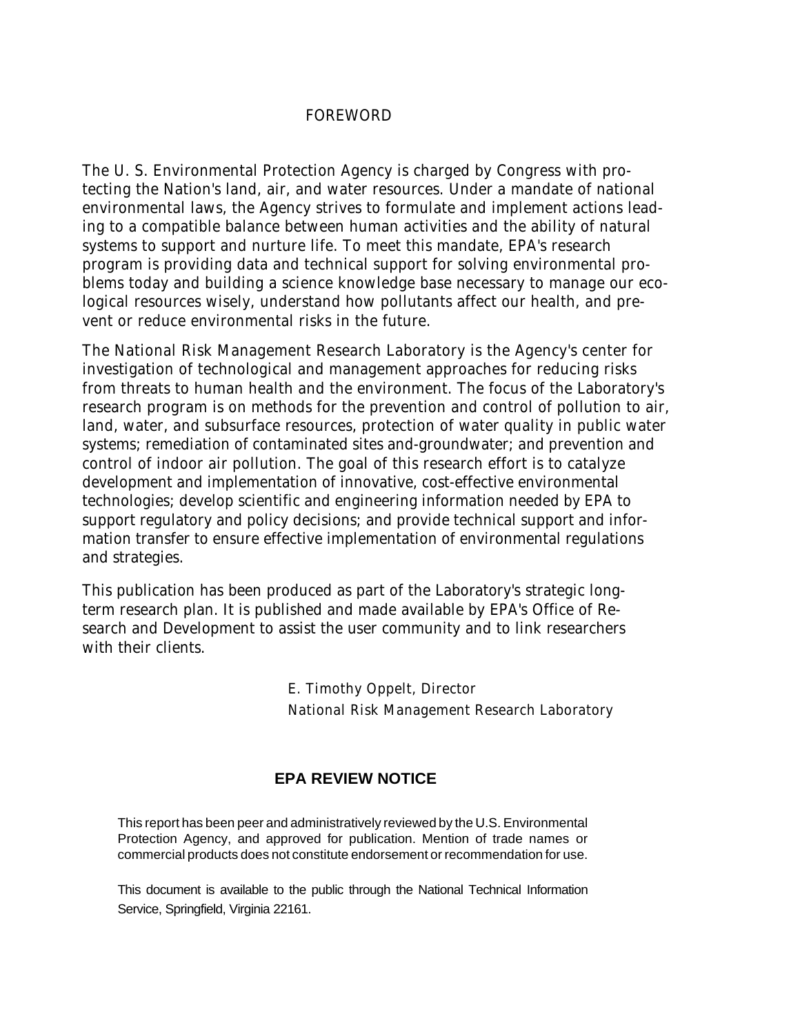# FOREWORD

The U. S. Environmental Protection Agency is charged by Congress with protecting the Nation's land, air, and water resources. Under a mandate of national environmental laws, the Agency strives to formulate and implement actions leading to a compatible balance between human activities and the ability of natural systems to support and nurture life. To meet this mandate, EPA's research program is providing data and technical support for solving environmental problems today and building a science knowledge base necessary to manage our ecological resources wisely, understand how pollutants affect our health, and prevent or reduce environmental risks in the future.

The National Risk Management Research Laboratory is the Agency's center for investigation of technological and management approaches for reducing risks from threats to human health and the environment. The focus of the Laboratory's research program is on methods for the prevention and control of pollution to air, land, water, and subsurface resources, protection of water quality in public water systems; remediation of contaminated sites and-groundwater; and prevention and control of indoor air pollution. The goal of this research effort is to catalyze development and implementation of innovative, cost-effective environmental technologies; develop scientific and engineering information needed by EPA to support regulatory and policy decisions; and provide technical support and information transfer to ensure effective implementation of environmental regulations and strategies.

This publication has been produced as part of the Laboratory's strategic long-term research plan. It is published and made available by EPA's Office of Research and Development to assist the user community and to link researchers with their clients.

E. Timothy Oppelt, Director
National Risk Management Research Laboratory

## EPA REVIEW NOTICE

This report has been peer and administratively reviewed by the U.S. Environmental Protection Agency, and approved for publication. Mention of trade names or commercial products does not constitute endorsement or recommendation for use.

This document is available to the public through the National Technical Information Service, Springfield, Virginia 22161.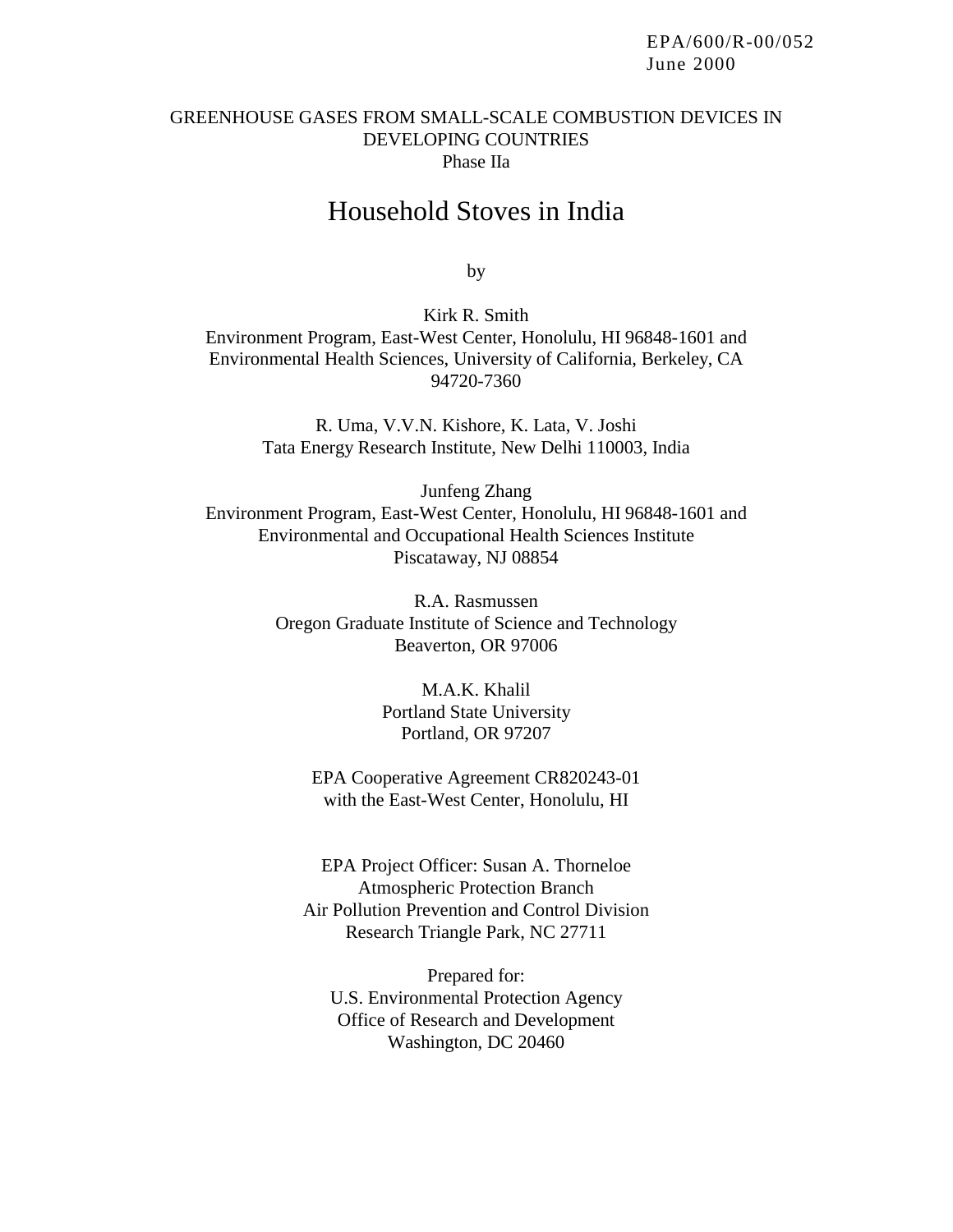EPA/600/R-00/052
June 2000

GREENHOUSE GASES FROM SMALL-SCALE COMBUSTION DEVICES IN DEVELOPING COUNTRIES
Phase IIa

# Household Stoves in India

by

Kirk R. Smith
Environment Program, East-West Center, Honolulu, HI 96848-1601 and Environmental Health Sciences, University of California, Berkeley, CA 94720-7360

R. Uma, V.V.N. Kishore, K. Lata, V. Joshi
Tata Energy Research Institute, New Delhi 110003, India

Junfeng Zhang
Environment Program, East-West Center, Honolulu, HI 96848-1601 and Environmental and Occupational Health Sciences Institute
Piscataway, NJ 08854

R.A. Rasmussen
Oregon Graduate Institute of Science and Technology
Beaverton, OR 97006

M.A.K. Khalil
Portland State University
Portland, OR 97207

EPA Cooperative Agreement CR820243-01
with the East-West Center, Honolulu, HI

EPA Project Officer: Susan A. Thorneloe
Atmospheric Protection Branch
Air Pollution Prevention and Control Division
Research Triangle Park, NC 27711

Prepared for:
U.S. Environmental Protection Agency
Office of Research and Development
Washington, DC 20460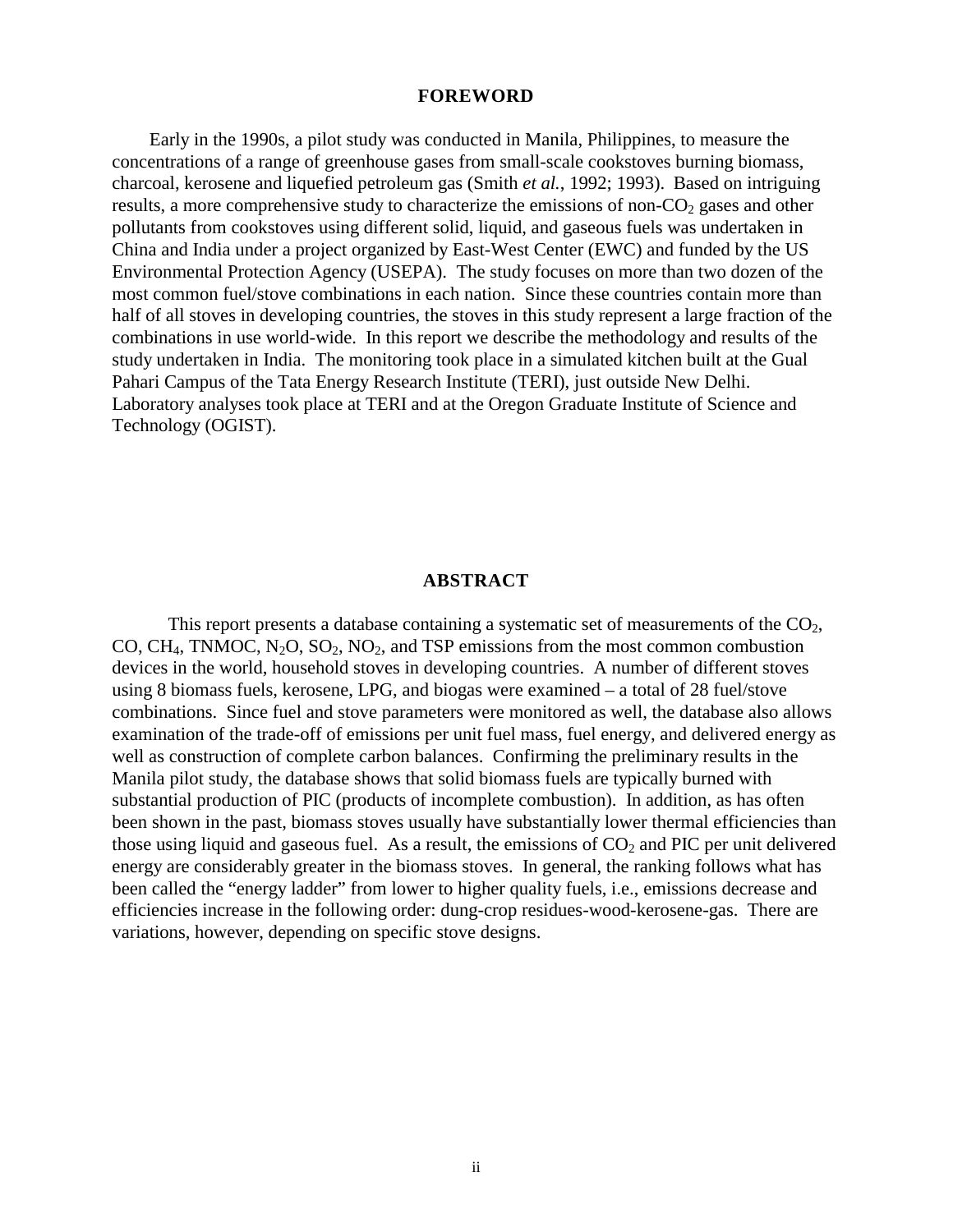## FOREWORD

Early in the 1990s, a pilot study was conducted in Manila, Philippines, to measure the concentrations of a range of greenhouse gases from small-scale cookstoves burning biomass, charcoal, kerosene and liquefied petroleum gas (Smith *et al.*, 1992; 1993). Based on intriguing results, a more comprehensive study to characterize the emissions of non-$CO_2$ gases and other pollutants from cookstoves using different solid, liquid, and gaseous fuels was undertaken in China and India under a project organized by East-West Center (EWC) and funded by the US Environmental Protection Agency (USEPA). The study focuses on more than two dozen of the most common fuel/stove combinations in each nation. Since these countries contain more than half of all stoves in developing countries, the stoves in this study represent a large fraction of the combinations in use world-wide. In this report we describe the methodology and results of the study undertaken in India. The monitoring took place in a simulated kitchen built at the Gual Pahari Campus of the Tata Energy Research Institute (TERI), just outside New Delhi. Laboratory analyses took place at TERI and at the Oregon Graduate Institute of Science and Technology (OGIST).

## ABSTRACT

This report presents a database containing a systematic set of measurements of the $CO_2$, CO, $CH_4$, TNMOC, $N_2O$, $SO_2$, $NO_2$, and TSP emissions from the most common combustion devices in the world, household stoves in developing countries. A number of different stoves using 8 biomass fuels, kerosene, LPG, and biogas were examined – a total of 28 fuel/stove combinations. Since fuel and stove parameters were monitored as well, the database also allows examination of the trade-off of emissions per unit fuel mass, fuel energy, and delivered energy as well as construction of complete carbon balances. Confirming the preliminary results in the Manila pilot study, the database shows that solid biomass fuels are typically burned with substantial production of PIC (products of incomplete combustion). In addition, as has often been shown in the past, biomass stoves usually have substantially lower thermal efficiencies than those using liquid and gaseous fuel. As a result, the emissions of $CO_2$ and PIC per unit delivered energy are considerably greater in the biomass stoves. In general, the ranking follows what has been called the "energy ladder" from lower to higher quality fuels, i.e., emissions decrease and efficiencies increase in the following order: dung-crop residues-wood-kerosene-gas. There are variations, however, depending on specific stove designs.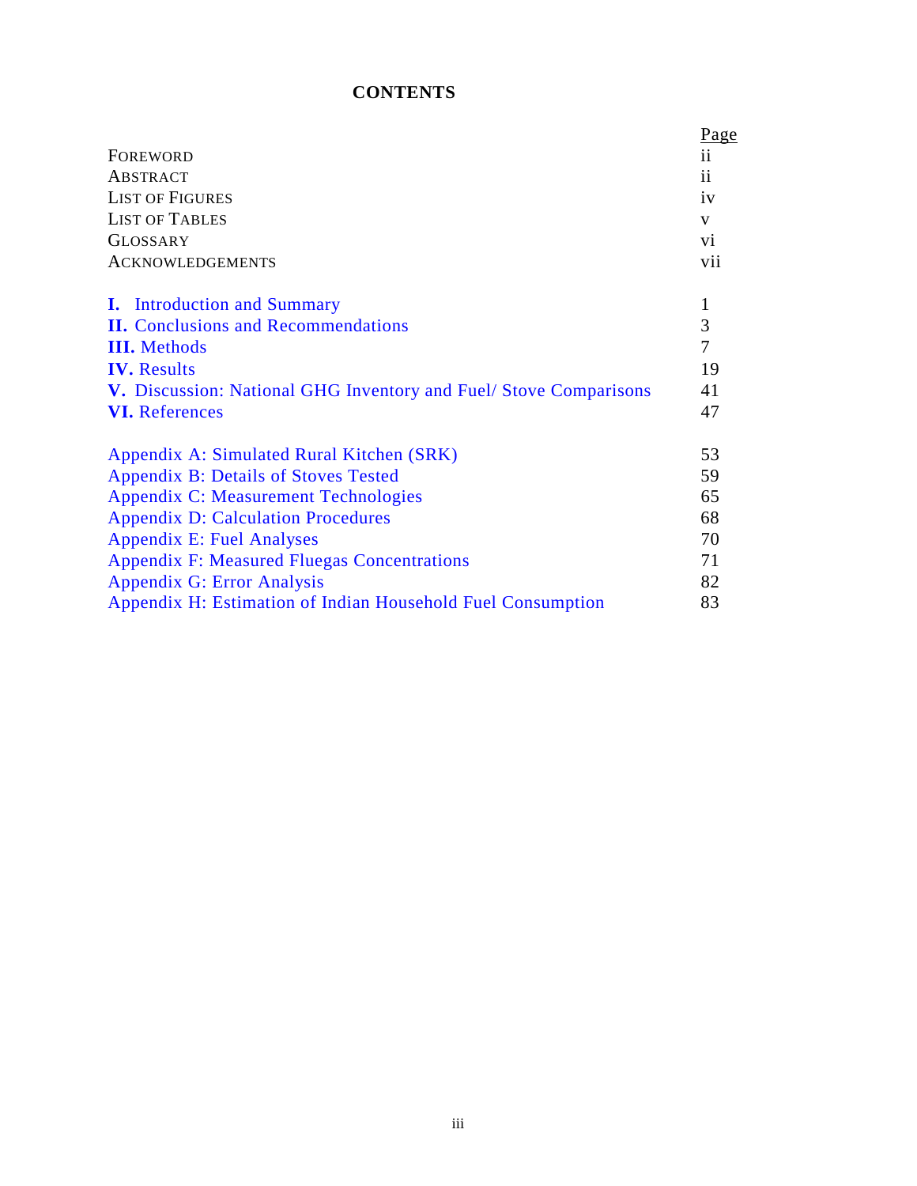# CONTENTS

| | Page |
|---|---|
| FOREWORD | ii |
| ABSTRACT | ii |
| LIST OF FIGURES | iv |
| LIST OF TABLES | v |
| GLOSSARY | vi |
| ACKNOWLEDGEMENTS | vii |
| | |
| **I.** Introduction and Summary | 1 |
| **II.** Conclusions and Recommendations | 3 |
| **III.** Methods | 7 |
| **IV.** Results | 19 |
| **V.** Discussion: National GHG Inventory and Fuel/ Stove Comparisons | 41 |
| **VI.** References | 47 |
| | |
| Appendix A: Simulated Rural Kitchen (SRK) | 53 |
| Appendix B: Details of Stoves Tested | 59 |
| Appendix C: Measurement Technologies | 65 |
| Appendix D: Calculation Procedures | 68 |
| Appendix E: Fuel Analyses | 70 |
| Appendix F: Measured Fluegas Concentrations | 71 |
| Appendix G: Error Analysis | 82 |
| Appendix H: Estimation of Indian Household Fuel Consumption | 83 |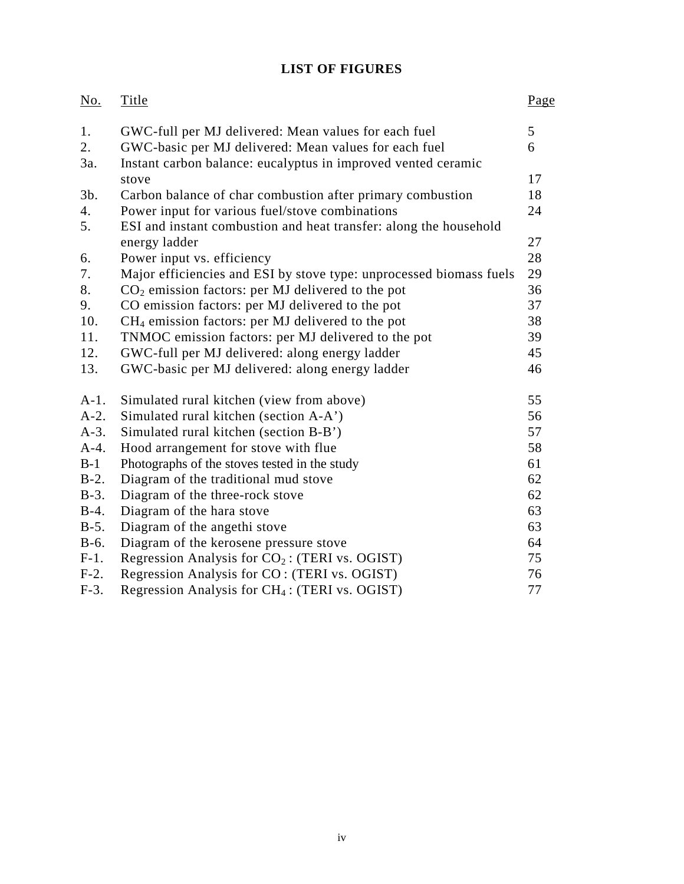# LIST OF FIGURES

| No. | Title | Page |
|---|---|---|
| 1. | GWC-full per MJ delivered: Mean values for each fuel | 5 |
| 2. | GWC-basic per MJ delivered: Mean values for each fuel | 6 |
| 3a. | Instant carbon balance: eucalyptus in improved vented ceramic stove | 17 |
| 3b. | Carbon balance of char combustion after primary combustion | 18 |
| 4. | Power input for various fuel/stove combinations | 24 |
| 5. | ESI and instant combustion and heat transfer: along the household energy ladder | 27 |
| 6. | Power input vs. efficiency | 28 |
| 7. | Major efficiencies and ESI by stove type: unprocessed biomass fuels | 29 |
| 8. | $CO_2$ emission factors: per MJ delivered to the pot | 36 |
| 9. | CO emission factors: per MJ delivered to the pot | 37 |
| 10. | $CH_4$ emission factors: per MJ delivered to the pot | 38 |
| 11. | TNMOC emission factors: per MJ delivered to the pot | 39 |
| 12. | GWC-full per MJ delivered: along energy ladder | 45 |
| 13. | GWC-basic per MJ delivered: along energy ladder | 46 |
| A-1. | Simulated rural kitchen (view from above) | 55 |
| A-2. | Simulated rural kitchen (section A-A') | 56 |
| A-3. | Simulated rural kitchen (section B-B') | 57 |
| A-4. | Hood arrangement for stove with flue | 58 |
| B-1 | Photographs of the stoves tested in the study | 61 |
| B-2. | Diagram of the traditional mud stove | 62 |
| B-3. | Diagram of the three-rock stove | 62 |
| B-4. | Diagram of the hara stove | 63 |
| B-5. | Diagram of the angethi stove | 63 |
| B-6. | Diagram of the kerosene pressure stove | 64 |
| F-1. | Regression Analysis for $CO_2$ : (TERI vs. OGIST) | 75 |
| F-2. | Regression Analysis for CO : (TERI vs. OGIST) | 76 |
| F-3. | Regression Analysis for $CH_4$ : (TERI vs. OGIST) | 77 |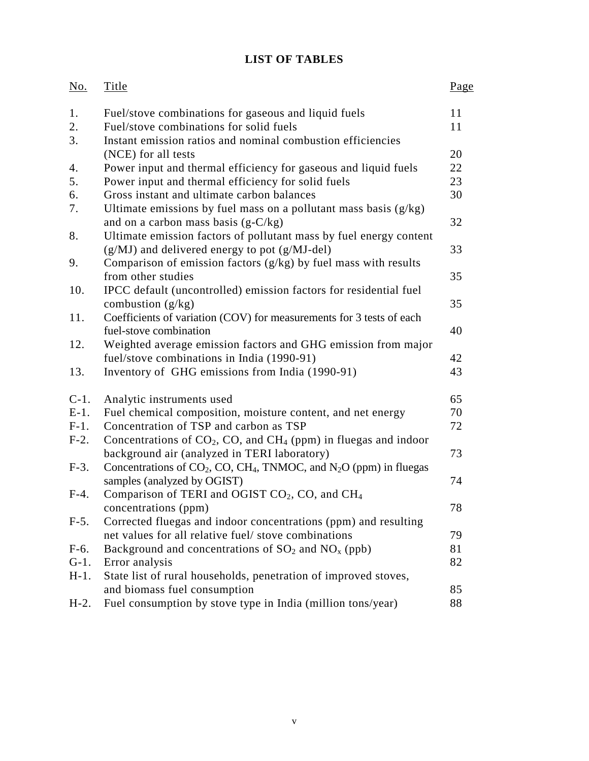# LIST OF TABLES

| No. | Title | Page |
|---|---|---|
| 1. | Fuel/stove combinations for gaseous and liquid fuels | 11 |
| 2. | Fuel/stove combinations for solid fuels | 11 |
| 3. | Instant emission ratios and nominal combustion efficiencies (NCE) for all tests | 20 |
| 4. | Power input and thermal efficiency for gaseous and liquid fuels | 22 |
| 5. | Power input and thermal efficiency for solid fuels | 23 |
| 6. | Gross instant and ultimate carbon balances | 30 |
| 7. | Ultimate emissions by fuel mass on a pollutant mass basis (g/kg) and on a carbon mass basis (g-C/kg) | 32 |
| 8. | Ultimate emission factors of pollutant mass by fuel energy content (g/MJ) and delivered energy to pot (g/MJ-del) | 33 |
| 9. | Comparison of emission factors (g/kg) by fuel mass with results from other studies | 35 |
| 10. | IPCC default (uncontrolled) emission factors for residential fuel combustion (g/kg) | 35 |
| 11. | Coefficients of variation (COV) for measurements for 3 tests of each fuel-stove combination | 40 |
| 12. | Weighted average emission factors and GHG emission from major fuel/stove combinations in India (1990-91) | 42 |
| 13. | Inventory of GHG emissions from India (1990-91) | 43 |
| C-1. | Analytic instruments used | 65 |
| E-1. | Fuel chemical composition, moisture content, and net energy | 70 |
| F-1. | Concentration of TSP and carbon as TSP | 72 |
| F-2. | Concentrations of $CO_2$, CO, and $CH_4$ (ppm) in fluegas and indoor background air (analyzed in TERI laboratory) | 73 |
| F-3. | Concentrations of $CO_2$, CO, $CH_4$, TNMOC, and $N_2O$ (ppm) in fluegas samples (analyzed by OGIST) | 74 |
| F-4. | Comparison of TERI and OGIST $CO_2$, CO, and $CH_4$ concentrations (ppm) | 78 |
| F-5. | Corrected fluegas and indoor concentrations (ppm) and resulting net values for all relative fuel/ stove combinations | 79 |
| F-6. | Background and concentrations of $SO_2$ and $NO_x$ (ppb) | 81 |
| G-1. | Error analysis | 82 |
| H-1. | State list of rural households, penetration of improved stoves, and biomass fuel consumption | 85 |
| H-2. | Fuel consumption by stove type in India (million tons/year) | 88 |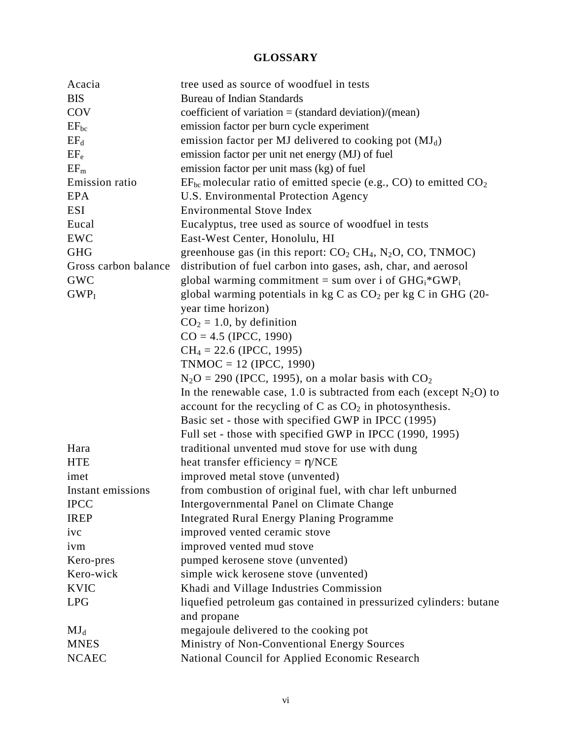# GLOSSARY

| | |
|---|---|
| Acacia | tree used as source of woodfuel in tests |
| BIS | Bureau of Indian Standards |
| COV | coefficient of variation = (standard deviation)/(mean) |
| $EF_{bc}$ | emission factor per burn cycle experiment |
| $EF_d$ | emission factor per MJ delivered to cooking pot ($MJ_d$) |
| $EF_e$ | emission factor per unit net energy (MJ) of fuel |
| $EF_m$ | emission factor per unit mass (kg) of fuel |
| Emission ratio | $EF_{bc}$ molecular ratio of emitted specie (e.g., CO) to emitted $CO_2$ |
| EPA | U.S. Environmental Protection Agency |
| ESI | Environmental Stove Index |
| Eucal | Eucalyptus, tree used as source of woodfuel in tests |
| EWC | East-West Center, Honolulu, HI |
| GHG | greenhouse gas (in this report: $CO_2$ $CH_4$, $N_2O$, CO, TNMOC) |
| Gross carbon balance | distribution of fuel carbon into gases, ash, char, and aerosol |
| GWC | global warming commitment = sum over i of $GHG_i$*$GWP_i$ |
| $GWP_I$ | global warming potentials in kg C as $CO_2$ per kg C in GHG (20-year time horizon)<br>$CO_2$ = 1.0, by definition<br>CO = 4.5 (IPCC, 1990)<br>$CH_4$ = 22.6 (IPCC, 1995)<br>TNMOC = 12 (IPCC, 1990)<br>$N_2O$ = 290 (IPCC, 1995), on a molar basis with $CO_2$<br>In the renewable case, 1.0 is subtracted from each (except $N_2O$) to account for the recycling of C as $CO_2$ in photosynthesis.<br>Basic set - those with specified GWP in IPCC (1995)<br>Full set - those with specified GWP in IPCC (1990, 1995) |
| Hara | traditional unvented mud stove for use with dung |
| HTE | heat transfer efficiency = $\eta$/NCE |
| imet | improved metal stove (unvented) |
| Instant emissions | from combustion of original fuel, with char left unburned |
| IPCC | Intergovernmental Panel on Climate Change |
| IREP | Integrated Rural Energy Planing Programme |
| ivc | improved vented ceramic stove |
| ivm | improved vented mud stove |
| Kero-pres | pumped kerosene stove (unvented) |
| Kero-wick | simple wick kerosene stove (unvented) |
| KVIC | Khadi and Village Industries Commission |
| LPG | liquefied petroleum gas contained in pressurized cylinders: butane and propane |
| $MJ_d$ | megajoule delivered to the cooking pot |
| MNES | Ministry of Non-Conventional Energy Sources |
| NCAEC | National Council for Applied Economic Research |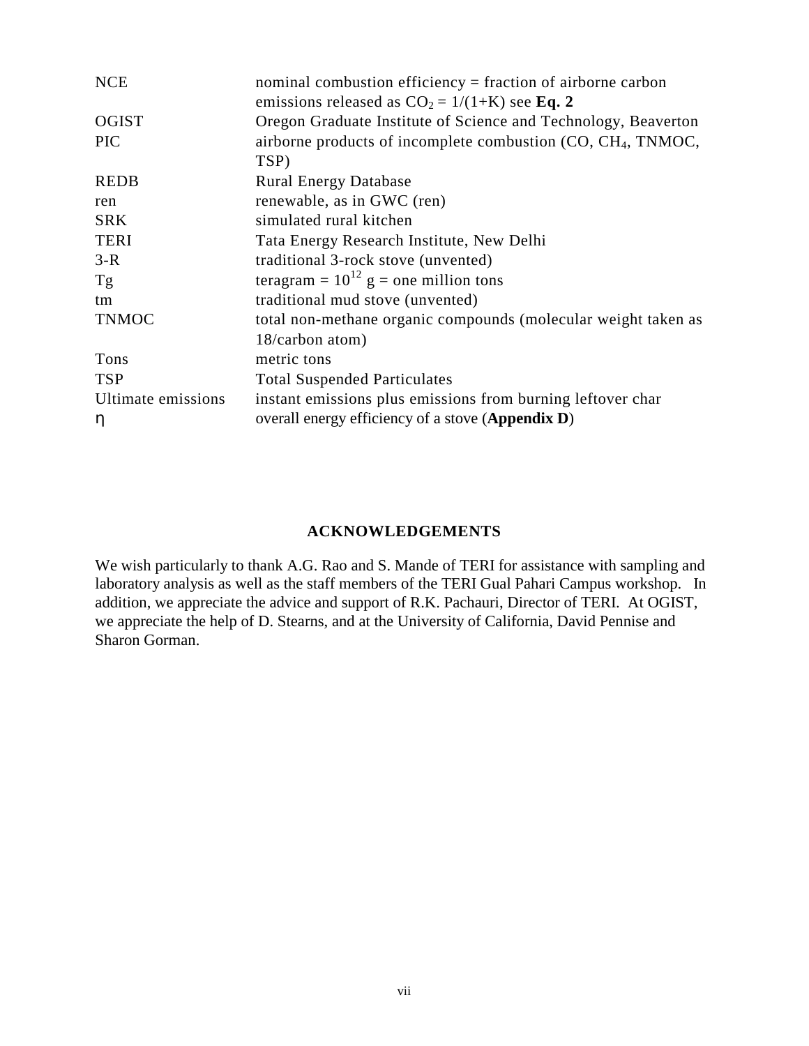| | |
|---|---|
| NCE | nominal combustion efficiency = fraction of airborne carbon emissions released as $CO_2$ = 1/(1+K) see **Eq. 2** |
| OGIST | Oregon Graduate Institute of Science and Technology, Beaverton |
| PIC | airborne products of incomplete combustion (CO, $CH_4$, TNMOC, TSP) |
| REDB | Rural Energy Database |
| ren | renewable, as in GWC (ren) |
| SRK | simulated rural kitchen |
| TERI | Tata Energy Research Institute, New Delhi |
| 3-R | traditional 3-rock stove (unvented) |
| Tg | teragram = $10^{12}$ g = one million tons |
| tm | traditional mud stove (unvented) |
| TNMOC | total non-methane organic compounds (molecular weight taken as 18/carbon atom) |
| Tons | metric tons |
| TSP | Total Suspended Particulates |
| Ultimate emissions | instant emissions plus emissions from burning leftover char |
| $\eta$ | overall energy efficiency of a stove (**Appendix D**) |

## ACKNOWLEDGEMENTS

We wish particularly to thank A.G. Rao and S. Mande of TERI for assistance with sampling and laboratory analysis as well as the staff members of the TERI Gual Pahari Campus workshop. In addition, we appreciate the advice and support of R.K. Pachauri, Director of TERI. At OGIST, we appreciate the help of D. Stearns, and at the University of California, David Pennise and Sharon Gorman.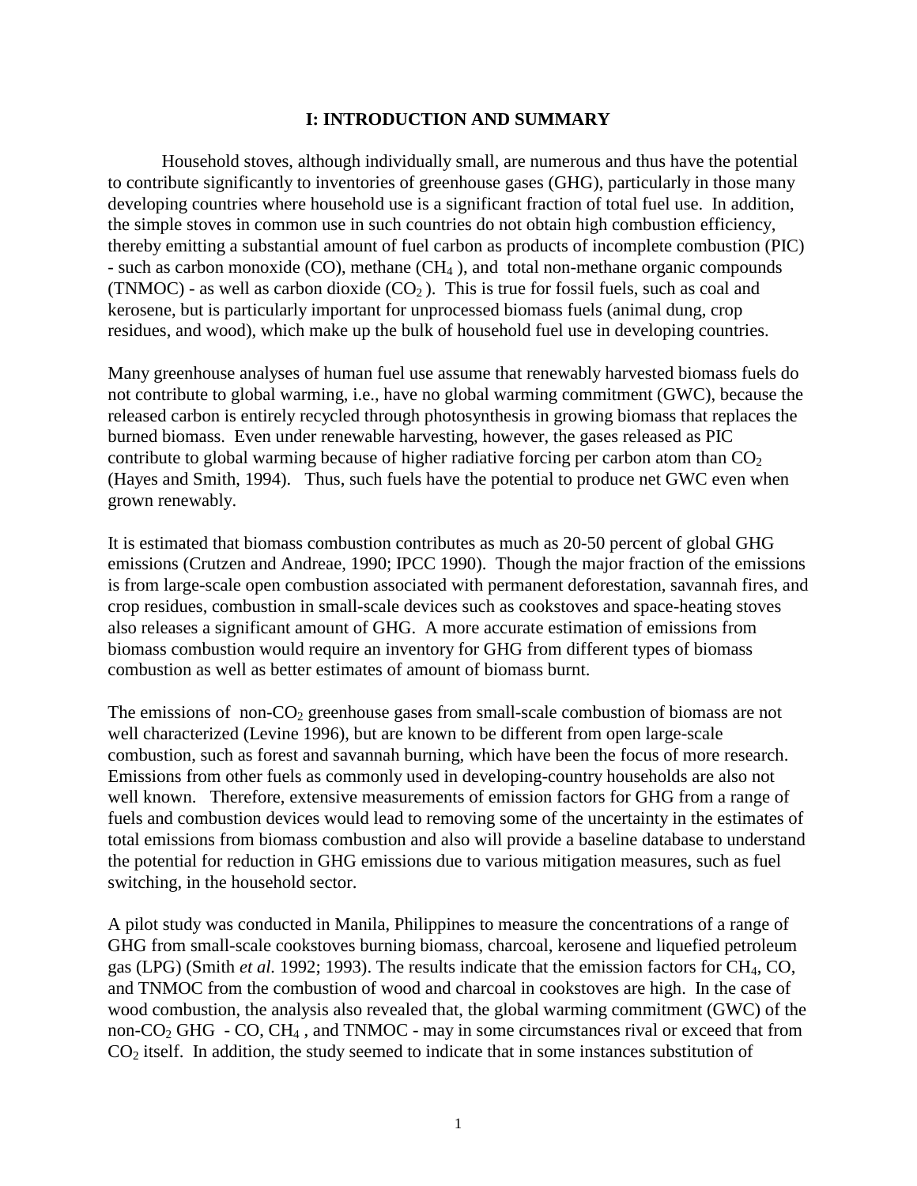# I: INTRODUCTION AND SUMMARY

Household stoves, although individually small, are numerous and thus have the potential to contribute significantly to inventories of greenhouse gases (GHG), particularly in those many developing countries where household use is a significant fraction of total fuel use. In addition, the simple stoves in common use in such countries do not obtain high combustion efficiency, thereby emitting a substantial amount of fuel carbon as products of incomplete combustion (PIC) - such as carbon monoxide (CO), methane ($CH_4$), and total non-methane organic compounds (TNMOC) - as well as carbon dioxide ($CO_2$). This is true for fossil fuels, such as coal and kerosene, but is particularly important for unprocessed biomass fuels (animal dung, crop residues, and wood), which make up the bulk of household fuel use in developing countries.

Many greenhouse analyses of human fuel use assume that renewably harvested biomass fuels do not contribute to global warming, i.e., have no global warming commitment (GWC), because the released carbon is entirely recycled through photosynthesis in growing biomass that replaces the burned biomass. Even under renewable harvesting, however, the gases released as PIC contribute to global warming because of higher radiative forcing per carbon atom than $CO_2$ (Hayes and Smith, 1994). Thus, such fuels have the potential to produce net GWC even when grown renewably.

It is estimated that biomass combustion contributes as much as 20-50 percent of global GHG emissions (Crutzen and Andreae, 1990; IPCC 1990). Though the major fraction of the emissions is from large-scale open combustion associated with permanent deforestation, savannah fires, and crop residues, combustion in small-scale devices such as cookstoves and space-heating stoves also releases a significant amount of GHG. A more accurate estimation of emissions from biomass combustion would require an inventory for GHG from different types of biomass combustion as well as better estimates of amount of biomass burnt.

The emissions of non-$CO_2$ greenhouse gases from small-scale combustion of biomass are not well characterized (Levine 1996), but are known to be different from open large-scale combustion, such as forest and savannah burning, which have been the focus of more research. Emissions from other fuels as commonly used in developing-country households are also not well known. Therefore, extensive measurements of emission factors for GHG from a range of fuels and combustion devices would lead to removing some of the uncertainty in the estimates of total emissions from biomass combustion and also will provide a baseline database to understand the potential for reduction in GHG emissions due to various mitigation measures, such as fuel switching, in the household sector.

A pilot study was conducted in Manila, Philippines to measure the concentrations of a range of GHG from small-scale cookstoves burning biomass, charcoal, kerosene and liquefied petroleum gas (LPG) (Smith *et al.* 1992; 1993). The results indicate that the emission factors for $CH_4$, CO, and TNMOC from the combustion of wood and charcoal in cookstoves are high. In the case of wood combustion, the analysis also revealed that, the global warming commitment (GWC) of the non-$CO_2$ GHG - CO, $CH_4$, and TNMOC - may in some circumstances rival or exceed that from $CO_2$ itself. In addition, the study seemed to indicate that in some instances substitution of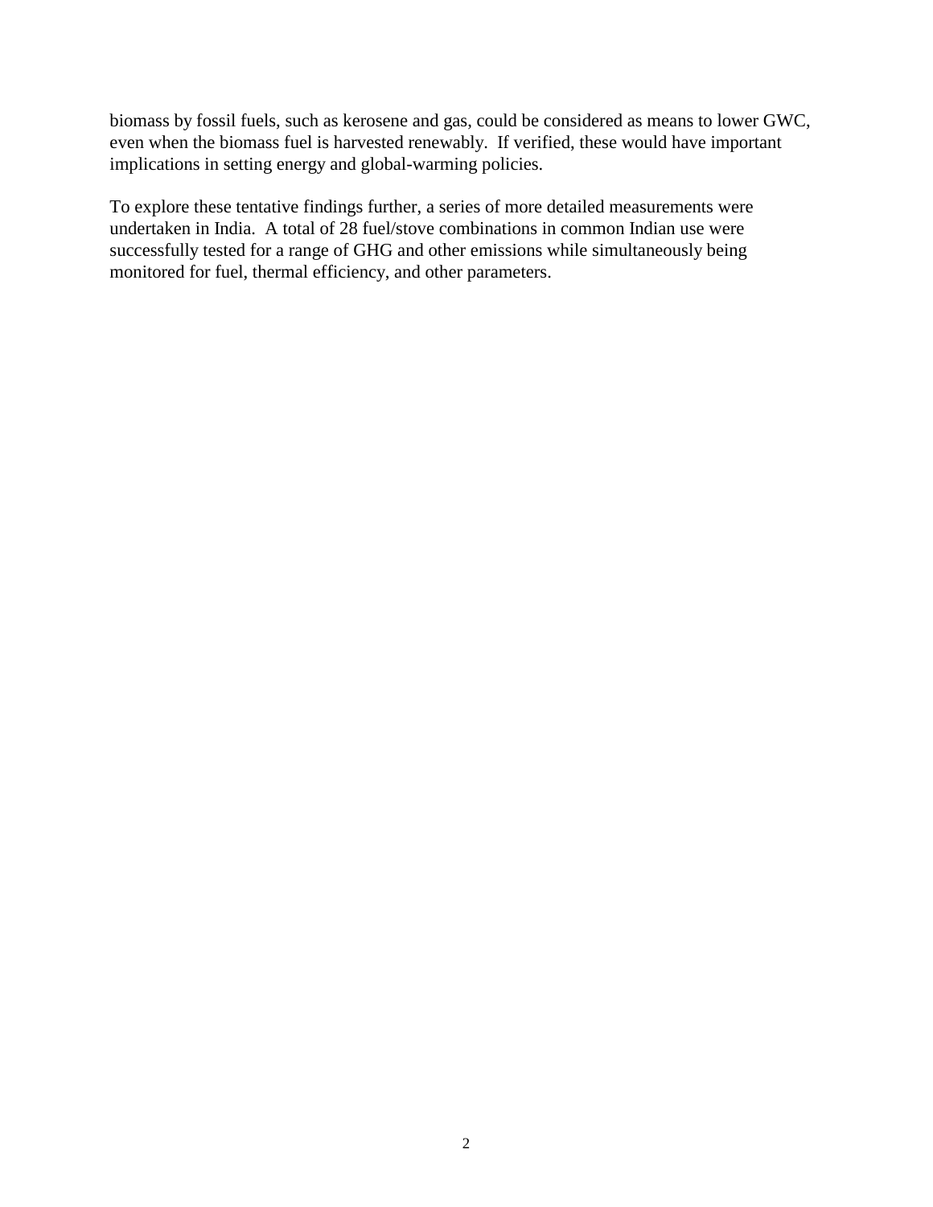biomass by fossil fuels, such as kerosene and gas, could be considered as means to lower GWC, even when the biomass fuel is harvested renewably. If verified, these would have important implications in setting energy and global-warming policies.

To explore these tentative findings further, a series of more detailed measurements were undertaken in India. A total of 28 fuel/stove combinations in common Indian use were successfully tested for a range of GHG and other emissions while simultaneously being monitored for fuel, thermal efficiency, and other parameters.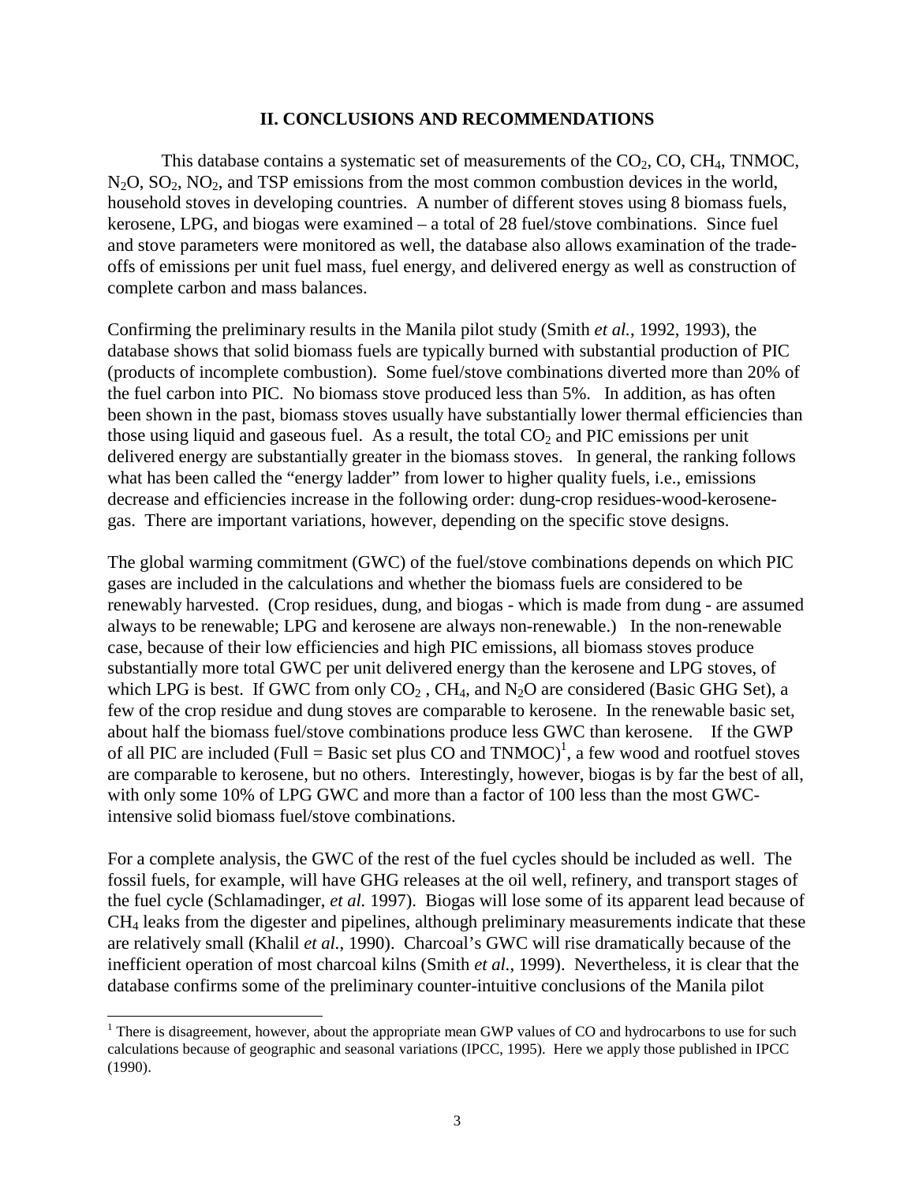## II. CONCLUSIONS AND RECOMMENDATIONS

This database contains a systematic set of measurements of the $CO_2$, CO, $CH_4$, TNMOC, $N_2O$, $SO_2$, $NO_2$, and TSP emissions from the most common combustion devices in the world, household stoves in developing countries. A number of different stoves using 8 biomass fuels, kerosene, LPG, and biogas were examined – a total of 28 fuel/stove combinations. Since fuel and stove parameters were monitored as well, the database also allows examination of the trade-offs of emissions per unit fuel mass, fuel energy, and delivered energy as well as construction of complete carbon and mass balances.

Confirming the preliminary results in the Manila pilot study (Smith *et al.*, 1992, 1993), the database shows that solid biomass fuels are typically burned with substantial production of PIC (products of incomplete combustion). Some fuel/stove combinations diverted more than 20% of the fuel carbon into PIC. No biomass stove produced less than 5%. In addition, as has often been shown in the past, biomass stoves usually have substantially lower thermal efficiencies than those using liquid and gaseous fuel. As a result, the total $CO_2$ and PIC emissions per unit delivered energy are substantially greater in the biomass stoves. In general, the ranking follows what has been called the "energy ladder" from lower to higher quality fuels, i.e., emissions decrease and efficiencies increase in the following order: dung-crop residues-wood-kerosene-gas. There are important variations, however, depending on the specific stove designs.

The global warming commitment (GWC) of the fuel/stove combinations depends on which PIC gases are included in the calculations and whether the biomass fuels are considered to be renewably harvested. (Crop residues, dung, and biogas - which is made from dung - are assumed always to be renewable; LPG and kerosene are always non-renewable.) In the non-renewable case, because of their low efficiencies and high PIC emissions, all biomass stoves produce substantially more total GWC per unit delivered energy than the kerosene and LPG stoves, of which LPG is best. If GWC from only $CO_2$, $CH_4$, and $N_2O$ are considered (Basic GHG Set), a few of the crop residue and dung stoves are comparable to kerosene. In the renewable basic set, about half the biomass fuel/stove combinations produce less GWC than kerosene. If the GWP of all PIC are included (Full = Basic set plus CO and TNMOC)[1], a few wood and rootfuel stoves are comparable to kerosene, but no others. Interestingly, however, biogas is by far the best of all, with only some 10% of LPG GWC and more than a factor of 100 less than the most GWC-intensive solid biomass fuel/stove combinations.

For a complete analysis, the GWC of the rest of the fuel cycles should be included as well. The fossil fuels, for example, will have GHG releases at the oil well, refinery, and transport stages of the fuel cycle (Schlamadinger, *et al.* 1997). Biogas will lose some of its apparent lead because of $CH_4$ leaks from the digester and pipelines, although preliminary measurements indicate that these are relatively small (Khalil *et al.*, 1990). Charcoal's GWC will rise dramatically because of the inefficient operation of most charcoal kilns (Smith *et al.*, 1999). Nevertheless, it is clear that the database confirms some of the preliminary counter-intuitive conclusions of the Manila pilot

---

[1] There is disagreement, however, about the appropriate mean GWP values of CO and hydrocarbons to use for such calculations because of geographic and seasonal variations (IPCC, 1995). Here we apply those published in IPCC (1990).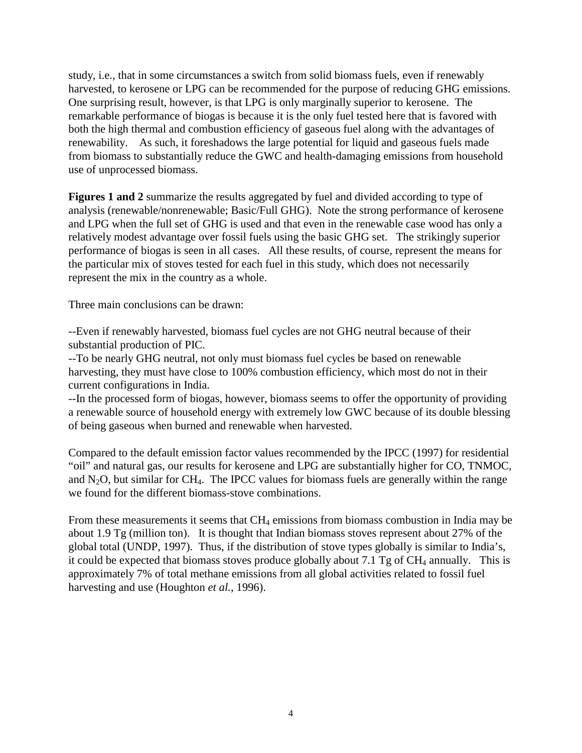study, i.e., that in some circumstances a switch from solid biomass fuels, even if renewably harvested, to kerosene or LPG can be recommended for the purpose of reducing GHG emissions. One surprising result, however, is that LPG is only marginally superior to kerosene. The remarkable performance of biogas is because it is the only fuel tested here that is favored with both the high thermal and combustion efficiency of gaseous fuel along with the advantages of renewability. As such, it foreshadows the large potential for liquid and gaseous fuels made from biomass to substantially reduce the GWC and health-damaging emissions from household use of unprocessed biomass.

**Figures 1 and 2** summarize the results aggregated by fuel and divided according to type of analysis (renewable/nonrenewable; Basic/Full GHG). Note the strong performance of kerosene and LPG when the full set of GHG is used and that even in the renewable case wood has only a relatively modest advantage over fossil fuels using the basic GHG set. The strikingly superior performance of biogas is seen in all cases. All these results, of course, represent the means for the particular mix of stoves tested for each fuel in this study, which does not necessarily represent the mix in the country as a whole.

Three main conclusions can be drawn:

--Even if renewably harvested, biomass fuel cycles are not GHG neutral because of their substantial production of PIC.

--To be nearly GHG neutral, not only must biomass fuel cycles be based on renewable harvesting, they must have close to 100% combustion efficiency, which most do not in their current configurations in India.

--In the processed form of biogas, however, biomass seems to offer the opportunity of providing a renewable source of household energy with extremely low GWC because of its double blessing of being gaseous when burned and renewable when harvested.

Compared to the default emission factor values recommended by the IPCC (1997) for residential "oil" and natural gas, our results for kerosene and LPG are substantially higher for CO, TNMOC, and $N_2O$, but similar for $CH_4$. The IPCC values for biomass fuels are generally within the range we found for the different biomass-stove combinations.

From these measurements it seems that $CH_4$ emissions from biomass combustion in India may be about 1.9 Tg (million ton). It is thought that Indian biomass stoves represent about 27% of the global total (UNDP, 1997). Thus, if the distribution of stove types globally is similar to India's, it could be expected that biomass stoves produce globally about 7.1 Tg of $CH_4$ annually. This is approximately 7% of total methane emissions from all global activities related to fossil fuel harvesting and use (Houghton *et al.*, 1996).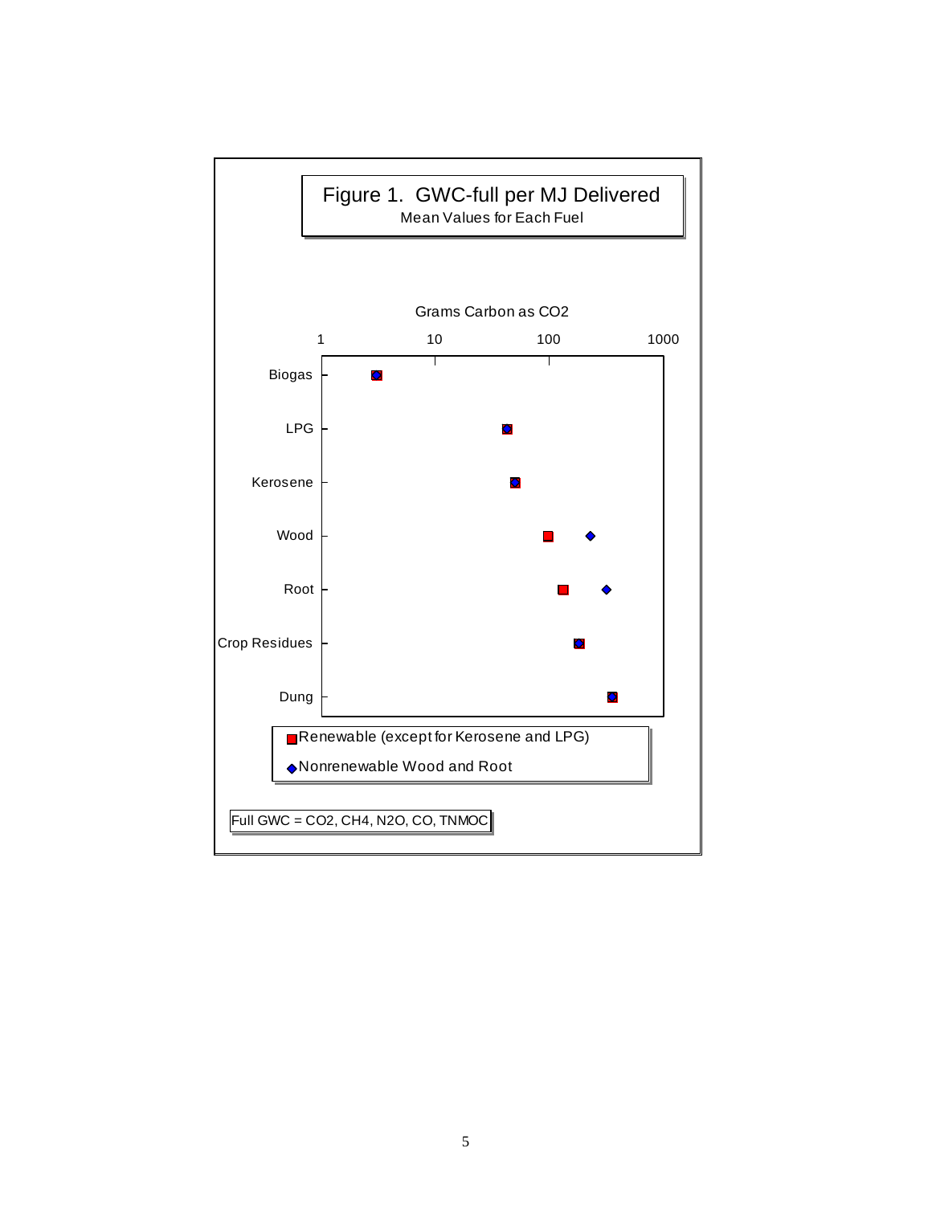Figure 1. GWC-full per MJ Delivered

Mean Values for Each Fuel

Grams Carbon as CO2

1 10 100 1000

Biogas

LPG

Kerosene

Wood

Root

Crop Residues

Dung

Renewable (except for Kerosene and LPG)

Nonrenewable Wood and Root

Full GWC = CO2, CH4, N2O, CO, TNMOC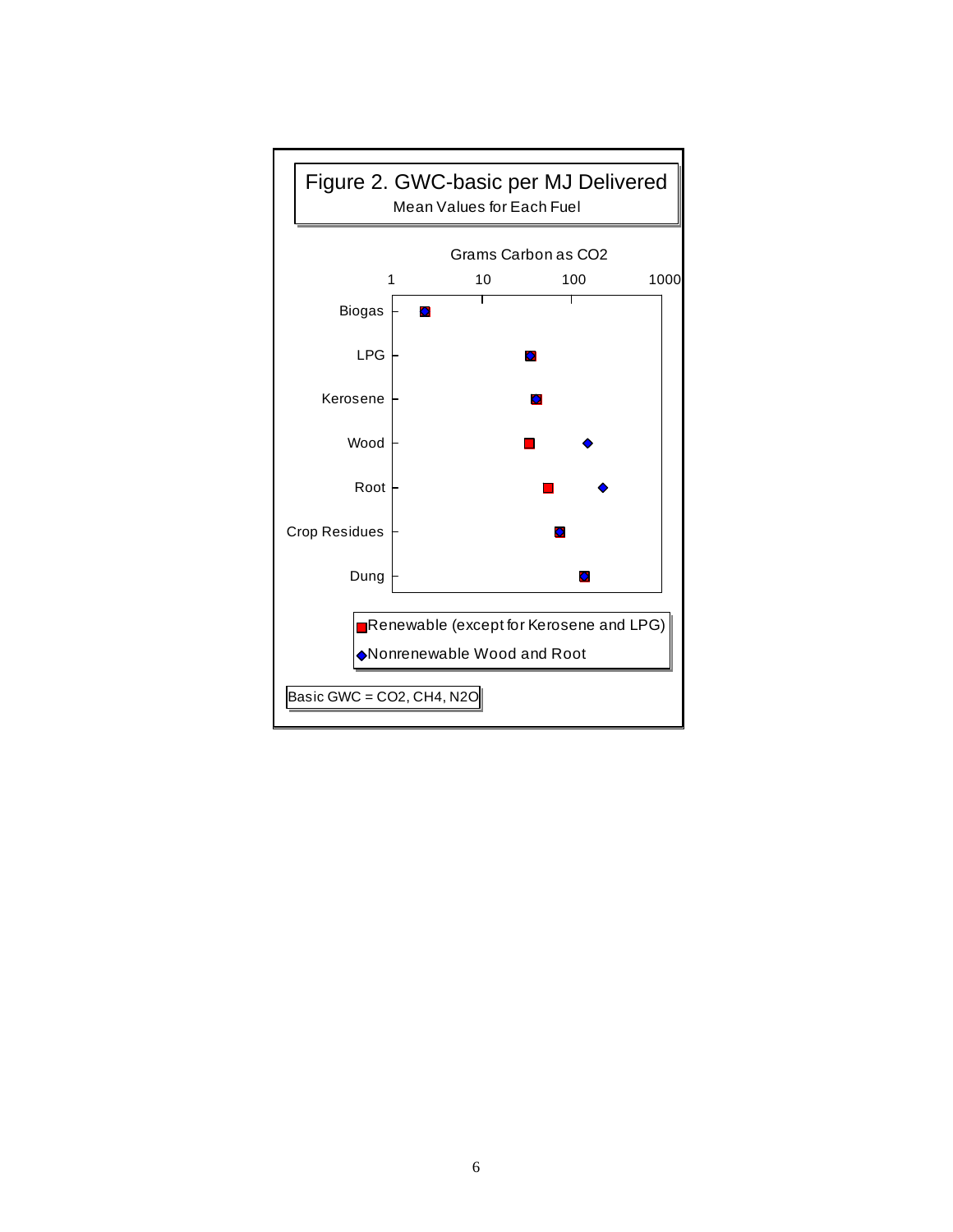# Figure 2. GWC-basic per MJ Delivered

Mean Values for Each Fuel

Grams Carbon as $CO_2$

1 10 100 1000

Biogas

LPG

Kerosene

Wood

Root

Crop Residues

Dung

Renewable (except for Kerosene and LPG)

Nonrenewable Wood and Root

Basic GWC = $CO_2$, $CH_4$, $N_2O$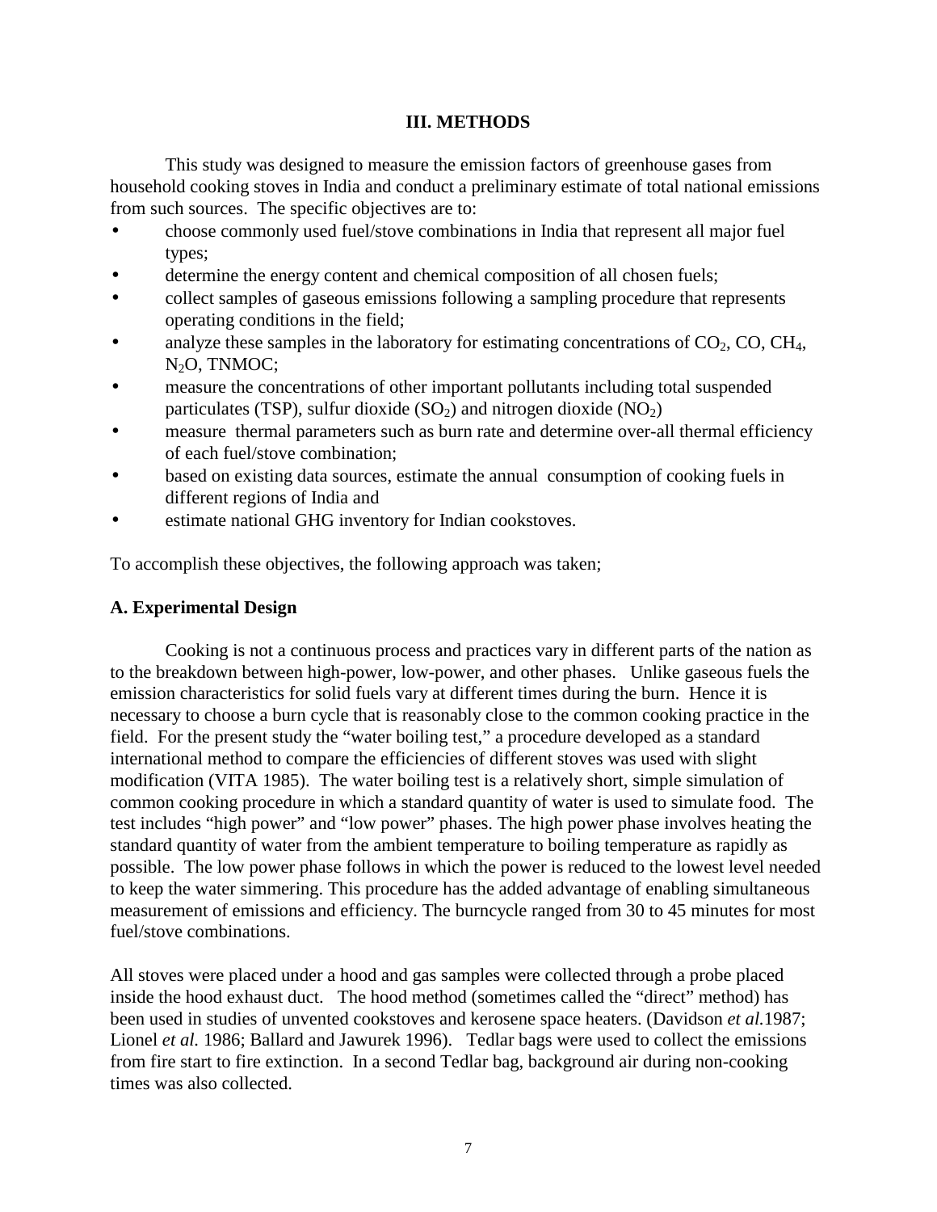## III. METHODS

This study was designed to measure the emission factors of greenhouse gases from household cooking stoves in India and conduct a preliminary estimate of total national emissions from such sources. The specific objectives are to:

- choose commonly used fuel/stove combinations in India that represent all major fuel types;
- determine the energy content and chemical composition of all chosen fuels;
- collect samples of gaseous emissions following a sampling procedure that represents operating conditions in the field;
- analyze these samples in the laboratory for estimating concentrations of $CO_2$, CO, $CH_4$, $N_2O$, TNMOC;
- measure the concentrations of other important pollutants including total suspended particulates (TSP), sulfur dioxide ($SO_2$) and nitrogen dioxide ($NO_2$)
- measure thermal parameters such as burn rate and determine over-all thermal efficiency of each fuel/stove combination;
- based on existing data sources, estimate the annual consumption of cooking fuels in different regions of India and
- estimate national GHG inventory for Indian cookstoves.

To accomplish these objectives, the following approach was taken;

### A. Experimental Design

Cooking is not a continuous process and practices vary in different parts of the nation as to the breakdown between high-power, low-power, and other phases. Unlike gaseous fuels the emission characteristics for solid fuels vary at different times during the burn. Hence it is necessary to choose a burn cycle that is reasonably close to the common cooking practice in the field. For the present study the "water boiling test," a procedure developed as a standard international method to compare the efficiencies of different stoves was used with slight modification (VITA 1985). The water boiling test is a relatively short, simple simulation of common cooking procedure in which a standard quantity of water is used to simulate food. The test includes "high power" and "low power" phases. The high power phase involves heating the standard quantity of water from the ambient temperature to boiling temperature as rapidly as possible. The low power phase follows in which the power is reduced to the lowest level needed to keep the water simmering. This procedure has the added advantage of enabling simultaneous measurement of emissions and efficiency. The burncycle ranged from 30 to 45 minutes for most fuel/stove combinations.

All stoves were placed under a hood and gas samples were collected through a probe placed inside the hood exhaust duct. The hood method (sometimes called the "direct" method) has been used in studies of unvented cookstoves and kerosene space heaters. (Davidson *et al.*1987; Lionel *et al.* 1986; Ballard and Jawurek 1996). Tedlar bags were used to collect the emissions from fire start to fire extinction. In a second Tedlar bag, background air during non-cooking times was also collected.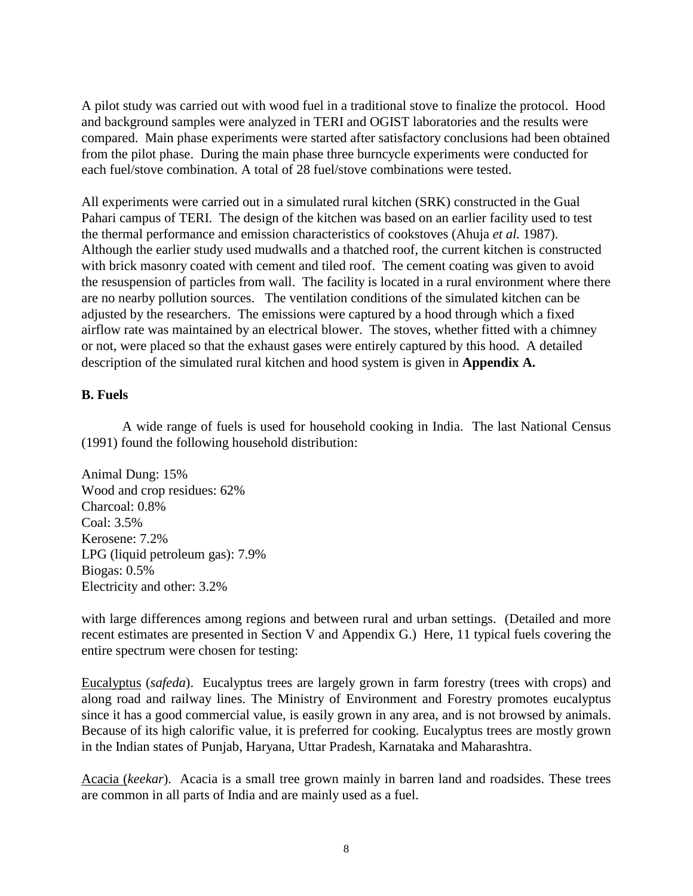A pilot study was carried out with wood fuel in a traditional stove to finalize the protocol. Hood and background samples were analyzed in TERI and OGIST laboratories and the results were compared. Main phase experiments were started after satisfactory conclusions had been obtained from the pilot phase. During the main phase three burncycle experiments were conducted for each fuel/stove combination. A total of 28 fuel/stove combinations were tested.

All experiments were carried out in a simulated rural kitchen (SRK) constructed in the Gual Pahari campus of TERI. The design of the kitchen was based on an earlier facility used to test the thermal performance and emission characteristics of cookstoves (Ahuja *et al.* 1987). Although the earlier study used mudwalls and a thatched roof, the current kitchen is constructed with brick masonry coated with cement and tiled roof. The cement coating was given to avoid the resuspension of particles from wall. The facility is located in a rural environment where there are no nearby pollution sources. The ventilation conditions of the simulated kitchen can be adjusted by the researchers. The emissions were captured by a hood through which a fixed airflow rate was maintained by an electrical blower. The stoves, whether fitted with a chimney or not, were placed so that the exhaust gases were entirely captured by this hood. A detailed description of the simulated rural kitchen and hood system is given in **Appendix A.**

**B. Fuels**

A wide range of fuels is used for household cooking in India. The last National Census (1991) found the following household distribution:

Animal Dung: 15%
Wood and crop residues: 62%
Charcoal: 0.8%
Coal: 3.5%
Kerosene: 7.2%
LPG (liquid petroleum gas): 7.9%
Biogas: 0.5%
Electricity and other: 3.2%

with large differences among regions and between rural and urban settings. (Detailed and more recent estimates are presented in Section V and Appendix G.) Here, 11 typical fuels covering the entire spectrum were chosen for testing:

<u>Eucalyptus</u> (*safeda*). Eucalyptus trees are largely grown in farm forestry (trees with crops) and along road and railway lines. The Ministry of Environment and Forestry promotes eucalyptus since it has a good commercial value, is easily grown in any area, and is not browsed by animals. Because of its high calorific value, it is preferred for cooking. Eucalyptus trees are mostly grown in the Indian states of Punjab, Haryana, Uttar Pradesh, Karnataka and Maharashtra.

<u>Acacia</u> (*keekar*). Acacia is a small tree grown mainly in barren land and roadsides. These trees are common in all parts of India and are mainly used as a fuel.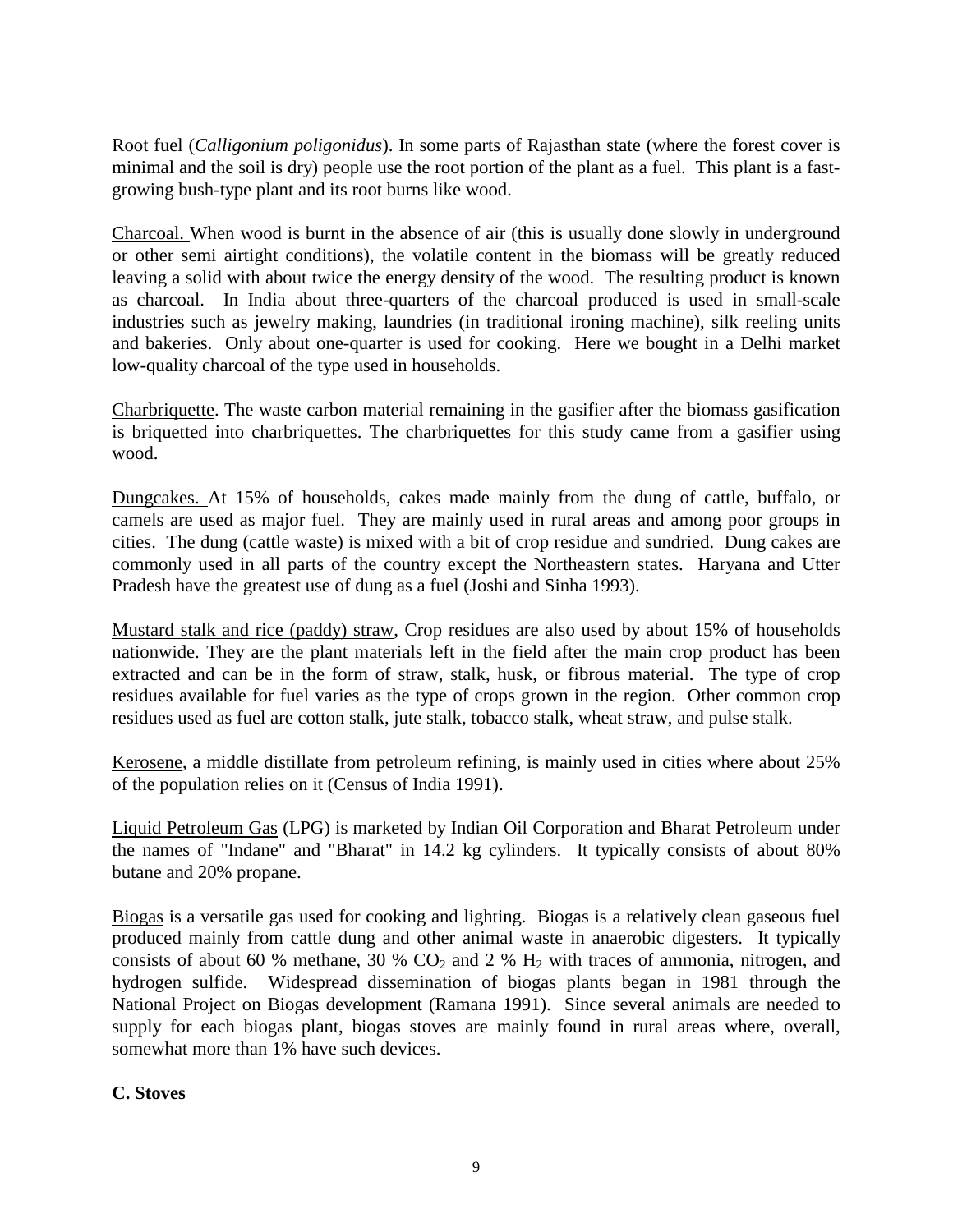Root fuel (*Calligonium poligonidus*). In some parts of Rajasthan state (where the forest cover is minimal and the soil is dry) people use the root portion of the plant as a fuel. This plant is a fast-growing bush-type plant and its root burns like wood.

Charcoal. When wood is burnt in the absence of air (this is usually done slowly in underground or other semi airtight conditions), the volatile content in the biomass will be greatly reduced leaving a solid with about twice the energy density of the wood. The resulting product is known as charcoal. In India about three-quarters of the charcoal produced is used in small-scale industries such as jewelry making, laundries (in traditional ironing machine), silk reeling units and bakeries. Only about one-quarter is used for cooking. Here we bought in a Delhi market low-quality charcoal of the type used in households.

Charbriquette. The waste carbon material remaining in the gasifier after the biomass gasification is briquetted into charbriquettes. The charbriquettes for this study came from a gasifier using wood.

Dungcakes. At 15% of households, cakes made mainly from the dung of cattle, buffalo, or camels are used as major fuel. They are mainly used in rural areas and among poor groups in cities. The dung (cattle waste) is mixed with a bit of crop residue and sundried. Dung cakes are commonly used in all parts of the country except the Northeastern states. Haryana and Utter Pradesh have the greatest use of dung as a fuel (Joshi and Sinha 1993).

Mustard stalk and rice (paddy) straw, Crop residues are also used by about 15% of households nationwide. They are the plant materials left in the field after the main crop product has been extracted and can be in the form of straw, stalk, husk, or fibrous material. The type of crop residues available for fuel varies as the type of crops grown in the region. Other common crop residues used as fuel are cotton stalk, jute stalk, tobacco stalk, wheat straw, and pulse stalk.

Kerosene, a middle distillate from petroleum refining, is mainly used in cities where about 25% of the population relies on it (Census of India 1991).

Liquid Petroleum Gas (LPG) is marketed by Indian Oil Corporation and Bharat Petroleum under the names of "Indane" and "Bharat" in 14.2 kg cylinders. It typically consists of about 80% butane and 20% propane.

Biogas is a versatile gas used for cooking and lighting. Biogas is a relatively clean gaseous fuel produced mainly from cattle dung and other animal waste in anaerobic digesters. It typically consists of about 60 % methane, 30 % $CO_2$ and 2 % $H_2$ with traces of ammonia, nitrogen, and hydrogen sulfide. Widespread dissemination of biogas plants began in 1981 through the National Project on Biogas development (Ramana 1991). Since several animals are needed to supply for each biogas plant, biogas stoves are mainly found in rural areas where, overall, somewhat more than 1% have such devices.

**C. Stoves**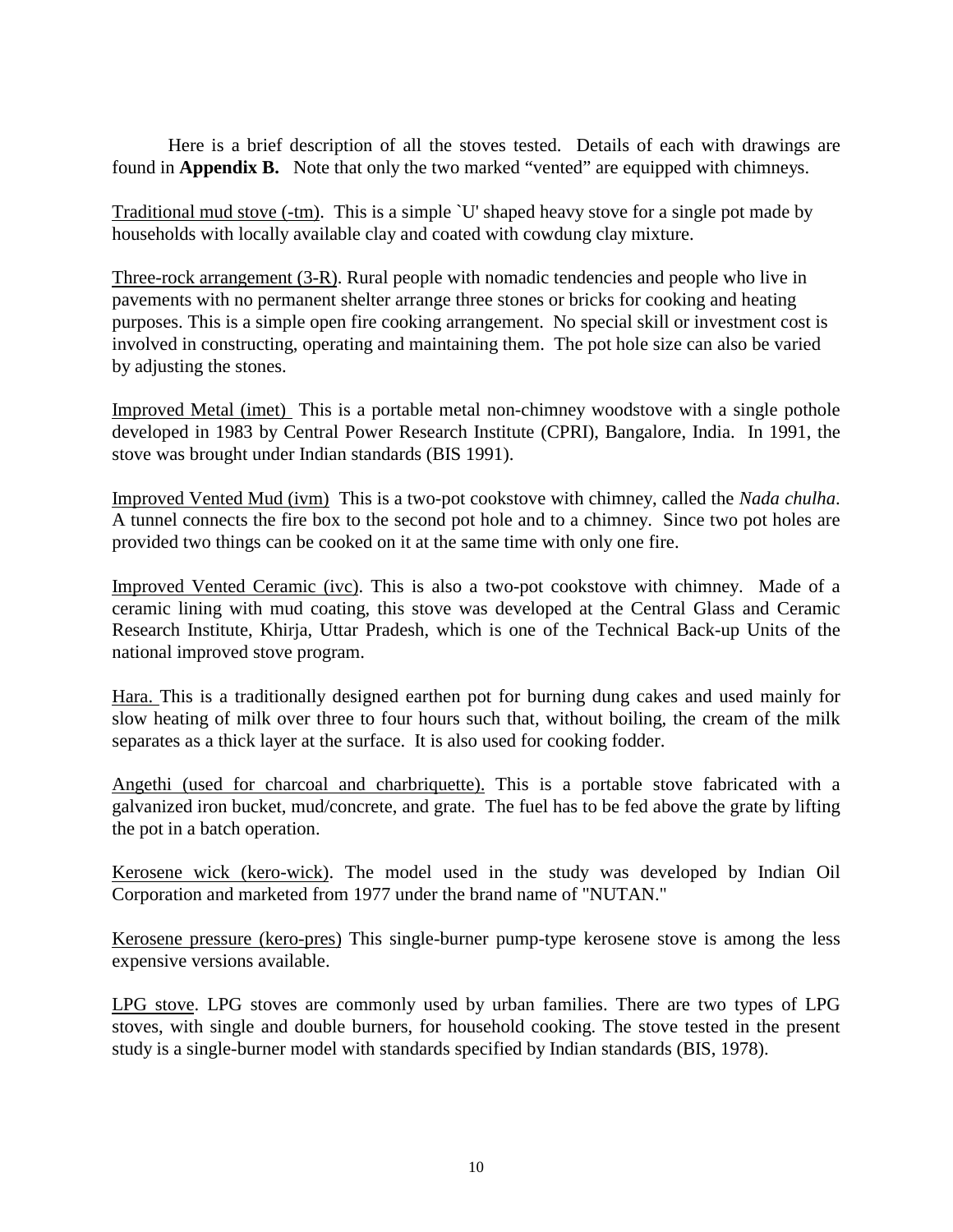Here is a brief description of all the stoves tested. Details of each with drawings are found in **Appendix B.** Note that only the two marked "vented" are equipped with chimneys.

Traditional mud stove (-tm). This is a simple `U' shaped heavy stove for a single pot made by households with locally available clay and coated with cowdung clay mixture.

Three-rock arrangement (3-R). Rural people with nomadic tendencies and people who live in pavements with no permanent shelter arrange three stones or bricks for cooking and heating purposes. This is a simple open fire cooking arrangement. No special skill or investment cost is involved in constructing, operating and maintaining them. The pot hole size can also be varied by adjusting the stones.

Improved Metal (imet) This is a portable metal non-chimney woodstove with a single pothole developed in 1983 by Central Power Research Institute (CPRI), Bangalore, India. In 1991, the stove was brought under Indian standards (BIS 1991).

Improved Vented Mud (ivm) This is a two-pot cookstove with chimney, called the *Nada chulha*. A tunnel connects the fire box to the second pot hole and to a chimney. Since two pot holes are provided two things can be cooked on it at the same time with only one fire.

Improved Vented Ceramic (ivc). This is also a two-pot cookstove with chimney. Made of a ceramic lining with mud coating, this stove was developed at the Central Glass and Ceramic Research Institute, Khirja, Uttar Pradesh, which is one of the Technical Back-up Units of the national improved stove program.

Hara. This is a traditionally designed earthen pot for burning dung cakes and used mainly for slow heating of milk over three to four hours such that, without boiling, the cream of the milk separates as a thick layer at the surface. It is also used for cooking fodder.

Angethi (used for charcoal and charbriquette). This is a portable stove fabricated with a galvanized iron bucket, mud/concrete, and grate. The fuel has to be fed above the grate by lifting the pot in a batch operation.

Kerosene wick (kero-wick). The model used in the study was developed by Indian Oil Corporation and marketed from 1977 under the brand name of "NUTAN."

Kerosene pressure (kero-pres) This single-burner pump-type kerosene stove is among the less expensive versions available.

LPG stove. LPG stoves are commonly used by urban families. There are two types of LPG stoves, with single and double burners, for household cooking. The stove tested in the present study is a single-burner model with standards specified by Indian standards (BIS, 1978).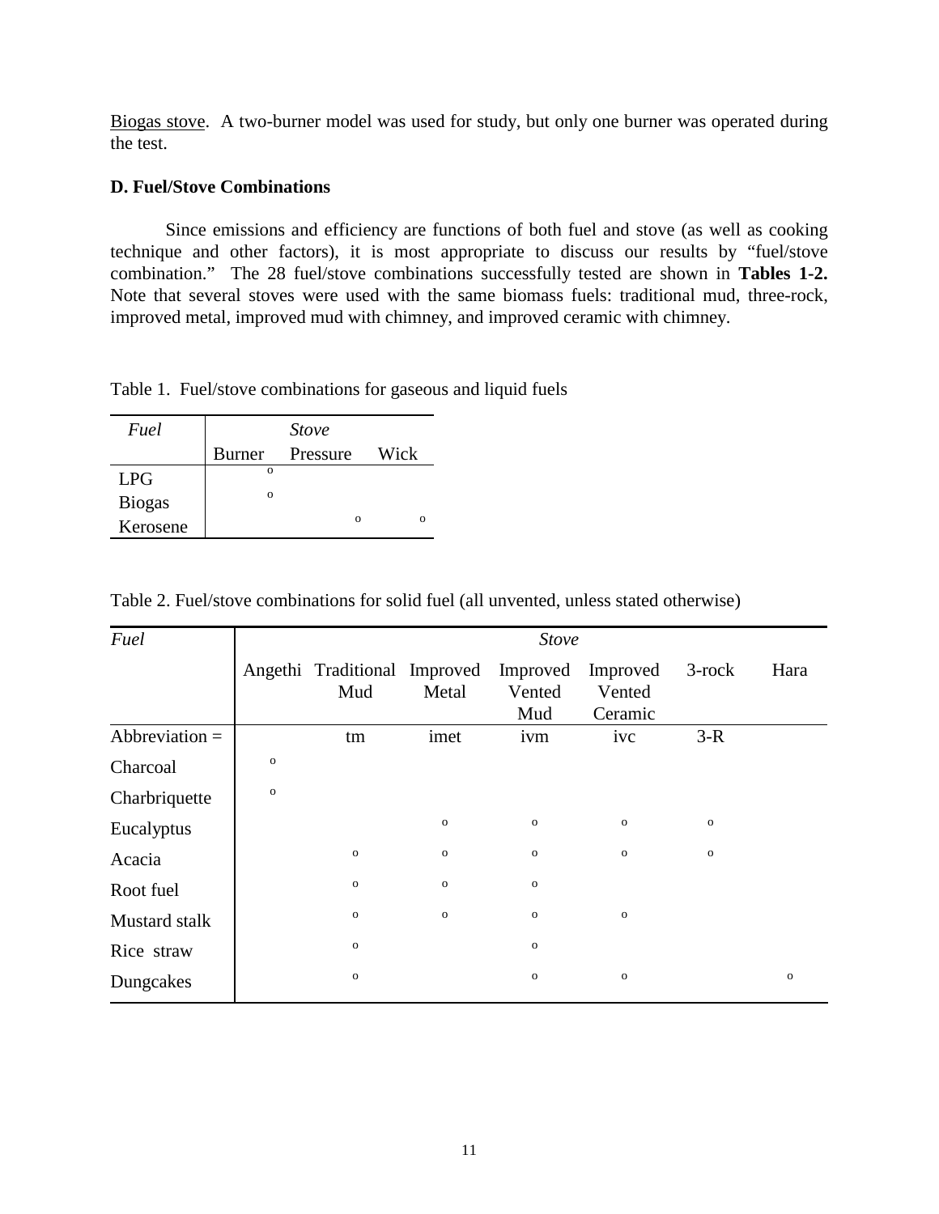Biogas stove. A two-burner model was used for study, but only one burner was operated during the test.

**D. Fuel/Stove Combinations**

Since emissions and efficiency are functions of both fuel and stove (as well as cooking technique and other factors), it is most appropriate to discuss our results by "fuel/stove combination." The 28 fuel/stove combinations successfully tested are shown in **Tables 1-2.** Note that several stoves were used with the same biomass fuels: traditional mud, three-rock, improved metal, improved mud with chimney, and improved ceramic with chimney.

Table 1. Fuel/stove combinations for gaseous and liquid fuels

| *Fuel* | *Stove* | | |
|---|---|---|---|
| | Burner | Pressure | Wick |
| LPG | o | | |
| Biogas | o | | |
| Kerosene | | o | o |

Table 2. Fuel/stove combinations for solid fuel (all unvented, unless stated otherwise)

| *Fuel* | *Stove* | | | | | | |
|---|---|---|---|---|---|---|---|
| | Angethi | Traditional Mud | Improved Metal | Improved Vented Mud | Improved Vented Ceramic | 3-rock | Hara |
| Abbreviation = | | tm | imet | ivm | ivc | 3-R | |
| Charcoal | o | | | | | | |
| Charbriquette | o | | | | | | |
| Eucalyptus | | | o | o | o | o | |
| Acacia | | o | o | o | o | o | |
| Root fuel | | o | o | o | | | |
| Mustard stalk | | o | o | o | o | | |
| Rice straw | | o | | o | | | |
| Dungcakes | | o | | o | o | | o |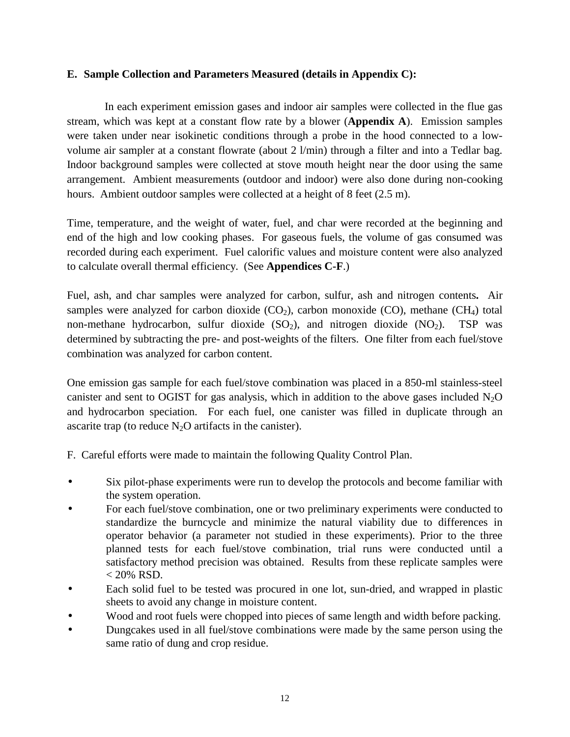**E. Sample Collection and Parameters Measured (details in Appendix C):**

In each experiment emission gases and indoor air samples were collected in the flue gas stream, which was kept at a constant flow rate by a blower (**Appendix A**). Emission samples were taken under near isokinetic conditions through a probe in the hood connected to a low-volume air sampler at a constant flowrate (about 2 l/min) through a filter and into a Tedlar bag. Indoor background samples were collected at stove mouth height near the door using the same arrangement. Ambient measurements (outdoor and indoor) were also done during non-cooking hours. Ambient outdoor samples were collected at a height of 8 feet (2.5 m).

Time, temperature, and the weight of water, fuel, and char were recorded at the beginning and end of the high and low cooking phases. For gaseous fuels, the volume of gas consumed was recorded during each experiment. Fuel calorific values and moisture content were also analyzed to calculate overall thermal efficiency. (See **Appendices C-F**.)

Fuel, ash, and char samples were analyzed for carbon, sulfur, ash and nitrogen contents**.** Air samples were analyzed for carbon dioxide ($CO_2$), carbon monoxide (CO), methane ($CH_4$) total non-methane hydrocarbon, sulfur dioxide ($SO_2$), and nitrogen dioxide ($NO_2$). TSP was determined by subtracting the pre- and post-weights of the filters. One filter from each fuel/stove combination was analyzed for carbon content.

One emission gas sample for each fuel/stove combination was placed in a 850-ml stainless-steel canister and sent to OGIST for gas analysis, which in addition to the above gases included $N_2O$ and hydrocarbon speciation. For each fuel, one canister was filled in duplicate through an ascarite trap (to reduce $N_2O$ artifacts in the canister).

F. Careful efforts were made to maintain the following Quality Control Plan.

- Six pilot-phase experiments were run to develop the protocols and become familiar with the system operation.
- For each fuel/stove combination, one or two preliminary experiments were conducted to standardize the burncycle and minimize the natural viability due to differences in operator behavior (a parameter not studied in these experiments). Prior to the three planned tests for each fuel/stove combination, trial runs were conducted until a satisfactory method precision was obtained. Results from these replicate samples were < 20% RSD.
- Each solid fuel to be tested was procured in one lot, sun-dried, and wrapped in plastic sheets to avoid any change in moisture content.
- Wood and root fuels were chopped into pieces of same length and width before packing.
- Dungcakes used in all fuel/stove combinations were made by the same person using the same ratio of dung and crop residue.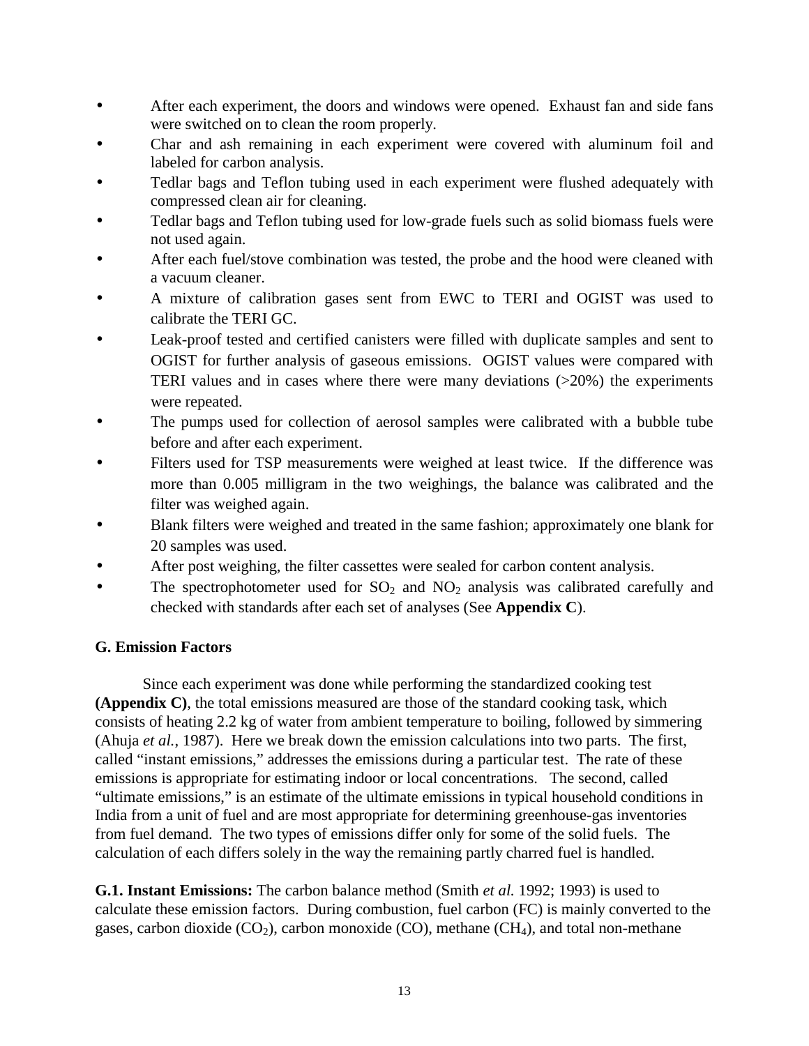- After each experiment, the doors and windows were opened. Exhaust fan and side fans were switched on to clean the room properly.
- Char and ash remaining in each experiment were covered with aluminum foil and labeled for carbon analysis.
- Tedlar bags and Teflon tubing used in each experiment were flushed adequately with compressed clean air for cleaning.
- Tedlar bags and Teflon tubing used for low-grade fuels such as solid biomass fuels were not used again.
- After each fuel/stove combination was tested, the probe and the hood were cleaned with a vacuum cleaner.
- A mixture of calibration gases sent from EWC to TERI and OGIST was used to calibrate the TERI GC.
- Leak-proof tested and certified canisters were filled with duplicate samples and sent to OGIST for further analysis of gaseous emissions. OGIST values were compared with TERI values and in cases where there were many deviations (>20%) the experiments were repeated.
- The pumps used for collection of aerosol samples were calibrated with a bubble tube before and after each experiment.
- Filters used for TSP measurements were weighed at least twice. If the difference was more than 0.005 milligram in the two weighings, the balance was calibrated and the filter was weighed again.
- Blank filters were weighed and treated in the same fashion; approximately one blank for 20 samples was used.
- After post weighing, the filter cassettes were sealed for carbon content analysis.
- The spectrophotometer used for $SO_2$ and $NO_2$ analysis was calibrated carefully and checked with standards after each set of analyses (See **Appendix C**).

### G. Emission Factors

Since each experiment was done while performing the standardized cooking test **(Appendix C)**, the total emissions measured are those of the standard cooking task, which consists of heating 2.2 kg of water from ambient temperature to boiling, followed by simmering (Ahuja *et al.*, 1987). Here we break down the emission calculations into two parts. The first, called "instant emissions," addresses the emissions during a particular test. The rate of these emissions is appropriate for estimating indoor or local concentrations. The second, called "ultimate emissions," is an estimate of the ultimate emissions in typical household conditions in India from a unit of fuel and are most appropriate for determining greenhouse-gas inventories from fuel demand. The two types of emissions differ only for some of the solid fuels. The calculation of each differs solely in the way the remaining partly charred fuel is handled.

**G.1. Instant Emissions:** The carbon balance method (Smith *et al.* 1992; 1993) is used to calculate these emission factors. During combustion, fuel carbon (FC) is mainly converted to the gases, carbon dioxide ($CO_2$), carbon monoxide (CO), methane ($CH_4$), and total non-methane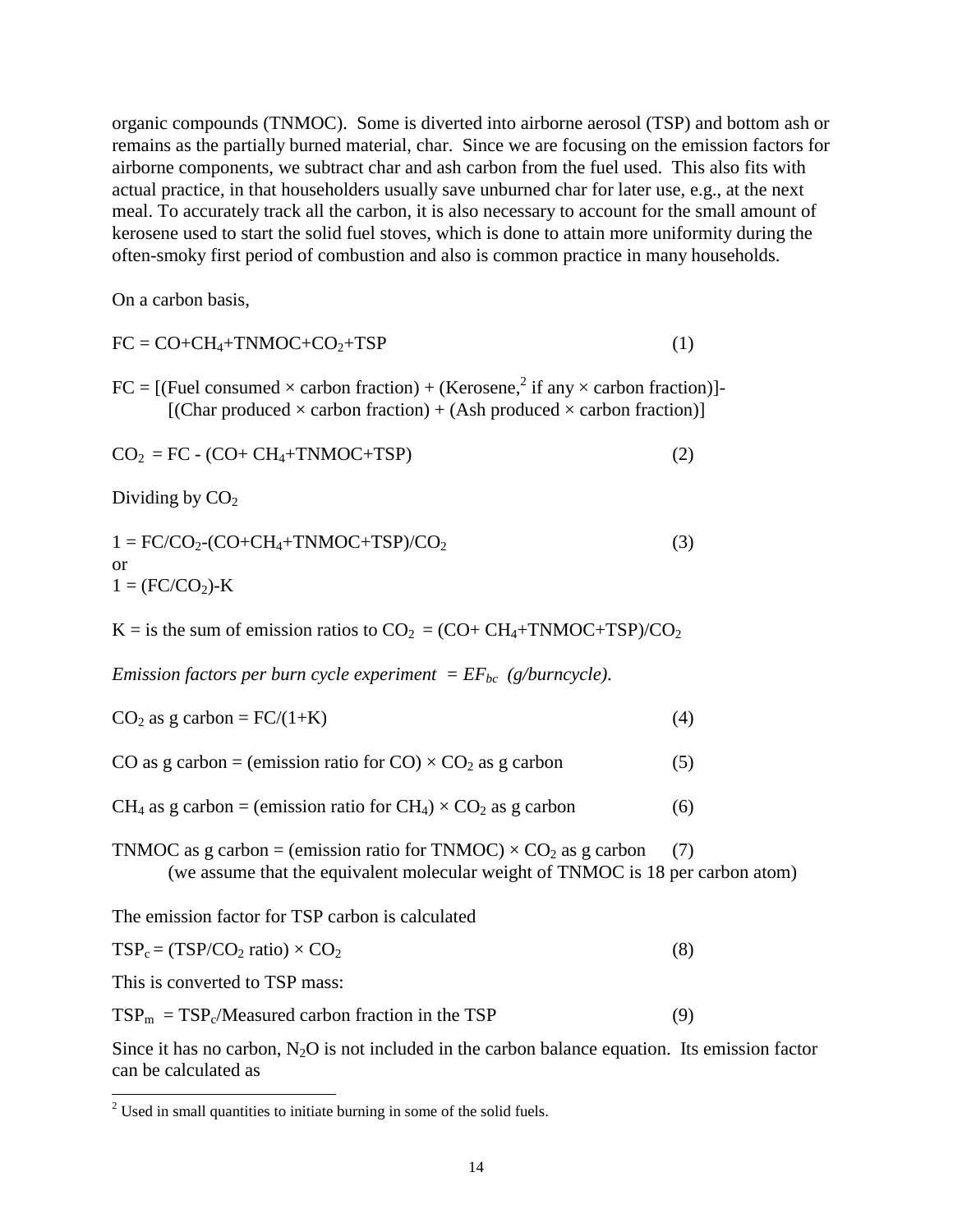organic compounds (TNMOC). Some is diverted into airborne aerosol (TSP) and bottom ash or remains as the partially burned material, char. Since we are focusing on the emission factors for airborne components, we subtract char and ash carbon from the fuel used. This also fits with actual practice, in that householders usually save unburned char for later use, e.g., at the next meal. To accurately track all the carbon, it is also necessary to account for the small amount of kerosene used to start the solid fuel stoves, which is done to attain more uniformity during the often-smoky first period of combustion and also is common practice in many households.

On a carbon basis,

$$FC = CO+CH_4+TNMOC+CO_2+TSP \qquad (1)$$

$$FC = [(\text{Fuel consumed} \times \text{carbon fraction}) + (\text{Kerosene,}^{2} \text{ if any} \times \text{carbon fraction})] - [(\text{Char produced} \times \text{carbon fraction}) + (\text{Ash produced} \times \text{carbon fraction})]$$

$$CO_2 = FC - (CO+ CH_4+TNMOC+TSP) \qquad (2)$$

Dividing by $CO_2$

$$1 = FC/CO_2-(CO+CH_4+TNMOC+TSP)/CO_2 \qquad (3)$$

or

$$1 = (FC/CO_2)-K$$

$K$ = is the sum of emission ratios to $CO_2$ = $(CO+ CH_4+TNMOC+TSP)/CO_2$

*Emission factors per burn cycle experiment* = $EF_{bc}$ *(g/burncycle).*

$$CO_2 \text{ as g carbon} = FC/(1+K) \qquad (4)$$

$$CO \text{ as g carbon} = (\text{emission ratio for CO}) \times CO_2 \text{ as g carbon} \qquad (5)$$

$$CH_4 \text{ as g carbon} = (\text{emission ratio for } CH_4) \times CO_2 \text{ as g carbon} \qquad (6)$$

$$TNMOC \text{ as g carbon} = (\text{emission ratio for TNMOC}) \times CO_2 \text{ as g carbon} \qquad (7)$$

(we assume that the equivalent molecular weight of TNMOC is 18 per carbon atom)

The emission factor for TSP carbon is calculated

$$TSP_c = (TSP/CO_2 \text{ ratio}) \times CO_2 \qquad (8)$$

This is converted to TSP mass:

$$TSP_m = TSP_c/\text{Measured carbon fraction in the TSP} \qquad (9)$$

Since it has no carbon, $N_2O$ is not included in the carbon balance equation. Its emission factor can be calculated as

---

[2] Used in small quantities to initiate burning in some of the solid fuels.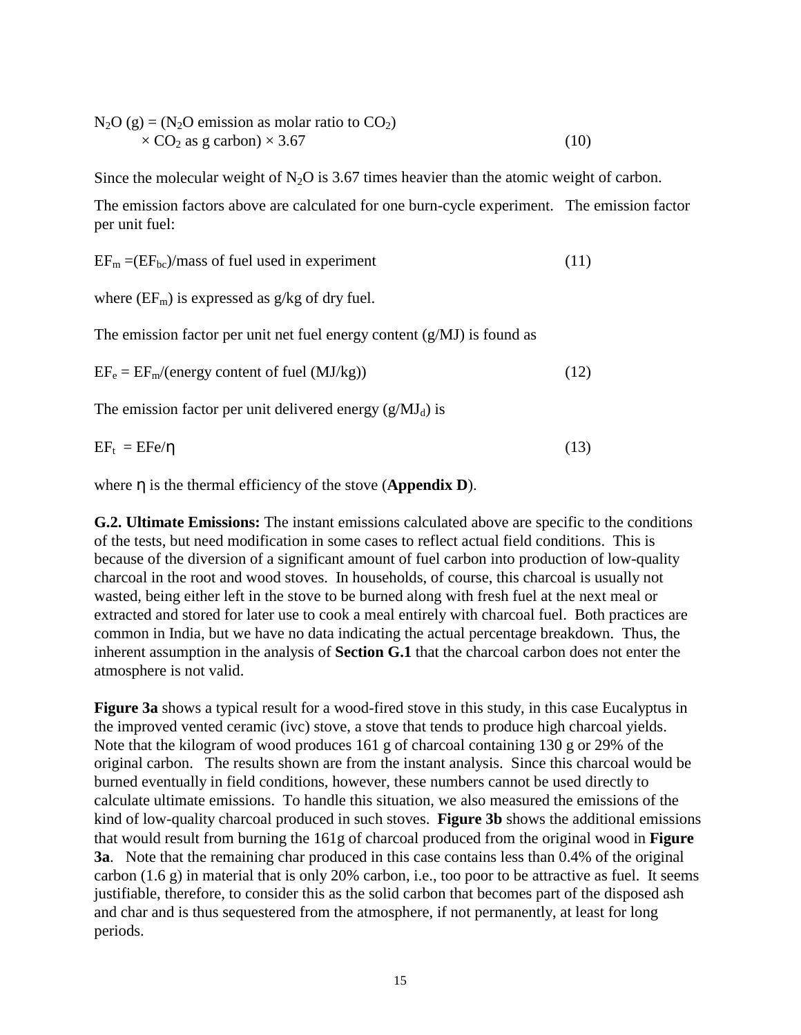$$N_2O\ (g) = (N_2O \text{ emission as molar ratio to } CO_2) \times CO_2 \text{ as g carbon}) \times 3.67 \quad (10)$$

Since the molecular weight of $N_2O$ is 3.67 times heavier than the atomic weight of carbon.

The emission factors above are calculated for one burn-cycle experiment. The emission factor per unit fuel:

$$EF_m = (EF_{bc})/\text{mass of fuel used in experiment} \quad (11)$$

where ($EF_m$) is expressed as g/kg of dry fuel.

The emission factor per unit net fuel energy content (g/MJ) is found as

$$EF_e = EF_m/(\text{energy content of fuel (MJ/kg)}) \quad (12)$$

The emission factor per unit delivered energy (g/$MJ_d$) is

$$EF_t = EFe/\eta \quad (13)$$

where $\eta$ is the thermal efficiency of the stove (**Appendix D**).

**G.2. Ultimate Emissions:** The instant emissions calculated above are specific to the conditions of the tests, but need modification in some cases to reflect actual field conditions. This is because of the diversion of a significant amount of fuel carbon into production of low-quality charcoal in the root and wood stoves. In households, of course, this charcoal is usually not wasted, being either left in the stove to be burned along with fresh fuel at the next meal or extracted and stored for later use to cook a meal entirely with charcoal fuel. Both practices are common in India, but we have no data indicating the actual percentage breakdown. Thus, the inherent assumption in the analysis of **Section G.1** that the charcoal carbon does not enter the atmosphere is not valid.

**Figure 3a** shows a typical result for a wood-fired stove in this study, in this case Eucalyptus in the improved vented ceramic (ivc) stove, a stove that tends to produce high charcoal yields. Note that the kilogram of wood produces 161 g of charcoal containing 130 g or 29% of the original carbon. The results shown are from the instant analysis. Since this charcoal would be burned eventually in field conditions, however, these numbers cannot be used directly to calculate ultimate emissions. To handle this situation, we also measured the emissions of the kind of low-quality charcoal produced in such stoves. **Figure 3b** shows the additional emissions that would result from burning the 161g of charcoal produced from the original wood in **Figure 3a**. Note that the remaining char produced in this case contains less than 0.4% of the original carbon (1.6 g) in material that is only 20% carbon, i.e., too poor to be attractive as fuel. It seems justifiable, therefore, to consider this as the solid carbon that becomes part of the disposed ash and char and is thus sequestered from the atmosphere, if not permanently, at least for long periods.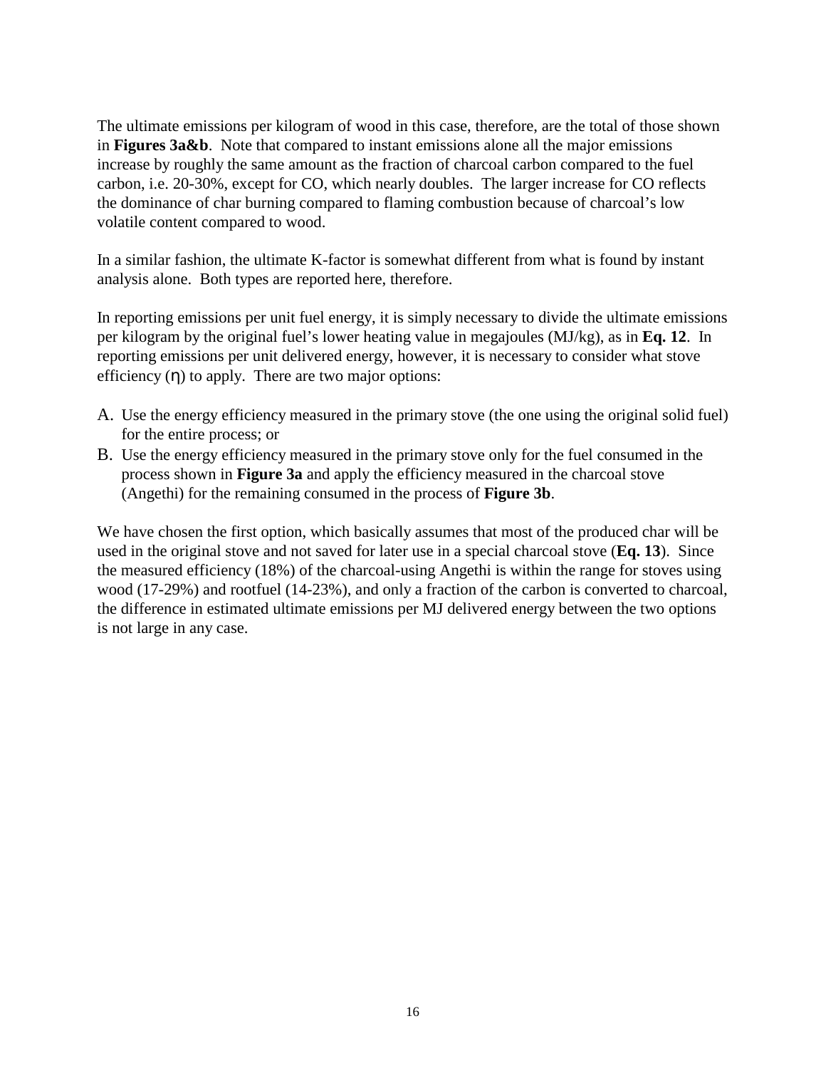The ultimate emissions per kilogram of wood in this case, therefore, are the total of those shown in **Figures 3a&b**. Note that compared to instant emissions alone all the major emissions increase by roughly the same amount as the fraction of charcoal carbon compared to the fuel carbon, i.e. 20-30%, except for CO, which nearly doubles. The larger increase for CO reflects the dominance of char burning compared to flaming combustion because of charcoal's low volatile content compared to wood.

In a similar fashion, the ultimate K-factor is somewhat different from what is found by instant analysis alone. Both types are reported here, therefore.

In reporting emissions per unit fuel energy, it is simply necessary to divide the ultimate emissions per kilogram by the original fuel's lower heating value in megajoules (MJ/kg), as in **Eq. 12**. In reporting emissions per unit delivered energy, however, it is necessary to consider what stove efficiency ($\eta$) to apply. There are two major options:

A. Use the energy efficiency measured in the primary stove (the one using the original solid fuel) for the entire process; or
B. Use the energy efficiency measured in the primary stove only for the fuel consumed in the process shown in **Figure 3a** and apply the efficiency measured in the charcoal stove (Angethi) for the remaining consumed in the process of **Figure 3b**.

We have chosen the first option, which basically assumes that most of the produced char will be used in the original stove and not saved for later use in a special charcoal stove (**Eq. 13**). Since the measured efficiency (18%) of the charcoal-using Angethi is within the range for stoves using wood (17-29%) and rootfuel (14-23%), and only a fraction of the carbon is converted to charcoal, the difference in estimated ultimate emissions per MJ delivered energy between the two options is not large in any case.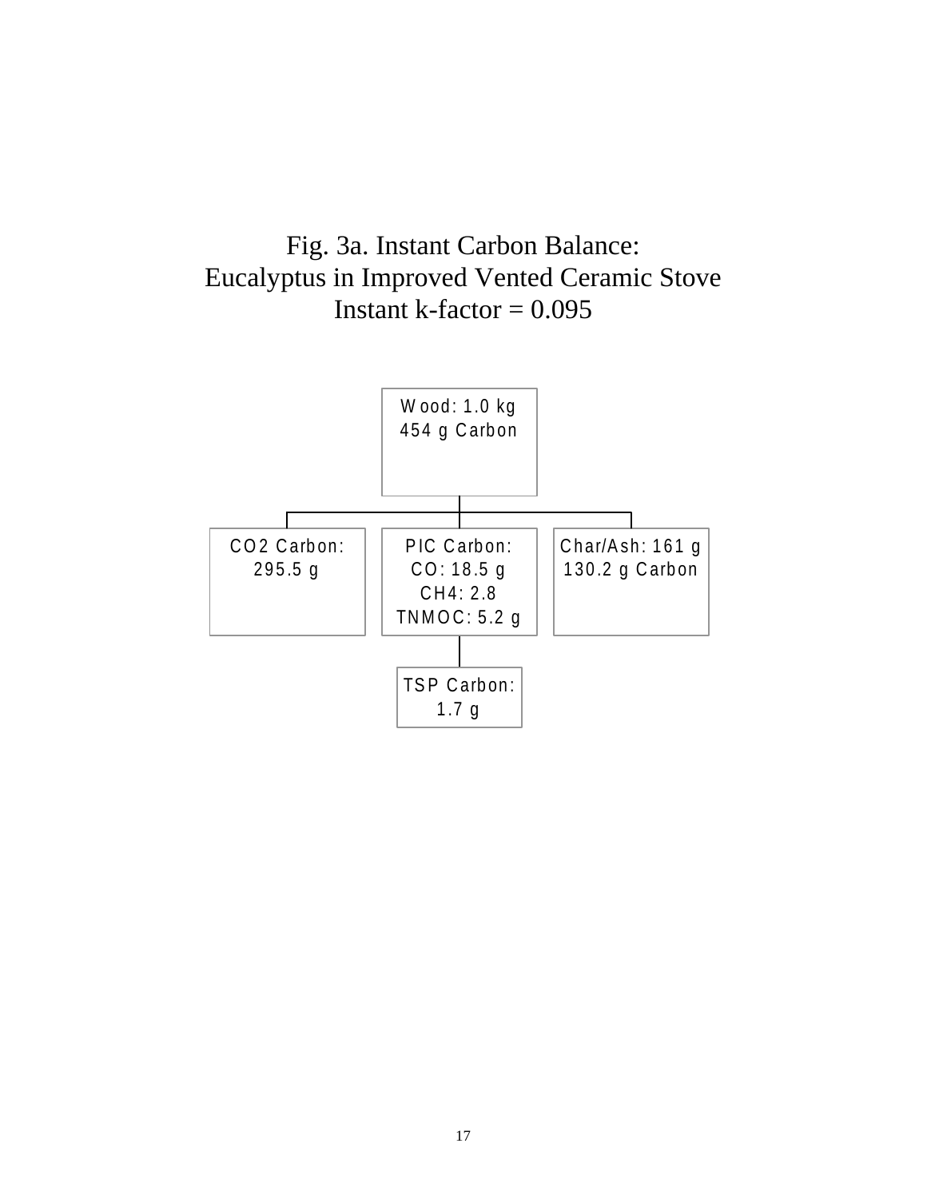Fig. 3a. Instant Carbon Balance:
Eucalyptus in Improved Vented Ceramic Stove
Instant k-factor = 0.095

Wood: 1.0 kg
454 g Carbon

$CO_2$ Carbon:
295.5 g

PIC Carbon:
CO: 18.5 g
$CH_4$: 2.8
TNMOC: 5.2 g

Char/Ash: 161 g
130.2 g Carbon

TSP Carbon:
1.7 g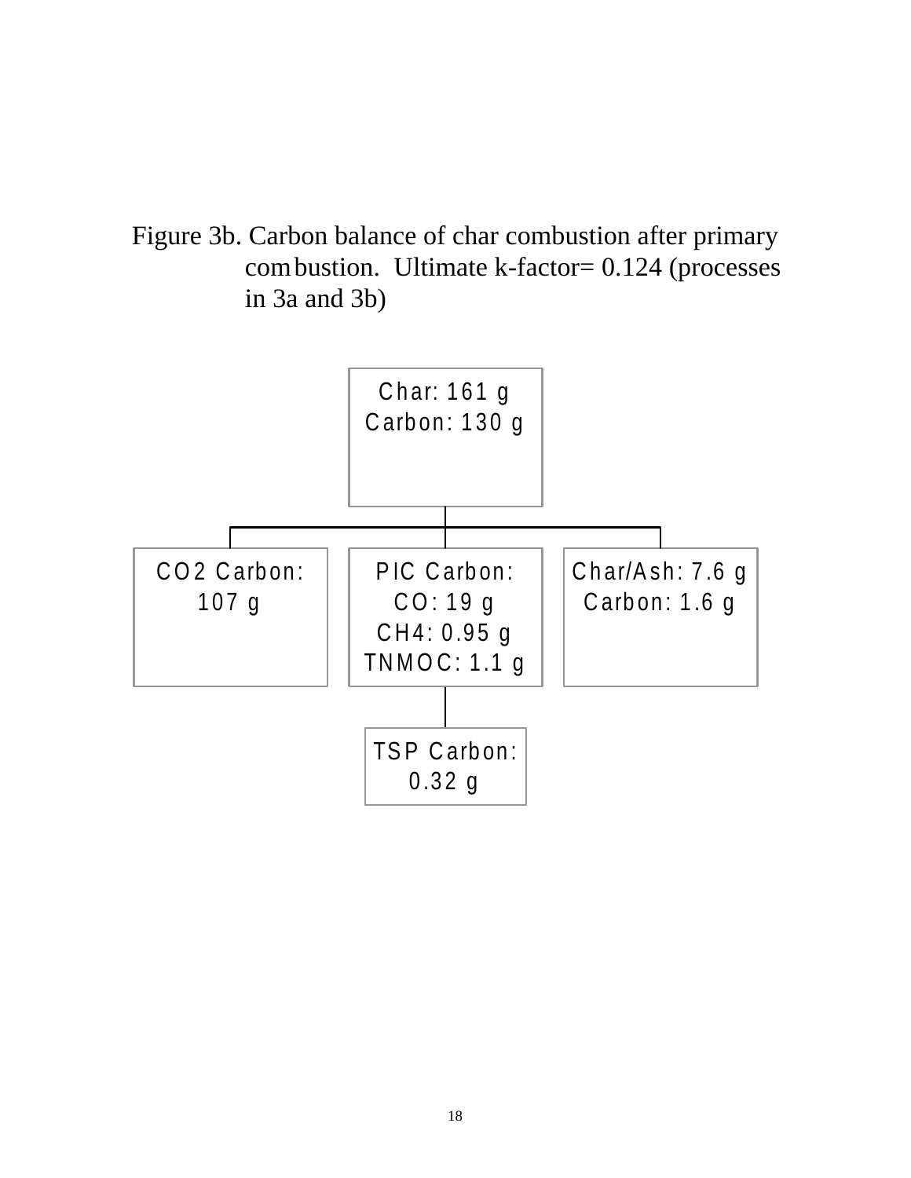Figure 3b. Carbon balance of char combustion after primary combustion. Ultimate k-factor= 0.124 (processes in 3a and 3b)

Char: 161 g
Carbon: 130 g

CO2 Carbon: 107 g

PIC Carbon:
CO: 19 g
CH4: 0.95 g
TNMOC: 1.1 g

Char/Ash: 7.6 g
Carbon: 1.6 g

TSP Carbon: 0.32 g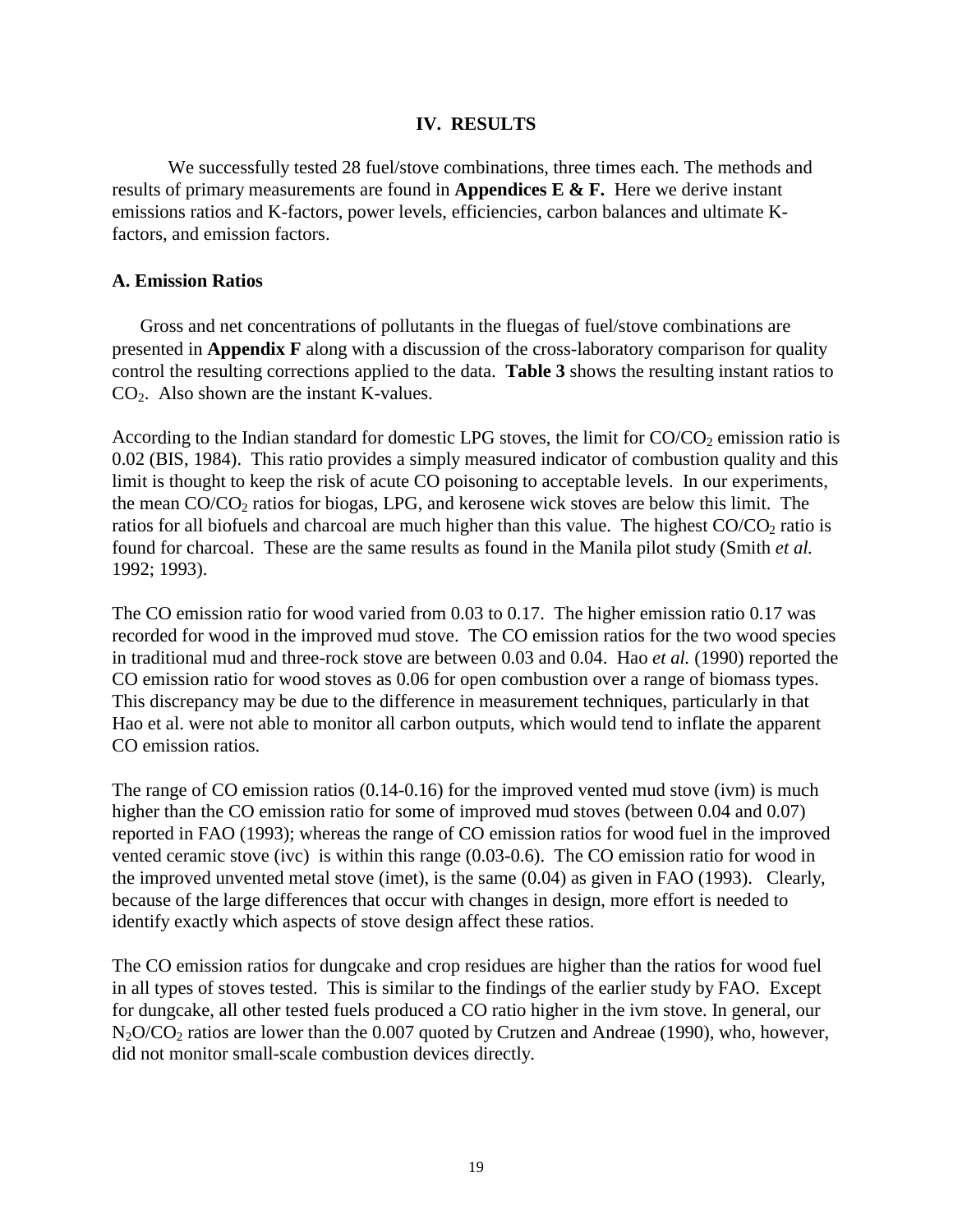## IV. RESULTS

We successfully tested 28 fuel/stove combinations, three times each. The methods and results of primary measurements are found in **Appendices E & F.** Here we derive instant emissions ratios and K-factors, power levels, efficiencies, carbon balances and ultimate K-factors, and emission factors.

### A. Emission Ratios

Gross and net concentrations of pollutants in the fluegas of fuel/stove combinations are presented in **Appendix F** along with a discussion of the cross-laboratory comparison for quality control the resulting corrections applied to the data. **Table 3** shows the resulting instant ratios to $CO_2$. Also shown are the instant K-values.

According to the Indian standard for domestic LPG stoves, the limit for $CO/CO_2$ emission ratio is 0.02 (BIS, 1984). This ratio provides a simply measured indicator of combustion quality and this limit is thought to keep the risk of acute CO poisoning to acceptable levels. In our experiments, the mean $CO/CO_2$ ratios for biogas, LPG, and kerosene wick stoves are below this limit. The ratios for all biofuels and charcoal are much higher than this value. The highest $CO/CO_2$ ratio is found for charcoal. These are the same results as found in the Manila pilot study (Smith *et al.* 1992; 1993).

The CO emission ratio for wood varied from 0.03 to 0.17. The higher emission ratio 0.17 was recorded for wood in the improved mud stove. The CO emission ratios for the two wood species in traditional mud and three-rock stove are between 0.03 and 0.04. Hao *et al.* (1990) reported the CO emission ratio for wood stoves as 0.06 for open combustion over a range of biomass types. This discrepancy may be due to the difference in measurement techniques, particularly in that Hao et al. were not able to monitor all carbon outputs, which would tend to inflate the apparent CO emission ratios.

The range of CO emission ratios (0.14-0.16) for the improved vented mud stove (ivm) is much higher than the CO emission ratio for some of improved mud stoves (between 0.04 and 0.07) reported in FAO (1993); whereas the range of CO emission ratios for wood fuel in the improved vented ceramic stove (ivc) is within this range (0.03-0.6). The CO emission ratio for wood in the improved unvented metal stove (imet), is the same (0.04) as given in FAO (1993). Clearly, because of the large differences that occur with changes in design, more effort is needed to identify exactly which aspects of stove design affect these ratios.

The CO emission ratios for dungcake and crop residues are higher than the ratios for wood fuel in all types of stoves tested. This is similar to the findings of the earlier study by FAO. Except for dungcake, all other tested fuels produced a CO ratio higher in the ivm stove. In general, our $N_2O/CO_2$ ratios are lower than the 0.007 quoted by Crutzen and Andreae (1990), who, however, did not monitor small-scale combustion devices directly.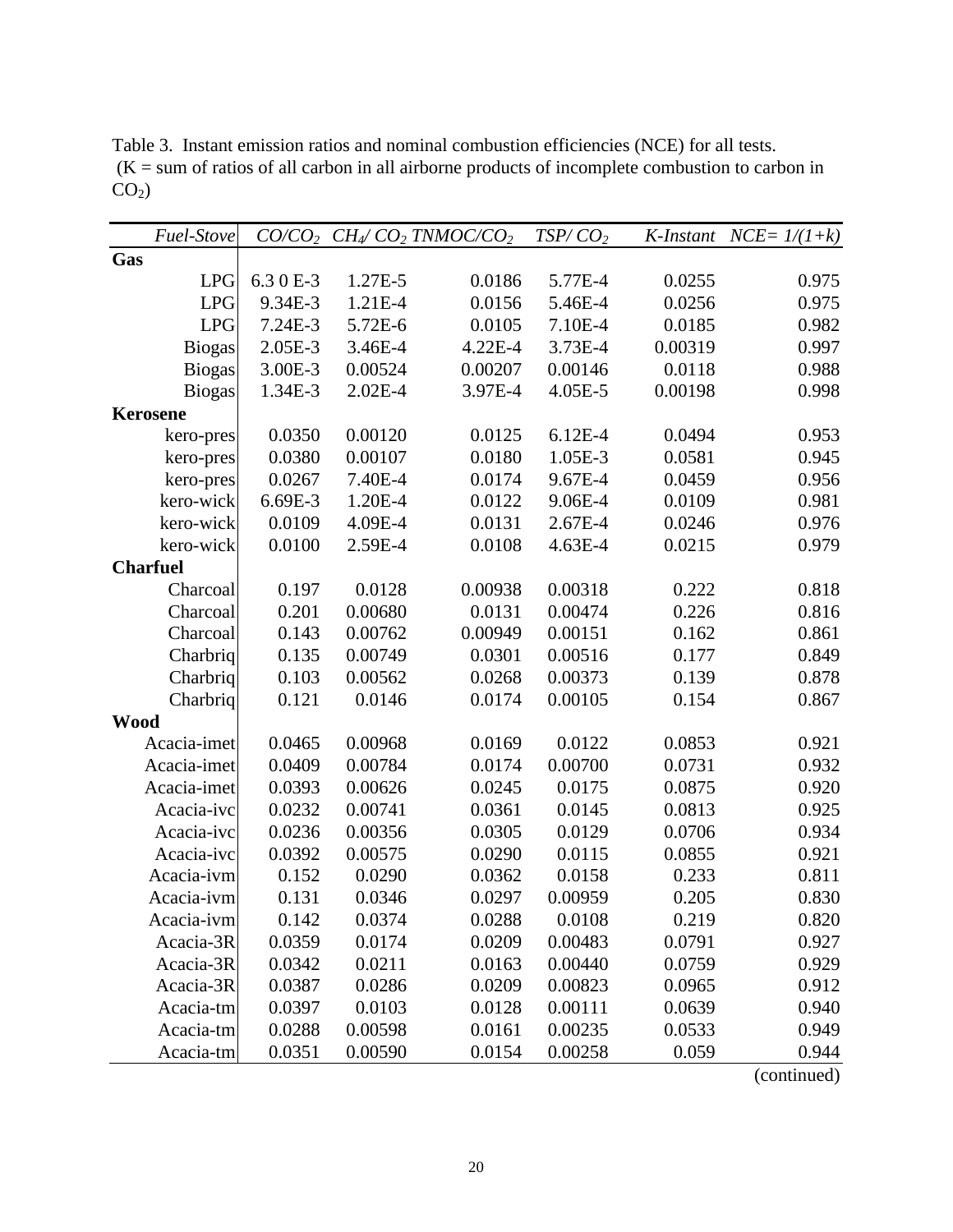Table 3. Instant emission ratios and nominal combustion efficiencies (NCE) for all tests. (K = sum of ratios of all carbon in all airborne products of incomplete combustion to carbon in $CO_2$)

| *Fuel-Stove* | *$CO/CO_2$* | *$CH_4/CO_2$* | *$TNMOC/CO_2$* | *$TSP/CO_2$* | *K-Instant* | *NCE= 1/(1+k)* |
|---|---|---|---|---|---|---|
| **Gas** | | | | | | |
| LPG | 6.3 0 E-3 | 1.27E-5 | 0.0186 | 5.77E-4 | 0.0255 | 0.975 |
| LPG | 9.34E-3 | 1.21E-4 | 0.0156 | 5.46E-4 | 0.0256 | 0.975 |
| LPG | 7.24E-3 | 5.72E-6 | 0.0105 | 7.10E-4 | 0.0185 | 0.982 |
| Biogas | 2.05E-3 | 3.46E-4 | 4.22E-4 | 3.73E-4 | 0.00319 | 0.997 |
| Biogas | 3.00E-3 | 0.00524 | 0.00207 | 0.00146 | 0.0118 | 0.988 |
| Biogas | 1.34E-3 | 2.02E-4 | 3.97E-4 | 4.05E-5 | 0.00198 | 0.998 |
| **Kerosene** | | | | | | |
| kero-pres | 0.0350 | 0.00120 | 0.0125 | 6.12E-4 | 0.0494 | 0.953 |
| kero-pres | 0.0380 | 0.00107 | 0.0180 | 1.05E-3 | 0.0581 | 0.945 |
| kero-pres | 0.0267 | 7.40E-4 | 0.0174 | 9.67E-4 | 0.0459 | 0.956 |
| kero-wick | 6.69E-3 | 1.20E-4 | 0.0122 | 9.06E-4 | 0.0109 | 0.981 |
| kero-wick | 0.0109 | 4.09E-4 | 0.0131 | 2.67E-4 | 0.0246 | 0.976 |
| kero-wick | 0.0100 | 2.59E-4 | 0.0108 | 4.63E-4 | 0.0215 | 0.979 |
| **Charfuel** | | | | | | |
| Charcoal | 0.197 | 0.0128 | 0.00938 | 0.00318 | 0.222 | 0.818 |
| Charcoal | 0.201 | 0.00680 | 0.0131 | 0.00474 | 0.226 | 0.816 |
| Charcoal | 0.143 | 0.00762 | 0.00949 | 0.00151 | 0.162 | 0.861 |
| Charbriq | 0.135 | 0.00749 | 0.0301 | 0.00516 | 0.177 | 0.849 |
| Charbriq | 0.103 | 0.00562 | 0.0268 | 0.00373 | 0.139 | 0.878 |
| Charbriq | 0.121 | 0.0146 | 0.0174 | 0.00105 | 0.154 | 0.867 |
| **Wood** | | | | | | |
| Acacia-imet | 0.0465 | 0.00968 | 0.0169 | 0.0122 | 0.0853 | 0.921 |
| Acacia-imet | 0.0409 | 0.00784 | 0.0174 | 0.00700 | 0.0731 | 0.932 |
| Acacia-imet | 0.0393 | 0.00626 | 0.0245 | 0.0175 | 0.0875 | 0.920 |
| Acacia-ivc | 0.0232 | 0.00741 | 0.0361 | 0.0145 | 0.0813 | 0.925 |
| Acacia-ivc | 0.0236 | 0.00356 | 0.0305 | 0.0129 | 0.0706 | 0.934 |
| Acacia-ivc | 0.0392 | 0.00575 | 0.0290 | 0.0115 | 0.0855 | 0.921 |
| Acacia-ivm | 0.152 | 0.0290 | 0.0362 | 0.0158 | 0.233 | 0.811 |
| Acacia-ivm | 0.131 | 0.0346 | 0.0297 | 0.00959 | 0.205 | 0.830 |
| Acacia-ivm | 0.142 | 0.0374 | 0.0288 | 0.0108 | 0.219 | 0.820 |
| Acacia-3R | 0.0359 | 0.0174 | 0.0209 | 0.00483 | 0.0791 | 0.927 |
| Acacia-3R | 0.0342 | 0.0211 | 0.0163 | 0.00440 | 0.0759 | 0.929 |
| Acacia-3R | 0.0387 | 0.0286 | 0.0209 | 0.00823 | 0.0965 | 0.912 |
| Acacia-tm | 0.0397 | 0.0103 | 0.0128 | 0.00111 | 0.0639 | 0.940 |
| Acacia-tm | 0.0288 | 0.00598 | 0.0161 | 0.00235 | 0.0533 | 0.949 |
| Acacia-tm | 0.0351 | 0.00590 | 0.0154 | 0.00258 | 0.059 | 0.944 |

(continued)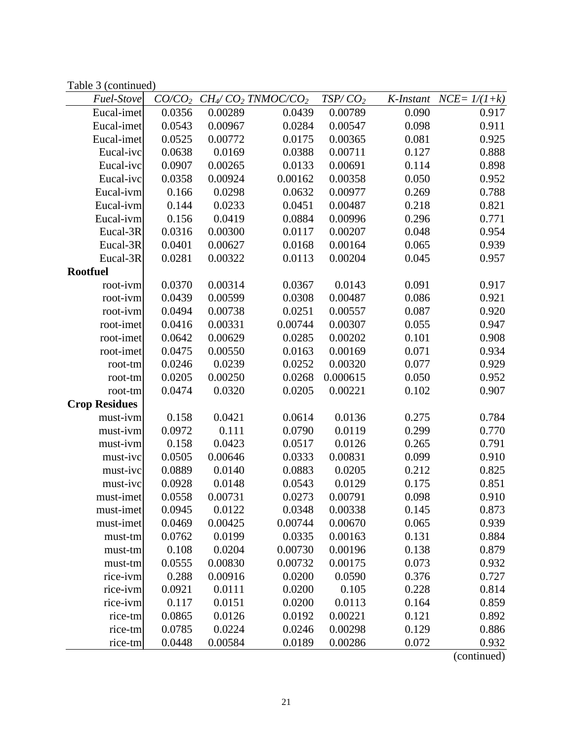Table 3 (continued)

| *Fuel-Stove* | $CO/CO_2$ | $CH_4/CO_2$ | $TNMOC/CO_2$ | $TSP/CO_2$ | *K-Instant* | *NCE= 1/(1+k)* |
|---:|---:|---:|---:|---:|---:|---:|
| Eucal-imet | 0.0356 | 0.00289 | 0.0439 | 0.00789 | 0.090 | 0.917 |
| Eucal-imet | 0.0543 | 0.00967 | 0.0284 | 0.00547 | 0.098 | 0.911 |
| Eucal-imet | 0.0525 | 0.00772 | 0.0175 | 0.00365 | 0.081 | 0.925 |
| Eucal-ivc | 0.0638 | 0.0169 | 0.0388 | 0.00711 | 0.127 | 0.888 |
| Eucal-ivc | 0.0907 | 0.00265 | 0.0133 | 0.00691 | 0.114 | 0.898 |
| Eucal-ivc | 0.0358 | 0.00924 | 0.00162 | 0.00358 | 0.050 | 0.952 |
| Eucal-ivm | 0.166 | 0.0298 | 0.0632 | 0.00977 | 0.269 | 0.788 |
| Eucal-ivm | 0.144 | 0.0233 | 0.0451 | 0.00487 | 0.218 | 0.821 |
| Eucal-ivm | 0.156 | 0.0419 | 0.0884 | 0.00996 | 0.296 | 0.771 |
| Eucal-3R | 0.0316 | 0.00300 | 0.0117 | 0.00207 | 0.048 | 0.954 |
| Eucal-3R | 0.0401 | 0.00627 | 0.0168 | 0.00164 | 0.065 | 0.939 |
| Eucal-3R | 0.0281 | 0.00322 | 0.0113 | 0.00204 | 0.045 | 0.957 |
| **Rootfuel** | | | | | | |
| root-ivm | 0.0370 | 0.00314 | 0.0367 | 0.0143 | 0.091 | 0.917 |
| root-ivm | 0.0439 | 0.00599 | 0.0308 | 0.00487 | 0.086 | 0.921 |
| root-ivm | 0.0494 | 0.00738 | 0.0251 | 0.00557 | 0.087 | 0.920 |
| root-imet | 0.0416 | 0.00331 | 0.00744 | 0.00307 | 0.055 | 0.947 |
| root-imet | 0.0642 | 0.00629 | 0.0285 | 0.00202 | 0.101 | 0.908 |
| root-imet | 0.0475 | 0.00550 | 0.0163 | 0.00169 | 0.071 | 0.934 |
| root-tm | 0.0246 | 0.0239 | 0.0252 | 0.00320 | 0.077 | 0.929 |
| root-tm | 0.0205 | 0.00250 | 0.0268 | 0.000615 | 0.050 | 0.952 |
| root-tm | 0.0474 | 0.0320 | 0.0205 | 0.00221 | 0.102 | 0.907 |
| **Crop Residues** | | | | | | |
| must-ivm | 0.158 | 0.0421 | 0.0614 | 0.0136 | 0.275 | 0.784 |
| must-ivm | 0.0972 | 0.111 | 0.0790 | 0.0119 | 0.299 | 0.770 |
| must-ivm | 0.158 | 0.0423 | 0.0517 | 0.0126 | 0.265 | 0.791 |
| must-ivc | 0.0505 | 0.00646 | 0.0333 | 0.00831 | 0.099 | 0.910 |
| must-ivc | 0.0889 | 0.0140 | 0.0883 | 0.0205 | 0.212 | 0.825 |
| must-ivc | 0.0928 | 0.0148 | 0.0543 | 0.0129 | 0.175 | 0.851 |
| must-imet | 0.0558 | 0.00731 | 0.0273 | 0.00791 | 0.098 | 0.910 |
| must-imet | 0.0945 | 0.0122 | 0.0348 | 0.00338 | 0.145 | 0.873 |
| must-imet | 0.0469 | 0.00425 | 0.00744 | 0.00670 | 0.065 | 0.939 |
| must-tm | 0.0762 | 0.0199 | 0.0335 | 0.00163 | 0.131 | 0.884 |
| must-tm | 0.108 | 0.0204 | 0.00730 | 0.00196 | 0.138 | 0.879 |
| must-tm | 0.0555 | 0.00830 | 0.00732 | 0.00175 | 0.073 | 0.932 |
| rice-ivm | 0.288 | 0.00916 | 0.0200 | 0.0590 | 0.376 | 0.727 |
| rice-ivm | 0.0921 | 0.0111 | 0.0200 | 0.105 | 0.228 | 0.814 |
| rice-ivm | 0.117 | 0.0151 | 0.0200 | 0.0113 | 0.164 | 0.859 |
| rice-tm | 0.0865 | 0.0126 | 0.0192 | 0.00221 | 0.121 | 0.892 |
| rice-tm | 0.0785 | 0.0224 | 0.0246 | 0.00298 | 0.129 | 0.886 |
| rice-tm | 0.0448 | 0.00584 | 0.0189 | 0.00286 | 0.072 | 0.932 |

(continued)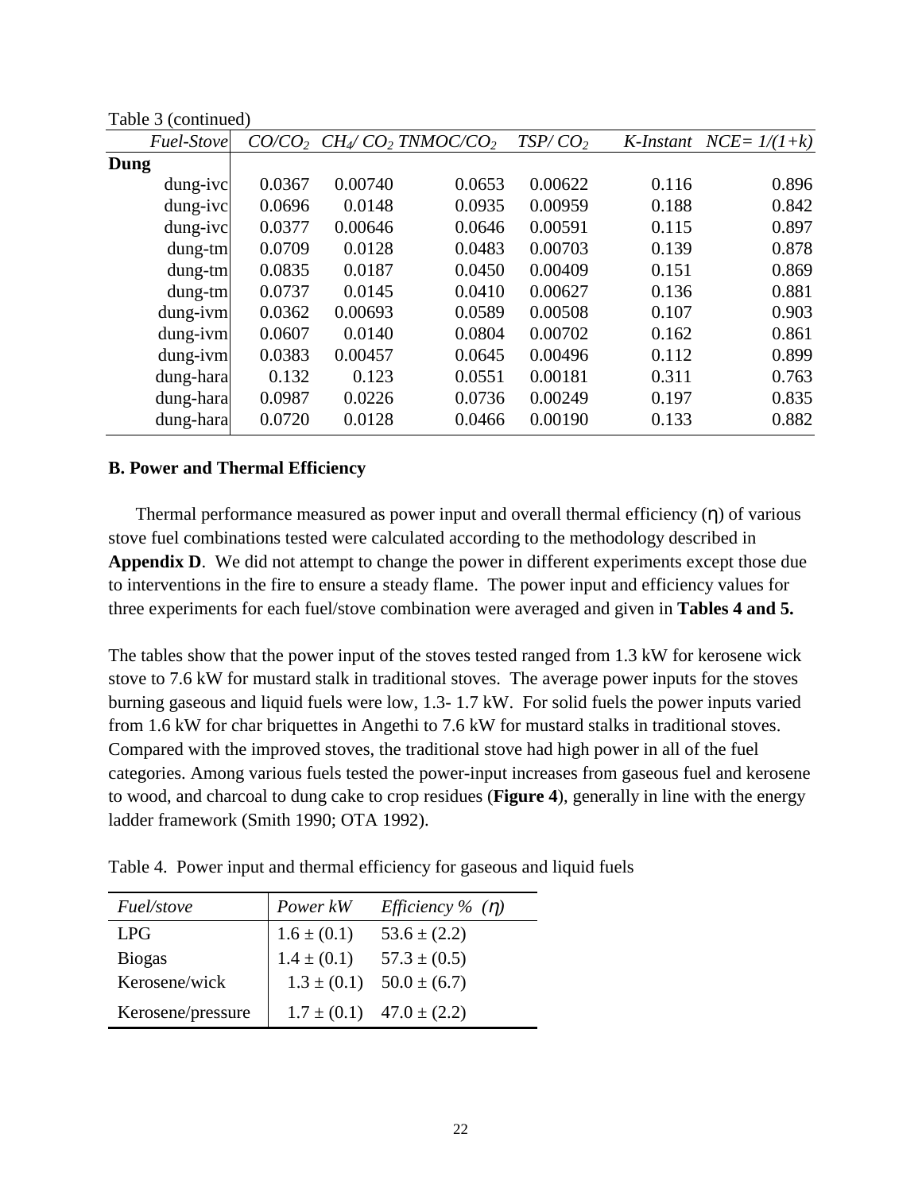Table 3 (continued)

| *Fuel-Stove* | $CO/CO_2$ | $CH_4/CO_2$ | $TNMOC/CO_2$ | $TSP/CO_2$ | *K-Instant* | $NCE= 1/(1+k)$ |
|---|---|---|---|---|---|---|
| **Dung** | | | | | | |
| dung-ivc | 0.0367 | 0.00740 | 0.0653 | 0.00622 | 0.116 | 0.896 |
| dung-ivc | 0.0696 | 0.0148 | 0.0935 | 0.00959 | 0.188 | 0.842 |
| dung-ivc | 0.0377 | 0.00646 | 0.0646 | 0.00591 | 0.115 | 0.897 |
| dung-tm | 0.0709 | 0.0128 | 0.0483 | 0.00703 | 0.139 | 0.878 |
| dung-tm | 0.0835 | 0.0187 | 0.0450 | 0.00409 | 0.151 | 0.869 |
| dung-tm | 0.0737 | 0.0145 | 0.0410 | 0.00627 | 0.136 | 0.881 |
| dung-ivm | 0.0362 | 0.00693 | 0.0589 | 0.00508 | 0.107 | 0.903 |
| dung-ivm | 0.0607 | 0.0140 | 0.0804 | 0.00702 | 0.162 | 0.861 |
| dung-ivm | 0.0383 | 0.00457 | 0.0645 | 0.00496 | 0.112 | 0.899 |
| dung-hara | 0.132 | 0.123 | 0.0551 | 0.00181 | 0.311 | 0.763 |
| dung-hara | 0.0987 | 0.0226 | 0.0736 | 0.00249 | 0.197 | 0.835 |
| dung-hara | 0.0720 | 0.0128 | 0.0466 | 0.00190 | 0.133 | 0.882 |

**B. Power and Thermal Efficiency**

Thermal performance measured as power input and overall thermal efficiency ($\eta$) of various stove fuel combinations tested were calculated according to the methodology described in **Appendix D**. We did not attempt to change the power in different experiments except those due to interventions in the fire to ensure a steady flame. The power input and efficiency values for three experiments for each fuel/stove combination were averaged and given in **Tables 4 and 5.**

The tables show that the power input of the stoves tested ranged from 1.3 kW for kerosene wick stove to 7.6 kW for mustard stalk in traditional stoves. The average power inputs for the stoves burning gaseous and liquid fuels were low, 1.3- 1.7 kW. For solid fuels the power inputs varied from 1.6 kW for char briquettes in Angethi to 7.6 kW for mustard stalks in traditional stoves. Compared with the improved stoves, the traditional stove had high power in all of the fuel categories. Among various fuels tested the power-input increases from gaseous fuel and kerosene to wood, and charcoal to dung cake to crop residues (**Figure 4**), generally in line with the energy ladder framework (Smith 1990; OTA 1992).

Table 4. Power input and thermal efficiency for gaseous and liquid fuels

| *Fuel/stove* | *Power kW* | *Efficiency % ($\eta$)* |
|---|---|---|
| LPG | 1.6 ± (0.1) | 53.6 ± (2.2) |
| Biogas | 1.4 ± (0.1) | 57.3 ± (0.5) |
| Kerosene/wick | 1.3 ± (0.1) | 50.0 ± (6.7) |
| Kerosene/pressure | 1.7 ± (0.1) | 47.0 ± (2.2) |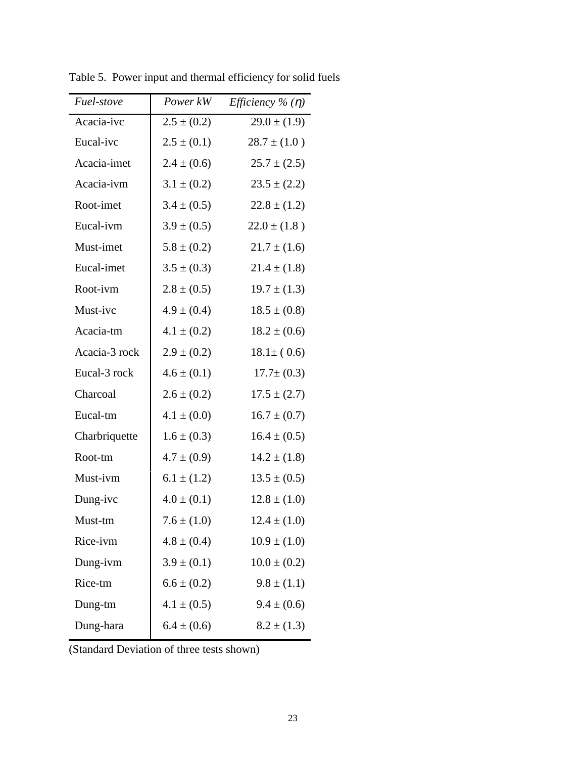Table 5. Power input and thermal efficiency for solid fuels

| *Fuel-stove* | *Power kW* | *Efficiency % (η)* |
|---|---|---|
| Acacia-ivc | 2.5 ± (0.2) | 29.0 ± (1.9) |
| Eucal-ivc | 2.5 ± (0.1) | 28.7 ± (1.0 ) |
| Acacia-imet | 2.4 ± (0.6) | 25.7 ± (2.5) |
| Acacia-ivm | 3.1 ± (0.2) | 23.5 ± (2.2) |
| Root-imet | 3.4 ± (0.5) | 22.8 ± (1.2) |
| Eucal-ivm | 3.9 ± (0.5) | 22.0 ± (1.8 ) |
| Must-imet | 5.8 ± (0.2) | 21.7 ± (1.6) |
| Eucal-imet | 3.5 ± (0.3) | 21.4 ± (1.8) |
| Root-ivm | 2.8 ± (0.5) | 19.7 ± (1.3) |
| Must-ivc | 4.9 ± (0.4) | 18.5 ± (0.8) |
| Acacia-tm | 4.1 ± (0.2) | 18.2 ± (0.6) |
| Acacia-3 rock | 2.9 ± (0.2) | 18.1± ( 0.6) |
| Eucal-3 rock | 4.6 ± (0.1) | 17.7± (0.3) |
| Charcoal | 2.6 ± (0.2) | 17.5 ± (2.7) |
| Eucal-tm | 4.1 ± (0.0) | 16.7 ± (0.7) |
| Charbriquette | 1.6 ± (0.3) | 16.4 ± (0.5) |
| Root-tm | 4.7 ± (0.9) | 14.2 ± (1.8) |
| Must-ivm | 6.1 ± (1.2) | 13.5 ± (0.5) |
| Dung-ivc | 4.0 ± (0.1) | 12.8 ± (1.0) |
| Must-tm | 7.6 ± (1.0) | 12.4 ± (1.0) |
| Rice-ivm | 4.8 ± (0.4) | 10.9 ± (1.0) |
| Dung-ivm | 3.9 ± (0.1) | 10.0 ± (0.2) |
| Rice-tm | 6.6 ± (0.2) | 9.8 ± (1.1) |
| Dung-tm | 4.1 ± (0.5) | 9.4 ± (0.6) |
| Dung-hara | 6.4 ± (0.6) | 8.2 ± (1.3) |

(Standard Deviation of three tests shown)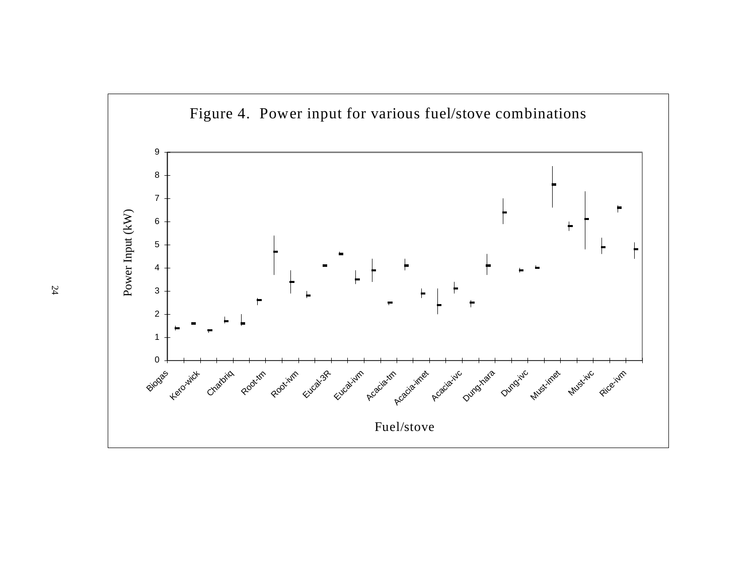Figure 4. Power input for various fuel/stove combinations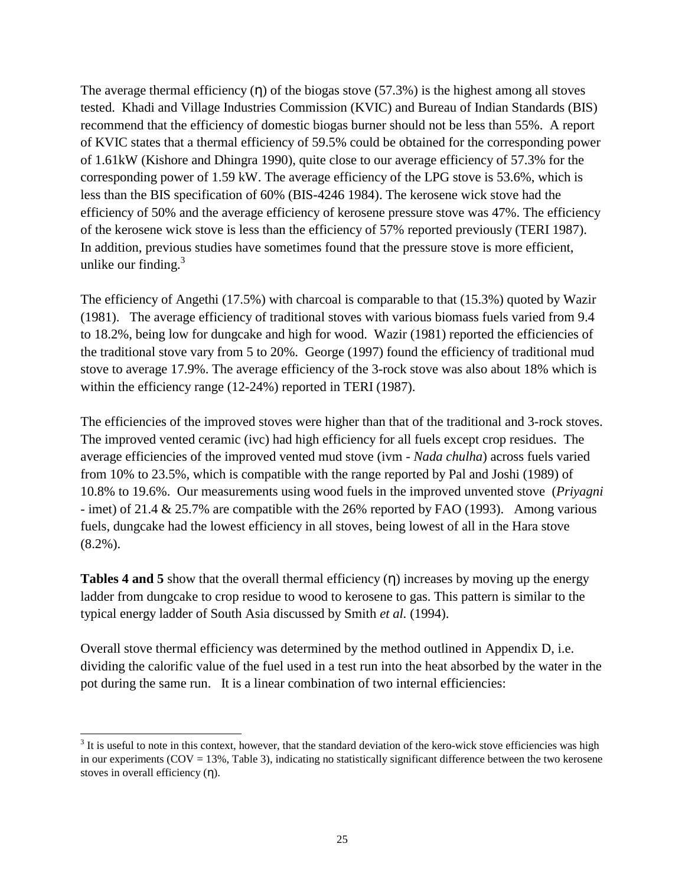The average thermal efficiency (η) of the biogas stove (57.3%) is the highest among all stoves tested. Khadi and Village Industries Commission (KVIC) and Bureau of Indian Standards (BIS) recommend that the efficiency of domestic biogas burner should not be less than 55%. A report of KVIC states that a thermal efficiency of 59.5% could be obtained for the corresponding power of 1.61kW (Kishore and Dhingra 1990), quite close to our average efficiency of 57.3% for the corresponding power of 1.59 kW. The average efficiency of the LPG stove is 53.6%, which is less than the BIS specification of 60% (BIS-4246 1984). The kerosene wick stove had the efficiency of 50% and the average efficiency of kerosene pressure stove was 47%. The efficiency of the kerosene wick stove is less than the efficiency of 57% reported previously (TERI 1987). In addition, previous studies have sometimes found that the pressure stove is more efficient, unlike our finding.[3]

The efficiency of Angethi (17.5%) with charcoal is comparable to that (15.3%) quoted by Wazir (1981). The average efficiency of traditional stoves with various biomass fuels varied from 9.4 to 18.2%, being low for dungcake and high for wood. Wazir (1981) reported the efficiencies of the traditional stove vary from 5 to 20%. George (1997) found the efficiency of traditional mud stove to average 17.9%. The average efficiency of the 3-rock stove was also about 18% which is within the efficiency range (12-24%) reported in TERI (1987).

The efficiencies of the improved stoves were higher than that of the traditional and 3-rock stoves. The improved vented ceramic (ivc) had high efficiency for all fuels except crop residues. The average efficiencies of the improved vented mud stove (ivm - *Nada chulha*) across fuels varied from 10% to 23.5%, which is compatible with the range reported by Pal and Joshi (1989) of 10.8% to 19.6%. Our measurements using wood fuels in the improved unvented stove (*Priyagni* - imet) of 21.4 & 25.7% are compatible with the 26% reported by FAO (1993). Among various fuels, dungcake had the lowest efficiency in all stoves, being lowest of all in the Hara stove (8.2%).

**Tables 4 and 5** show that the overall thermal efficiency (η) increases by moving up the energy ladder from dungcake to crop residue to wood to kerosene to gas. This pattern is similar to the typical energy ladder of South Asia discussed by Smith *et al.* (1994).

Overall stove thermal efficiency was determined by the method outlined in Appendix D, i.e. dividing the calorific value of the fuel used in a test run into the heat absorbed by the water in the pot during the same run. It is a linear combination of two internal efficiencies:

---

[3] It is useful to note in this context, however, that the standard deviation of the kero-wick stove efficiencies was high in our experiments (COV = 13%, Table 3), indicating no statistically significant difference between the two kerosene stoves in overall efficiency (η).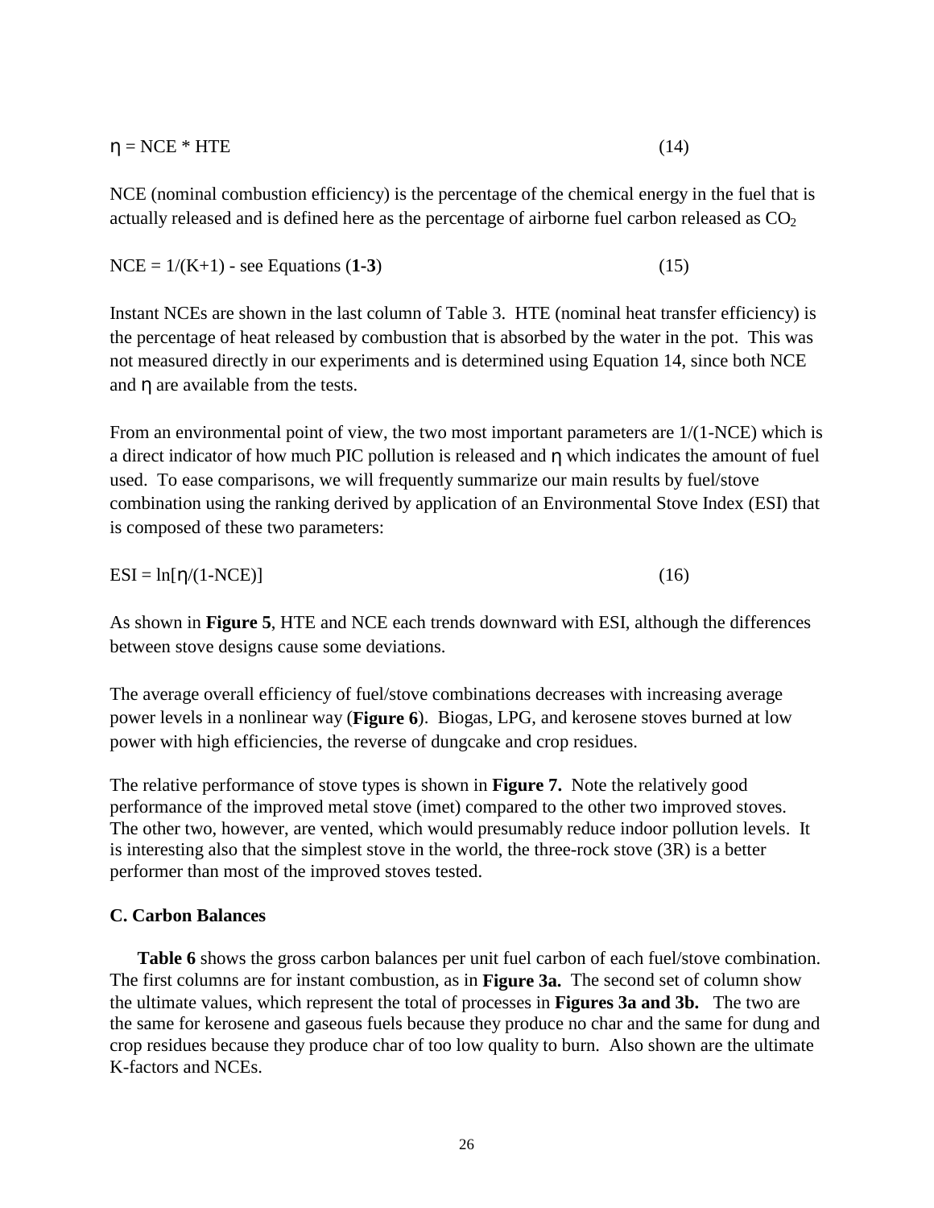$$\eta = NCE * HTE \qquad (14)$$

NCE (nominal combustion efficiency) is the percentage of the chemical energy in the fuel that is actually released and is defined here as the percentage of airborne fuel carbon released as $CO_2$

$$NCE = 1/(K+1) \text{ - see Equations } (\mathbf{1\text{-}3}) \qquad (15)$$

Instant NCEs are shown in the last column of Table 3. HTE (nominal heat transfer efficiency) is the percentage of heat released by combustion that is absorbed by the water in the pot. This was not measured directly in our experiments and is determined using Equation 14, since both NCE and $\eta$ are available from the tests.

From an environmental point of view, the two most important parameters are $1/(1\text{-NCE})$ which is a direct indicator of how much PIC pollution is released and $\eta$ which indicates the amount of fuel used. To ease comparisons, we will frequently summarize our main results by fuel/stove combination using the ranking derived by application of an Environmental Stove Index (ESI) that is composed of these two parameters:

$$ESI = \ln[\eta/(1\text{-NCE})] \qquad (16)$$

As shown in **Figure 5**, HTE and NCE each trends downward with ESI, although the differences between stove designs cause some deviations.

The average overall efficiency of fuel/stove combinations decreases with increasing average power levels in a nonlinear way (**Figure 6**). Biogas, LPG, and kerosene stoves burned at low power with high efficiencies, the reverse of dungcake and crop residues.

The relative performance of stove types is shown in **Figure 7.** Note the relatively good performance of the improved metal stove (imet) compared to the other two improved stoves. The other two, however, are vented, which would presumably reduce indoor pollution levels. It is interesting also that the simplest stove in the world, the three-rock stove (3R) is a better performer than most of the improved stoves tested.

**C. Carbon Balances**

**Table 6** shows the gross carbon balances per unit fuel carbon of each fuel/stove combination. The first columns are for instant combustion, as in **Figure 3a.** The second set of column show the ultimate values, which represent the total of processes in **Figures 3a and 3b.** The two are the same for kerosene and gaseous fuels because they produce no char and the same for dung and crop residues because they produce char of too low quality to burn. Also shown are the ultimate K-factors and NCEs.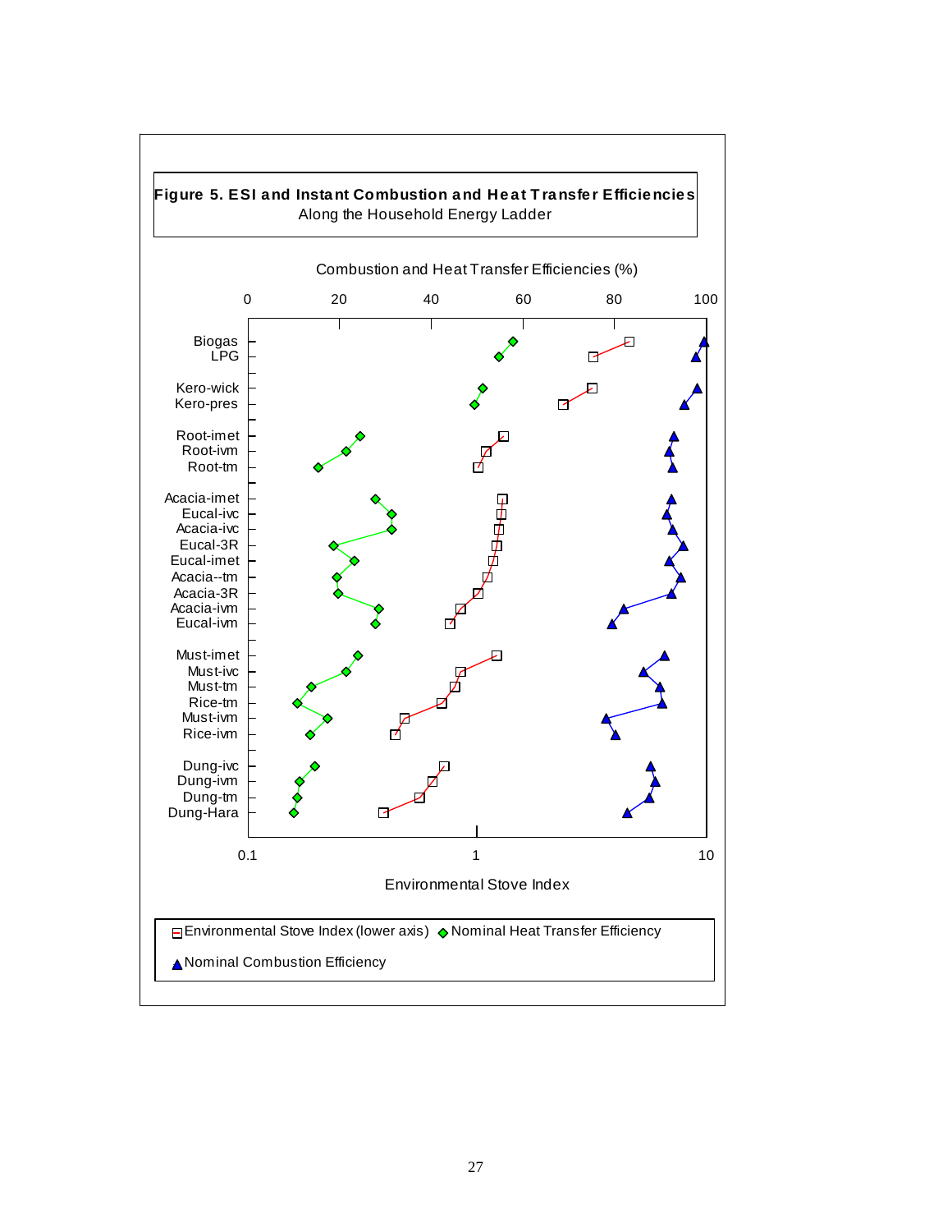**Figure 5. ESI and Instant Combustion and Heat Transfer Efficiencies**
Along the Household Energy Ladder

Combustion and Heat Transfer Efficiencies (%)

0 20 40 60 80 100

Biogas
LPG

Kero-wick
Kero-pres

Root-imet
Root-ivm
Root-tm

Acacia-imet
Eucal-ivc
Acacia-ivc
Eucal-3R
Eucal-imet
Acacia--tm
Acacia-3R
Acacia-ivm
Eucal-ivm

Must-imet
Must-ivc
Must-tm
Rice-tm
Must-ivm
Rice-ivm

Dung-ivc
Dung-ivm
Dung-tm
Dung-Hara

0.1 1 10

Environmental Stove Index

Environmental Stove Index (lower axis) Nominal Heat Transfer Efficiency

Nominal Combustion Efficiency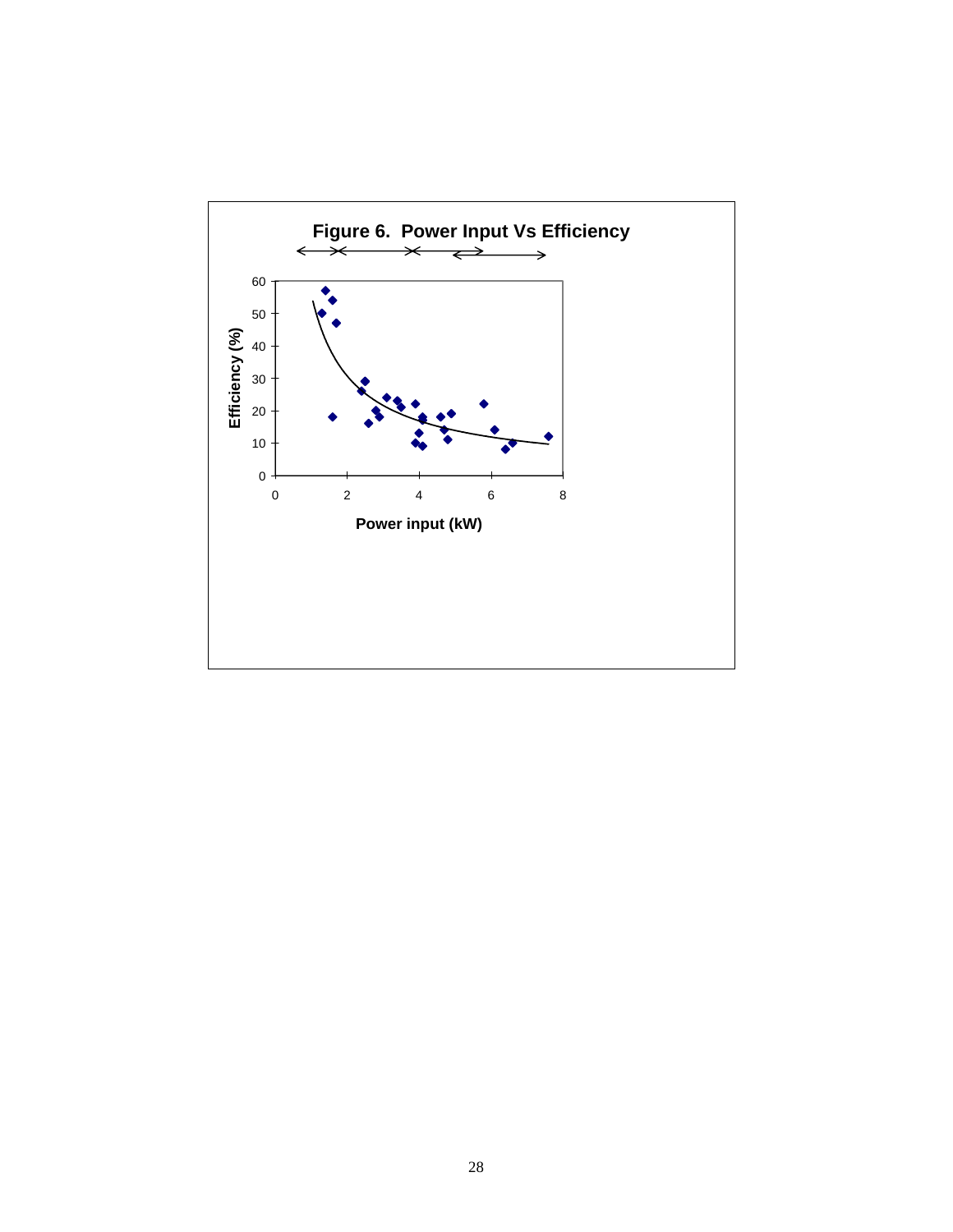**Figure 6. Power Input Vs Efficiency**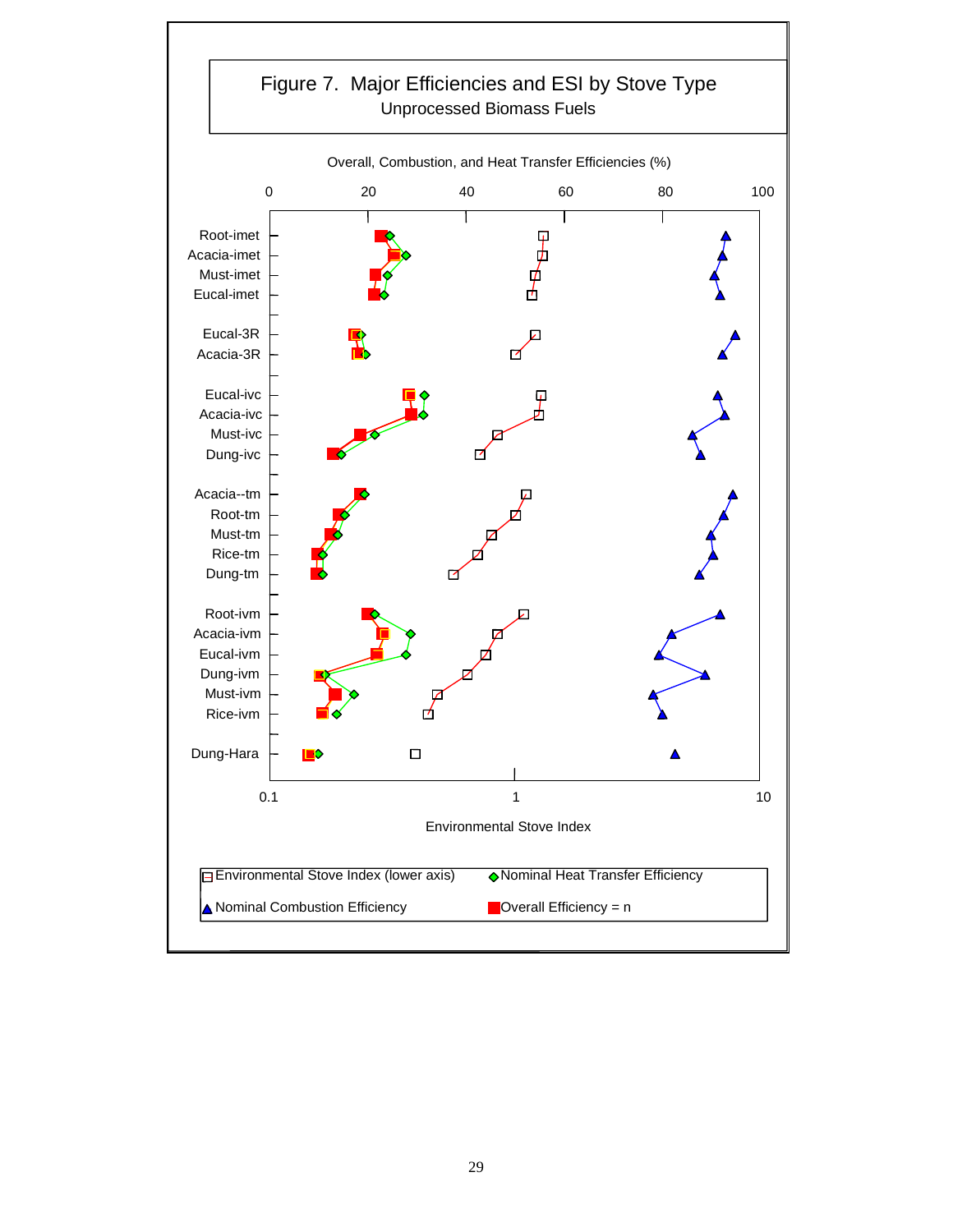# Figure 7. Major Efficiencies and ESI by Stove Type

Unprocessed Biomass Fuels

Overall, Combustion, and Heat Transfer Efficiencies (%)

0 20 40 60 80 100

Root-imet
Acacia-imet
Must-imet
Eucal-imet

Eucal-3R
Acacia-3R

Eucal-ivc
Acacia-ivc
Must-ivc
Dung-ivc

Acacia--tm
Root-tm
Must-tm
Rice-tm
Dung-tm

Root-ivm
Acacia-ivm
Eucal-ivm
Dung-ivm
Must-ivm
Rice-ivm

Dung-Hara

0.1 1 10

Environmental Stove Index

Environmental Stove Index (lower axis) | Nominal Heat Transfer Efficiency | Nominal Combustion Efficiency | Overall Efficiency = n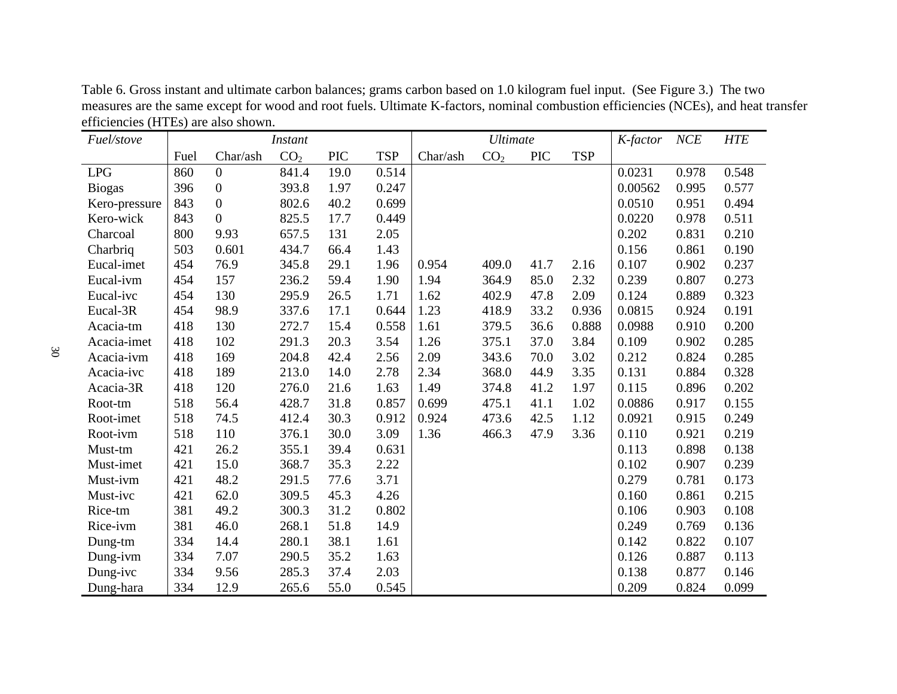Table 6. Gross instant and ultimate carbon balances; grams carbon based on 1.0 kilogram fuel input. (See Figure 3.) The two measures are the same except for wood and root fuels. Ultimate K-factors, nominal combustion efficiencies (NCEs), and heat transfer efficiencies (HTEs) are also shown.

| *Fuel/stove* | *Instant* | | | | | *Ultimate* | | | | *K-factor* | *NCE* | *HTE* |
|---|---|---|---|---|---|---|---|---|---|---|---|---|
| | Fuel | Char/ash | $CO_2$ | PIC | TSP | Char/ash | $CO_2$ | PIC | TSP | | | |
| LPG | 860 | 0 | 841.4 | 19.0 | 0.514 | | | | | 0.0231 | 0.978 | 0.548 |
| Biogas | 396 | 0 | 393.8 | 1.97 | 0.247 | | | | | 0.00562 | 0.995 | 0.577 |
| Kero-pressure | 843 | 0 | 802.6 | 40.2 | 0.699 | | | | | 0.0510 | 0.951 | 0.494 |
| Kero-wick | 843 | 0 | 825.5 | 17.7 | 0.449 | | | | | 0.0220 | 0.978 | 0.511 |
| Charcoal | 800 | 9.93 | 657.5 | 131 | 2.05 | | | | | 0.202 | 0.831 | 0.210 |
| Charbriq | 503 | 0.601 | 434.7 | 66.4 | 1.43 | | | | | 0.156 | 0.861 | 0.190 |
| Eucal-imet | 454 | 76.9 | 345.8 | 29.1 | 1.96 | 0.954 | 409.0 | 41.7 | 2.16 | 0.107 | 0.902 | 0.237 |
| Eucal-ivm | 454 | 157 | 236.2 | 59.4 | 1.90 | 1.94 | 364.9 | 85.0 | 2.32 | 0.239 | 0.807 | 0.273 |
| Eucal-ivc | 454 | 130 | 295.9 | 26.5 | 1.71 | 1.62 | 402.9 | 47.8 | 2.09 | 0.124 | 0.889 | 0.323 |
| Eucal-3R | 454 | 98.9 | 337.6 | 17.1 | 0.644 | 1.23 | 418.9 | 33.2 | 0.936 | 0.0815 | 0.924 | 0.191 |
| Acacia-tm | 418 | 130 | 272.7 | 15.4 | 0.558 | 1.61 | 379.5 | 36.6 | 0.888 | 0.0988 | 0.910 | 0.200 |
| Acacia-imet | 418 | 102 | 291.3 | 20.3 | 3.54 | 1.26 | 375.1 | 37.0 | 3.84 | 0.109 | 0.902 | 0.285 |
| Acacia-ivm | 418 | 169 | 204.8 | 42.4 | 2.56 | 2.09 | 343.6 | 70.0 | 3.02 | 0.212 | 0.824 | 0.285 |
| Acacia-ivc | 418 | 189 | 213.0 | 14.0 | 2.78 | 2.34 | 368.0 | 44.9 | 3.35 | 0.131 | 0.884 | 0.328 |
| Acacia-3R | 418 | 120 | 276.0 | 21.6 | 1.63 | 1.49 | 374.8 | 41.2 | 1.97 | 0.115 | 0.896 | 0.202 |
| Root-tm | 518 | 56.4 | 428.7 | 31.8 | 0.857 | 0.699 | 475.1 | 41.1 | 1.02 | 0.0886 | 0.917 | 0.155 |
| Root-imet | 518 | 74.5 | 412.4 | 30.3 | 0.912 | 0.924 | 473.6 | 42.5 | 1.12 | 0.0921 | 0.915 | 0.249 |
| Root-ivm | 518 | 110 | 376.1 | 30.0 | 3.09 | 1.36 | 466.3 | 47.9 | 3.36 | 0.110 | 0.921 | 0.219 |
| Must-tm | 421 | 26.2 | 355.1 | 39.4 | 0.631 | | | | | 0.113 | 0.898 | 0.138 |
| Must-imet | 421 | 15.0 | 368.7 | 35.3 | 2.22 | | | | | 0.102 | 0.907 | 0.239 |
| Must-ivm | 421 | 48.2 | 291.5 | 77.6 | 3.71 | | | | | 0.279 | 0.781 | 0.173 |
| Must-ivc | 421 | 62.0 | 309.5 | 45.3 | 4.26 | | | | | 0.160 | 0.861 | 0.215 |
| Rice-tm | 381 | 49.2 | 300.3 | 31.2 | 0.802 | | | | | 0.106 | 0.903 | 0.108 |
| Rice-ivm | 381 | 46.0 | 268.1 | 51.8 | 14.9 | | | | | 0.249 | 0.769 | 0.136 |
| Dung-tm | 334 | 14.4 | 280.1 | 38.1 | 1.61 | | | | | 0.142 | 0.822 | 0.107 |
| Dung-ivm | 334 | 7.07 | 290.5 | 35.2 | 1.63 | | | | | 0.126 | 0.887 | 0.113 |
| Dung-ivc | 334 | 9.56 | 285.3 | 37.4 | 2.03 | | | | | 0.138 | 0.877 | 0.146 |
| Dung-hara | 334 | 12.9 | 265.6 | 55.0 | 0.545 | | | | | 0.209 | 0.824 | 0.099 |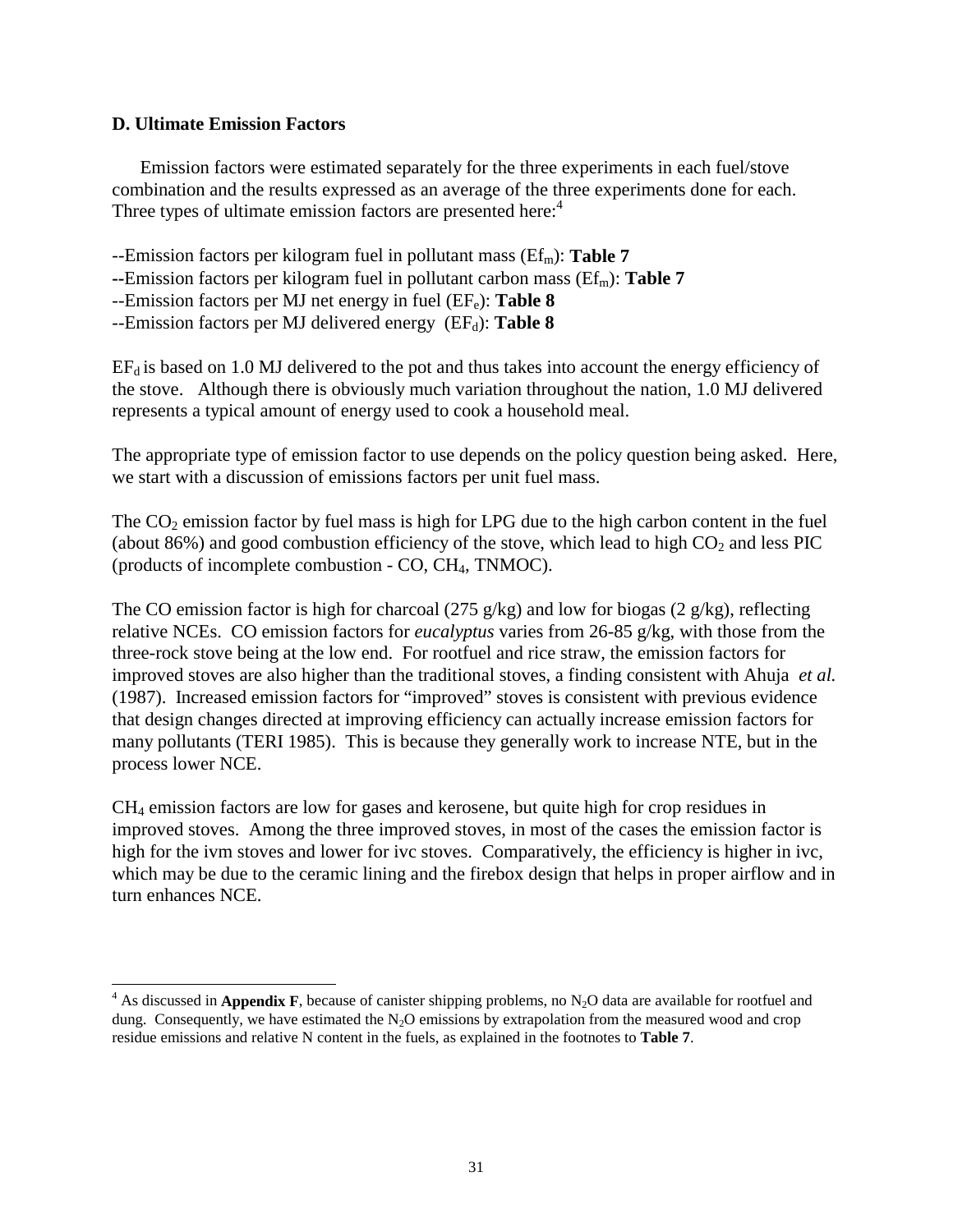### D. Ultimate Emission Factors

Emission factors were estimated separately for the three experiments in each fuel/stove combination and the results expressed as an average of the three experiments done for each. Three types of ultimate emission factors are presented here:[4]

--Emission factors per kilogram fuel in pollutant mass ($Ef_m$): **Table 7**
**--**Emission factors per kilogram fuel in pollutant carbon mass ($Ef_m$): **Table 7**
--Emission factors per MJ net energy in fuel ($EF_e$): **Table 8**
--Emission factors per MJ delivered energy ($EF_d$): **Table 8**

$EF_d$ is based on 1.0 MJ delivered to the pot and thus takes into account the energy efficiency of the stove. Although there is obviously much variation throughout the nation, 1.0 MJ delivered represents a typical amount of energy used to cook a household meal.

The appropriate type of emission factor to use depends on the policy question being asked. Here, we start with a discussion of emissions factors per unit fuel mass.

The $CO_2$ emission factor by fuel mass is high for LPG due to the high carbon content in the fuel (about 86%) and good combustion efficiency of the stove, which lead to high $CO_2$ and less PIC (products of incomplete combustion - CO, $CH_4$, TNMOC).

The CO emission factor is high for charcoal (275 g/kg) and low for biogas (2 g/kg), reflecting relative NCEs. CO emission factors for *eucalyptus* varies from 26-85 g/kg, with those from the three-rock stove being at the low end. For rootfuel and rice straw, the emission factors for improved stoves are also higher than the traditional stoves, a finding consistent with Ahuja *et al.* (1987). Increased emission factors for "improved" stoves is consistent with previous evidence that design changes directed at improving efficiency can actually increase emission factors for many pollutants (TERI 1985). This is because they generally work to increase NTE, but in the process lower NCE.

$CH_4$ emission factors are low for gases and kerosene, but quite high for crop residues in improved stoves. Among the three improved stoves, in most of the cases the emission factor is high for the ivm stoves and lower for ivc stoves. Comparatively, the efficiency is higher in ivc, which may be due to the ceramic lining and the firebox design that helps in proper airflow and in turn enhances NCE.

---

[4] As discussed in **Appendix F**, because of canister shipping problems, no $N_2O$ data are available for rootfuel and dung. Consequently, we have estimated the $N_2O$ emissions by extrapolation from the measured wood and crop residue emissions and relative N content in the fuels, as explained in the footnotes to **Table 7**.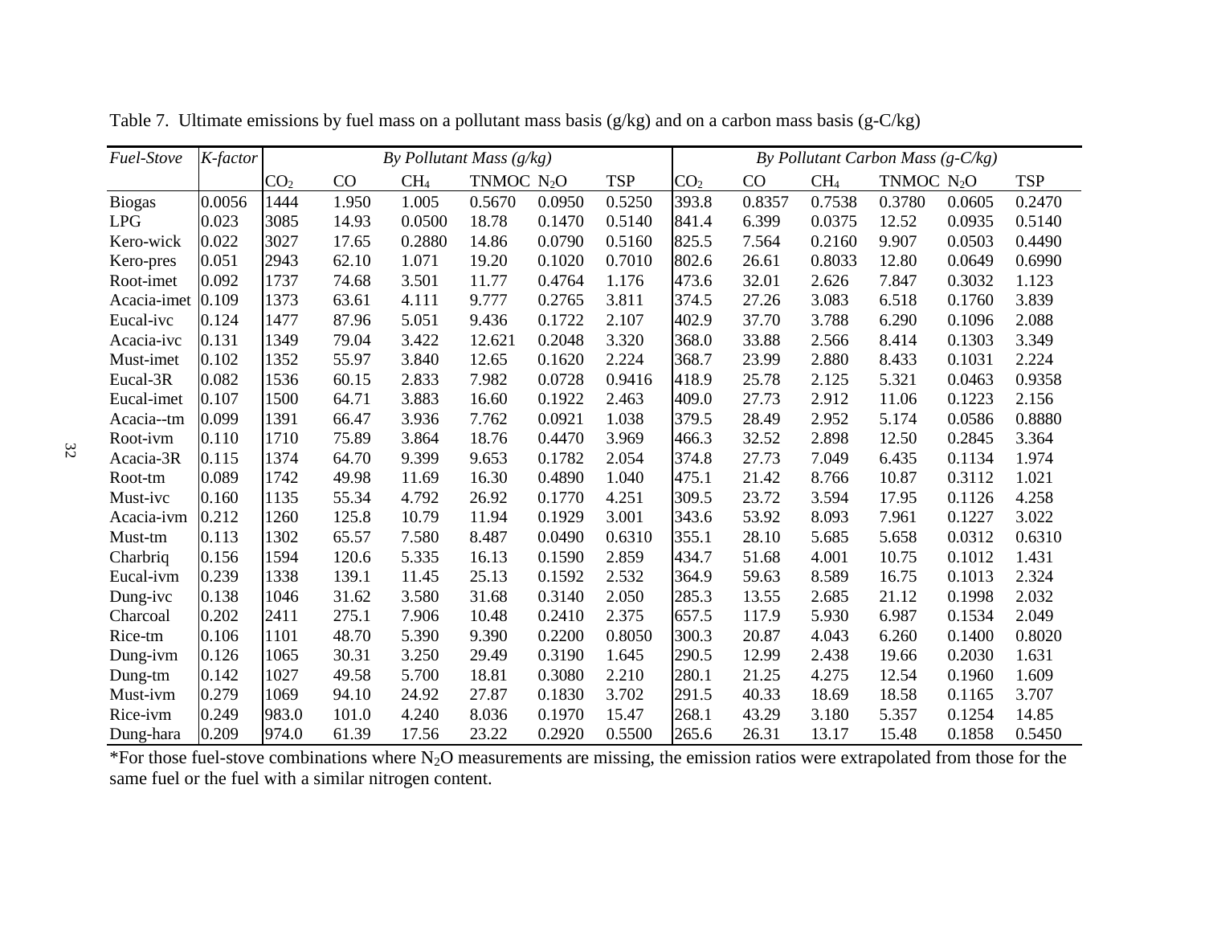Table 7. Ultimate emissions by fuel mass on a pollutant mass basis (g/kg) and on a carbon mass basis (g-C/kg)

| *Fuel-Stove* | *K-factor* | *By Pollutant Mass (g/kg)* | | | | | | *By Pollutant Carbon Mass (g-C/kg)* | | | | | |
|---|---|---|---|---|---|---|---|---|---|---|---|---|---|
| | | $CO_2$ | CO | $CH_4$ | TNMOC | $N_2O$ | TSP | $CO_2$ | CO | $CH_4$ | TNMOC | $N_2O$ | TSP |
| Biogas | 0.0056 | 1444 | 1.950 | 1.005 | 0.5670 | 0.0950 | 0.5250 | 393.8 | 0.8357 | 0.7538 | 0.3780 | 0.0605 | 0.2470 |
| LPG | 0.023 | 3085 | 14.93 | 0.0500 | 18.78 | 0.1470 | 0.5140 | 841.4 | 6.399 | 0.0375 | 12.52 | 0.0935 | 0.5140 |
| Kero-wick | 0.022 | 3027 | 17.65 | 0.2880 | 14.86 | 0.0790 | 0.5160 | 825.5 | 7.564 | 0.2160 | 9.907 | 0.0503 | 0.4490 |
| Kero-pres | 0.051 | 2943 | 62.10 | 1.071 | 19.20 | 0.1020 | 0.7010 | 802.6 | 26.61 | 0.8033 | 12.80 | 0.0649 | 0.6990 |
| Root-imet | 0.092 | 1737 | 74.68 | 3.501 | 11.77 | 0.4764 | 1.176 | 473.6 | 32.01 | 2.626 | 7.847 | 0.3032 | 1.123 |
| Acacia-imet | 0.109 | 1373 | 63.61 | 4.111 | 9.777 | 0.2765 | 3.811 | 374.5 | 27.26 | 3.083 | 6.518 | 0.1760 | 3.839 |
| Eucal-ivc | 0.124 | 1477 | 87.96 | 5.051 | 9.436 | 0.1722 | 2.107 | 402.9 | 37.70 | 3.788 | 6.290 | 0.1096 | 2.088 |
| Acacia-ivc | 0.131 | 1349 | 79.04 | 3.422 | 12.621 | 0.2048 | 3.320 | 368.0 | 33.88 | 2.566 | 8.414 | 0.1303 | 3.349 |
| Must-imet | 0.102 | 1352 | 55.97 | 3.840 | 12.65 | 0.1620 | 2.224 | 368.7 | 23.99 | 2.880 | 8.433 | 0.1031 | 2.224 |
| Eucal-3R | 0.082 | 1536 | 60.15 | 2.833 | 7.982 | 0.0728 | 0.9416 | 418.9 | 25.78 | 2.125 | 5.321 | 0.0463 | 0.9358 |
| Eucal-imet | 0.107 | 1500 | 64.71 | 3.883 | 16.60 | 0.1922 | 2.463 | 409.0 | 27.73 | 2.912 | 11.06 | 0.1223 | 2.156 |
| Acacia--tm | 0.099 | 1391 | 66.47 | 3.936 | 7.762 | 0.0921 | 1.038 | 379.5 | 28.49 | 2.952 | 5.174 | 0.0586 | 0.8880 |
| Root-ivm | 0.110 | 1710 | 75.89 | 3.864 | 18.76 | 0.4470 | 3.969 | 466.3 | 32.52 | 2.898 | 12.50 | 0.2845 | 3.364 |
| Acacia-3R | 0.115 | 1374 | 64.70 | 9.399 | 9.653 | 0.1782 | 2.054 | 374.8 | 27.73 | 7.049 | 6.435 | 0.1134 | 1.974 |
| Root-tm | 0.089 | 1742 | 49.98 | 11.69 | 16.30 | 0.4890 | 1.040 | 475.1 | 21.42 | 8.766 | 10.87 | 0.3112 | 1.021 |
| Must-ivc | 0.160 | 1135 | 55.34 | 4.792 | 26.92 | 0.1770 | 4.251 | 309.5 | 23.72 | 3.594 | 17.95 | 0.1126 | 4.258 |
| Acacia-ivm | 0.212 | 1260 | 125.8 | 10.79 | 11.94 | 0.1929 | 3.001 | 343.6 | 53.92 | 8.093 | 7.961 | 0.1227 | 3.022 |
| Must-tm | 0.113 | 1302 | 65.57 | 7.580 | 8.487 | 0.0490 | 0.6310 | 355.1 | 28.10 | 5.685 | 5.658 | 0.0312 | 0.6310 |
| Charbriq | 0.156 | 1594 | 120.6 | 5.335 | 16.13 | 0.1590 | 2.859 | 434.7 | 51.68 | 4.001 | 10.75 | 0.1012 | 1.431 |
| Eucal-ivm | 0.239 | 1338 | 139.1 | 11.45 | 25.13 | 0.1592 | 2.532 | 364.9 | 59.63 | 8.589 | 16.75 | 0.1013 | 2.324 |
| Dung-ivc | 0.138 | 1046 | 31.62 | 3.580 | 31.68 | 0.3140 | 2.050 | 285.3 | 13.55 | 2.685 | 21.12 | 0.1998 | 2.032 |
| Charcoal | 0.202 | 2411 | 275.1 | 7.906 | 10.48 | 0.2410 | 2.375 | 657.5 | 117.9 | 5.930 | 6.987 | 0.1534 | 2.049 |
| Rice-tm | 0.106 | 1101 | 48.70 | 5.390 | 9.390 | 0.2200 | 0.8050 | 300.3 | 20.87 | 4.043 | 6.260 | 0.1400 | 0.8020 |
| Dung-ivm | 0.126 | 1065 | 30.31 | 3.250 | 29.49 | 0.3190 | 1.645 | 290.5 | 12.99 | 2.438 | 19.66 | 0.2030 | 1.631 |
| Dung-tm | 0.142 | 1027 | 49.58 | 5.700 | 18.81 | 0.3080 | 2.210 | 280.1 | 21.25 | 4.275 | 12.54 | 0.1960 | 1.609 |
| Must-ivm | 0.279 | 1069 | 94.10 | 24.92 | 27.87 | 0.1830 | 3.702 | 291.5 | 40.33 | 18.69 | 18.58 | 0.1165 | 3.707 |
| Rice-ivm | 0.249 | 983.0 | 101.0 | 4.240 | 8.036 | 0.1970 | 15.47 | 268.1 | 43.29 | 3.180 | 5.357 | 0.1254 | 14.85 |
| Dung-hara | 0.209 | 974.0 | 61.39 | 17.56 | 23.22 | 0.2920 | 0.5500 | 265.6 | 26.31 | 13.17 | 15.48 | 0.1858 | 0.5450 |

*For those fuel-stove combinations where $N_2O$ measurements are missing, the emission ratios were extrapolated from those for the same fuel or the fuel with a similar nitrogen content.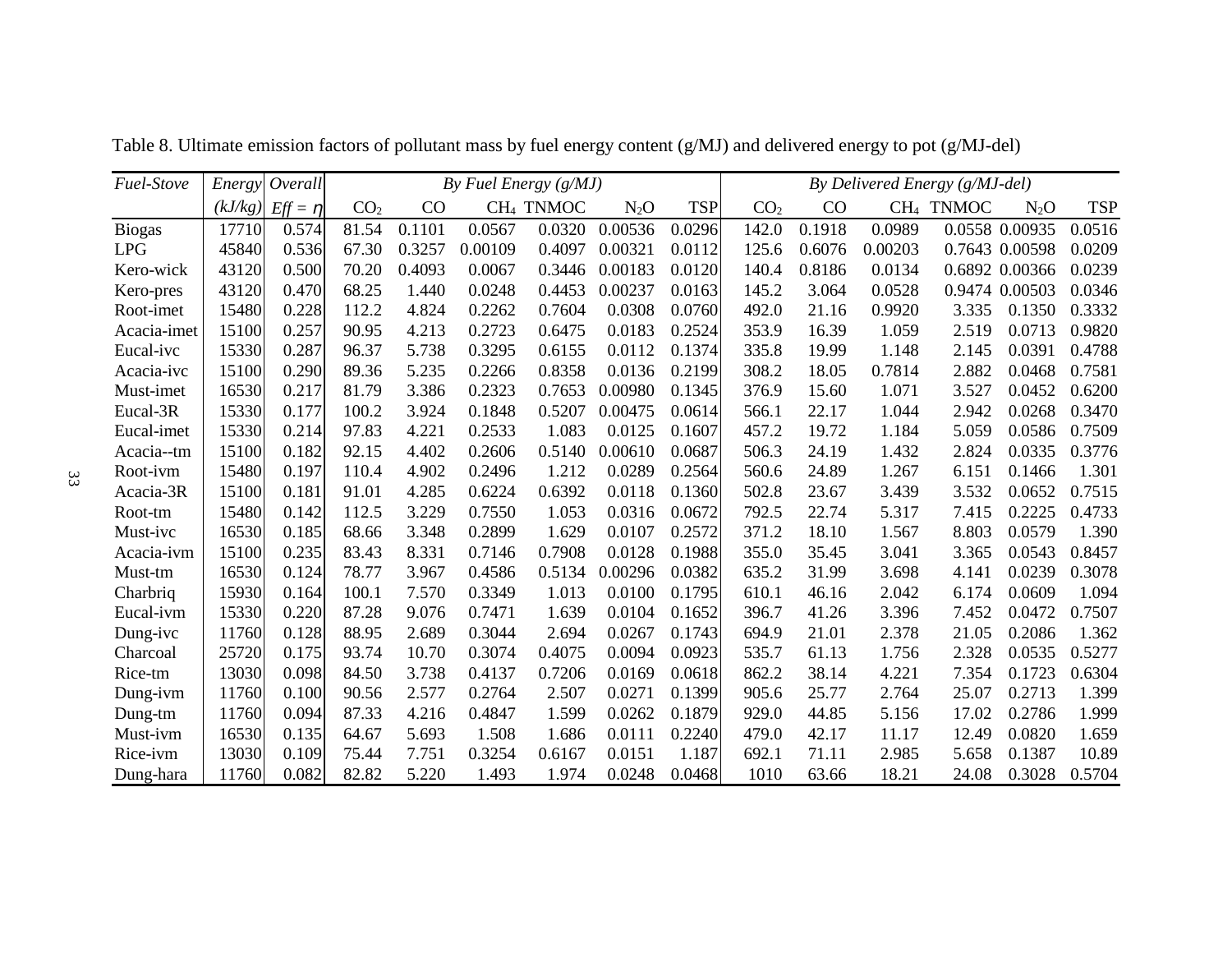Table 8. Ultimate emission factors of pollutant mass by fuel energy content (g/MJ) and delivered energy to pot (g/MJ-del)

| *Fuel-Stove* | *Energy* | *Overall* | *By Fuel Energy (g/MJ)* | | | | | | *By Delivered Energy (g/MJ-del)* | | | | | |
|---|---|---|---|---|---|---|---|---|---|---|---|---|---|---|
| | *(kJ/kg)* | *Eff* = $\eta$ | $CO_2$ | CO | $CH_4$ | TNMOC | $N_2O$ | TSP | $CO_2$ | CO | $CH_4$ | TNMOC | $N_2O$ | TSP |
| Biogas | 17710 | 0.574 | 81.54 | 0.1101 | 0.0567 | 0.0320 | 0.00536 | 0.0296 | 142.0 | 0.1918 | 0.0989 | 0.0558 | 0.00935 | 0.0516 |
| LPG | 45840 | 0.536 | 67.30 | 0.3257 | 0.00109 | 0.4097 | 0.00321 | 0.0112 | 125.6 | 0.6076 | 0.00203 | 0.7643 | 0.00598 | 0.0209 |
| Kero-wick | 43120 | 0.500 | 70.20 | 0.4093 | 0.0067 | 0.3446 | 0.00183 | 0.0120 | 140.4 | 0.8186 | 0.0134 | 0.6892 | 0.00366 | 0.0239 |
| Kero-pres | 43120 | 0.470 | 68.25 | 1.440 | 0.0248 | 0.4453 | 0.00237 | 0.0163 | 145.2 | 3.064 | 0.0528 | 0.9474 | 0.00503 | 0.0346 |
| Root-imet | 15480 | 0.228 | 112.2 | 4.824 | 0.2262 | 0.7604 | 0.0308 | 0.0760 | 492.0 | 21.16 | 0.9920 | 3.335 | 0.1350 | 0.3332 |
| Acacia-imet | 15100 | 0.257 | 90.95 | 4.213 | 0.2723 | 0.6475 | 0.0183 | 0.2524 | 353.9 | 16.39 | 1.059 | 2.519 | 0.0713 | 0.9820 |
| Eucal-ivc | 15330 | 0.287 | 96.37 | 5.738 | 0.3295 | 0.6155 | 0.0112 | 0.1374 | 335.8 | 19.99 | 1.148 | 2.145 | 0.0391 | 0.4788 |
| Acacia-ivc | 15100 | 0.290 | 89.36 | 5.235 | 0.2266 | 0.8358 | 0.0136 | 0.2199 | 308.2 | 18.05 | 0.7814 | 2.882 | 0.0468 | 0.7581 |
| Must-imet | 16530 | 0.217 | 81.79 | 3.386 | 0.2323 | 0.7653 | 0.00980 | 0.1345 | 376.9 | 15.60 | 1.071 | 3.527 | 0.0452 | 0.6200 |
| Eucal-3R | 15330 | 0.177 | 100.2 | 3.924 | 0.1848 | 0.5207 | 0.00475 | 0.0614 | 566.1 | 22.17 | 1.044 | 2.942 | 0.0268 | 0.3470 |
| Eucal-imet | 15330 | 0.214 | 97.83 | 4.221 | 0.2533 | 1.083 | 0.0125 | 0.1607 | 457.2 | 19.72 | 1.184 | 5.059 | 0.0586 | 0.7509 |
| Acacia--tm | 15100 | 0.182 | 92.15 | 4.402 | 0.2606 | 0.5140 | 0.00610 | 0.0687 | 506.3 | 24.19 | 1.432 | 2.824 | 0.0335 | 0.3776 |
| Root-ivm | 15480 | 0.197 | 110.4 | 4.902 | 0.2496 | 1.212 | 0.0289 | 0.2564 | 560.6 | 24.89 | 1.267 | 6.151 | 0.1466 | 1.301 |
| Acacia-3R | 15100 | 0.181 | 91.01 | 4.285 | 0.6224 | 0.6392 | 0.0118 | 0.1360 | 502.8 | 23.67 | 3.439 | 3.532 | 0.0652 | 0.7515 |
| Root-tm | 15480 | 0.142 | 112.5 | 3.229 | 0.7550 | 1.053 | 0.0316 | 0.0672 | 792.5 | 22.74 | 5.317 | 7.415 | 0.2225 | 0.4733 |
| Must-ivc | 16530 | 0.185 | 68.66 | 3.348 | 0.2899 | 1.629 | 0.0107 | 0.2572 | 371.2 | 18.10 | 1.567 | 8.803 | 0.0579 | 1.390 |
| Acacia-ivm | 15100 | 0.235 | 83.43 | 8.331 | 0.7146 | 0.7908 | 0.0128 | 0.1988 | 355.0 | 35.45 | 3.041 | 3.365 | 0.0543 | 0.8457 |
| Must-tm | 16530 | 0.124 | 78.77 | 3.967 | 0.4586 | 0.5134 | 0.00296 | 0.0382 | 635.2 | 31.99 | 3.698 | 4.141 | 0.0239 | 0.3078 |
| Charbriq | 15930 | 0.164 | 100.1 | 7.570 | 0.3349 | 1.013 | 0.0100 | 0.1795 | 610.1 | 46.16 | 2.042 | 6.174 | 0.0609 | 1.094 |
| Eucal-ivm | 15330 | 0.220 | 87.28 | 9.076 | 0.7471 | 1.639 | 0.0104 | 0.1652 | 396.7 | 41.26 | 3.396 | 7.452 | 0.0472 | 0.7507 |
| Dung-ivc | 11760 | 0.128 | 88.95 | 2.689 | 0.3044 | 2.694 | 0.0267 | 0.1743 | 694.9 | 21.01 | 2.378 | 21.05 | 0.2086 | 1.362 |
| Charcoal | 25720 | 0.175 | 93.74 | 10.70 | 0.3074 | 0.4075 | 0.0094 | 0.0923 | 535.7 | 61.13 | 1.756 | 2.328 | 0.0535 | 0.5277 |
| Rice-tm | 13030 | 0.098 | 84.50 | 3.738 | 0.4137 | 0.7206 | 0.0169 | 0.0618 | 862.2 | 38.14 | 4.221 | 7.354 | 0.1723 | 0.6304 |
| Dung-ivm | 11760 | 0.100 | 90.56 | 2.577 | 0.2764 | 2.507 | 0.0271 | 0.1399 | 905.6 | 25.77 | 2.764 | 25.07 | 0.2713 | 1.399 |
| Dung-tm | 11760 | 0.094 | 87.33 | 4.216 | 0.4847 | 1.599 | 0.0262 | 0.1879 | 929.0 | 44.85 | 5.156 | 17.02 | 0.2786 | 1.999 |
| Must-ivm | 16530 | 0.135 | 64.67 | 5.693 | 1.508 | 1.686 | 0.0111 | 0.2240 | 479.0 | 42.17 | 11.17 | 12.49 | 0.0820 | 1.659 |
| Rice-ivm | 13030 | 0.109 | 75.44 | 7.751 | 0.3254 | 0.6167 | 0.0151 | 1.187 | 692.1 | 71.11 | 2.985 | 5.658 | 0.1387 | 10.89 |
| Dung-hara | 11760 | 0.082 | 82.82 | 5.220 | 1.493 | 1.974 | 0.0248 | 0.0468 | 1010 | 63.66 | 18.21 | 24.08 | 0.3028 | 0.5704 |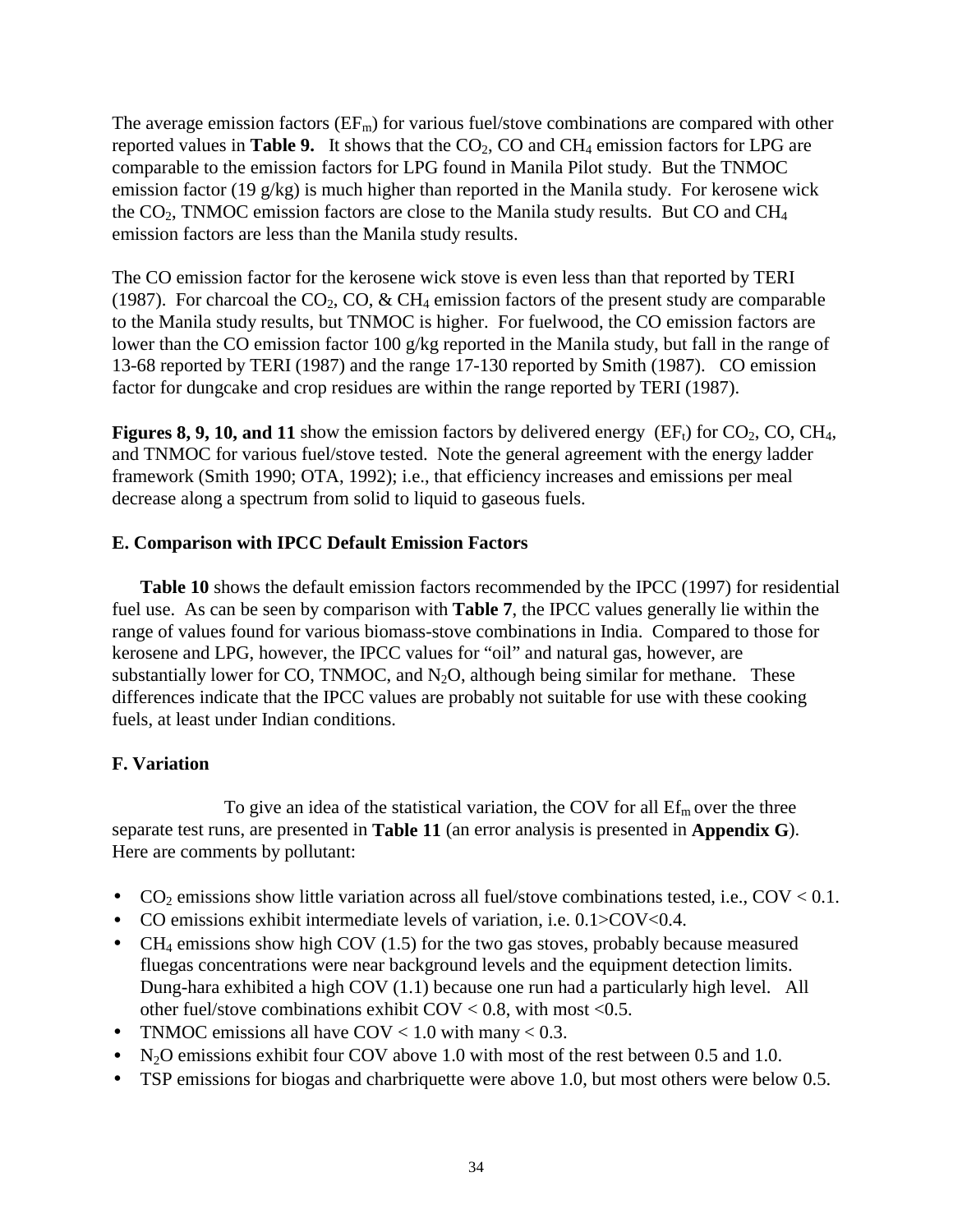The average emission factors ($EF_m$) for various fuel/stove combinations are compared with other reported values in **Table 9.** It shows that the $CO_2$, CO and $CH_4$ emission factors for LPG are comparable to the emission factors for LPG found in Manila Pilot study. But the TNMOC emission factor (19 g/kg) is much higher than reported in the Manila study. For kerosene wick the $CO_2$, TNMOC emission factors are close to the Manila study results. But CO and $CH_4$ emission factors are less than the Manila study results.

The CO emission factor for the kerosene wick stove is even less than that reported by TERI (1987). For charcoal the $CO_2$, CO, & $CH_4$ emission factors of the present study are comparable to the Manila study results, but TNMOC is higher. For fuelwood, the CO emission factors are lower than the CO emission factor 100 g/kg reported in the Manila study, but fall in the range of 13-68 reported by TERI (1987) and the range 17-130 reported by Smith (1987). CO emission factor for dungcake and crop residues are within the range reported by TERI (1987).

**Figures 8, 9, 10, and 11** show the emission factors by delivered energy ($EF_t$) for $CO_2$, CO, $CH_4$, and TNMOC for various fuel/stove tested. Note the general agreement with the energy ladder framework (Smith 1990; OTA, 1992); i.e., that efficiency increases and emissions per meal decrease along a spectrum from solid to liquid to gaseous fuels.

### E. Comparison with IPCC Default Emission Factors

**Table 10** shows the default emission factors recommended by the IPCC (1997) for residential fuel use. As can be seen by comparison with **Table 7**, the IPCC values generally lie within the range of values found for various biomass-stove combinations in India. Compared to those for kerosene and LPG, however, the IPCC values for "oil" and natural gas, however, are substantially lower for CO, TNMOC, and $N_2O$, although being similar for methane. These differences indicate that the IPCC values are probably not suitable for use with these cooking fuels, at least under Indian conditions.

### F. Variation

To give an idea of the statistical variation, the COV for all $Ef_m$ over the three separate test runs, are presented in **Table 11** (an error analysis is presented in **Appendix G**). Here are comments by pollutant:

- $CO_2$ emissions show little variation across all fuel/stove combinations tested, i.e., COV < 0.1.
- CO emissions exhibit intermediate levels of variation, i.e. 0.1>COV<0.4.
- $CH_4$ emissions show high COV (1.5) for the two gas stoves, probably because measured fluegas concentrations were near background levels and the equipment detection limits. Dung-hara exhibited a high COV (1.1) because one run had a particularly high level. All other fuel/stove combinations exhibit COV < 0.8, with most <0.5.
- TNMOC emissions all have COV < 1.0 with many < 0.3.
- $N_2O$ emissions exhibit four COV above 1.0 with most of the rest between 0.5 and 1.0.
- TSP emissions for biogas and charbriquette were above 1.0, but most others were below 0.5.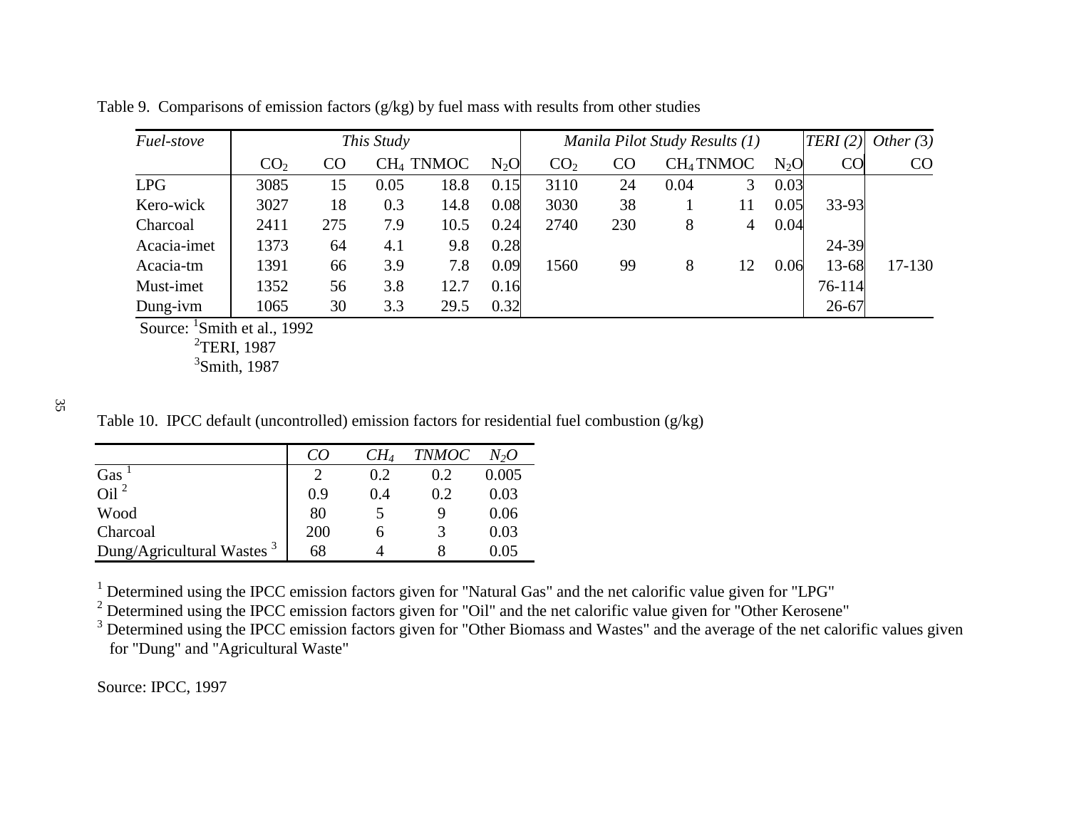Table 9. Comparisons of emission factors (g/kg) by fuel mass with results from other studies

| *Fuel-stove* | *This Study* | | | | | *Manila Pilot Study Results (1)* | | | | | *TERI (2)* | *Other (3)* |
|---|---|---|---|---|---|---|---|---|---|---|---|---|
| | $CO_2$ | CO | $CH_4$ | TNMOC | $N_2O$ | $CO_2$ | CO | $CH_4$ | TNMOC | $N_2O$ | CO | CO |
| LPG | 3085 | 15 | 0.05 | 18.8 | 0.15 | 3110 | 24 | 0.04 | 3 | 0.03 | | |
| Kero-wick | 3027 | 18 | 0.3 | 14.8 | 0.08 | 3030 | 38 | 1 | 11 | 0.05 | 33-93 | |
| Charcoal | 2411 | 275 | 7.9 | 10.5 | 0.24 | 2740 | 230 | 8 | 4 | 0.04 | | |
| Acacia-imet | 1373 | 64 | 4.1 | 9.8 | 0.28 | | | | | | 24-39 | |
| Acacia-tm | 1391 | 66 | 3.9 | 7.8 | 0.09 | 1560 | 99 | 8 | 12 | 0.06 | 13-68 | 17-130 |
| Must-imet | 1352 | 56 | 3.8 | 12.7 | 0.16 | | | | | | 76-114 | |
| Dung-ivm | 1065 | 30 | 3.3 | 29.5 | 0.32 | | | | | | 26-67 | |

Source: [1]Smith et al., 1992
[2]TERI, 1987
[3]Smith, 1987

Table 10. IPCC default (uncontrolled) emission factors for residential fuel combustion (g/kg)

| | *CO* | *$CH_4$* | *TNMOC* | *$N_2O$* |
|---|---|---|---|---|
| Gas [1] | 2 | 0.2 | 0.2 | 0.005 |
| Oil [2] | 0.9 | 0.4 | 0.2 | 0.03 |
| Wood | 80 | 5 | 9 | 0.06 |
| Charcoal | 200 | 6 | 3 | 0.03 |
| Dung/Agricultural Wastes [3] | 68 | 4 | 8 | 0.05 |

[1] Determined using the IPCC emission factors given for "Natural Gas" and the net calorific value given for "LPG"
[2] Determined using the IPCC emission factors given for "Oil" and the net calorific value given for "Other Kerosene"
[3] Determined using the IPCC emission factors given for "Other Biomass and Wastes" and the average of the net calorific values given for "Dung" and "Agricultural Waste"

Source: IPCC, 1997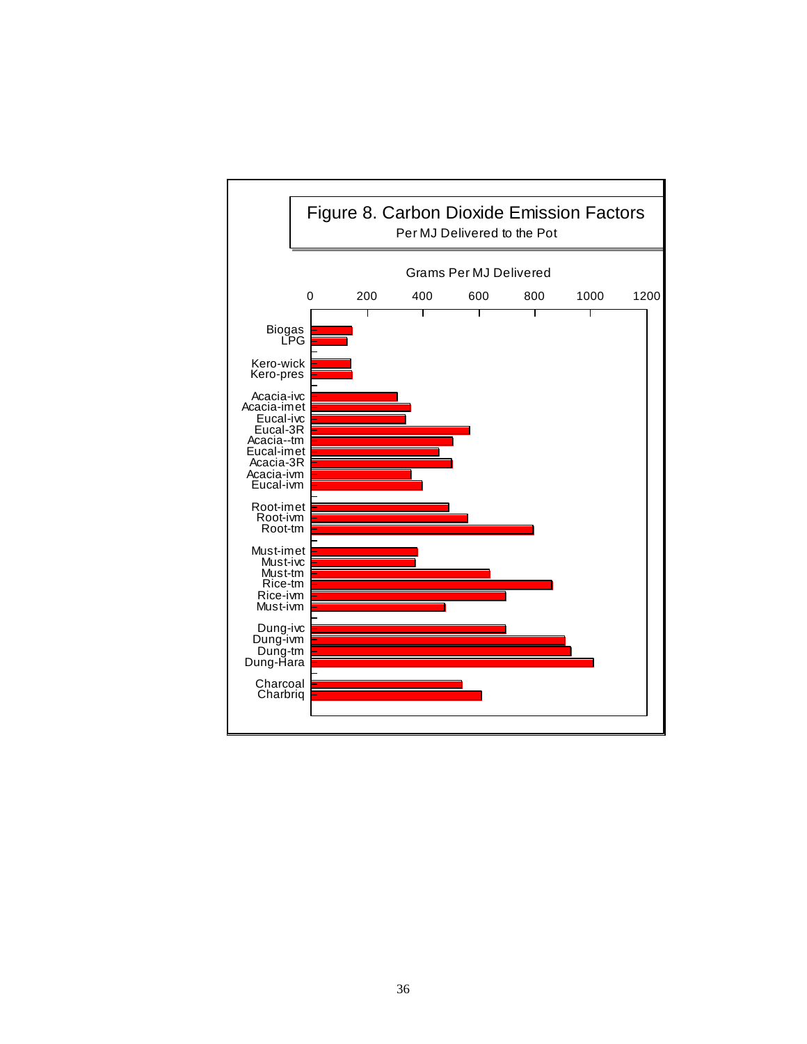# Figure 8. Carbon Dioxide Emission Factors

Per MJ Delivered to the Pot

Grams Per MJ Delivered

0 200 400 600 800 1000 1200

Biogas
LPG

Kero-wick
Kero-pres

Acacia-ivc
Acacia-imet
Eucal-ivc
Eucal-3R
Acacia--tm
Eucal-imet
Acacia-3R
Acacia-ivm
Eucal-ivm

Root-imet
Root-ivm
Root-tm

Must-imet
Must-ivc
Must-tm
Rice-tm
Rice-ivm
Must-ivm

Dung-ivc
Dung-ivm
Dung-tm
Dung-Hara

Charcoal
Charbriq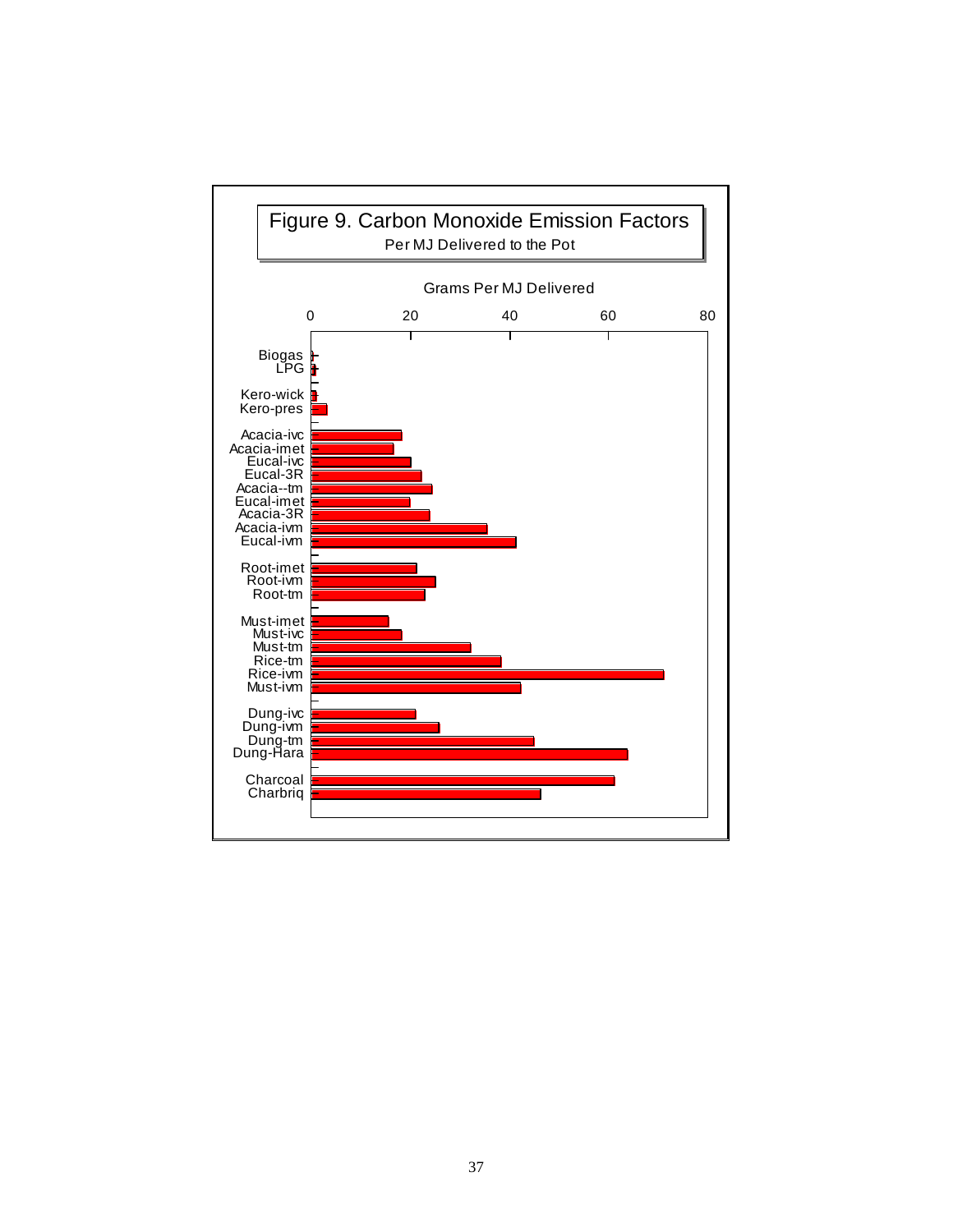Figure 9. Carbon Monoxide Emission Factors

Per MJ Delivered to the Pot

Grams Per MJ Delivered

0 20 40 60 80

Biogas
LPG

Kero-wick
Kero-pres

Acacia-ivc
Acacia-imet
Eucal-ivc
Eucal-3R
Acacia--tm
Eucal-imet
Acacia-3R
Acacia-ivm
Eucal-ivm

Root-imet
Root-ivm
Root-tm

Must-imet
Must-ivc
Must-tm
Rice-tm
Rice-ivm
Must-ivm

Dung-ivc
Dung-ivm
Dung-tm
Dung-Hara

Charcoal
Charbriq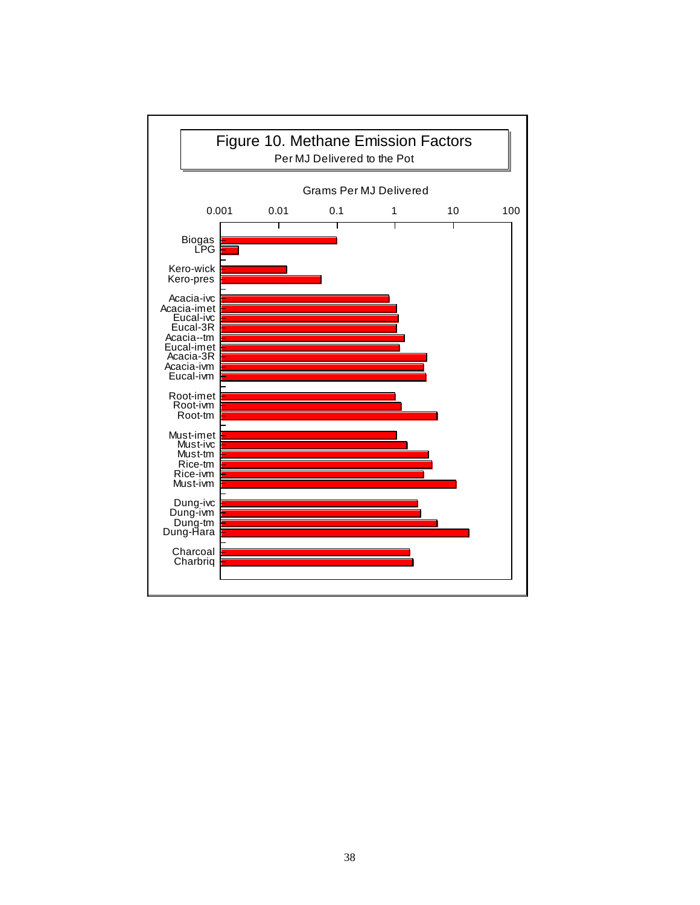**Figure 10. Methane Emission Factors**

Per MJ Delivered to the Pot

Grams Per MJ Delivered

0.001 | 0.01 | 0.1 | 1 | 10 | 100

Biogas
LPG

Kero-wick
Kero-pres

Acacia-ivc
Acacia-imet
Eucal-ivc
Eucal-3R
Acacia--tm
Eucal-imet
Acacia-3R
Acacia-ivm
Eucal-ivm

Root-imet
Root-ivm
Root-tm

Must-imet
Must-ivc
Must-tm
Rice-tm
Rice-ivm
Must-ivm

Dung-ivc
Dung-ivm
Dung-tm
Dung-Hara

Charcoal
Charbriq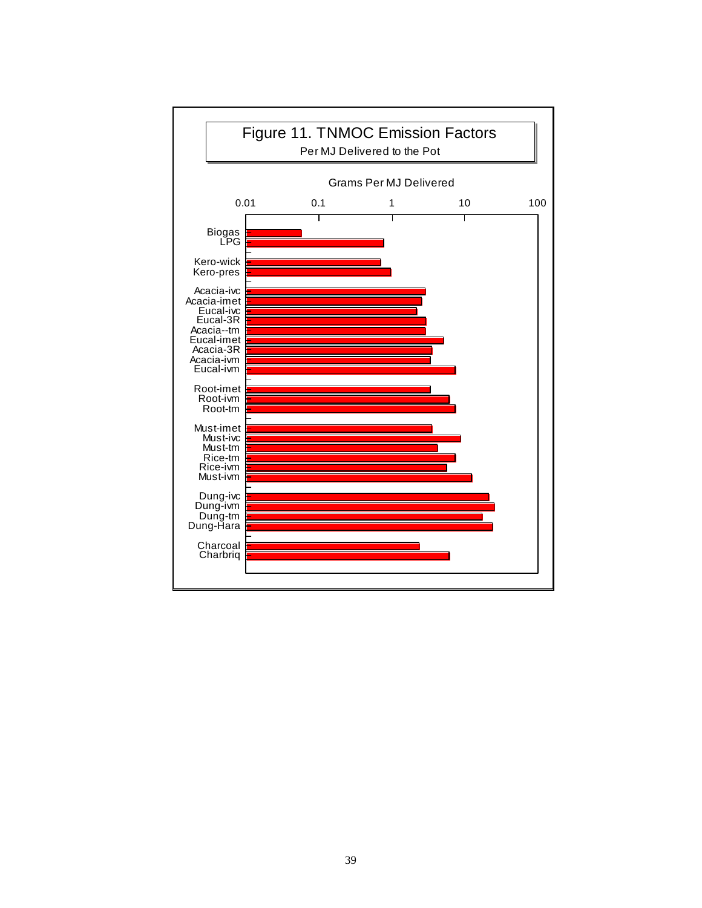# Figure 11. TNMOC Emission Factors

Per MJ Delivered to the Pot

Grams Per MJ Delivered

0.01 0.1 1 10 100

Biogas
LPG

Kero-wick
Kero-pres

Acacia-ivc
Acacia-imet
Eucal-ivc
Eucal-3R
Acacia--tm
Eucal-imet
Acacia-3R
Acacia-ivm
Eucal-ivm

Root-imet
Root-ivm
Root-tm

Must-imet
Must-ivc
Must-tm
Rice-tm
Rice-ivm
Must-ivm

Dung-ivc
Dung-ivm
Dung-tm
Dung-Hara

Charcoal
Charbriq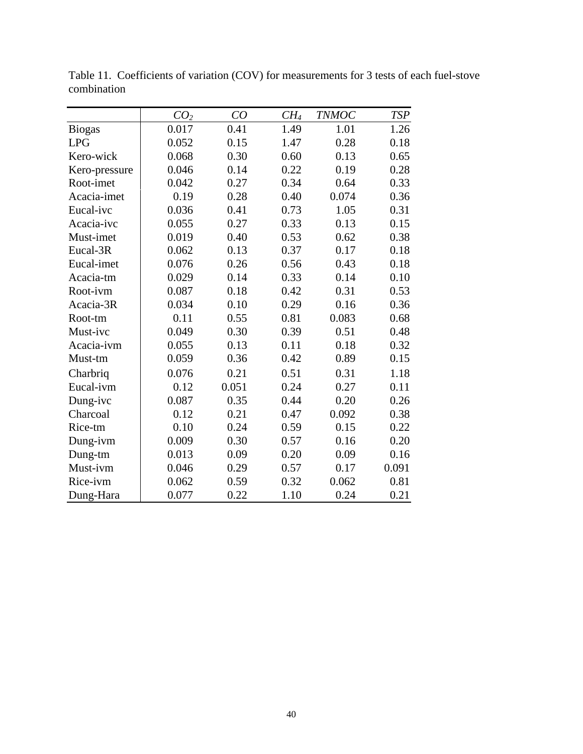Table 11. Coefficients of variation (COV) for measurements for 3 tests of each fuel-stove combination

| | $CO_2$ | *CO* | $CH_4$ | *TNMOC* | *TSP* |
|---|---|---|---|---|---|
| Biogas | 0.017 | 0.41 | 1.49 | 1.01 | 1.26 |
| LPG | 0.052 | 0.15 | 1.47 | 0.28 | 0.18 |
| Kero-wick | 0.068 | 0.30 | 0.60 | 0.13 | 0.65 |
| Kero-pressure | 0.046 | 0.14 | 0.22 | 0.19 | 0.28 |
| Root-imet | 0.042 | 0.27 | 0.34 | 0.64 | 0.33 |
| Acacia-imet | 0.19 | 0.28 | 0.40 | 0.074 | 0.36 |
| Eucal-ivc | 0.036 | 0.41 | 0.73 | 1.05 | 0.31 |
| Acacia-ivc | 0.055 | 0.27 | 0.33 | 0.13 | 0.15 |
| Must-imet | 0.019 | 0.40 | 0.53 | 0.62 | 0.38 |
| Eucal-3R | 0.062 | 0.13 | 0.37 | 0.17 | 0.18 |
| Eucal-imet | 0.076 | 0.26 | 0.56 | 0.43 | 0.18 |
| Acacia-tm | 0.029 | 0.14 | 0.33 | 0.14 | 0.10 |
| Root-ivm | 0.087 | 0.18 | 0.42 | 0.31 | 0.53 |
| Acacia-3R | 0.034 | 0.10 | 0.29 | 0.16 | 0.36 |
| Root-tm | 0.11 | 0.55 | 0.81 | 0.083 | 0.68 |
| Must-ivc | 0.049 | 0.30 | 0.39 | 0.51 | 0.48 |
| Acacia-ivm | 0.055 | 0.13 | 0.11 | 0.18 | 0.32 |
| Must-tm | 0.059 | 0.36 | 0.42 | 0.89 | 0.15 |
| Charbriq | 0.076 | 0.21 | 0.51 | 0.31 | 1.18 |
| Eucal-ivm | 0.12 | 0.051 | 0.24 | 0.27 | 0.11 |
| Dung-ivc | 0.087 | 0.35 | 0.44 | 0.20 | 0.26 |
| Charcoal | 0.12 | 0.21 | 0.47 | 0.092 | 0.38 |
| Rice-tm | 0.10 | 0.24 | 0.59 | 0.15 | 0.22 |
| Dung-ivm | 0.009 | 0.30 | 0.57 | 0.16 | 0.20 |
| Dung-tm | 0.013 | 0.09 | 0.20 | 0.09 | 0.16 |
| Must-ivm | 0.046 | 0.29 | 0.57 | 0.17 | 0.091 |
| Rice-ivm | 0.062 | 0.59 | 0.32 | 0.062 | 0.81 |
| Dung-Hara | 0.077 | 0.22 | 1.10 | 0.24 | 0.21 |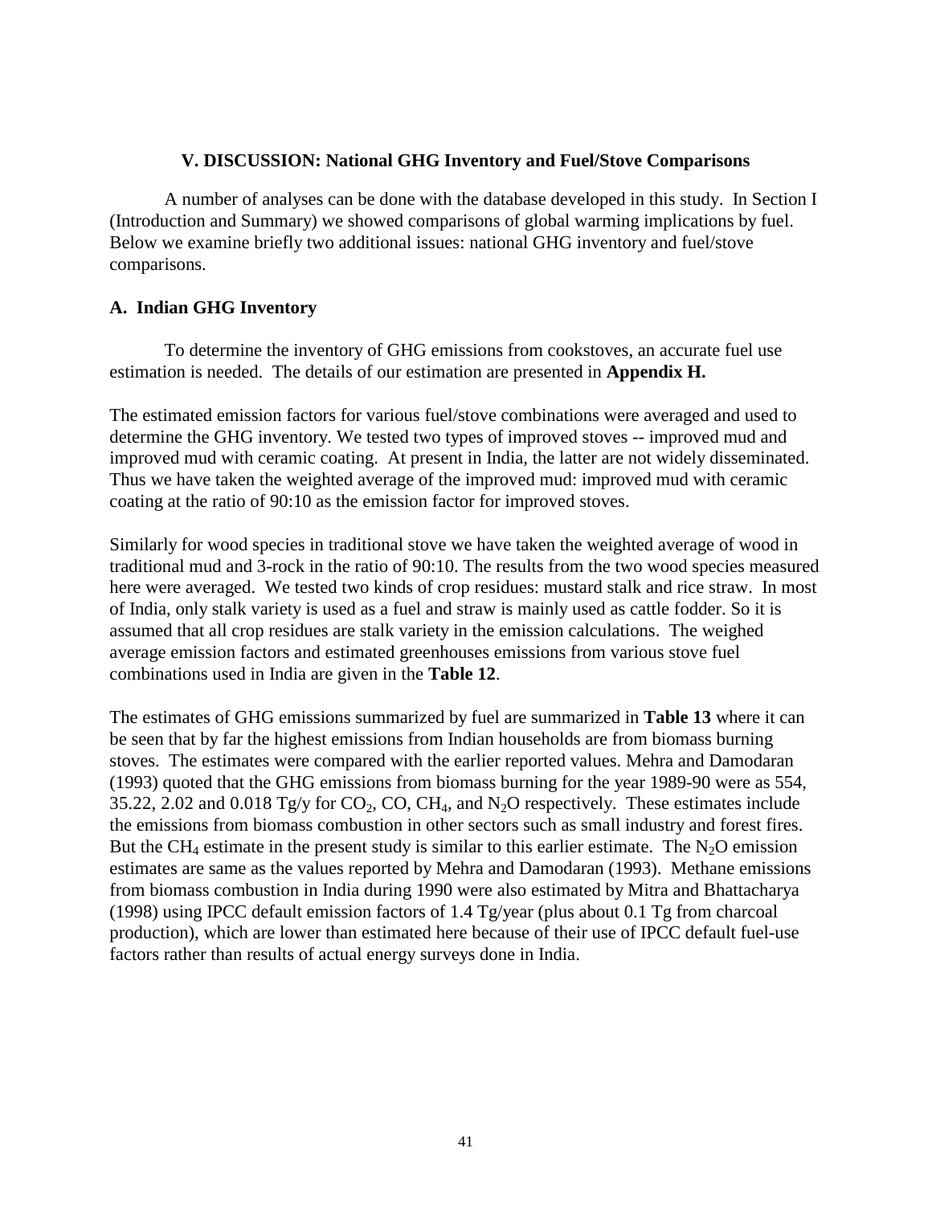## V. DISCUSSION: National GHG Inventory and Fuel/Stove Comparisons

A number of analyses can be done with the database developed in this study. In Section I (Introduction and Summary) we showed comparisons of global warming implications by fuel. Below we examine briefly two additional issues: national GHG inventory and fuel/stove comparisons.

### A. Indian GHG Inventory

To determine the inventory of GHG emissions from cookstoves, an accurate fuel use estimation is needed. The details of our estimation are presented in **Appendix H.**

The estimated emission factors for various fuel/stove combinations were averaged and used to determine the GHG inventory. We tested two types of improved stoves -- improved mud and improved mud with ceramic coating. At present in India, the latter are not widely disseminated. Thus we have taken the weighted average of the improved mud: improved mud with ceramic coating at the ratio of 90:10 as the emission factor for improved stoves.

Similarly for wood species in traditional stove we have taken the weighted average of wood in traditional mud and 3-rock in the ratio of 90:10. The results from the two wood species measured here were averaged. We tested two kinds of crop residues: mustard stalk and rice straw. In most of India, only stalk variety is used as a fuel and straw is mainly used as cattle fodder. So it is assumed that all crop residues are stalk variety in the emission calculations. The weighed average emission factors and estimated greenhouses emissions from various stove fuel combinations used in India are given in the **Table 12**.

The estimates of GHG emissions summarized by fuel are summarized in **Table 13** where it can be seen that by far the highest emissions from Indian households are from biomass burning stoves. The estimates were compared with the earlier reported values. Mehra and Damodaran (1993) quoted that the GHG emissions from biomass burning for the year 1989-90 were as 554, 35.22, 2.02 and 0.018 Tg/y for $CO_2$, CO, $CH_4$, and $N_2O$ respectively. These estimates include the emissions from biomass combustion in other sectors such as small industry and forest fires. But the $CH_4$ estimate in the present study is similar to this earlier estimate. The $N_2O$ emission estimates are same as the values reported by Mehra and Damodaran (1993). Methane emissions from biomass combustion in India during 1990 were also estimated by Mitra and Bhattacharya (1998) using IPCC default emission factors of 1.4 Tg/year (plus about 0.1 Tg from charcoal production), which are lower than estimated here because of their use of IPCC default fuel-use factors rather than results of actual energy surveys done in India.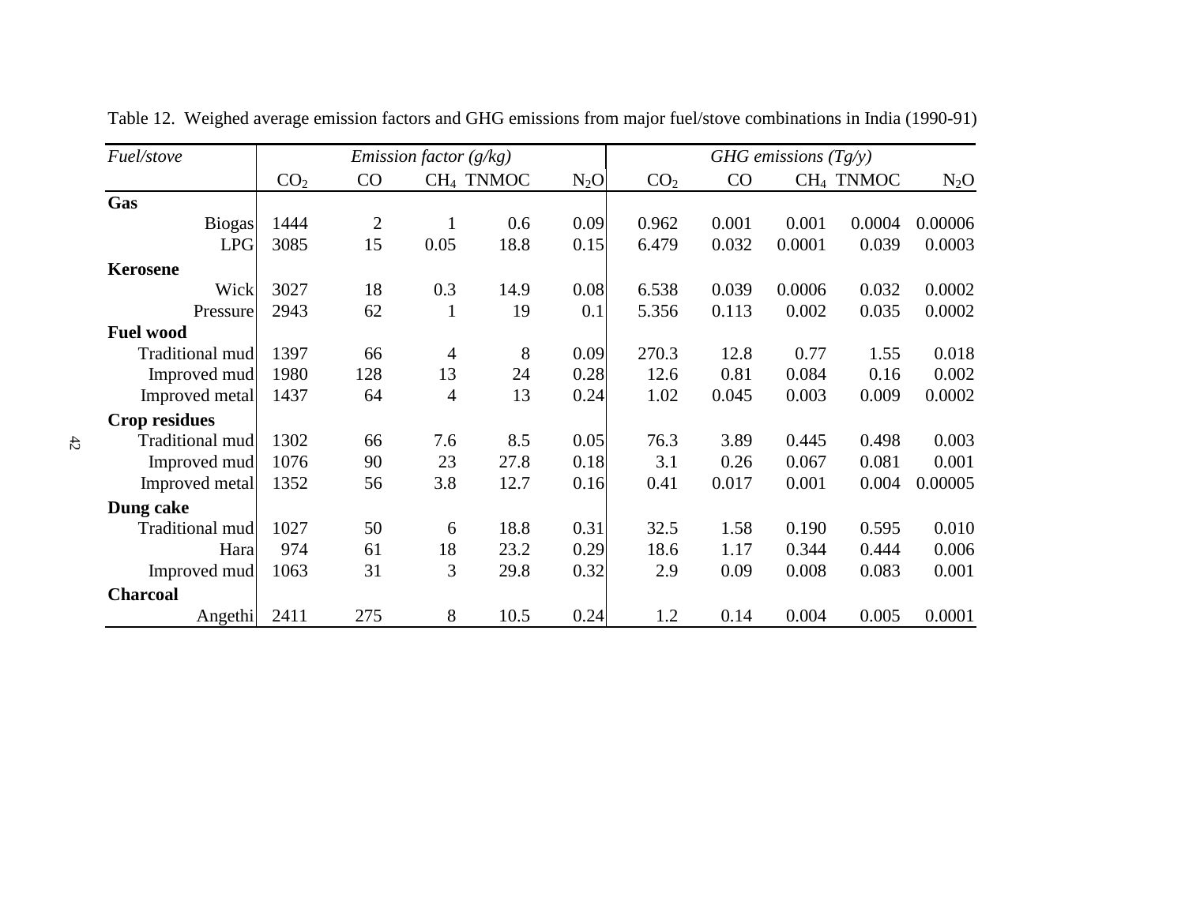Table 12. Weighed average emission factors and GHG emissions from major fuel/stove combinations in India (1990-91)

| *Fuel/stove* | *Emission factor (g/kg)* | | | | | *GHG emissions (Tg/y)* | | | | |
|---|---|---|---|---|---|---|---|---|---|---|
| | $CO_2$ | CO | $CH_4$ | TNMOC | $N_2O$ | $CO_2$ | CO | $CH_4$ | TNMOC | $N_2O$ |
| **Gas** | | | | | | | | | | |
| Biogas | 1444 | 2 | 1 | 0.6 | 0.09 | 0.962 | 0.001 | 0.001 | 0.0004 | 0.00006 |
| LPG | 3085 | 15 | 0.05 | 18.8 | 0.15 | 6.479 | 0.032 | 0.0001 | 0.039 | 0.0003 |
| **Kerosene** | | | | | | | | | | |
| Wick | 3027 | 18 | 0.3 | 14.9 | 0.08 | 6.538 | 0.039 | 0.0006 | 0.032 | 0.0002 |
| Pressure | 2943 | 62 | 1 | 19 | 0.1 | 5.356 | 0.113 | 0.002 | 0.035 | 0.0002 |
| **Fuel wood** | | | | | | | | | | |
| Traditional mud | 1397 | 66 | 4 | 8 | 0.09 | 270.3 | 12.8 | 0.77 | 1.55 | 0.018 |
| Improved mud | 1980 | 128 | 13 | 24 | 0.28 | 12.6 | 0.81 | 0.084 | 0.16 | 0.002 |
| Improved metal | 1437 | 64 | 4 | 13 | 0.24 | 1.02 | 0.045 | 0.003 | 0.009 | 0.0002 |
| **Crop residues** | | | | | | | | | | |
| Traditional mud | 1302 | 66 | 7.6 | 8.5 | 0.05 | 76.3 | 3.89 | 0.445 | 0.498 | 0.003 |
| Improved mud | 1076 | 90 | 23 | 27.8 | 0.18 | 3.1 | 0.26 | 0.067 | 0.081 | 0.001 |
| Improved metal | 1352 | 56 | 3.8 | 12.7 | 0.16 | 0.41 | 0.017 | 0.001 | 0.004 | 0.00005 |
| **Dung cake** | | | | | | | | | | |
| Traditional mud | 1027 | 50 | 6 | 18.8 | 0.31 | 32.5 | 1.58 | 0.190 | 0.595 | 0.010 |
| Hara | 974 | 61 | 18 | 23.2 | 0.29 | 18.6 | 1.17 | 0.344 | 0.444 | 0.006 |
| Improved mud | 1063 | 31 | 3 | 29.8 | 0.32 | 2.9 | 0.09 | 0.008 | 0.083 | 0.001 |
| **Charcoal** | | | | | | | | | | |
| Angethi | 2411 | 275 | 8 | 10.5 | 0.24 | 1.2 | 0.14 | 0.004 | 0.005 | 0.0001 |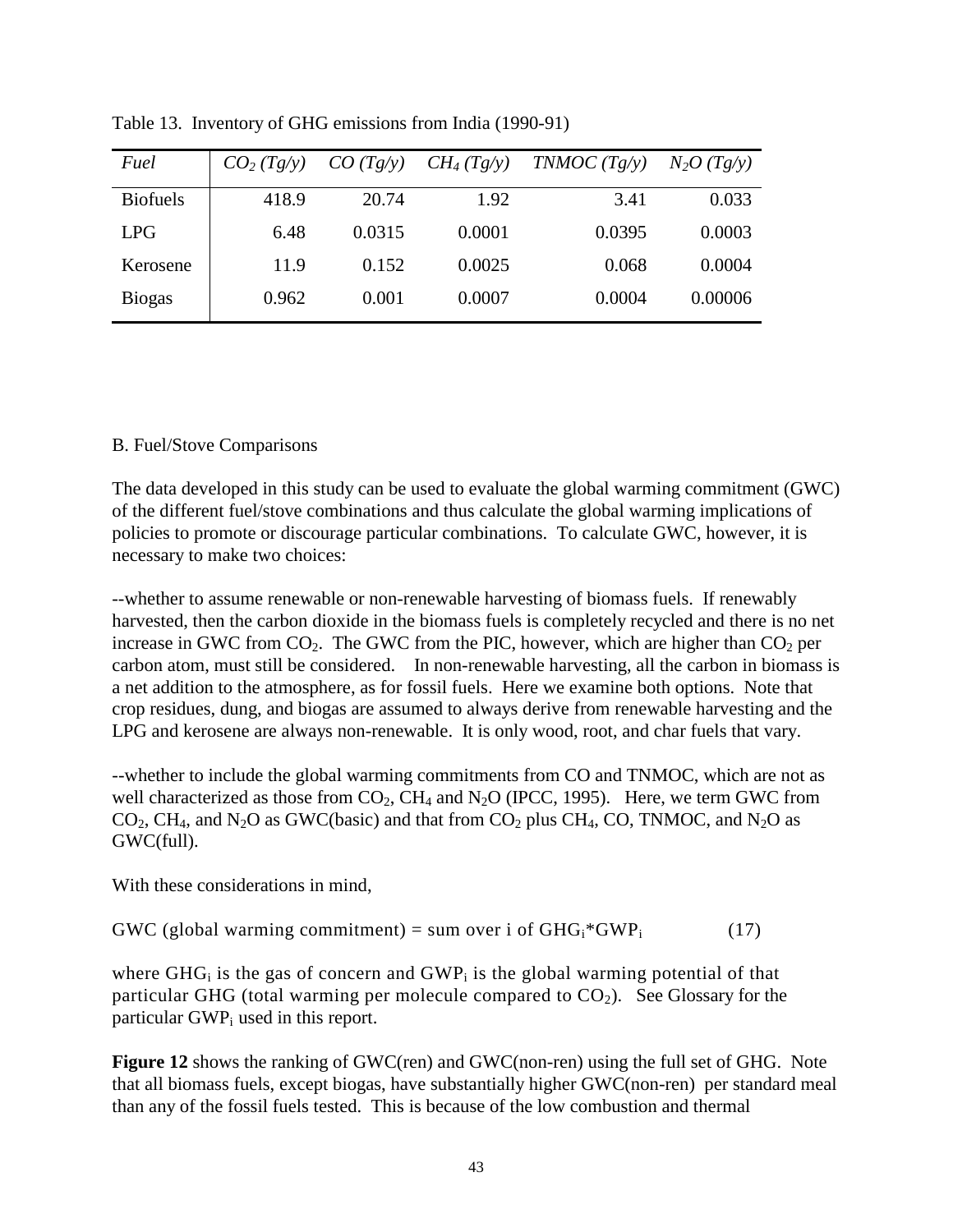Table 13. Inventory of GHG emissions from India (1990-91)

| *Fuel* | *$CO_2$ (Tg/y)* | *CO (Tg/y)* | *$CH_4$ (Tg/y)* | *TNMOC (Tg/y)* | *$N_2O$ (Tg/y)* |
|---|---|---|---|---|---|
| Biofuels | 418.9 | 20.74 | 1.92 | 3.41 | 0.033 |
| LPG | 6.48 | 0.0315 | 0.0001 | 0.0395 | 0.0003 |
| Kerosene | 11.9 | 0.152 | 0.0025 | 0.068 | 0.0004 |
| Biogas | 0.962 | 0.001 | 0.0007 | 0.0004 | 0.00006 |

B. Fuel/Stove Comparisons

The data developed in this study can be used to evaluate the global warming commitment (GWC) of the different fuel/stove combinations and thus calculate the global warming implications of policies to promote or discourage particular combinations. To calculate GWC, however, it is necessary to make two choices:

--whether to assume renewable or non-renewable harvesting of biomass fuels. If renewably harvested, then the carbon dioxide in the biomass fuels is completely recycled and there is no net increase in GWC from $CO_2$. The GWC from the PIC, however, which are higher than $CO_2$ per carbon atom, must still be considered. In non-renewable harvesting, all the carbon in biomass is a net addition to the atmosphere, as for fossil fuels. Here we examine both options. Note that crop residues, dung, and biogas are assumed to always derive from renewable harvesting and the LPG and kerosene are always non-renewable. It is only wood, root, and char fuels that vary.

--whether to include the global warming commitments from CO and TNMOC, which are not as well characterized as those from $CO_2$, $CH_4$ and $N_2O$ (IPCC, 1995). Here, we term GWC from $CO_2$, $CH_4$, and $N_2O$ as GWC(basic) and that from $CO_2$ plus $CH_4$, CO, TNMOC, and $N_2O$ as GWC(full).

With these considerations in mind,

$$\text{GWC (global warming commitment)} = \text{sum over i of } GHG_i * GWP_i \qquad (17)$$

where $GHG_i$ is the gas of concern and $GWP_i$ is the global warming potential of that particular GHG (total warming per molecule compared to $CO_2$). See Glossary for the particular $GWP_i$ used in this report.

**Figure 12** shows the ranking of GWC(ren) and GWC(non-ren) using the full set of GHG. Note that all biomass fuels, except biogas, have substantially higher GWC(non-ren) per standard meal than any of the fossil fuels tested. This is because of the low combustion and thermal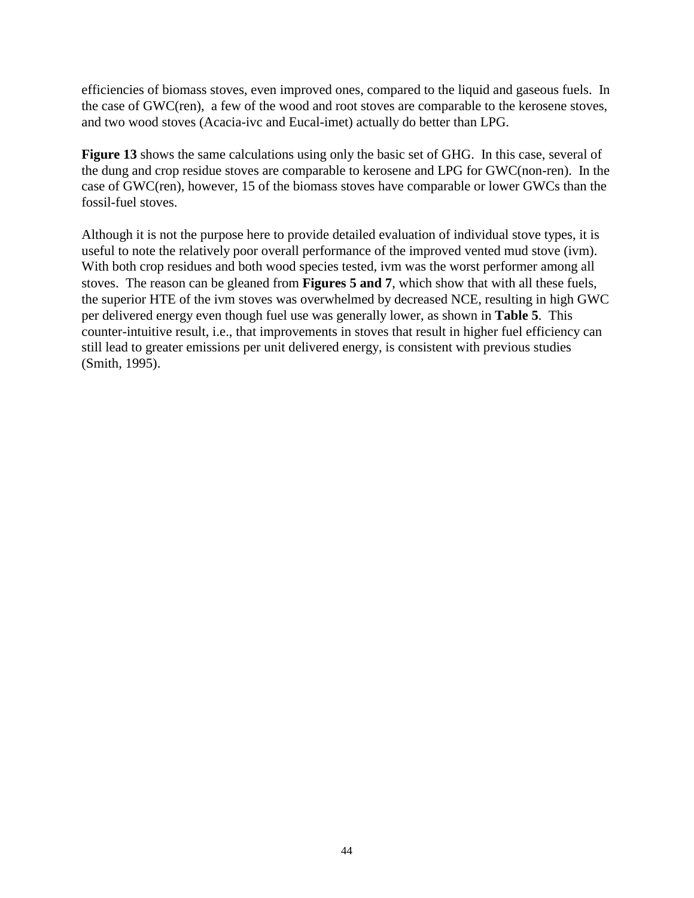efficiencies of biomass stoves, even improved ones, compared to the liquid and gaseous fuels. In the case of GWC(ren), a few of the wood and root stoves are comparable to the kerosene stoves, and two wood stoves (Acacia-ivc and Eucal-imet) actually do better than LPG.

**Figure 13** shows the same calculations using only the basic set of GHG. In this case, several of the dung and crop residue stoves are comparable to kerosene and LPG for GWC(non-ren). In the case of GWC(ren), however, 15 of the biomass stoves have comparable or lower GWCs than the fossil-fuel stoves.

Although it is not the purpose here to provide detailed evaluation of individual stove types, it is useful to note the relatively poor overall performance of the improved vented mud stove (ivm). With both crop residues and both wood species tested, ivm was the worst performer among all stoves. The reason can be gleaned from **Figures 5 and 7**, which show that with all these fuels, the superior HTE of the ivm stoves was overwhelmed by decreased NCE, resulting in high GWC per delivered energy even though fuel use was generally lower, as shown in **Table 5**. This counter-intuitive result, i.e., that improvements in stoves that result in higher fuel efficiency can still lead to greater emissions per unit delivered energy, is consistent with previous studies (Smith, 1995).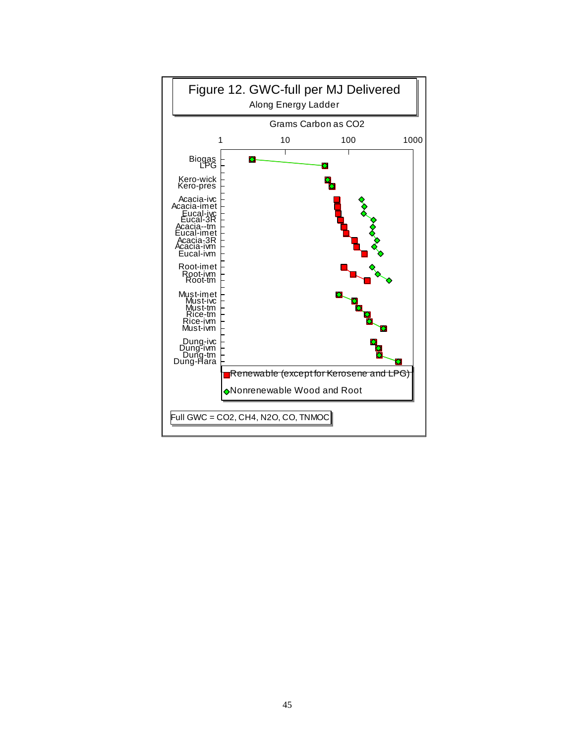Figure 12. GWC-full per MJ Delivered

Along Energy Ladder

Grams Carbon as CO2

1 10 100 1000

Biogas
LPG

Kero-wick
Kero-pres

Acacia-ivc
Acacia-imet
Eucal-ivc
Eucal-3R
Acacia--tm
Eucal-imet
Acacia-3R
Acacia-ivm
Eucal-ivm

Root-imet
Root-ivm
Root-tm

Must-imet
Must-ivc
Must-tm
Rice-tm
Rice-ivm
Must-ivm

Dung-ivc
Dung-ivm
Dung-tm
Dung-Hara

Renewable (except for Kerosene and LPG)

Nonrenewable Wood and Root

Full GWC = CO2, CH4, N2O, CO, TNMOC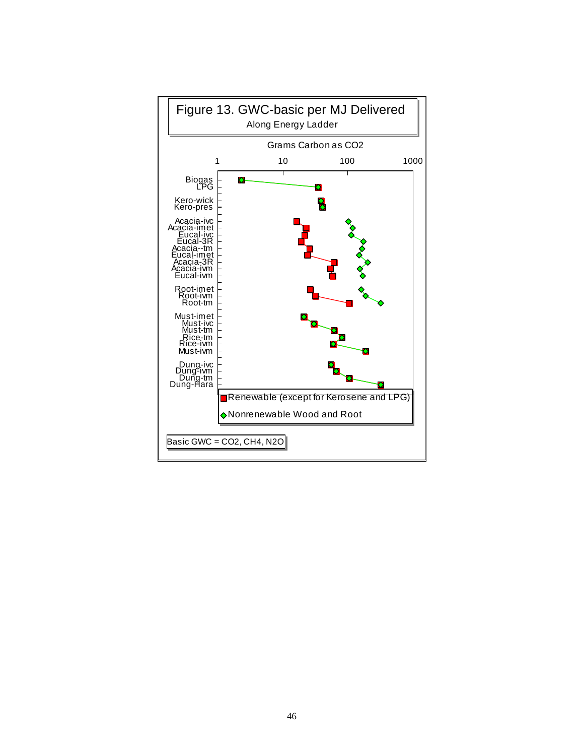# Figure 13. GWC-basic per MJ Delivered

Along Energy Ladder

Grams Carbon as CO2

1 — 10 — 100 — 1000

Biogas
LPG

Kero-wick
Kero-pres

Acacia-ivc
Acacia-imet
Eucal-ivc
Eucal-3R
Acacia--tm
Eucal-imet
Acacia-3R
Acacia-ivm
Eucal-ivm

Root-imet
Root-ivm
Root-tm

Must-imet
Must-ivc
Must-tm
Rice-tm
Rice-ivm
Must-ivm

Dung-ivc
Dung-ivm
Dung-tm
Dung-Hara

Renewable (except for Kerosene and LPG)

Nonrenewable Wood and Root

Basic GWC = CO2, CH4, N2O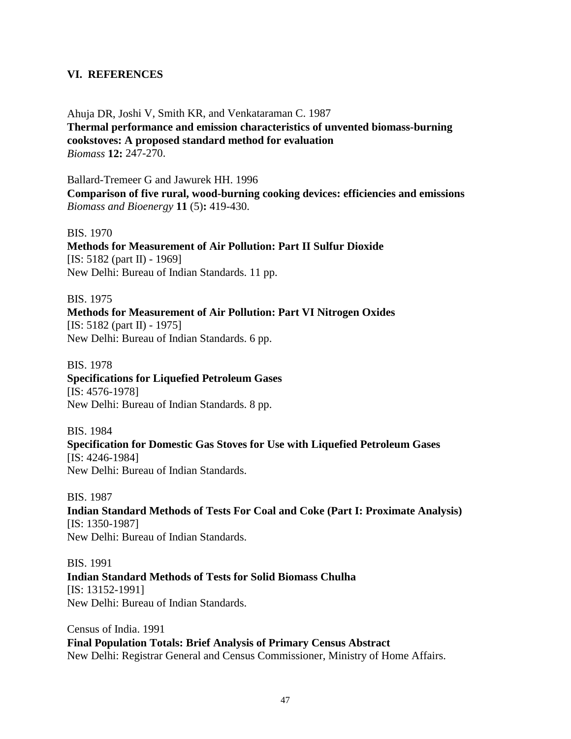## VI. REFERENCES

Ahuja DR, Joshi V, Smith KR, and Venkataraman C. 1987
**Thermal performance and emission characteristics of unvented biomass-burning cookstoves: A proposed standard method for evaluation**
*Biomass* **12:** 247-270.

Ballard-Tremeer G and Jawurek HH. 1996
**Comparison of five rural, wood-burning cooking devices: efficiencies and emissions**
*Biomass and Bioenergy* **11** (5)**:** 419-430.

BIS. 1970
**Methods for Measurement of Air Pollution: Part II Sulfur Dioxide**
[IS: 5182 (part II) - 1969]
New Delhi: Bureau of Indian Standards. 11 pp.

BIS. 1975
**Methods for Measurement of Air Pollution: Part VI Nitrogen Oxides**
[IS: 5182 (part II) - 1975]
New Delhi: Bureau of Indian Standards. 6 pp.

BIS. 1978
**Specifications for Liquefied Petroleum Gases**
[IS: 4576-1978]
New Delhi: Bureau of Indian Standards. 8 pp.

BIS. 1984
**Specification for Domestic Gas Stoves for Use with Liquefied Petroleum Gases**
[IS: 4246-1984]
New Delhi: Bureau of Indian Standards.

BIS. 1987
**Indian Standard Methods of Tests For Coal and Coke (Part I: Proximate Analysis)**
[IS: 1350-1987]
New Delhi: Bureau of Indian Standards.

BIS. 1991
**Indian Standard Methods of Tests for Solid Biomass Chulha**
[IS: 13152-1991]
New Delhi: Bureau of Indian Standards.

Census of India. 1991
**Final Population Totals: Brief Analysis of Primary Census Abstract**
New Delhi: Registrar General and Census Commissioner, Ministry of Home Affairs.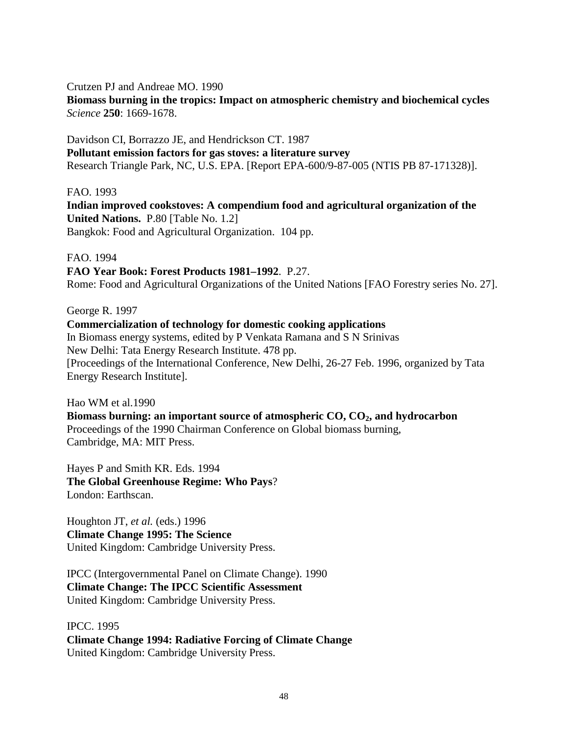Crutzen PJ and Andreae MO. 1990
**Biomass burning in the tropics: Impact on atmospheric chemistry and biochemical cycles**
*Science* **250**: 1669-1678.

Davidson CI, Borrazzo JE, and Hendrickson CT. 1987
**Pollutant emission factors for gas stoves: a literature survey**
Research Triangle Park, NC, U.S. EPA. [Report EPA-600/9-87-005 (NTIS PB 87-171328)].

FAO. 1993
**Indian improved cookstoves: A compendium food and agricultural organization of the United Nations.** P.80 [Table No. 1.2]
Bangkok: Food and Agricultural Organization. 104 pp.

FAO. 1994
**FAO Year Book: Forest Products 1981–1992**. P.27.
Rome: Food and Agricultural Organizations of the United Nations [FAO Forestry series No. 27].

George R. 1997
**Commercialization of technology for domestic cooking applications**
In Biomass energy systems, edited by P Venkata Ramana and S N Srinivas
New Delhi: Tata Energy Research Institute. 478 pp.
[Proceedings of the International Conference, New Delhi, 26-27 Feb. 1996, organized by Tata Energy Research Institute].

Hao WM et al.1990
**Biomass burning: an important source of atmospheric CO, $CO_2$, and hydrocarbon**
Proceedings of the 1990 Chairman Conference on Global biomass burning,
Cambridge, MA: MIT Press.

Hayes P and Smith KR. Eds. 1994
**The Global Greenhouse Regime: Who Pays**?
London: Earthscan.

Houghton JT, *et al.* (eds.) 1996
**Climate Change 1995: The Science**
United Kingdom: Cambridge University Press.

IPCC (Intergovernmental Panel on Climate Change). 1990
**Climate Change: The IPCC Scientific Assessment**
United Kingdom: Cambridge University Press.

IPCC. 1995
**Climate Change 1994: Radiative Forcing of Climate Change**
United Kingdom: Cambridge University Press.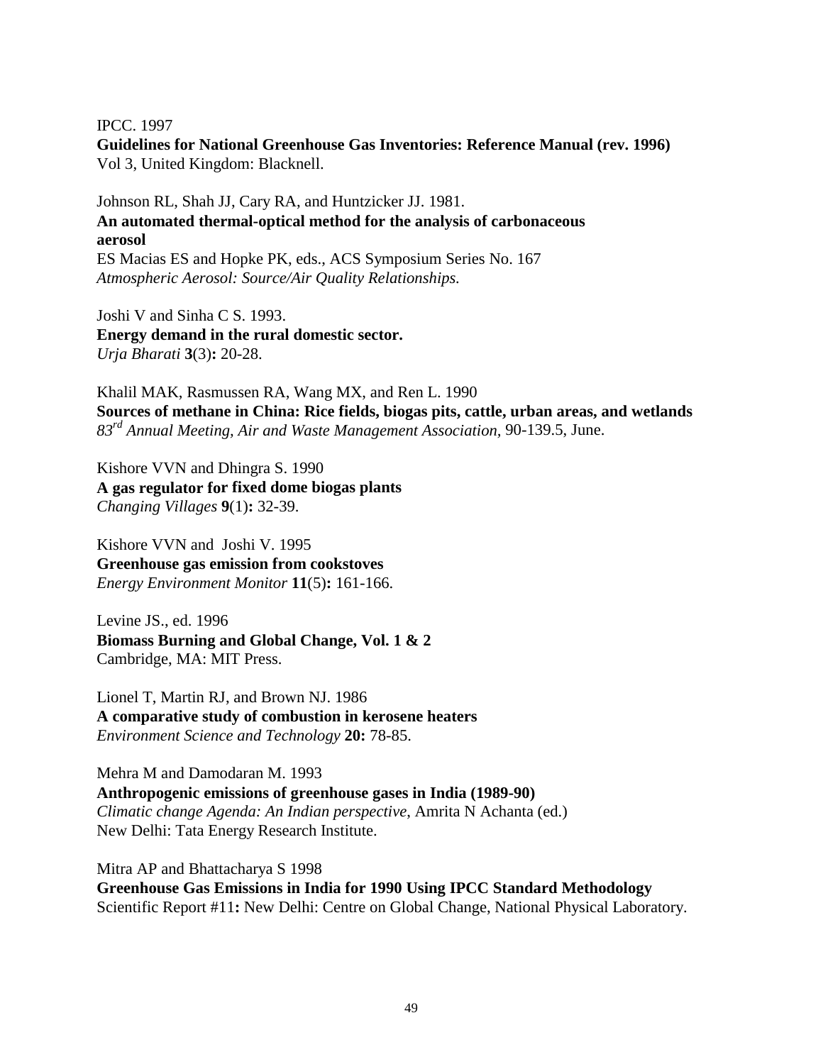IPCC. 1997
**Guidelines for National Greenhouse Gas Inventories: Reference Manual (rev. 1996)**
Vol 3, United Kingdom: Blacknell.

Johnson RL, Shah JJ, Cary RA, and Huntzicker JJ. 1981.
**An automated thermal-optical method for the analysis of carbonaceous aerosol**
ES Macias ES and Hopke PK, eds., ACS Symposium Series No. 167
*Atmospheric Aerosol: Source/Air Quality Relationships.*

Joshi V and Sinha C S. 1993.
**Energy demand in the rural domestic sector.**
*Urja Bharati* **3**(3)**:** 20-28.

Khalil MAK, Rasmussen RA, Wang MX, and Ren L. 1990
**Sources of methane in China: Rice fields, biogas pits, cattle, urban areas, and wetlands**
*83rd Annual Meeting, Air and Waste Management Association*, 90-139.5, June.

Kishore VVN and Dhingra S. 1990
**A gas regulator for fixed dome biogas plants**
*Changing Villages* **9**(1)**:** 32-39.

Kishore VVN and Joshi V. 1995
**Greenhouse gas emission from cookstoves**
*Energy Environment Monitor* **11**(5)**:** 161-166.

Levine JS., ed. 1996
**Biomass Burning and Global Change, Vol. 1 & 2**
Cambridge, MA: MIT Press.

Lionel T, Martin RJ, and Brown NJ. 1986
**A comparative study of combustion in kerosene heaters**
*Environment Science and Technology* **20:** 78-85.

Mehra M and Damodaran M. 1993
**Anthropogenic emissions of greenhouse gases in India (1989-90)**
*Climatic change Agenda: An Indian perspective*, Amrita N Achanta (ed.)
New Delhi: Tata Energy Research Institute.

Mitra AP and Bhattacharya S 1998
**Greenhouse Gas Emissions in India for 1990 Using IPCC Standard Methodology**
Scientific Report #11**:** New Delhi: Centre on Global Change, National Physical Laboratory.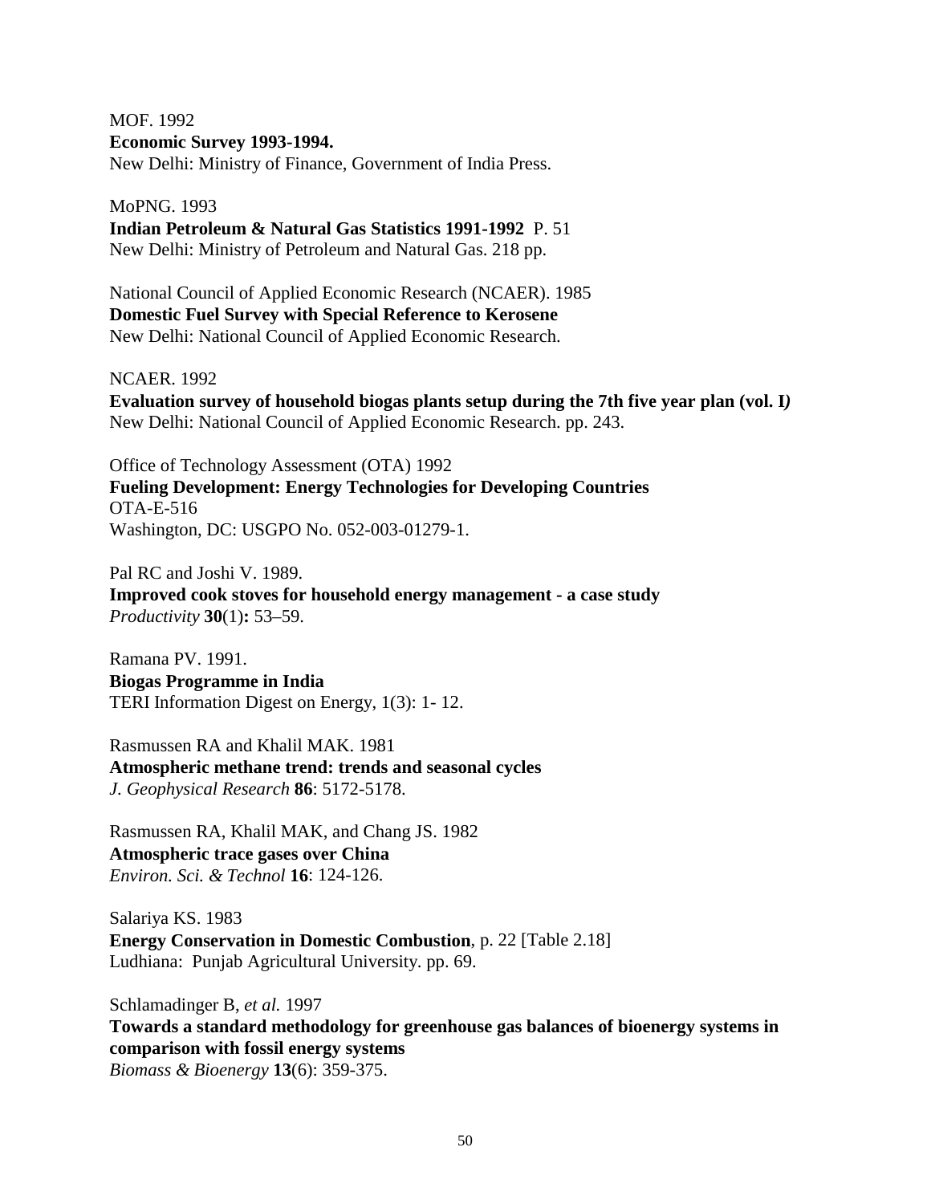MOF. 1992
**Economic Survey 1993-1994.**
New Delhi: Ministry of Finance, Government of India Press.

MoPNG. 1993
**Indian Petroleum & Natural Gas Statistics 1991-1992** P. 51
New Delhi: Ministry of Petroleum and Natural Gas. 218 pp.

National Council of Applied Economic Research (NCAER). 1985
**Domestic Fuel Survey with Special Reference to Kerosene**
New Delhi: National Council of Applied Economic Research.

NCAER. 1992
**Evaluation survey of household biogas plants setup during the 7th five year plan (vol. I)**
New Delhi: National Council of Applied Economic Research. pp. 243.

Office of Technology Assessment (OTA) 1992
**Fueling Development: Energy Technologies for Developing Countries**
OTA-E-516
Washington, DC: USGPO No. 052-003-01279-1.

Pal RC and Joshi V. 1989.
**Improved cook stoves for household energy management - a case study**
*Productivity* **30**(1)**:** 53–59.

Ramana PV. 1991.
**Biogas Programme in India**
TERI Information Digest on Energy, 1(3): 1- 12.

Rasmussen RA and Khalil MAK. 1981
**Atmospheric methane trend: trends and seasonal cycles**
*J. Geophysical Research* **86**: 5172-5178.

Rasmussen RA, Khalil MAK, and Chang JS. 1982
**Atmospheric trace gases over China**
*Environ. Sci. & Technol* **16**: 124-126.

Salariya KS. 1983
**Energy Conservation in Domestic Combustion**, p. 22 [Table 2.18]
Ludhiana: Punjab Agricultural University. pp. 69.

Schlamadinger B, *et al.* 1997
**Towards a standard methodology for greenhouse gas balances of bioenergy systems in comparison with fossil energy systems**
*Biomass & Bioenergy* **13**(6): 359-375.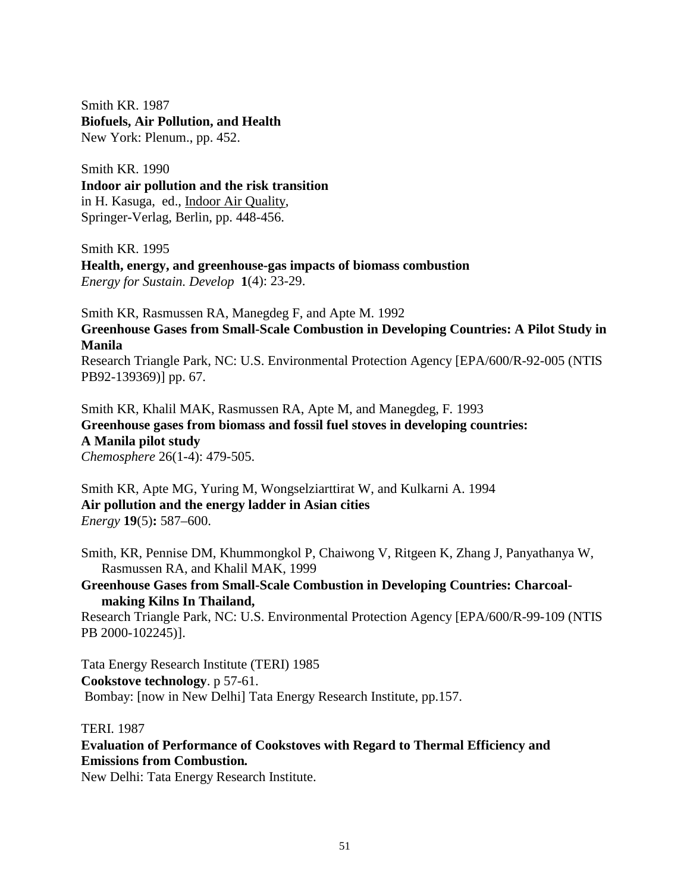Smith KR. 1987
**Biofuels, Air Pollution, and Health**
New York: Plenum., pp. 452.

Smith KR. 1990
**Indoor air pollution and the risk transition**
in H. Kasuga, ed., Indoor Air Quality,
Springer-Verlag, Berlin, pp. 448-456.

Smith KR. 1995
**Health, energy, and greenhouse-gas impacts of biomass combustion**
*Energy for Sustain. Develop* **1**(4): 23-29.

Smith KR, Rasmussen RA, Manegdeg F, and Apte M. 1992
**Greenhouse Gases from Small-Scale Combustion in Developing Countries: A Pilot Study in Manila**
Research Triangle Park, NC: U.S. Environmental Protection Agency [EPA/600/R-92-005 (NTIS PB92-139369)] pp. 67.

Smith KR, Khalil MAK, Rasmussen RA, Apte M, and Manegdeg, F. 1993
**Greenhouse gases from biomass and fossil fuel stoves in developing countries: A Manila pilot study**
*Chemosphere* 26(1-4): 479-505.

Smith KR, Apte MG, Yuring M, Wongselziarttirat W, and Kulkarni A. 1994
**Air pollution and the energy ladder in Asian cities**
*Energy* **19**(5)**:** 587–600.

Smith, KR, Pennise DM, Khummongkol P, Chaiwong V, Ritgeen K, Zhang J, Panyathanya W, Rasmussen RA, and Khalil MAK, 1999
**Greenhouse Gases from Small-Scale Combustion in Developing Countries: Charcoal-making Kilns In Thailand,**
Research Triangle Park, NC: U.S. Environmental Protection Agency [EPA/600/R-99-109 (NTIS PB 2000-102245)].

Tata Energy Research Institute (TERI) 1985
**Cookstove technology**. p 57-61.
Bombay: [now in New Delhi] Tata Energy Research Institute, pp.157.

TERI. 1987
**Evaluation of Performance of Cookstoves with Regard to Thermal Efficiency and Emissions from Combustion.**
New Delhi: Tata Energy Research Institute.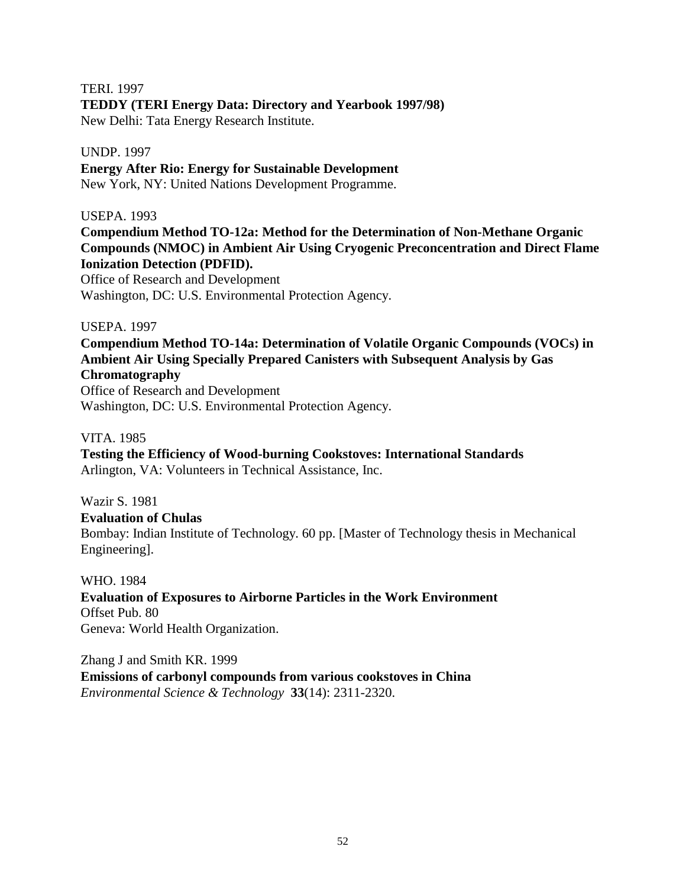TERI. 1997
**TEDDY (TERI Energy Data: Directory and Yearbook 1997/98)**
New Delhi: Tata Energy Research Institute.

UNDP. 1997
**Energy After Rio: Energy for Sustainable Development**
New York, NY: United Nations Development Programme.

USEPA. 1993
**Compendium Method TO-12a: Method for the Determination of Non-Methane Organic Compounds (NMOC) in Ambient Air Using Cryogenic Preconcentration and Direct Flame Ionization Detection (PDFID).**
Office of Research and Development
Washington, DC: U.S. Environmental Protection Agency.

USEPA. 1997
**Compendium Method TO-14a: Determination of Volatile Organic Compounds (VOCs) in Ambient Air Using Specially Prepared Canisters with Subsequent Analysis by Gas Chromatography**
Office of Research and Development
Washington, DC: U.S. Environmental Protection Agency.

VITA. 1985
**Testing the Efficiency of Wood-burning Cookstoves: International Standards**
Arlington, VA: Volunteers in Technical Assistance, Inc.

Wazir S. 1981
**Evaluation of Chulas**
Bombay: Indian Institute of Technology. 60 pp. [Master of Technology thesis in Mechanical Engineering].

WHO. 1984
**Evaluation of Exposures to Airborne Particles in the Work Environment**
Offset Pub. 80
Geneva: World Health Organization.

Zhang J and Smith KR. 1999
**Emissions of carbonyl compounds from various cookstoves in China**
*Environmental Science & Technology* **33**(14): 2311-2320.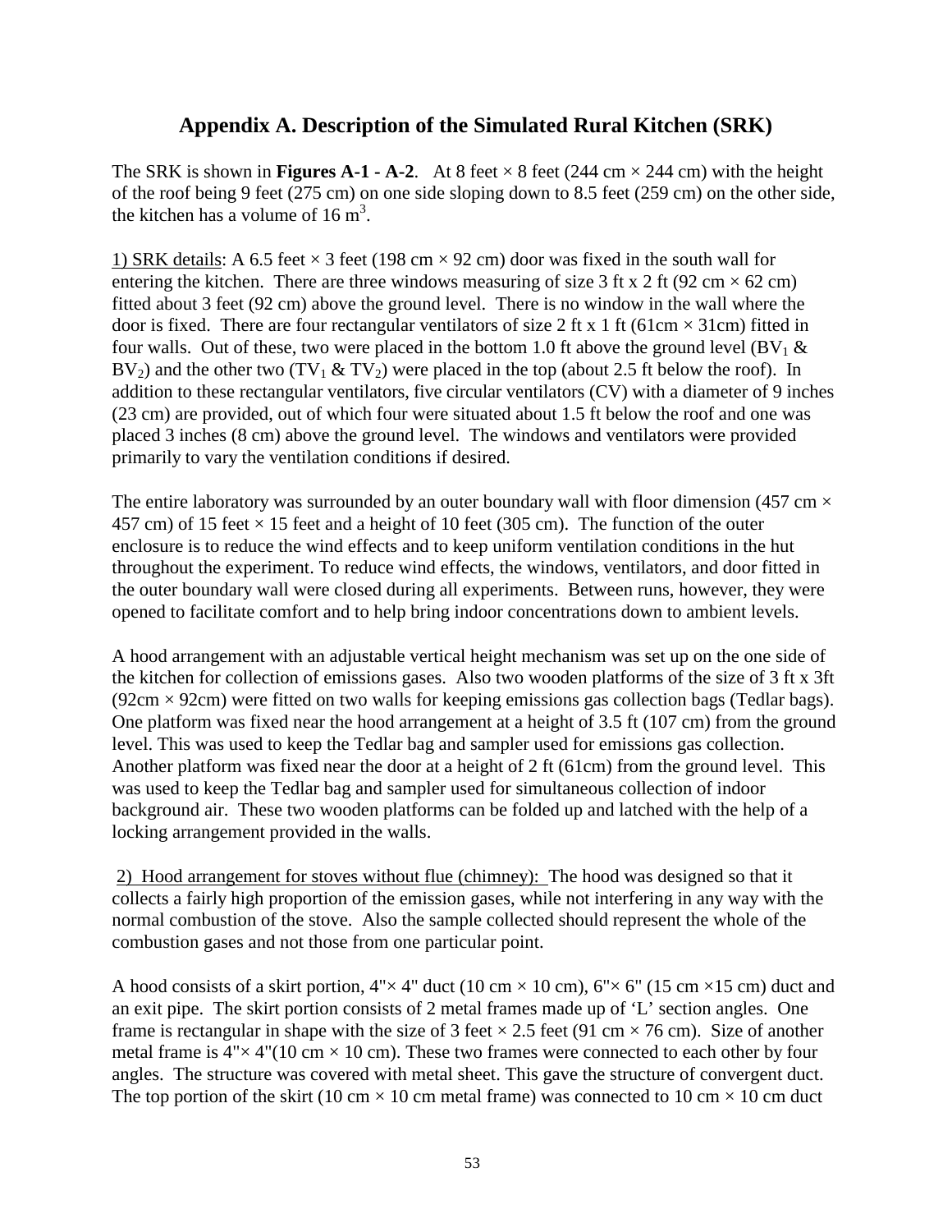# Appendix A. Description of the Simulated Rural Kitchen (SRK)

The SRK is shown in **Figures A-1 - A-2**. At 8 feet × 8 feet (244 cm × 244 cm) with the height of the roof being 9 feet (275 cm) on one side sloping down to 8.5 feet (259 cm) on the other side, the kitchen has a volume of 16 $m^3$.

1) SRK details: A 6.5 feet × 3 feet (198 cm × 92 cm) door was fixed in the south wall for entering the kitchen. There are three windows measuring of size 3 ft x 2 ft (92 cm × 62 cm) fitted about 3 feet (92 cm) above the ground level. There is no window in the wall where the door is fixed. There are four rectangular ventilators of size 2 ft x 1 ft (61cm × 31cm) fitted in four walls. Out of these, two were placed in the bottom 1.0 ft above the ground level ($BV_1$ & $BV_2$) and the other two ($TV_1$ & $TV_2$) were placed in the top (about 2.5 ft below the roof). In addition to these rectangular ventilators, five circular ventilators (CV) with a diameter of 9 inches (23 cm) are provided, out of which four were situated about 1.5 ft below the roof and one was placed 3 inches (8 cm) above the ground level. The windows and ventilators were provided primarily to vary the ventilation conditions if desired.

The entire laboratory was surrounded by an outer boundary wall with floor dimension (457 cm × 457 cm) of 15 feet × 15 feet and a height of 10 feet (305 cm). The function of the outer enclosure is to reduce the wind effects and to keep uniform ventilation conditions in the hut throughout the experiment. To reduce wind effects, the windows, ventilators, and door fitted in the outer boundary wall were closed during all experiments. Between runs, however, they were opened to facilitate comfort and to help bring indoor concentrations down to ambient levels.

A hood arrangement with an adjustable vertical height mechanism was set up on the one side of the kitchen for collection of emissions gases. Also two wooden platforms of the size of 3 ft x 3ft (92cm × 92cm) were fitted on two walls for keeping emissions gas collection bags (Tedlar bags). One platform was fixed near the hood arrangement at a height of 3.5 ft (107 cm) from the ground level. This was used to keep the Tedlar bag and sampler used for emissions gas collection. Another platform was fixed near the door at a height of 2 ft (61cm) from the ground level. This was used to keep the Tedlar bag and sampler used for simultaneous collection of indoor background air. These two wooden platforms can be folded up and latched with the help of a locking arrangement provided in the walls.

2) Hood arrangement for stoves without flue (chimney): The hood was designed so that it collects a fairly high proportion of the emission gases, while not interfering in any way with the normal combustion of the stove. Also the sample collected should represent the whole of the combustion gases and not those from one particular point.

A hood consists of a skirt portion, 4"× 4" duct (10 cm × 10 cm), 6"× 6" (15 cm ×15 cm) duct and an exit pipe. The skirt portion consists of 2 metal frames made up of 'L' section angles. One frame is rectangular in shape with the size of 3 feet × 2.5 feet (91 cm × 76 cm). Size of another metal frame is 4"× 4"(10 cm × 10 cm). These two frames were connected to each other by four angles. The structure was covered with metal sheet. This gave the structure of convergent duct. The top portion of the skirt (10 cm × 10 cm metal frame) was connected to 10 cm × 10 cm duct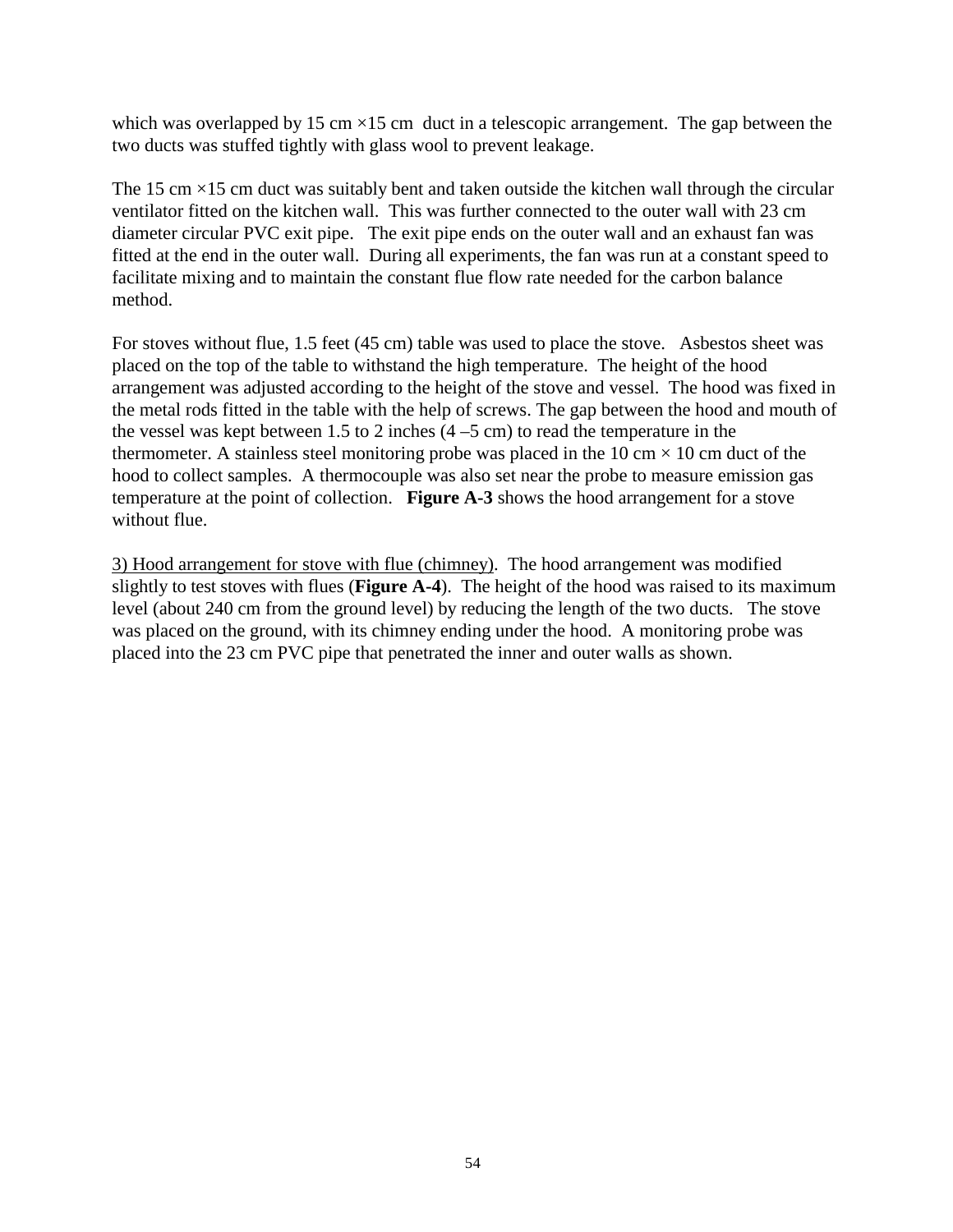which was overlapped by 15 cm ×15 cm duct in a telescopic arrangement. The gap between the two ducts was stuffed tightly with glass wool to prevent leakage.

The 15 cm ×15 cm duct was suitably bent and taken outside the kitchen wall through the circular ventilator fitted on the kitchen wall. This was further connected to the outer wall with 23 cm diameter circular PVC exit pipe. The exit pipe ends on the outer wall and an exhaust fan was fitted at the end in the outer wall. During all experiments, the fan was run at a constant speed to facilitate mixing and to maintain the constant flue flow rate needed for the carbon balance method.

For stoves without flue, 1.5 feet (45 cm) table was used to place the stove. Asbestos sheet was placed on the top of the table to withstand the high temperature. The height of the hood arrangement was adjusted according to the height of the stove and vessel. The hood was fixed in the metal rods fitted in the table with the help of screws. The gap between the hood and mouth of the vessel was kept between 1.5 to 2 inches (4 –5 cm) to read the temperature in the thermometer. A stainless steel monitoring probe was placed in the 10 cm × 10 cm duct of the hood to collect samples. A thermocouple was also set near the probe to measure emission gas temperature at the point of collection. **Figure A-3** shows the hood arrangement for a stove without flue.

<u>3) Hood arrangement for stove with flue (chimney)</u>. The hood arrangement was modified slightly to test stoves with flues (**Figure A-4**). The height of the hood was raised to its maximum level (about 240 cm from the ground level) by reducing the length of the two ducts. The stove was placed on the ground, with its chimney ending under the hood. A monitoring probe was placed into the 23 cm PVC pipe that penetrated the inner and outer walls as shown.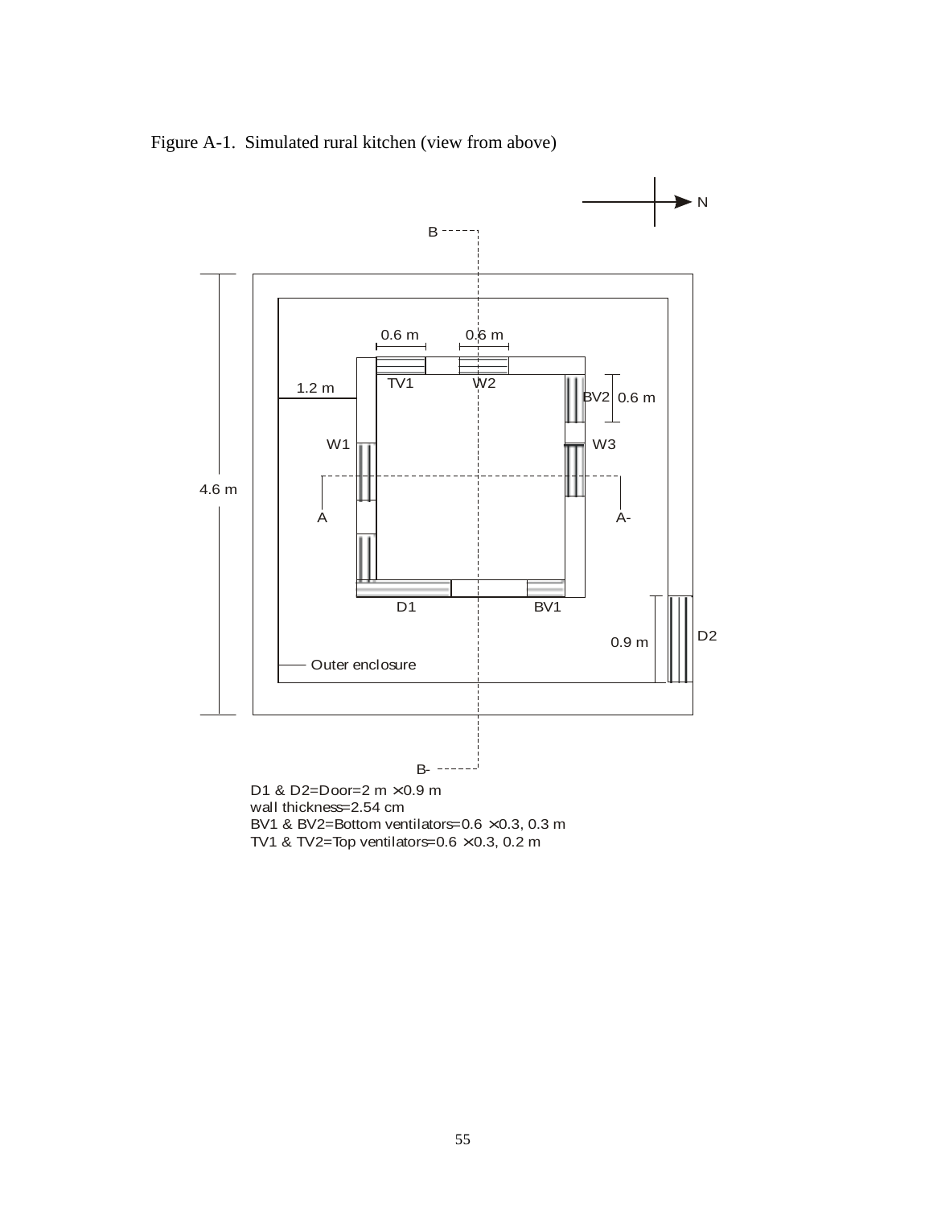Figure A-1. Simulated rural kitchen (view from above)

D1 & D2=Door=2 m × 0.9 m
wall thickness=2.54 cm
BV1 & BV2=Bottom ventilators=0.6 × 0.3, 0.3 m
TV1 & TV2=Top ventilators=0.6 × 0.3, 0.2 m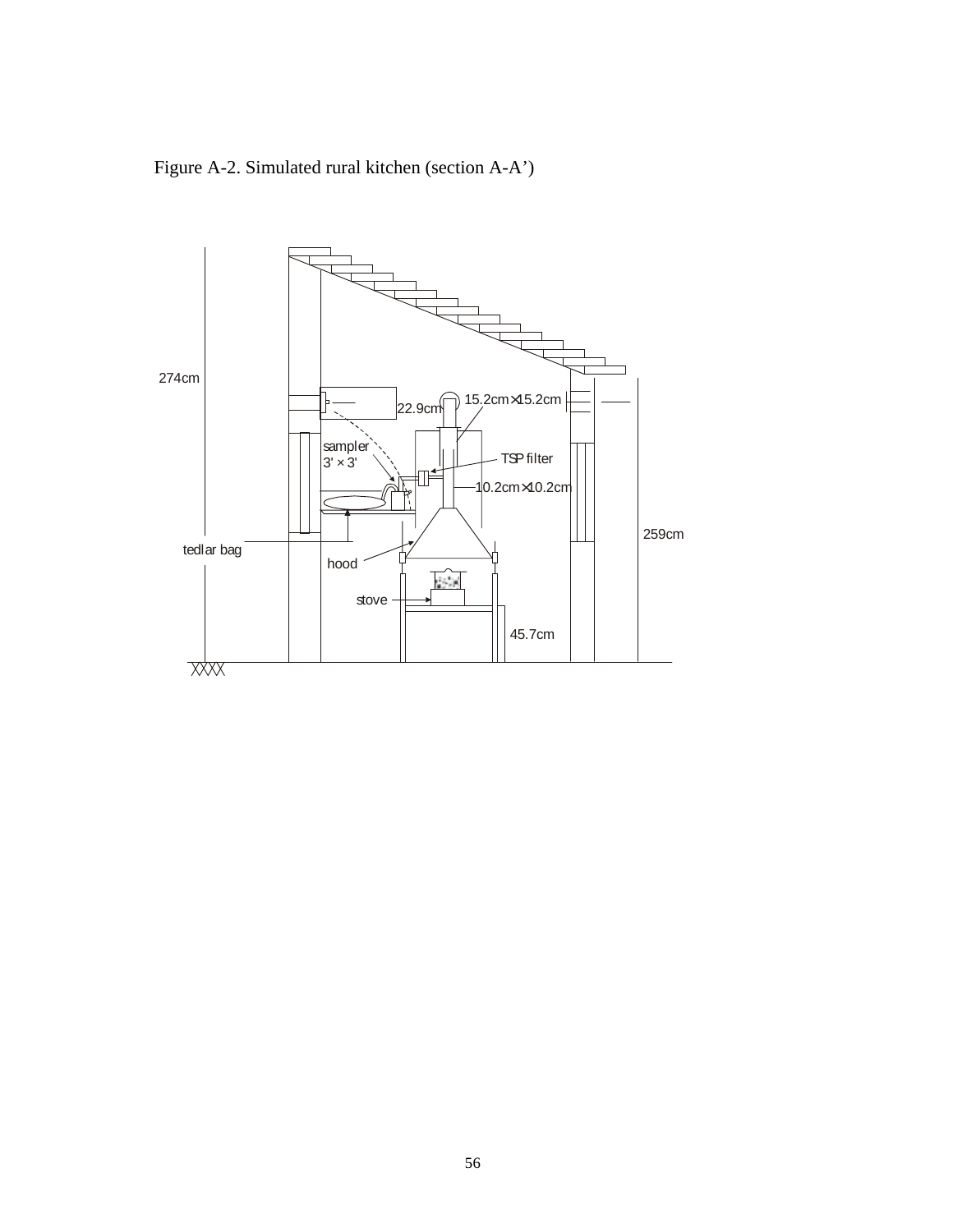Figure A-2. Simulated rural kitchen (section A-A')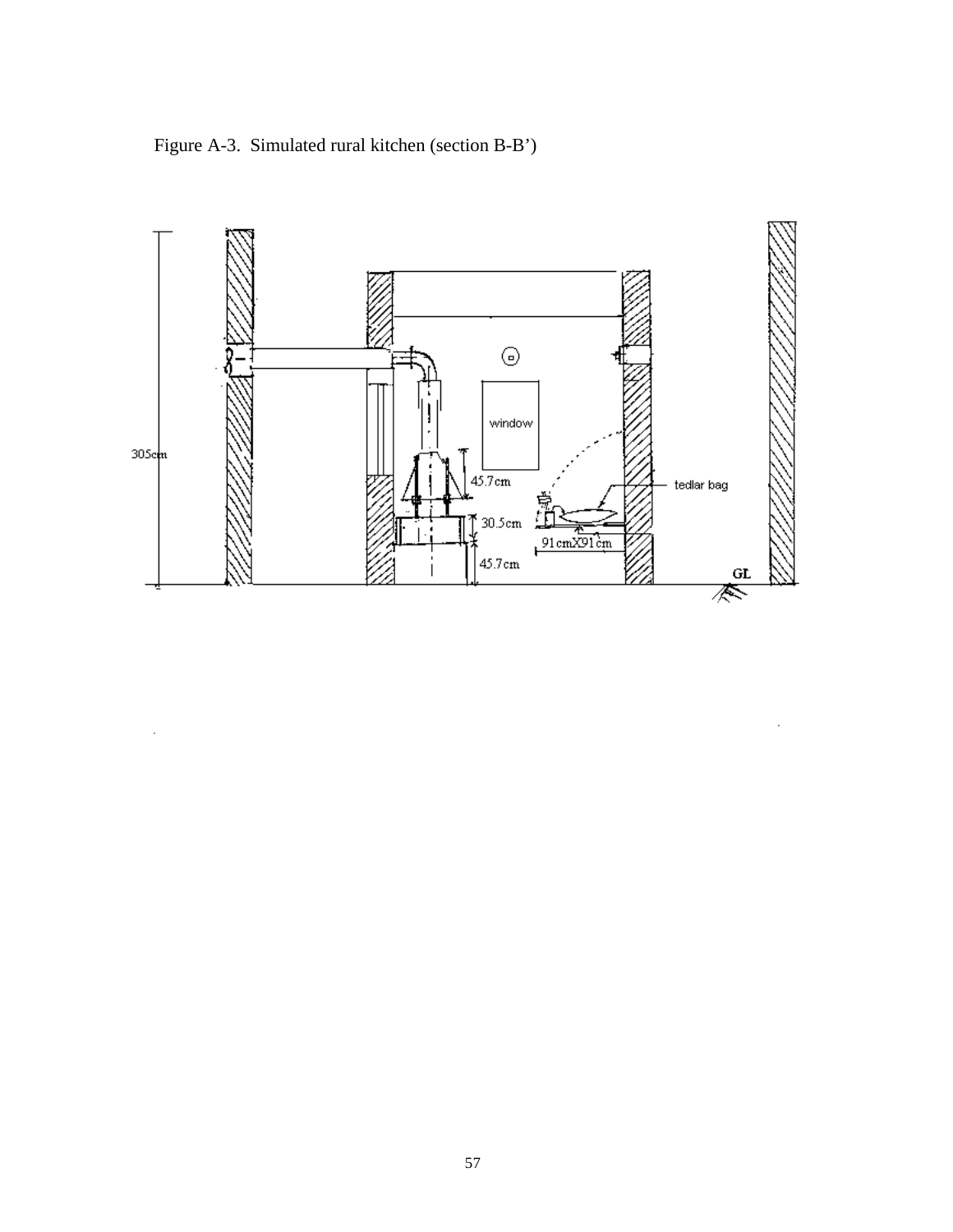Figure A-3. Simulated rural kitchen (section B-B')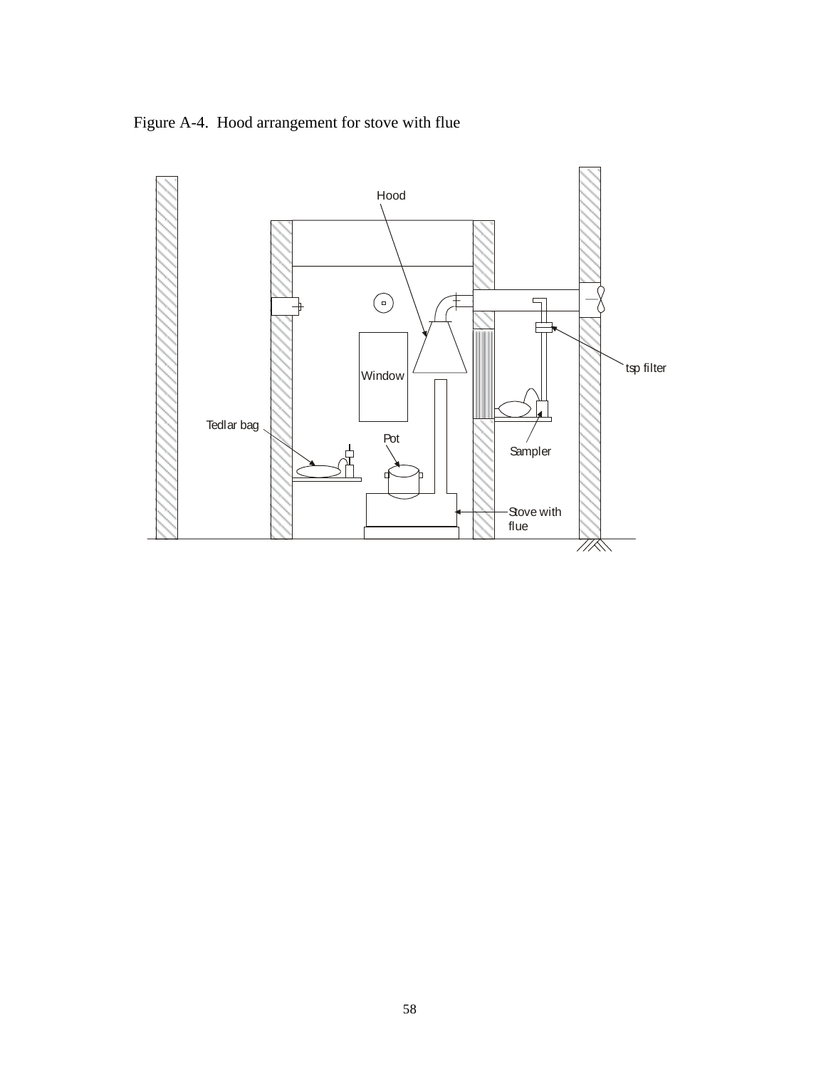Figure A-4. Hood arrangement for stove with flue

Hood

Window

Tedlar bag

Pot

tsp filter

Sampler

Stove with flue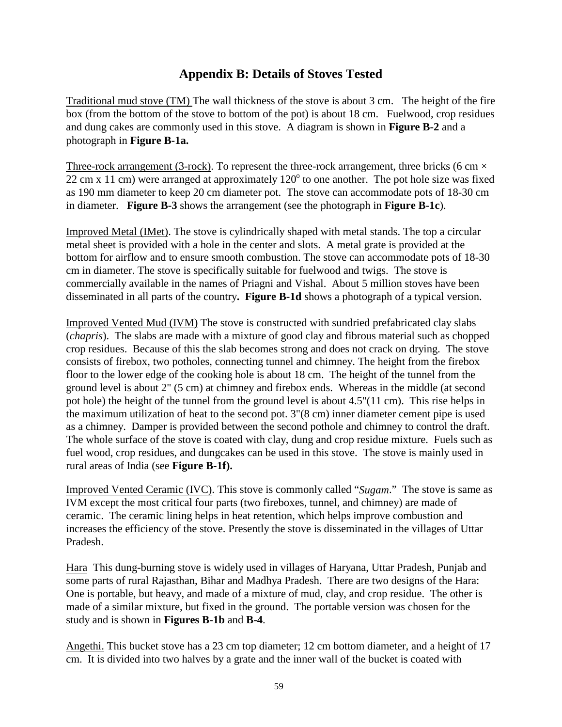## Appendix B: Details of Stoves Tested

Traditional mud stove (TM) The wall thickness of the stove is about 3 cm. The height of the fire box (from the bottom of the stove to bottom of the pot) is about 18 cm. Fuelwood, crop residues and dung cakes are commonly used in this stove. A diagram is shown in **Figure B-2** and a photograph in **Figure B-1a.**

Three-rock arrangement (3-rock). To represent the three-rock arrangement, three bricks (6 cm × 22 cm x 11 cm) were arranged at approximately 120$^o$ to one another. The pot hole size was fixed as 190 mm diameter to keep 20 cm diameter pot. The stove can accommodate pots of 18-30 cm in diameter. **Figure B-3** shows the arrangement (see the photograph in **Figure B-1c**).

Improved Metal (IMet). The stove is cylindrically shaped with metal stands. The top a circular metal sheet is provided with a hole in the center and slots. A metal grate is provided at the bottom for airflow and to ensure smooth combustion. The stove can accommodate pots of 18-30 cm in diameter. The stove is specifically suitable for fuelwood and twigs. The stove is commercially available in the names of Priagni and Vishal. About 5 million stoves have been disseminated in all parts of the country**.** **Figure B-1d** shows a photograph of a typical version.

Improved Vented Mud (IVM) The stove is constructed with sundried prefabricated clay slabs (*chapris*). The slabs are made with a mixture of good clay and fibrous material such as chopped crop residues. Because of this the slab becomes strong and does not crack on drying. The stove consists of firebox, two potholes, connecting tunnel and chimney. The height from the firebox floor to the lower edge of the cooking hole is about 18 cm. The height of the tunnel from the ground level is about 2" (5 cm) at chimney and firebox ends. Whereas in the middle (at second pot hole) the height of the tunnel from the ground level is about 4.5"(11 cm). This rise helps in the maximum utilization of heat to the second pot. 3"(8 cm) inner diameter cement pipe is used as a chimney. Damper is provided between the second pothole and chimney to control the draft. The whole surface of the stove is coated with clay, dung and crop residue mixture. Fuels such as fuel wood, crop residues, and dungcakes can be used in this stove. The stove is mainly used in rural areas of India (see **Figure B-1f).**

Improved Vented Ceramic (IVC). This stove is commonly called "*Sugam*." The stove is same as IVM except the most critical four parts (two fireboxes, tunnel, and chimney) are made of ceramic. The ceramic lining helps in heat retention, which helps improve combustion and increases the efficiency of the stove. Presently the stove is disseminated in the villages of Uttar Pradesh.

Hara This dung-burning stove is widely used in villages of Haryana, Uttar Pradesh, Punjab and some parts of rural Rajasthan, Bihar and Madhya Pradesh. There are two designs of the Hara: One is portable, but heavy, and made of a mixture of mud, clay, and crop residue. The other is made of a similar mixture, but fixed in the ground. The portable version was chosen for the study and is shown in **Figures B-1b** and **B-4**.

Angethi. This bucket stove has a 23 cm top diameter; 12 cm bottom diameter, and a height of 17 cm. It is divided into two halves by a grate and the inner wall of the bucket is coated with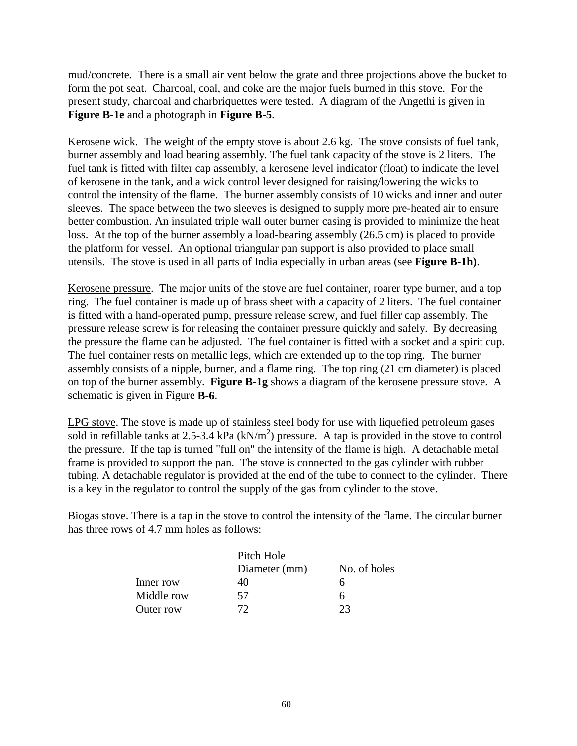mud/concrete. There is a small air vent below the grate and three projections above the bucket to form the pot seat. Charcoal, coal, and coke are the major fuels burned in this stove. For the present study, charcoal and charbriquettes were tested. A diagram of the Angethi is given in **Figure B-1e** and a photograph in **Figure B-5**.

Kerosene wick. The weight of the empty stove is about 2.6 kg. The stove consists of fuel tank, burner assembly and load bearing assembly. The fuel tank capacity of the stove is 2 liters. The fuel tank is fitted with filter cap assembly, a kerosene level indicator (float) to indicate the level of kerosene in the tank, and a wick control lever designed for raising/lowering the wicks to control the intensity of the flame. The burner assembly consists of 10 wicks and inner and outer sleeves. The space between the two sleeves is designed to supply more pre-heated air to ensure better combustion. An insulated triple wall outer burner casing is provided to minimize the heat loss. At the top of the burner assembly a load-bearing assembly (26.5 cm) is placed to provide the platform for vessel. An optional triangular pan support is also provided to place small utensils. The stove is used in all parts of India especially in urban areas (see **Figure B-1h)**.

Kerosene pressure. The major units of the stove are fuel container, roarer type burner, and a top ring. The fuel container is made up of brass sheet with a capacity of 2 liters. The fuel container is fitted with a hand-operated pump, pressure release screw, and fuel filler cap assembly. The pressure release screw is for releasing the container pressure quickly and safely. By decreasing the pressure the flame can be adjusted. The fuel container is fitted with a socket and a spirit cup. The fuel container rests on metallic legs, which are extended up to the top ring. The burner assembly consists of a nipple, burner, and a flame ring. The top ring (21 cm diameter) is placed on top of the burner assembly. **Figure B-1g** shows a diagram of the kerosene pressure stove. A schematic is given in Figure **B-6**.

LPG stove. The stove is made up of stainless steel body for use with liquefied petroleum gases sold in refillable tanks at 2.5-3.4 kPa (kN/m$^2$) pressure. A tap is provided in the stove to control the pressure. If the tap is turned "full on" the intensity of the flame is high. A detachable metal frame is provided to support the pan. The stove is connected to the gas cylinder with rubber tubing. A detachable regulator is provided at the end of the tube to connect to the cylinder. There is a key in the regulator to control the supply of the gas from cylinder to the stove.

Biogas stove. There is a tap in the stove to control the intensity of the flame. The circular burner has three rows of 4.7 mm holes as follows:

| | Pitch Hole Diameter (mm) | No. of holes |
|---|---|---|
| Inner row | 40 | 6 |
| Middle row | 57 | 6 |
| Outer row | 72 | 23 |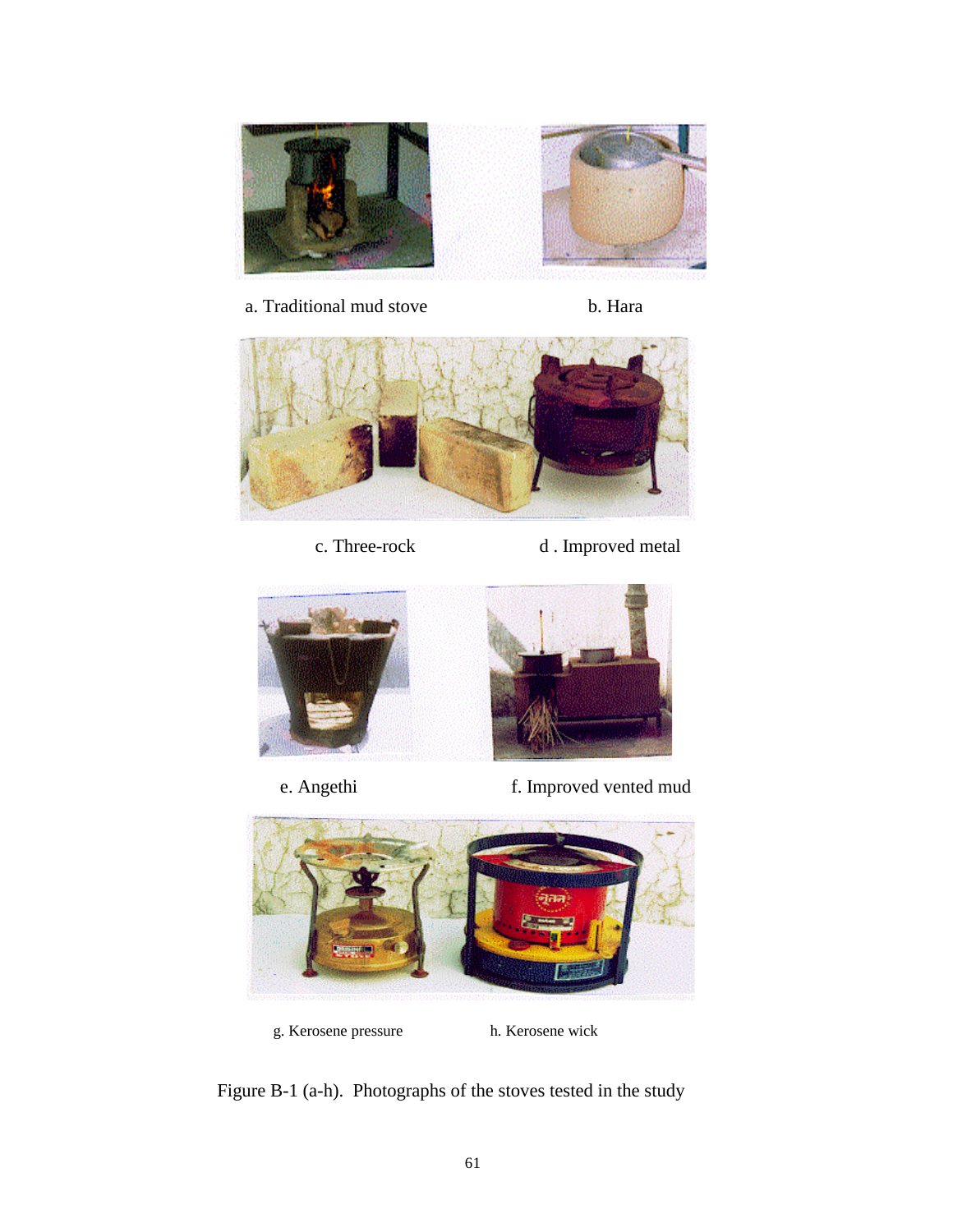a. Traditional mud stove

b. Hara

c. Three-rock

d . Improved metal

e. Angethi

f. Improved vented mud

g. Kerosene pressure

h. Kerosene wick

Figure B-1 (a-h). Photographs of the stoves tested in the study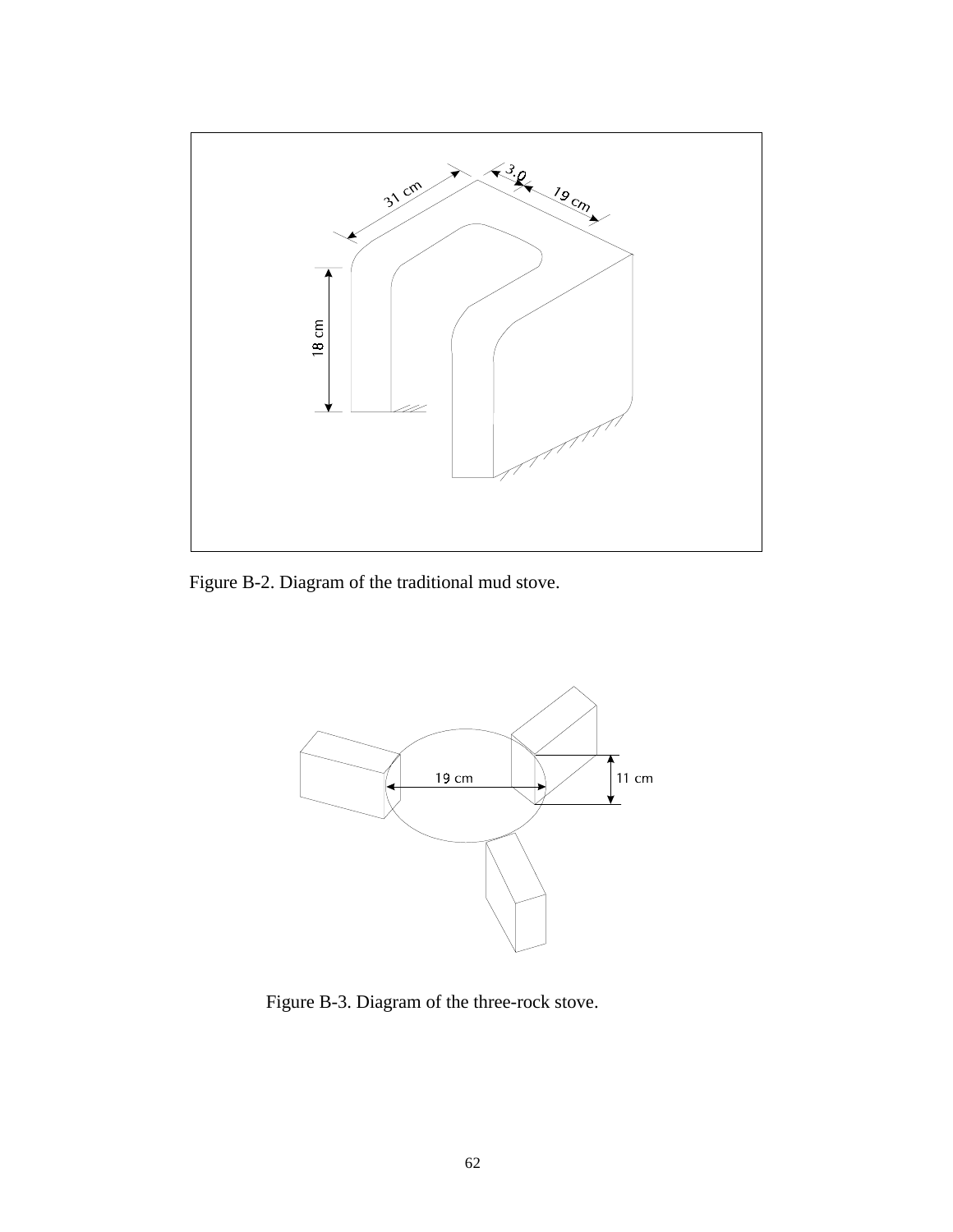Figure B-2. Diagram of the traditional mud stove.

Figure B-3. Diagram of the three-rock stove.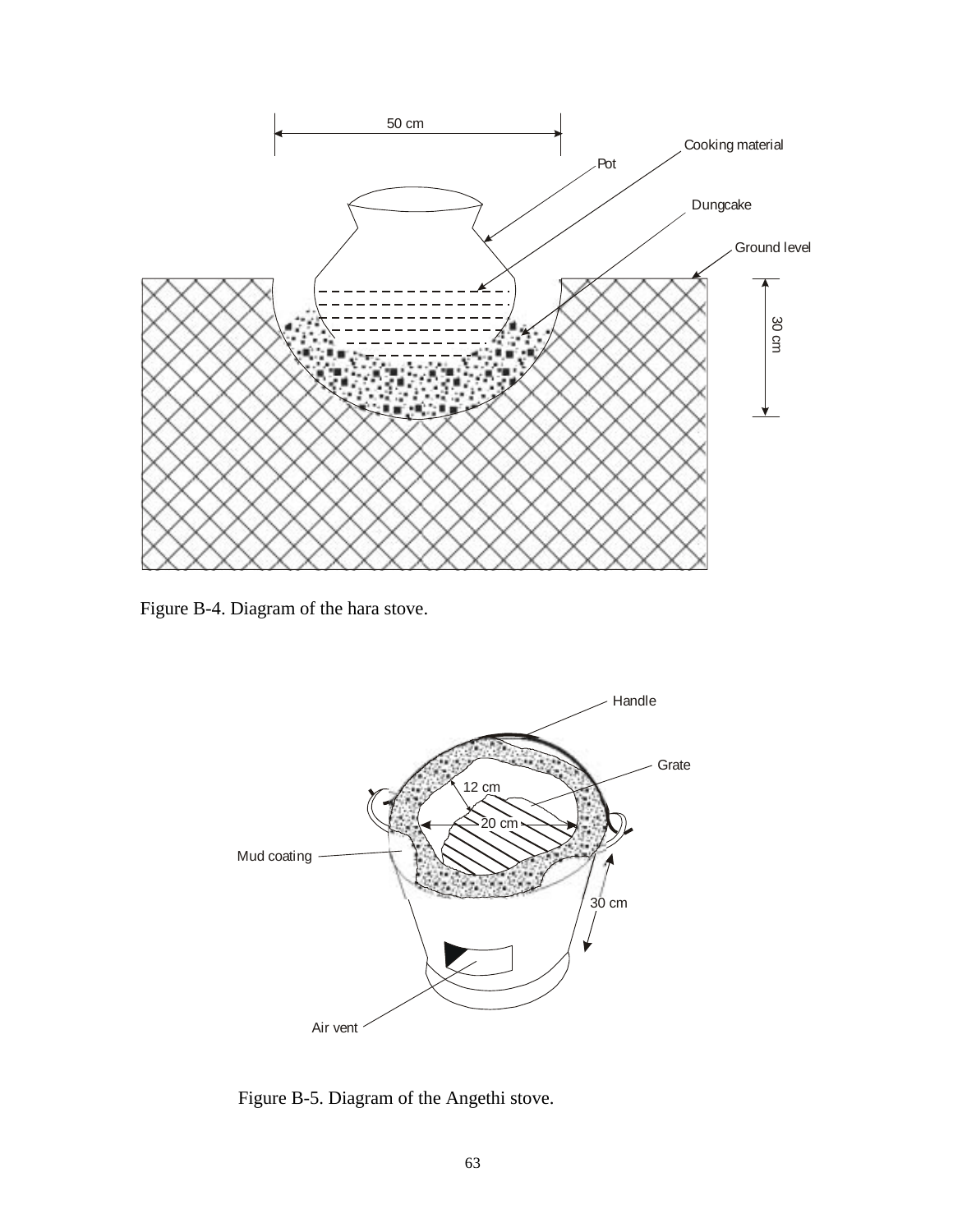Figure B-4. Diagram of the hara stove.

Figure B-5. Diagram of the Angethi stove.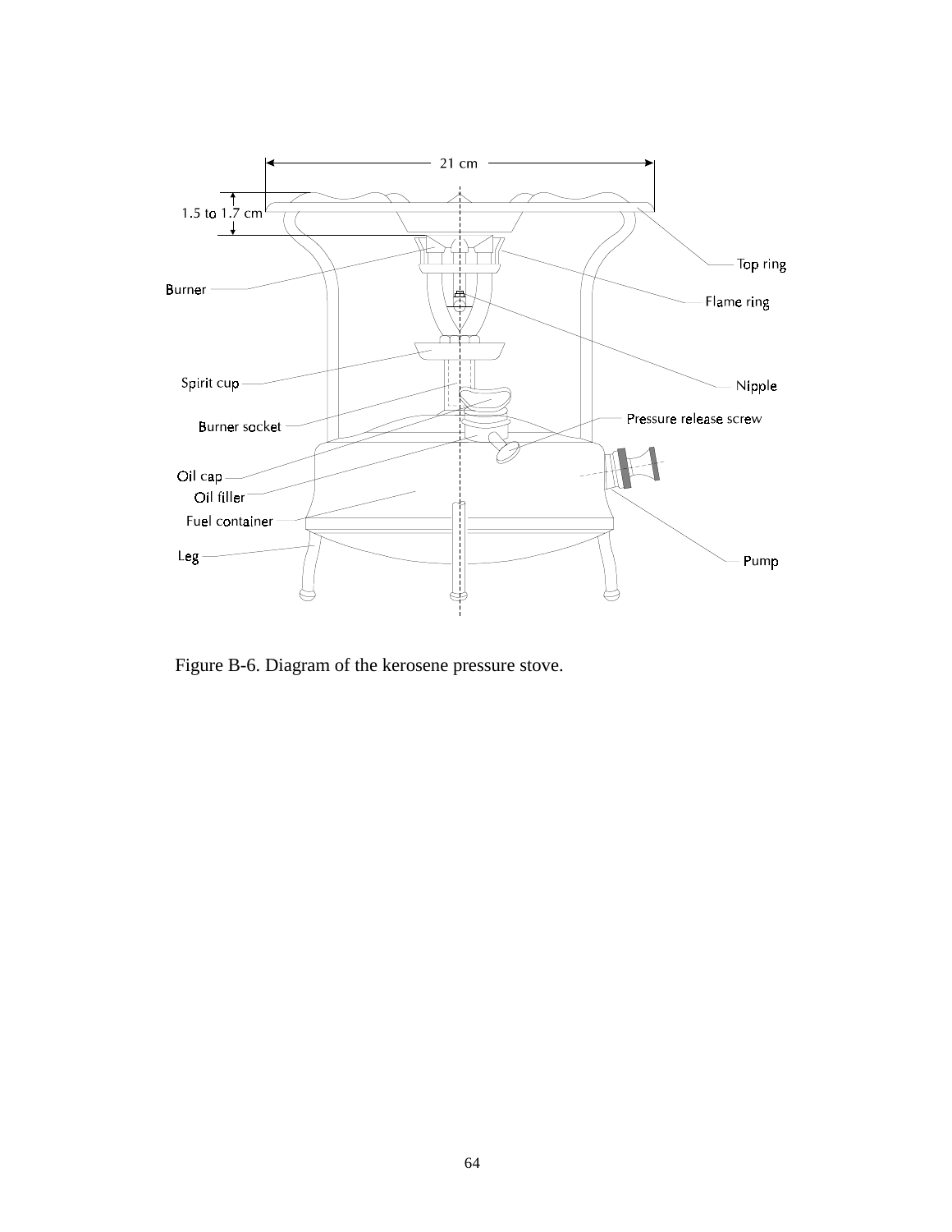Figure B-6. Diagram of the kerosene pressure stove.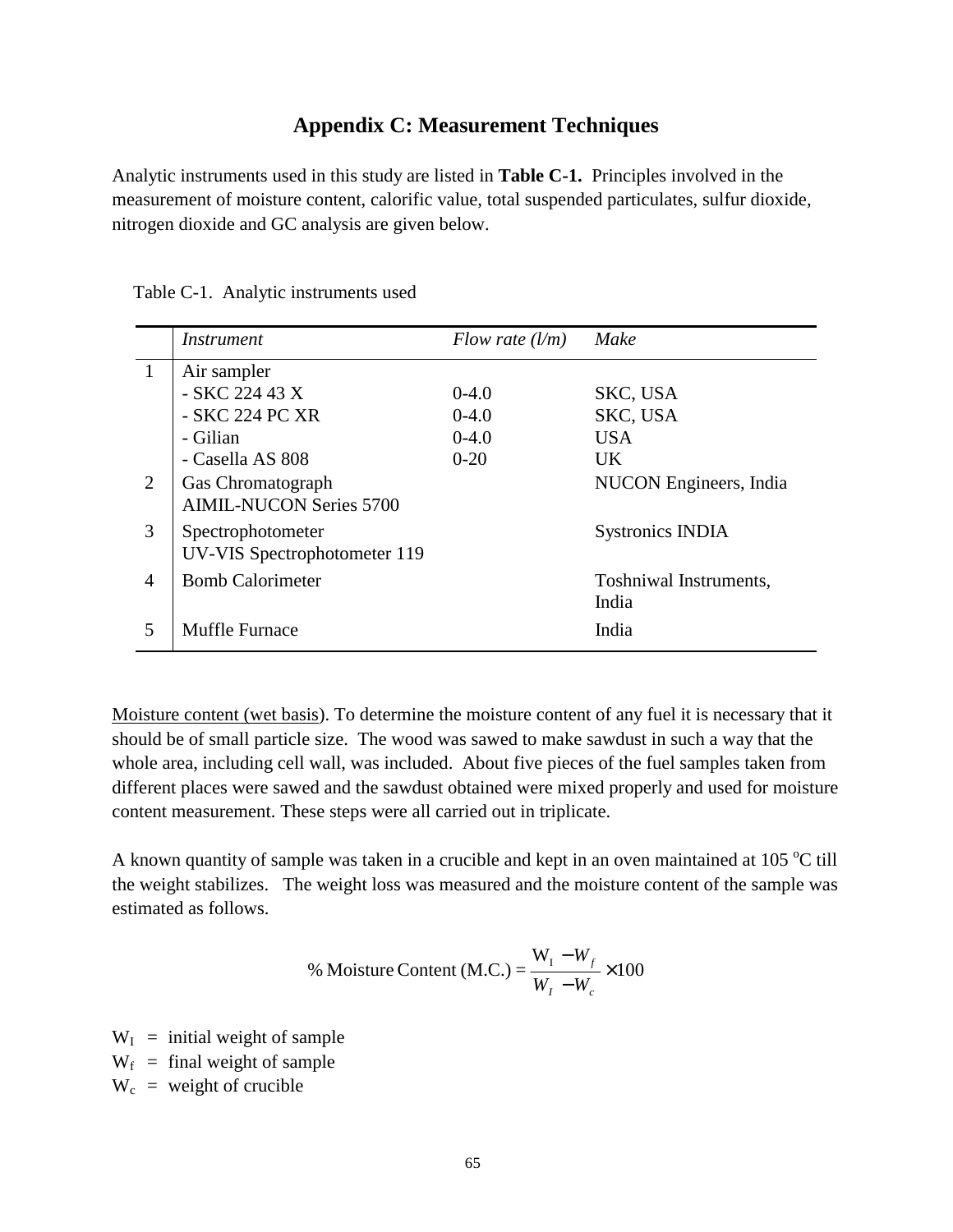# Appendix C: Measurement Techniques

Analytic instruments used in this study are listed in **Table C-1.** Principles involved in the measurement of moisture content, calorific value, total suspended particulates, sulfur dioxide, nitrogen dioxide and GC analysis are given below.

Table C-1. Analytic instruments used

| | *Instrument* | *Flow rate (l/m)* | *Make* |
|---|---|---|---|
| 1 | Air sampler | | |
| | - SKC 224 43 X | 0-4.0 | SKC, USA |
| | - SKC 224 PC XR | 0-4.0 | SKC, USA |
| | - Gilian | 0-4.0 | USA |
| | - Casella AS 808 | 0-20 | UK |
| 2 | Gas Chromatograph AIMIL-NUCON Series 5700 | | NUCON Engineers, India |
| 3 | Spectrophotometer UV-VIS Spectrophotometer 119 | | Systronics INDIA |
| 4 | Bomb Calorimeter | | Toshniwal Instruments, India |
| 5 | Muffle Furnace | | India |

Moisture content (wet basis). To determine the moisture content of any fuel it is necessary that it should be of small particle size. The wood was sawed to make sawdust in such a way that the whole area, including cell wall, was included. About five pieces of the fuel samples taken from different places were sawed and the sawdust obtained were mixed properly and used for moisture content measurement. These steps were all carried out in triplicate.

A known quantity of sample was taken in a crucible and kept in an oven maintained at 105 $^oC$ till the weight stabilizes. The weight loss was measured and the moisture content of the sample was estimated as follows.

$$\%\ \text{Moisture Content (M.C.)} = \frac{W_I - W_f}{W_I - W_c} \times 100$$

$W_I$ = initial weight of sample
$W_f$ = final weight of sample
$W_c$ = weight of crucible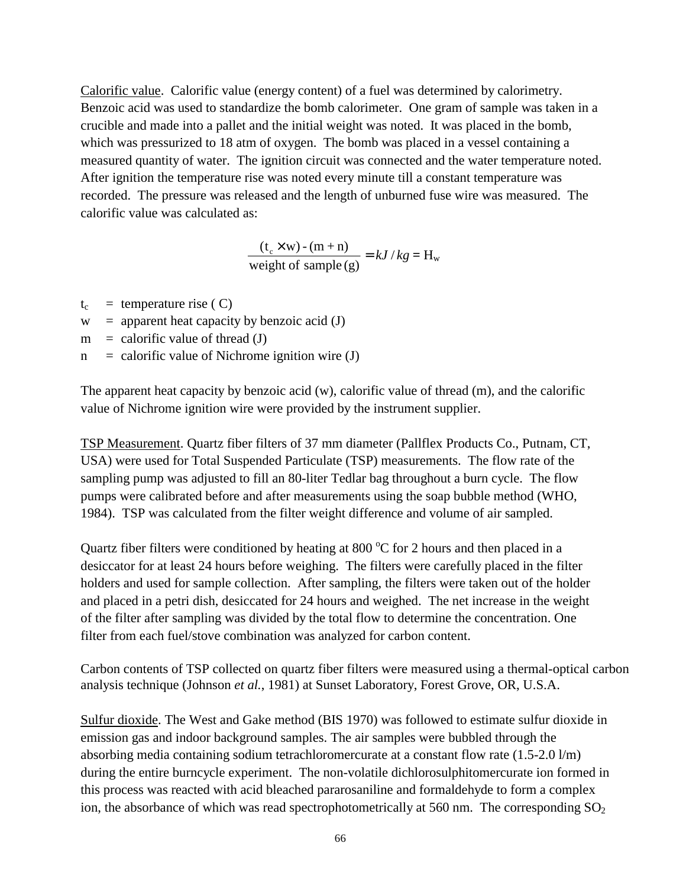<u>Calorific value</u>. Calorific value (energy content) of a fuel was determined by calorimetry. Benzoic acid was used to standardize the bomb calorimeter. One gram of sample was taken in a crucible and made into a pallet and the initial weight was noted. It was placed in the bomb, which was pressurized to 18 atm of oxygen. The bomb was placed in a vessel containing a measured quantity of water. The ignition circuit was connected and the water temperature noted. After ignition the temperature rise was noted every minute till a constant temperature was recorded. The pressure was released and the length of unburned fuse wire was measured. The calorific value was calculated as:

$$\frac{(t_c \times w) - (m + n)}{\text{weight of sample (g)}} = kJ/kg = H_w$$

$t_c$ = temperature rise ( C)
w = apparent heat capacity by benzoic acid (J)
m = calorific value of thread (J)
n = calorific value of Nichrome ignition wire (J)

The apparent heat capacity by benzoic acid (w), calorific value of thread (m), and the calorific value of Nichrome ignition wire were provided by the instrument supplier.

<u>TSP Measurement</u>. Quartz fiber filters of 37 mm diameter (Pallflex Products Co., Putnam, CT, USA) were used for Total Suspended Particulate (TSP) measurements. The flow rate of the sampling pump was adjusted to fill an 80-liter Tedlar bag throughout a burn cycle. The flow pumps were calibrated before and after measurements using the soap bubble method (WHO, 1984). TSP was calculated from the filter weight difference and volume of air sampled.

Quartz fiber filters were conditioned by heating at 800 $^oC$ for 2 hours and then placed in a desiccator for at least 24 hours before weighing. The filters were carefully placed in the filter holders and used for sample collection. After sampling, the filters were taken out of the holder and placed in a petri dish, desiccated for 24 hours and weighed. The net increase in the weight of the filter after sampling was divided by the total flow to determine the concentration. One filter from each fuel/stove combination was analyzed for carbon content.

Carbon contents of TSP collected on quartz fiber filters were measured using a thermal-optical carbon analysis technique (Johnson *et al.*, 1981) at Sunset Laboratory, Forest Grove, OR, U.S.A.

<u>Sulfur dioxide</u>. The West and Gake method (BIS 1970) was followed to estimate sulfur dioxide in emission gas and indoor background samples. The air samples were bubbled through the absorbing media containing sodium tetrachloromercurate at a constant flow rate (1.5-2.0 l/m) during the entire burncycle experiment. The non-volatile dichlorosulphitomercurate ion formed in this process was reacted with acid bleached pararosaniline and formaldehyde to form a complex ion, the absorbance of which was read spectrophotometrically at 560 nm. The corresponding $SO_2$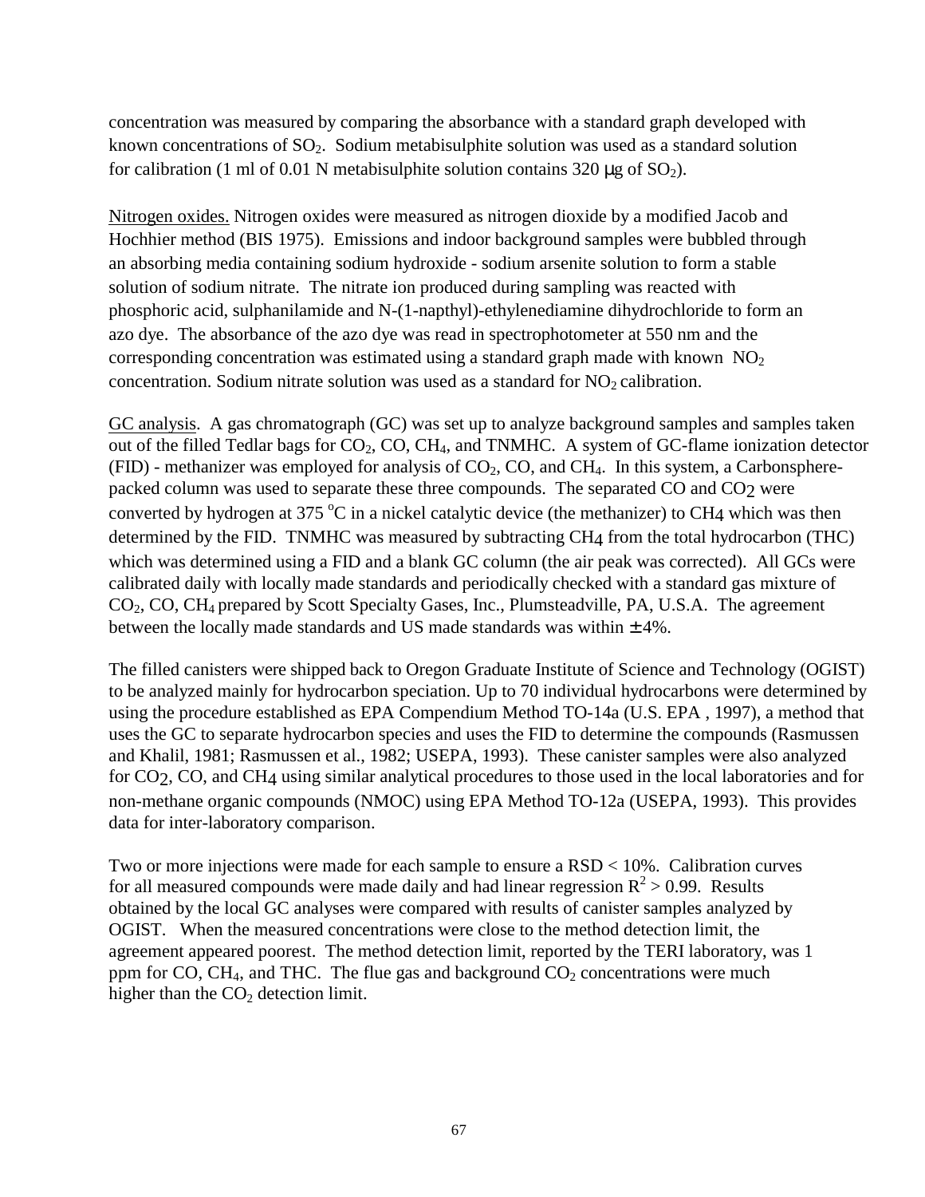concentration was measured by comparing the absorbance with a standard graph developed with known concentrations of $SO_2$. Sodium metabisulphite solution was used as a standard solution for calibration (1 ml of 0.01 N metabisulphite solution contains 320 μg of $SO_2$).

Nitrogen oxides. Nitrogen oxides were measured as nitrogen dioxide by a modified Jacob and Hochhier method (BIS 1975). Emissions and indoor background samples were bubbled through an absorbing media containing sodium hydroxide - sodium arsenite solution to form a stable solution of sodium nitrate. The nitrate ion produced during sampling was reacted with phosphoric acid, sulphanilamide and N-(1-napthyl)-ethylenediamine dihydrochloride to form an azo dye. The absorbance of the azo dye was read in spectrophotometer at 550 nm and the corresponding concentration was estimated using a standard graph made with known $NO_2$ concentration. Sodium nitrate solution was used as a standard for $NO_2$ calibration.

GC analysis. A gas chromatograph (GC) was set up to analyze background samples and samples taken out of the filled Tedlar bags for $CO_2$, CO, $CH_4$, and TNMHC. A system of GC-flame ionization detector (FID) - methanizer was employed for analysis of $CO_2$, CO, and $CH_4$. In this system, a Carbonsphere-packed column was used to separate these three compounds. The separated CO and $CO_2$ were converted by hydrogen at 375 °C in a nickel catalytic device (the methanizer) to $CH_4$ which was then determined by the FID. TNMHC was measured by subtracting $CH_4$ from the total hydrocarbon (THC) which was determined using a FID and a blank GC column (the air peak was corrected). All GCs were calibrated daily with locally made standards and periodically checked with a standard gas mixture of $CO_2$, CO, $CH_4$ prepared by Scott Specialty Gases, Inc., Plumsteadville, PA, U.S.A. The agreement between the locally made standards and US made standards was within ± 4%.

The filled canisters were shipped back to Oregon Graduate Institute of Science and Technology (OGIST) to be analyzed mainly for hydrocarbon speciation. Up to 70 individual hydrocarbons were determined by using the procedure established as EPA Compendium Method TO-14a (U.S. EPA , 1997), a method that uses the GC to separate hydrocarbon species and uses the FID to determine the compounds (Rasmussen and Khalil, 1981; Rasmussen et al., 1982; USEPA, 1993). These canister samples were also analyzed for $CO_2$, CO, and $CH_4$ using similar analytical procedures to those used in the local laboratories and for non-methane organic compounds (NMOC) using EPA Method TO-12a (USEPA, 1993). This provides data for inter-laboratory comparison.

Two or more injections were made for each sample to ensure a RSD < 10%. Calibration curves for all measured compounds were made daily and had linear regression $R^2 > 0.99$. Results obtained by the local GC analyses were compared with results of canister samples analyzed by OGIST. When the measured concentrations were close to the method detection limit, the agreement appeared poorest. The method detection limit, reported by the TERI laboratory, was 1 ppm for CO, $CH_4$, and THC. The flue gas and background $CO_2$ concentrations were much higher than the $CO_2$ detection limit.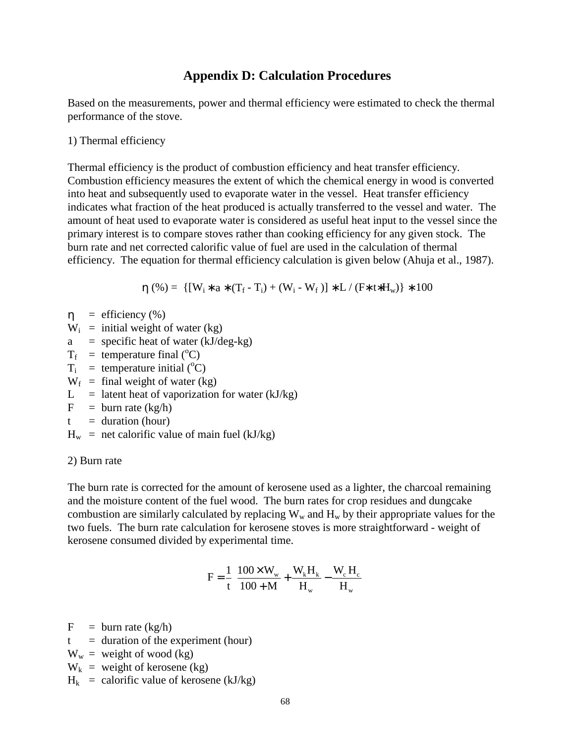# Appendix D: Calculation Procedures

Based on the measurements, power and thermal efficiency were estimated to check the thermal performance of the stove.

1) Thermal efficiency

Thermal efficiency is the product of combustion efficiency and heat transfer efficiency. Combustion efficiency measures the extent of which the chemical energy in wood is converted into heat and subsequently used to evaporate water in the vessel. Heat transfer efficiency indicates what fraction of the heat produced is actually transferred to the vessel and water. The amount of heat used to evaporate water is considered as useful heat input to the vessel since the primary interest is to compare stoves rather than cooking efficiency for any given stock. The burn rate and net corrected calorific value of fuel are used in the calculation of thermal efficiency. The equation for thermal efficiency calculation is given below (Ahuja et al., 1987).

$$\eta\ (\%) = \{[W_i * a * (T_f - T_i) + (W_i - W_f)] * L / (F * t * H_w)\} * 100$$

- $\eta$ = efficiency (%)
- $W_i$ = initial weight of water (kg)
- $a$ = specific heat of water (kJ/deg-kg)
- $T_f$ = temperature final ($^oC$)
- $T_i$ = temperature initial ($^oC$)
- $W_f$ = final weight of water (kg)
- $L$ = latent heat of vaporization for water (kJ/kg)
- $F$ = burn rate (kg/h)
- $t$ = duration (hour)
- $H_w$ = net calorific value of main fuel (kJ/kg)

2) Burn rate

The burn rate is corrected for the amount of kerosene used as a lighter, the charcoal remaining and the moisture content of the fuel wood. The burn rates for crop residues and dungcake combustion are similarly calculated by replacing $W_w$ and $H_w$ by their appropriate values for the two fuels. The burn rate calculation for kerosene stoves is more straightforward - weight of kerosene consumed divided by experimental time.

$$F = \frac{1}{t}\left(\frac{100 \times W_w}{100 + M} + \frac{W_k H_k}{H_w} - \frac{W_c H_c}{H_w}\right)$$

- $F$ = burn rate (kg/h)
- $t$ = duration of the experiment (hour)
- $W_w$ = weight of wood (kg)
- $W_k$ = weight of kerosene (kg)
- $H_k$ = calorific value of kerosene (kJ/kg)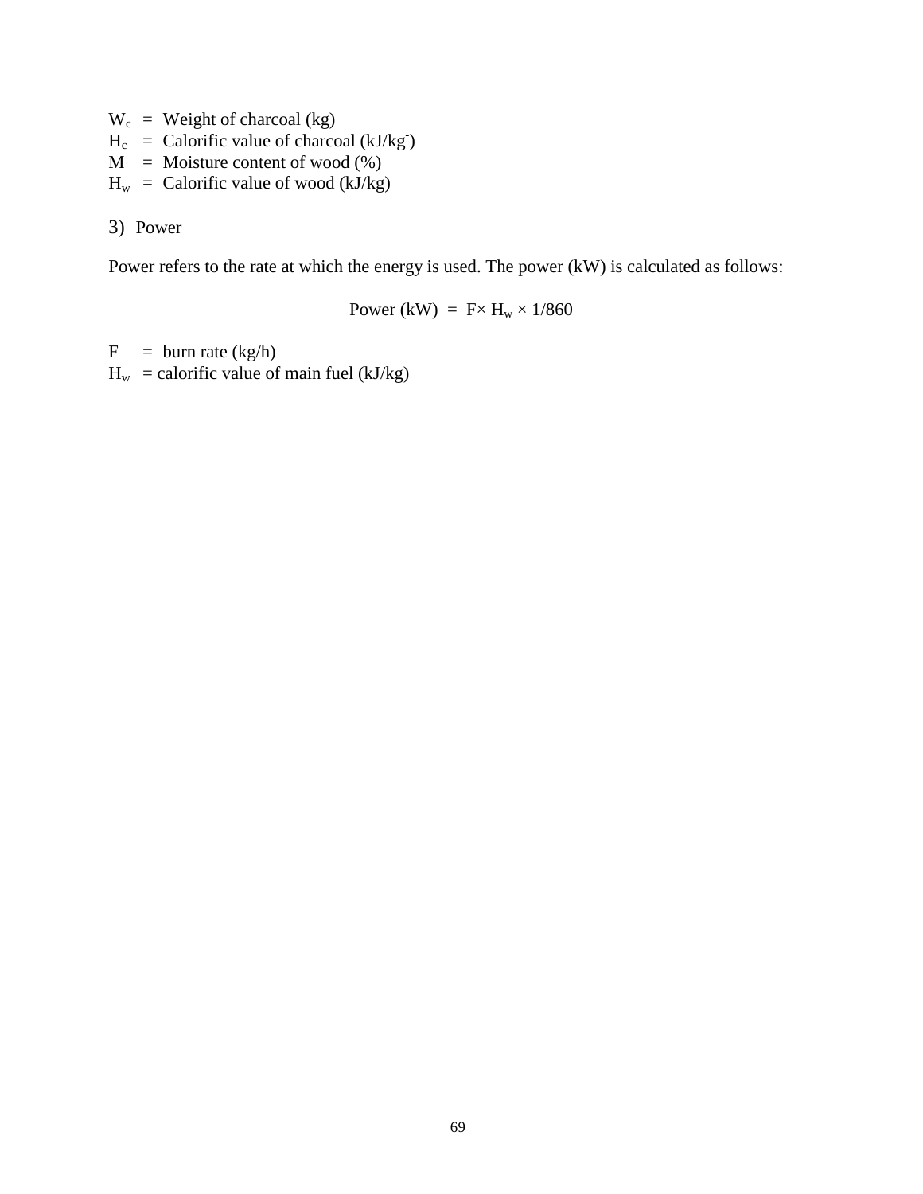$W_c$ = Weight of charcoal (kg)
$H_c$ = Calorific value of charcoal (kJ/kg$^{-}$)
$M$ = Moisture content of wood (%)
$H_w$ = Calorific value of wood (kJ/kg)

3) Power

Power refers to the rate at which the energy is used. The power (kW) is calculated as follows:

$$\text{Power (kW)} = F \times H_w \times 1/860$$

$F$ = burn rate (kg/h)
$H_w$ = calorific value of main fuel (kJ/kg)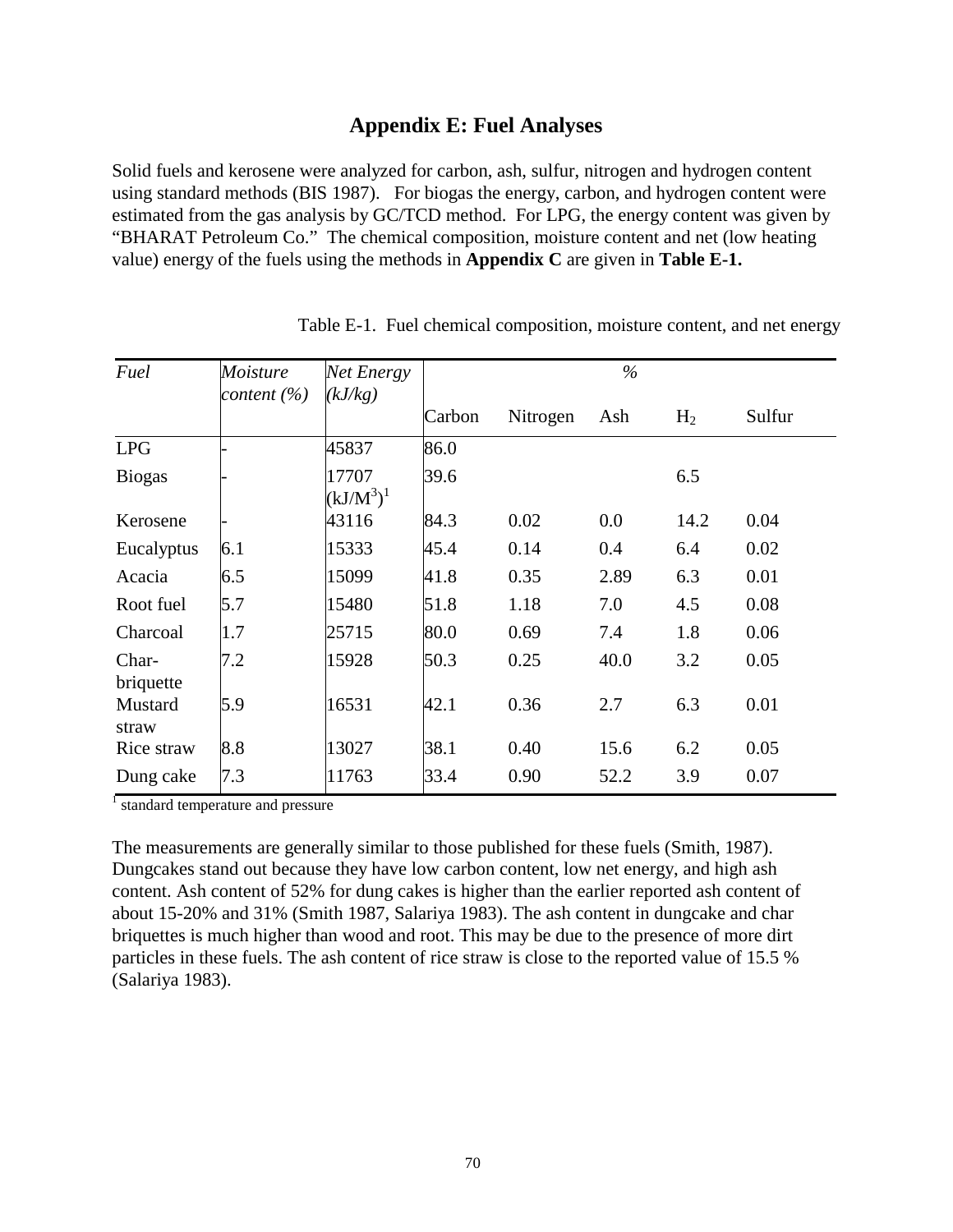## Appendix E: Fuel Analyses

Solid fuels and kerosene were analyzed for carbon, ash, sulfur, nitrogen and hydrogen content using standard methods (BIS 1987). For biogas the energy, carbon, and hydrogen content were estimated from the gas analysis by GC/TCD method. For LPG, the energy content was given by "BHARAT Petroleum Co." The chemical composition, moisture content and net (low heating value) energy of the fuels using the methods in **Appendix C** are given in **Table E-1.**

Table E-1. Fuel chemical composition, moisture content, and net energy

| *Fuel* | *Moisture content (%)* | *Net Energy (kJ/kg)* | *%* | | | | |
|---|---|---|---|---|---|---|---|
| | | | Carbon | Nitrogen | Ash | $H_2$ | Sulfur |
| LPG | - | 45837 | 86.0 | | | | |
| Biogas | - | 17707 $(kJ/M^3)$[1] | 39.6 | | | 6.5 | |
| Kerosene | - | 43116 | 84.3 | 0.02 | 0.0 | 14.2 | 0.04 |
| Eucalyptus | 6.1 | 15333 | 45.4 | 0.14 | 0.4 | 6.4 | 0.02 |
| Acacia | 6.5 | 15099 | 41.8 | 0.35 | 2.89 | 6.3 | 0.01 |
| Root fuel | 5.7 | 15480 | 51.8 | 1.18 | 7.0 | 4.5 | 0.08 |
| Charcoal | 1.7 | 25715 | 80.0 | 0.69 | 7.4 | 1.8 | 0.06 |
| Char-briquette | 7.2 | 15928 | 50.3 | 0.25 | 40.0 | 3.2 | 0.05 |
| Mustard straw | 5.9 | 16531 | 42.1 | 0.36 | 2.7 | 6.3 | 0.01 |
| Rice straw | 8.8 | 13027 | 38.1 | 0.40 | 15.6 | 6.2 | 0.05 |
| Dung cake | 7.3 | 11763 | 33.4 | 0.90 | 52.2 | 3.9 | 0.07 |

[1] standard temperature and pressure

The measurements are generally similar to those published for these fuels (Smith, 1987). Dungcakes stand out because they have low carbon content, low net energy, and high ash content. Ash content of 52% for dung cakes is higher than the earlier reported ash content of about 15-20% and 31% (Smith 1987, Salariya 1983). The ash content in dungcake and char briquettes is much higher than wood and root. This may be due to the presence of more dirt particles in these fuels. The ash content of rice straw is close to the reported value of 15.5 % (Salariya 1983).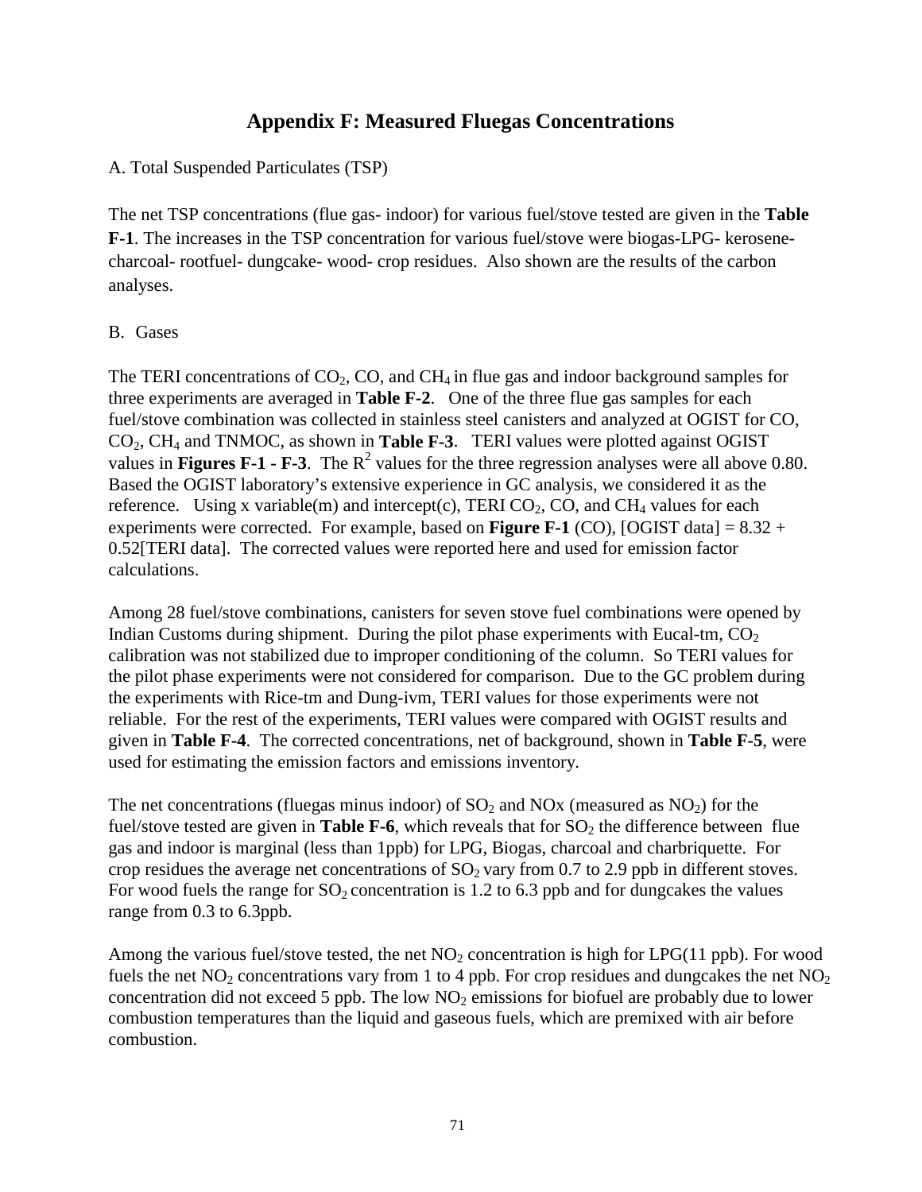# Appendix F: Measured Fluegas Concentrations

A. Total Suspended Particulates (TSP)

The net TSP concentrations (flue gas- indoor) for various fuel/stove tested are given in the **Table F-1**. The increases in the TSP concentration for various fuel/stove were biogas-LPG- kerosene-charcoal- rootfuel- dungcake- wood- crop residues. Also shown are the results of the carbon analyses.

B. Gases

The TERI concentrations of $CO_2$, CO, and $CH_4$ in flue gas and indoor background samples for three experiments are averaged in **Table F-2**. One of the three flue gas samples for each fuel/stove combination was collected in stainless steel canisters and analyzed at OGIST for CO, $CO_2$, $CH_4$ and TNMOC, as shown in **Table F-3**. TERI values were plotted against OGIST values in **Figures F-1 - F-3**. The $R^2$ values for the three regression analyses were all above 0.80. Based the OGIST laboratory's extensive experience in GC analysis, we considered it as the reference. Using x variable(m) and intercept(c), TERI $CO_2$, CO, and $CH_4$ values for each experiments were corrected. For example, based on **Figure F-1** (CO), [OGIST data] = 8.32 + 0.52[TERI data]. The corrected values were reported here and used for emission factor calculations.

Among 28 fuel/stove combinations, canisters for seven stove fuel combinations were opened by Indian Customs during shipment. During the pilot phase experiments with Eucal-tm, $CO_2$ calibration was not stabilized due to improper conditioning of the column. So TERI values for the pilot phase experiments were not considered for comparison. Due to the GC problem during the experiments with Rice-tm and Dung-ivm, TERI values for those experiments were not reliable. For the rest of the experiments, TERI values were compared with OGIST results and given in **Table F-4**. The corrected concentrations, net of background, shown in **Table F-5**, were used for estimating the emission factors and emissions inventory.

The net concentrations (fluegas minus indoor) of $SO_2$ and NOx (measured as $NO_2$) for the fuel/stove tested are given in **Table F-6**, which reveals that for $SO_2$ the difference between flue gas and indoor is marginal (less than 1ppb) for LPG, Biogas, charcoal and charbriquette. For crop residues the average net concentrations of $SO_2$ vary from 0.7 to 2.9 ppb in different stoves. For wood fuels the range for $SO_2$ concentration is 1.2 to 6.3 ppb and for dungcakes the values range from 0.3 to 6.3ppb.

Among the various fuel/stove tested, the net $NO_2$ concentration is high for LPG(11 ppb). For wood fuels the net $NO_2$ concentrations vary from 1 to 4 ppb. For crop residues and dungcakes the net $NO_2$ concentration did not exceed 5 ppb. The low $NO_2$ emissions for biofuel are probably due to lower combustion temperatures than the liquid and gaseous fuels, which are premixed with air before combustion.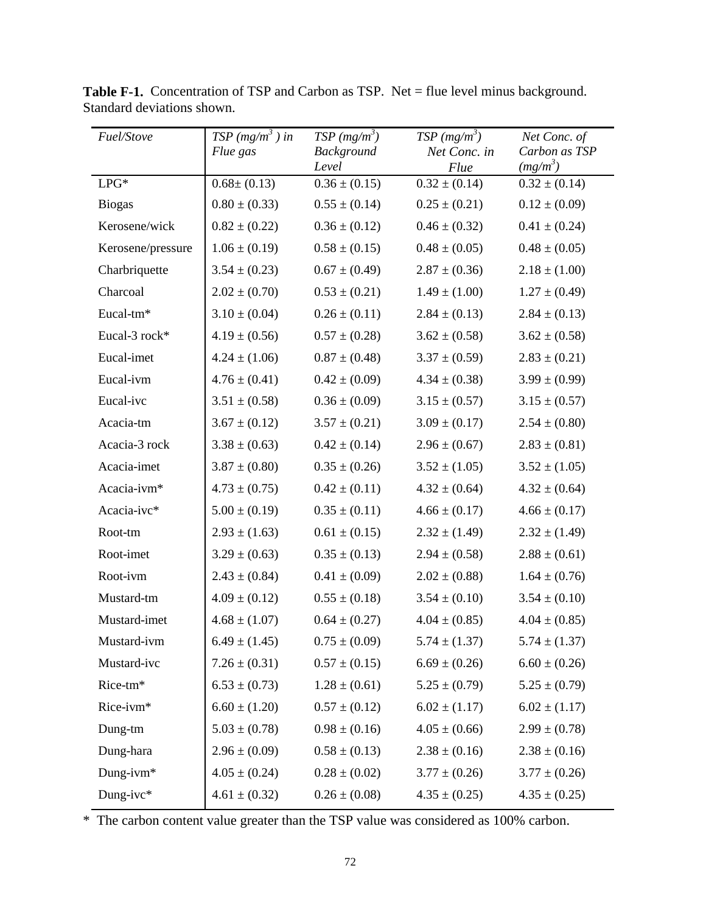**Table F-1.** Concentration of TSP and Carbon as TSP. Net = flue level minus background. Standard deviations shown.

| *Fuel/Stove* | *TSP ($mg/m^3$ ) in Flue gas* | *TSP ($mg/m^3$) Background Level* | *TSP ($mg/m^3$) Net Conc. in Flue* | *Net Conc. of Carbon as TSP ($mg/m^3$)* |
|---|---|---|---|---|
| LPG* | 0.68± (0.13) | 0.36 ± (0.15) | 0.32 ± (0.14) | 0.32 ± (0.14) |
| Biogas | 0.80 ± (0.33) | 0.55 ± (0.14) | 0.25 ± (0.21) | 0.12 ± (0.09) |
| Kerosene/wick | 0.82 ± (0.22) | 0.36 ± (0.12) | 0.46 ± (0.32) | 0.41 ± (0.24) |
| Kerosene/pressure | 1.06 ± (0.19) | 0.58 ± (0.15) | 0.48 ± (0.05) | 0.48 ± (0.05) |
| Charbriquette | 3.54 ± (0.23) | 0.67 ± (0.49) | 2.87 ± (0.36) | 2.18 ± (1.00) |
| Charcoal | 2.02 ± (0.70) | 0.53 ± (0.21) | 1.49 ± (1.00) | 1.27 ± (0.49) |
| Eucal-tm* | 3.10 ± (0.04) | 0.26 ± (0.11) | 2.84 ± (0.13) | 2.84 ± (0.13) |
| Eucal-3 rock* | 4.19 ± (0.56) | 0.57 ± (0.28) | 3.62 ± (0.58) | 3.62 ± (0.58) |
| Eucal-imet | 4.24 ± (1.06) | 0.87 ± (0.48) | 3.37 ± (0.59) | 2.83 ± (0.21) |
| Eucal-ivm | 4.76 ± (0.41) | 0.42 ± (0.09) | 4.34 ± (0.38) | 3.99 ± (0.99) |
| Eucal-ivc | 3.51 ± (0.58) | 0.36 ± (0.09) | 3.15 ± (0.57) | 3.15 ± (0.57) |
| Acacia-tm | 3.67 ± (0.12) | 3.57 ± (0.21) | 3.09 ± (0.17) | 2.54 ± (0.80) |
| Acacia-3 rock | 3.38 ± (0.63) | 0.42 ± (0.14) | 2.96 ± (0.67) | 2.83 ± (0.81) |
| Acacia-imet | 3.87 ± (0.80) | 0.35 ± (0.26) | 3.52 ± (1.05) | 3.52 ± (1.05) |
| Acacia-ivm* | 4.73 ± (0.75) | 0.42 ± (0.11) | 4.32 ± (0.64) | 4.32 ± (0.64) |
| Acacia-ivc* | 5.00 ± (0.19) | 0.35 ± (0.11) | 4.66 ± (0.17) | 4.66 ± (0.17) |
| Root-tm | 2.93 ± (1.63) | 0.61 ± (0.15) | 2.32 ± (1.49) | 2.32 ± (1.49) |
| Root-imet | 3.29 ± (0.63) | 0.35 ± (0.13) | 2.94 ± (0.58) | 2.88 ± (0.61) |
| Root-ivm | 2.43 ± (0.84) | 0.41 ± (0.09) | 2.02 ± (0.88) | 1.64 ± (0.76) |
| Mustard-tm | 4.09 ± (0.12) | 0.55 ± (0.18) | 3.54 ± (0.10) | 3.54 ± (0.10) |
| Mustard-imet | 4.68 ± (1.07) | 0.64 ± (0.27) | 4.04 ± (0.85) | 4.04 ± (0.85) |
| Mustard-ivm | 6.49 ± (1.45) | 0.75 ± (0.09) | 5.74 ± (1.37) | 5.74 ± (1.37) |
| Mustard-ivc | 7.26 ± (0.31) | 0.57 ± (0.15) | 6.69 ± (0.26) | 6.60 ± (0.26) |
| Rice-tm* | 6.53 ± (0.73) | 1.28 ± (0.61) | 5.25 ± (0.79) | 5.25 ± (0.79) |
| Rice-ivm* | 6.60 ± (1.20) | 0.57 ± (0.12) | 6.02 ± (1.17) | 6.02 ± (1.17) |
| Dung-tm | 5.03 ± (0.78) | 0.98 ± (0.16) | 4.05 ± (0.66) | 2.99 ± (0.78) |
| Dung-hara | 2.96 ± (0.09) | 0.58 ± (0.13) | 2.38 ± (0.16) | 2.38 ± (0.16) |
| Dung-ivm* | 4.05 ± (0.24) | 0.28 ± (0.02) | 3.77 ± (0.26) | 3.77 ± (0.26) |
| Dung-ivc* | 4.61 ± (0.32) | 0.26 ± (0.08) | 4.35 ± (0.25) | 4.35 ± (0.25) |

\* The carbon content value greater than the TSP value was considered as 100% carbon.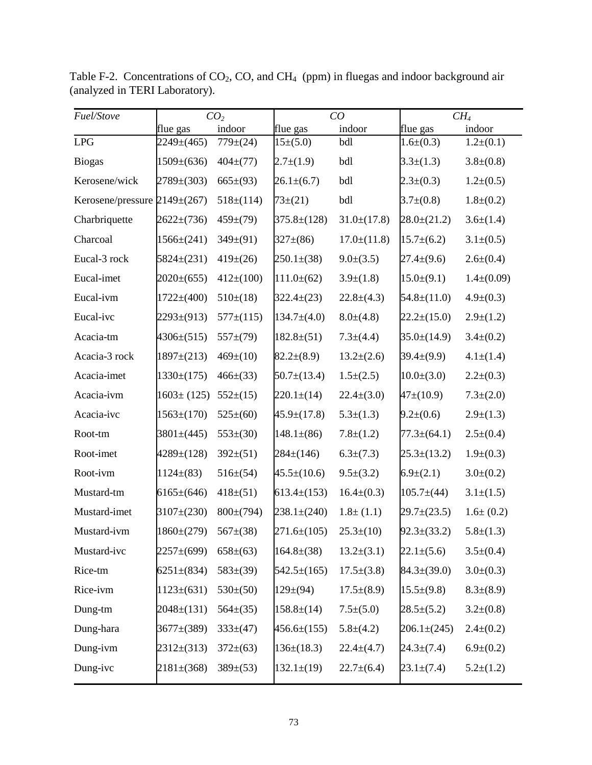Table F-2. Concentrations of $CO_2$, CO, and $CH_4$ (ppm) in fluegas and indoor background air (analyzed in TERI Laboratory).

| *Fuel/Stove* | *$CO_2$* | | *CO* | | *$CH_4$* | |
|---|---|---|---|---|---|---|
| | flue gas | indoor | flue gas | indoor | flue gas | indoor |
| LPG | 2249±(465) | 779±(24) | 15±(5.0) | bdl | 1.6±(0.3) | 1.2±(0.1) |
| Biogas | 1509±(636) | 404±(77) | 2.7±(1.9) | bdl | 3.3±(1.3) | 3.8±(0.8) |
| Kerosene/wick | 2789±(303) | 665±(93) | 26.1±(6.7) | bdl | 2.3±(0.3) | 1.2±(0.5) |
| Kerosene/pressure | 2149±(267) | 518±(114) | 73±(21) | bdl | 3.7±(0.8) | 1.8±(0.2) |
| Charbriquette | 2622±(736) | 459±(79) | 375.8±(128) | 31.0±(17.8) | 28.0±(21.2) | 3.6±(1.4) |
| Charcoal | 1566±(241) | 349±(91) | 327±(86) | 17.0±(11.8) | 15.7±(6.2) | 3.1±(0.5) |
| Eucal-3 rock | 5824±(231) | 419±(26) | 250.1±(38) | 9.0±(3.5) | 27.4±(9.6) | 2.6±(0.4) |
| Eucal-imet | 2020±(655) | 412±(100) | 111.0±(62) | 3.9±(1.8) | 15.0±(9.1) | 1.4±(0.09) |
| Eucal-ivm | 1722±(400) | 510±(18) | 322.4±(23) | 22.8±(4.3) | 54.8±(11.0) | 4.9±(0.3) |
| Eucal-ivc | 2293±(913) | 577±(115) | 134.7±(4.0) | 8.0±(4.8) | 22.2±(15.0) | 2.9±(1.2) |
| Acacia-tm | 4306±(515) | 557±(79) | 182.8±(51) | 7.3±(4.4) | 35.0±(14.9) | 3.4±(0.2) |
| Acacia-3 rock | 1897±(213) | 469±(10) | 82.2±(8.9) | 13.2±(2.6) | 39.4±(9.9) | 4.1±(1.4) |
| Acacia-imet | 1330±(175) | 466±(33) | 50.7±(13.4) | 1.5±(2.5) | 10.0±(3.0) | 2.2±(0.3) |
| Acacia-ivm | 1603± (125) | 552±(15) | 220.1±(14) | 22.4±(3.0) | 47±(10.9) | 7.3±(2.0) |
| Acacia-ivc | 1563±(170) | 525±(60) | 45.9±(17.8) | 5.3±(1.3) | 9.2±(0.6) | 2.9±(1.3) |
| Root-tm | 3801±(445) | 553±(30) | 148.1±(86) | 7.8±(1.2) | 77.3±(64.1) | 2.5±(0.4) |
| Root-imet | 4289±(128) | 392±(51) | 284±(146) | 6.3±(7.3) | 25.3±(13.2) | 1.9±(0.3) |
| Root-ivm | 1124±(83) | 516±(54) | 45.5±(10.6) | 9.5±(3.2) | 6.9±(2.1) | 3.0±(0.2) |
| Mustard-tm | 6165±(646) | 418±(51) | 613.4±(153) | 16.4±(0.3) | 105.7±(44) | 3.1±(1.5) |
| Mustard-imet | 3107±(230) | 800±(794) | 238.1±(240) | 1.8± (1.1) | 29.7±(23.5) | 1.6± (0.2) |
| Mustard-ivm | 1860±(279) | 567±(38) | 271.6±(105) | 25.3±(10) | 92.3±(33.2) | 5.8±(1.3) |
| Mustard-ivc | 2257±(699) | 658±(63) | 164.8±(38) | 13.2±(3.1) | 22.1±(5.6) | 3.5±(0.4) |
| Rice-tm | 6251±(834) | 583±(39) | 542.5±(165) | 17.5±(3.8) | 84.3±(39.0) | 3.0±(0.3) |
| Rice-ivm | 1123±(631) | 530±(50) | 129±(94) | 17.5±(8.9) | 15.5±(9.8) | 8.3±(8.9) |
| Dung-tm | 2048±(131) | 564±(35) | 158.8±(14) | 7.5±(5.0) | 28.5±(5.2) | 3.2±(0.8) |
| Dung-hara | 3677±(389) | 333±(47) | 456.6±(155) | 5.8±(4.2) | 206.1±(245) | 2.4±(0.2) |
| Dung-ivm | 2312±(313) | 372±(63) | 136±(18.3) | 22.4±(4.7) | 24.3±(7.4) | 6.9±(0.2) |
| Dung-ivc | 2181±(368) | 389±(53) | 132.1±(19) | 22.7±(6.4) | 23.1±(7.4) | 5.2±(1.2) |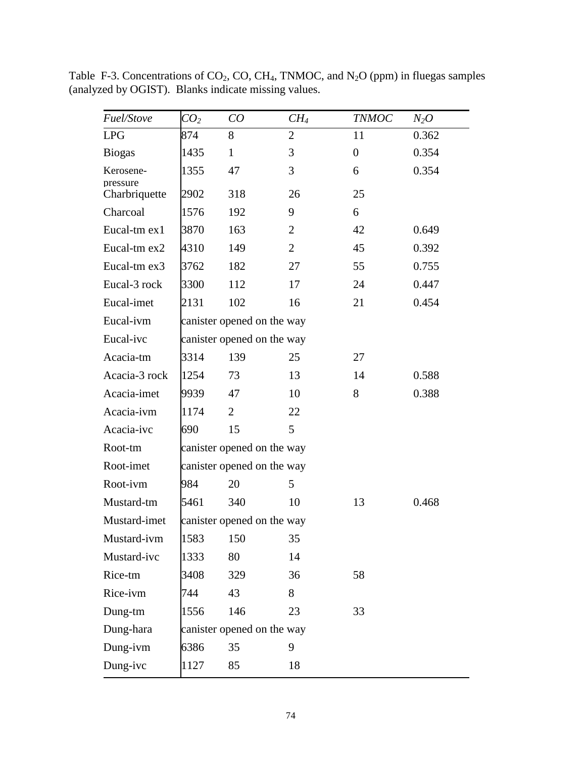Table F-3. Concentrations of $CO_2$, CO, $CH_4$, TNMOC, and $N_2O$ (ppm) in fluegas samples (analyzed by OGIST). Blanks indicate missing values.

| *Fuel/Stove* | *$CO_2$* | *CO* | *$CH_4$* | *TNMOC* | *$N_2O$* |
|---|---|---|---|---|---|
| LPG | 874 | 8 | 2 | 11 | 0.362 |
| Biogas | 1435 | 1 | 3 | 0 | 0.354 |
| Kerosene-pressure | 1355 | 47 | 3 | 6 | 0.354 |
| Charbriquette | 2902 | 318 | 26 | 25 | |
| Charcoal | 1576 | 192 | 9 | 6 | |
| Eucal-tm ex1 | 3870 | 163 | 2 | 42 | 0.649 |
| Eucal-tm ex2 | 4310 | 149 | 2 | 45 | 0.392 |
| Eucal-tm ex3 | 3762 | 182 | 27 | 55 | 0.755 |
| Eucal-3 rock | 3300 | 112 | 17 | 24 | 0.447 |
| Eucal-imet | 2131 | 102 | 16 | 21 | 0.454 |
| Eucal-ivm | canister opened on the way | | | | |
| Eucal-ivc | canister opened on the way | | | | |
| Acacia-tm | 3314 | 139 | 25 | 27 | |
| Acacia-3 rock | 1254 | 73 | 13 | 14 | 0.588 |
| Acacia-imet | 9939 | 47 | 10 | 8 | 0.388 |
| Acacia-ivm | 1174 | 2 | 22 | | |
| Acacia-ivc | 690 | 15 | 5 | | |
| Root-tm | canister opened on the way | | | | |
| Root-imet | canister opened on the way | | | | |
| Root-ivm | 984 | 20 | 5 | | |
| Mustard-tm | 5461 | 340 | 10 | 13 | 0.468 |
| Mustard-imet | canister opened on the way | | | | |
| Mustard-ivm | 1583 | 150 | 35 | | |
| Mustard-ivc | 1333 | 80 | 14 | | |
| Rice-tm | 3408 | 329 | 36 | 58 | |
| Rice-ivm | 744 | 43 | 8 | | |
| Dung-tm | 1556 | 146 | 23 | 33 | |
| Dung-hara | canister opened on the way | | | | |
| Dung-ivm | 6386 | 35 | 9 | | |
| Dung-ivc | 1127 | 85 | 18 | | |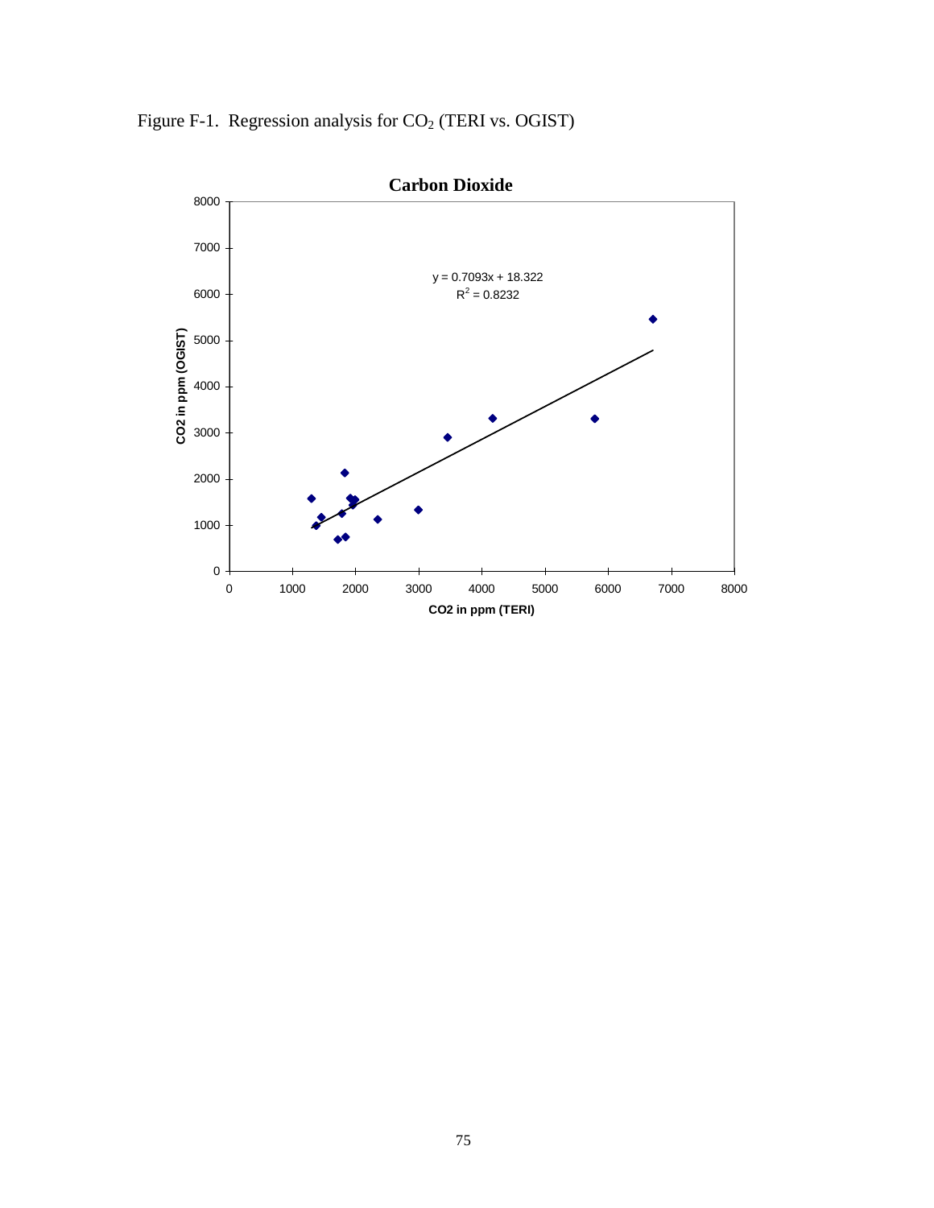Figure F-1. Regression analysis for $CO_2$ (TERI vs. OGIST)

**Carbon Dioxide**

$y = 0.7093x + 18.322$
$R^2 = 0.8232$

CO2 in ppm (OGIST)

CO2 in ppm (TERI)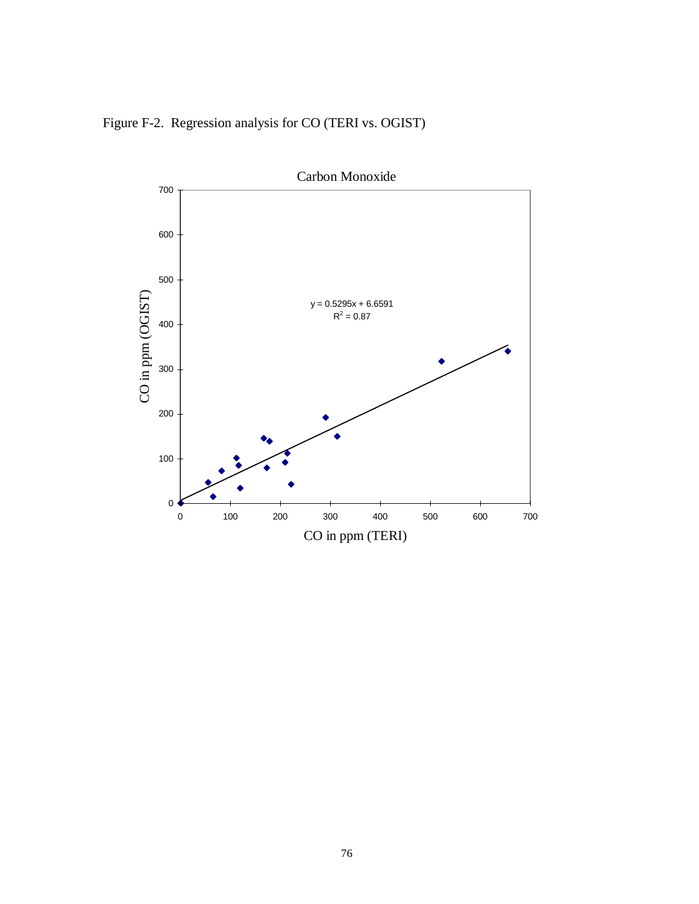Figure F-2. Regression analysis for CO (TERI vs. OGIST)

Carbon Monoxide

$y = 0.5295x + 6.6591$
$R^2 = 0.87$

CO in ppm (OGIST)

CO in ppm (TERI)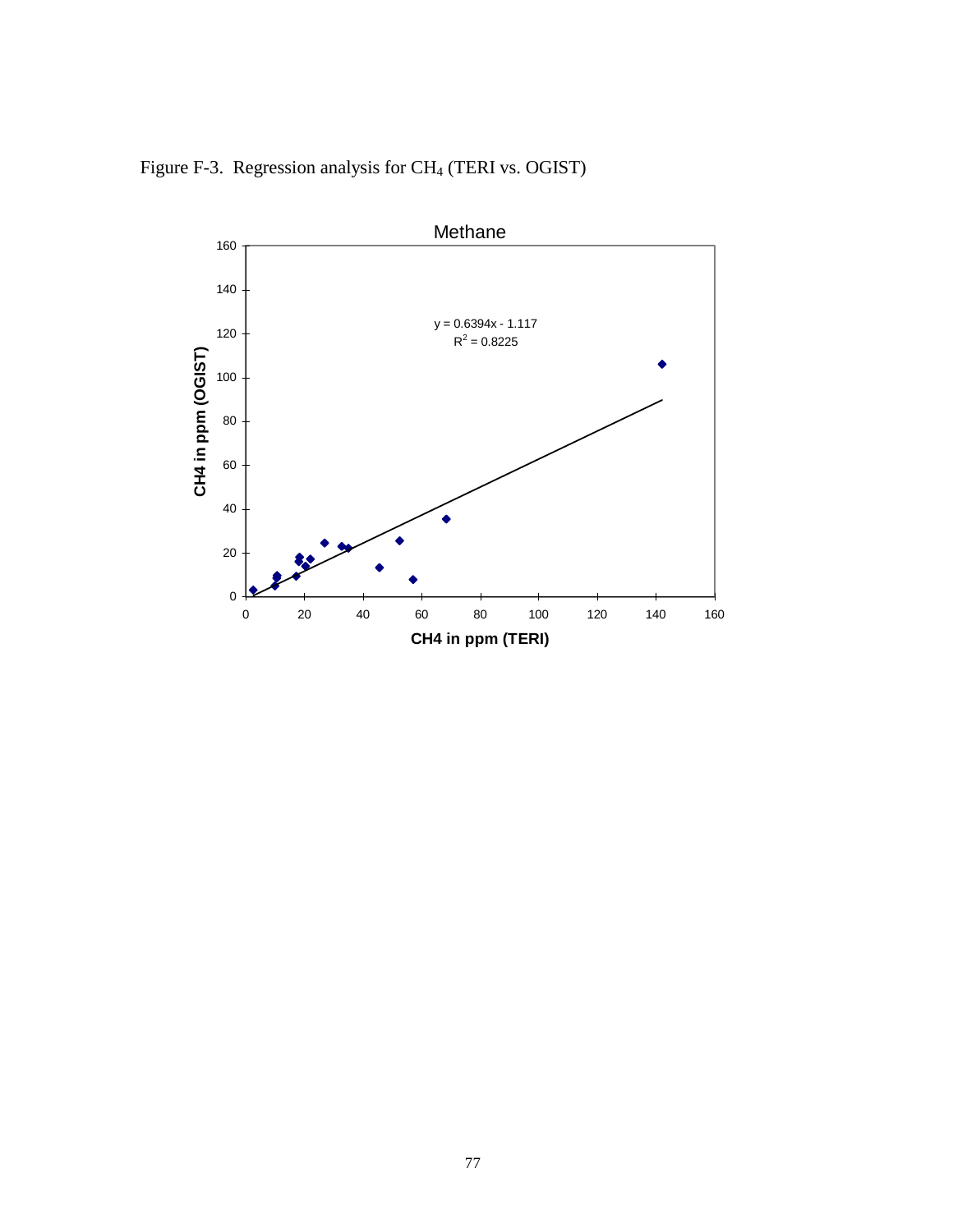Figure F-3. Regression analysis for $CH_4$ (TERI vs. OGIST)

Methane

y = 0.6394x - 1.117
$R^2 = 0.8225$

CH4 in ppm (OGIST)

CH4 in ppm (TERI)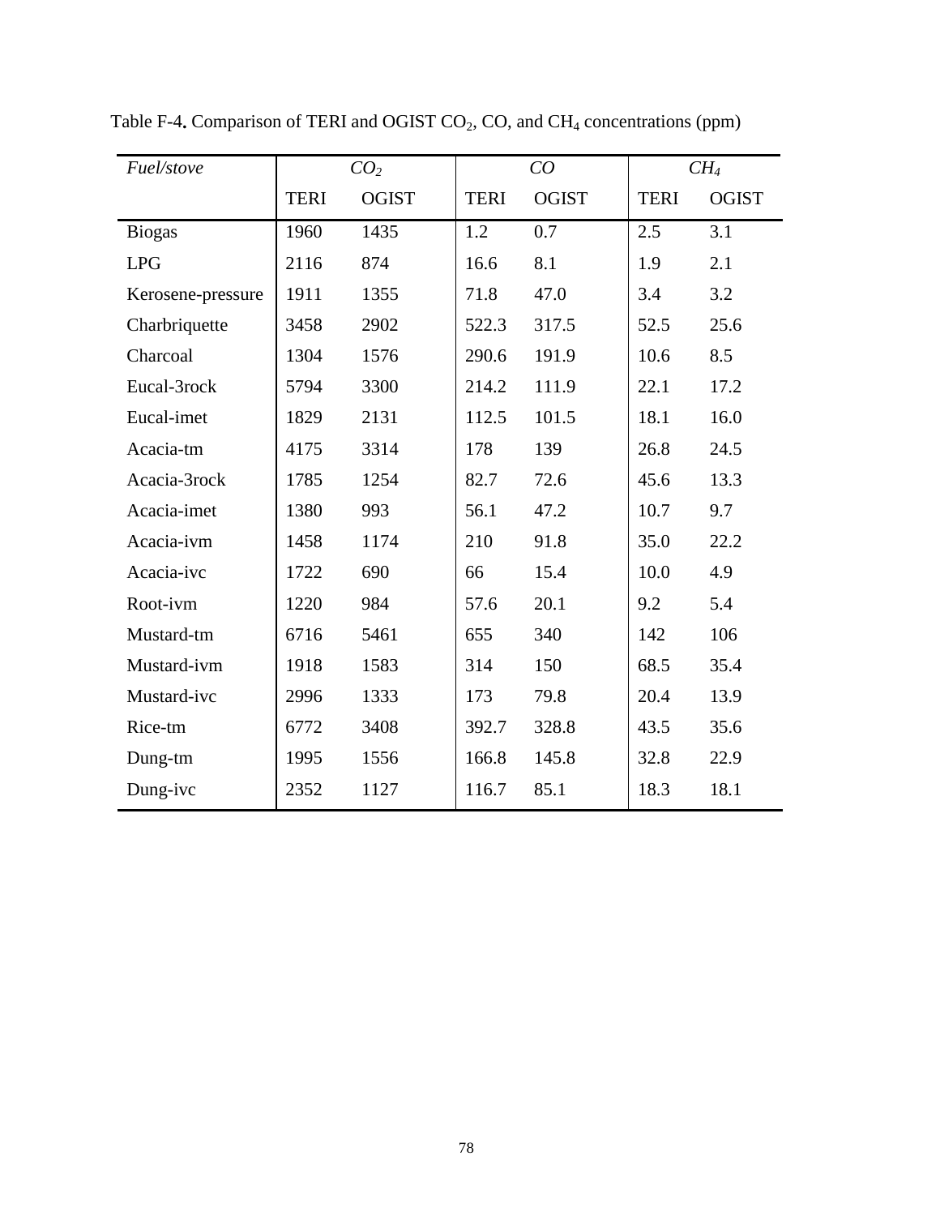Table F-4. Comparison of TERI and OGIST $CO_2$, CO, and $CH_4$ concentrations (ppm)

| *Fuel/stove* | *$CO_2$* | | *CO* | | *$CH_4$* | |
|---|---|---|---|---|---|---|
| | TERI | OGIST | TERI | OGIST | TERI | OGIST |
| Biogas | 1960 | 1435 | 1.2 | 0.7 | 2.5 | 3.1 |
| LPG | 2116 | 874 | 16.6 | 8.1 | 1.9 | 2.1 |
| Kerosene-pressure | 1911 | 1355 | 71.8 | 47.0 | 3.4 | 3.2 |
| Charbriquette | 3458 | 2902 | 522.3 | 317.5 | 52.5 | 25.6 |
| Charcoal | 1304 | 1576 | 290.6 | 191.9 | 10.6 | 8.5 |
| Eucal-3rock | 5794 | 3300 | 214.2 | 111.9 | 22.1 | 17.2 |
| Eucal-imet | 1829 | 2131 | 112.5 | 101.5 | 18.1 | 16.0 |
| Acacia-tm | 4175 | 3314 | 178 | 139 | 26.8 | 24.5 |
| Acacia-3rock | 1785 | 1254 | 82.7 | 72.6 | 45.6 | 13.3 |
| Acacia-imet | 1380 | 993 | 56.1 | 47.2 | 10.7 | 9.7 |
| Acacia-ivm | 1458 | 1174 | 210 | 91.8 | 35.0 | 22.2 |
| Acacia-ivc | 1722 | 690 | 66 | 15.4 | 10.0 | 4.9 |
| Root-ivm | 1220 | 984 | 57.6 | 20.1 | 9.2 | 5.4 |
| Mustard-tm | 6716 | 5461 | 655 | 340 | 142 | 106 |
| Mustard-ivm | 1918 | 1583 | 314 | 150 | 68.5 | 35.4 |
| Mustard-ivc | 2996 | 1333 | 173 | 79.8 | 20.4 | 13.9 |
| Rice-tm | 6772 | 3408 | 392.7 | 328.8 | 43.5 | 35.6 |
| Dung-tm | 1995 | 1556 | 166.8 | 145.8 | 32.8 | 22.9 |
| Dung-ivc | 2352 | 1127 | 116.7 | 85.1 | 18.3 | 18.1 |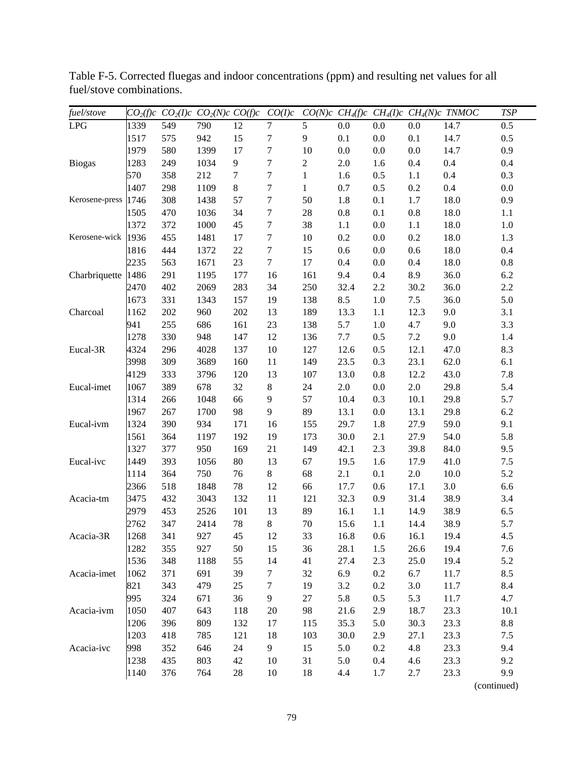Table F-5. Corrected fluegas and indoor concentrations (ppm) and resulting net values for all fuel/stove combinations.

| *fuel/stove* | $CO_2(f)c$ | $CO_2(I)c$ | $CO_2(N)c$ | $CO(f)c$ | $CO(I)c$ | $CO(N)c$ | $CH_4(f)c$ | $CH_4(I)c$ | $CH_4(N)c$ | *TNMOC* | *TSP* |
|---|---|---|---|---|---|---|---|---|---|---|---|
| LPG | 1339 | 549 | 790 | 12 | 7 | 5 | 0.0 | 0.0 | 0.0 | 14.7 | 0.5 |
| | 1517 | 575 | 942 | 15 | 7 | 9 | 0.1 | 0.0 | 0.1 | 14.7 | 0.5 |
| | 1979 | 580 | 1399 | 17 | 7 | 10 | 0.0 | 0.0 | 0.0 | 14.7 | 0.9 |
| Biogas | 1283 | 249 | 1034 | 9 | 7 | 2 | 2.0 | 1.6 | 0.4 | 0.4 | 0.4 |
| | 570 | 358 | 212 | 7 | 7 | 1 | 1.6 | 0.5 | 1.1 | 0.4 | 0.3 |
| | 1407 | 298 | 1109 | 8 | 7 | 1 | 0.7 | 0.5 | 0.2 | 0.4 | 0.0 |
| Kerosene-press | 1746 | 308 | 1438 | 57 | 7 | 50 | 1.8 | 0.1 | 1.7 | 18.0 | 0.9 |
| | 1505 | 470 | 1036 | 34 | 7 | 28 | 0.8 | 0.1 | 0.8 | 18.0 | 1.1 |
| | 1372 | 372 | 1000 | 45 | 7 | 38 | 1.1 | 0.0 | 1.1 | 18.0 | 1.0 |
| Kerosene-wick | 1936 | 455 | 1481 | 17 | 7 | 10 | 0.2 | 0.0 | 0.2 | 18.0 | 1.3 |
| | 1816 | 444 | 1372 | 22 | 7 | 15 | 0.6 | 0.0 | 0.6 | 18.0 | 0.4 |
| | 2235 | 563 | 1671 | 23 | 7 | 17 | 0.4 | 0.0 | 0.4 | 18.0 | 0.8 |
| Charbriquette | 1486 | 291 | 1195 | 177 | 16 | 161 | 9.4 | 0.4 | 8.9 | 36.0 | 6.2 |
| | 2470 | 402 | 2069 | 283 | 34 | 250 | 32.4 | 2.2 | 30.2 | 36.0 | 2.2 |
| | 1673 | 331 | 1343 | 157 | 19 | 138 | 8.5 | 1.0 | 7.5 | 36.0 | 5.0 |
| Charcoal | 1162 | 202 | 960 | 202 | 13 | 189 | 13.3 | 1.1 | 12.3 | 9.0 | 3.1 |
| | 941 | 255 | 686 | 161 | 23 | 138 | 5.7 | 1.0 | 4.7 | 9.0 | 3.3 |
| | 1278 | 330 | 948 | 147 | 12 | 136 | 7.7 | 0.5 | 7.2 | 9.0 | 1.4 |
| Eucal-3R | 4324 | 296 | 4028 | 137 | 10 | 127 | 12.6 | 0.5 | 12.1 | 47.0 | 8.3 |
| | 3998 | 309 | 3689 | 160 | 11 | 149 | 23.5 | 0.3 | 23.1 | 62.0 | 6.1 |
| | 4129 | 333 | 3796 | 120 | 13 | 107 | 13.0 | 0.8 | 12.2 | 43.0 | 7.8 |
| Eucal-imet | 1067 | 389 | 678 | 32 | 8 | 24 | 2.0 | 0.0 | 2.0 | 29.8 | 5.4 |
| | 1314 | 266 | 1048 | 66 | 9 | 57 | 10.4 | 0.3 | 10.1 | 29.8 | 5.7 |
| | 1967 | 267 | 1700 | 98 | 9 | 89 | 13.1 | 0.0 | 13.1 | 29.8 | 6.2 |
| Eucal-ivm | 1324 | 390 | 934 | 171 | 16 | 155 | 29.7 | 1.8 | 27.9 | 59.0 | 9.1 |
| | 1561 | 364 | 1197 | 192 | 19 | 173 | 30.0 | 2.1 | 27.9 | 54.0 | 5.8 |
| | 1327 | 377 | 950 | 169 | 21 | 149 | 42.1 | 2.3 | 39.8 | 84.0 | 9.5 |
| Eucal-ivc | 1449 | 393 | 1056 | 80 | 13 | 67 | 19.5 | 1.6 | 17.9 | 41.0 | 7.5 |
| | 1114 | 364 | 750 | 76 | 8 | 68 | 2.1 | 0.1 | 2.0 | 10.0 | 5.2 |
| | 2366 | 518 | 1848 | 78 | 12 | 66 | 17.7 | 0.6 | 17.1 | 3.0 | 6.6 |
| Acacia-tm | 3475 | 432 | 3043 | 132 | 11 | 121 | 32.3 | 0.9 | 31.4 | 38.9 | 3.4 |
| | 2979 | 453 | 2526 | 101 | 13 | 89 | 16.1 | 1.1 | 14.9 | 38.9 | 6.5 |
| | 2762 | 347 | 2414 | 78 | 8 | 70 | 15.6 | 1.1 | 14.4 | 38.9 | 5.7 |
| Acacia-3R | 1268 | 341 | 927 | 45 | 12 | 33 | 16.8 | 0.6 | 16.1 | 19.4 | 4.5 |
| | 1282 | 355 | 927 | 50 | 15 | 36 | 28.1 | 1.5 | 26.6 | 19.4 | 7.6 |
| | 1536 | 348 | 1188 | 55 | 14 | 41 | 27.4 | 2.3 | 25.0 | 19.4 | 5.2 |
| Acacia-imet | 1062 | 371 | 691 | 39 | 7 | 32 | 6.9 | 0.2 | 6.7 | 11.7 | 8.5 |
| | 821 | 343 | 479 | 25 | 7 | 19 | 3.2 | 0.2 | 3.0 | 11.7 | 8.4 |
| | 995 | 324 | 671 | 36 | 9 | 27 | 5.8 | 0.5 | 5.3 | 11.7 | 4.7 |
| Acacia-ivm | 1050 | 407 | 643 | 118 | 20 | 98 | 21.6 | 2.9 | 18.7 | 23.3 | 10.1 |
| | 1206 | 396 | 809 | 132 | 17 | 115 | 35.3 | 5.0 | 30.3 | 23.3 | 8.8 |
| | 1203 | 418 | 785 | 121 | 18 | 103 | 30.0 | 2.9 | 27.1 | 23.3 | 7.5 |
| Acacia-ivc | 998 | 352 | 646 | 24 | 9 | 15 | 5.0 | 0.2 | 4.8 | 23.3 | 9.4 |
| | 1238 | 435 | 803 | 42 | 10 | 31 | 5.0 | 0.4 | 4.6 | 23.3 | 9.2 |
| | 1140 | 376 | 764 | 28 | 10 | 18 | 4.4 | 1.7 | 2.7 | 23.3 | 9.9 |

(continued)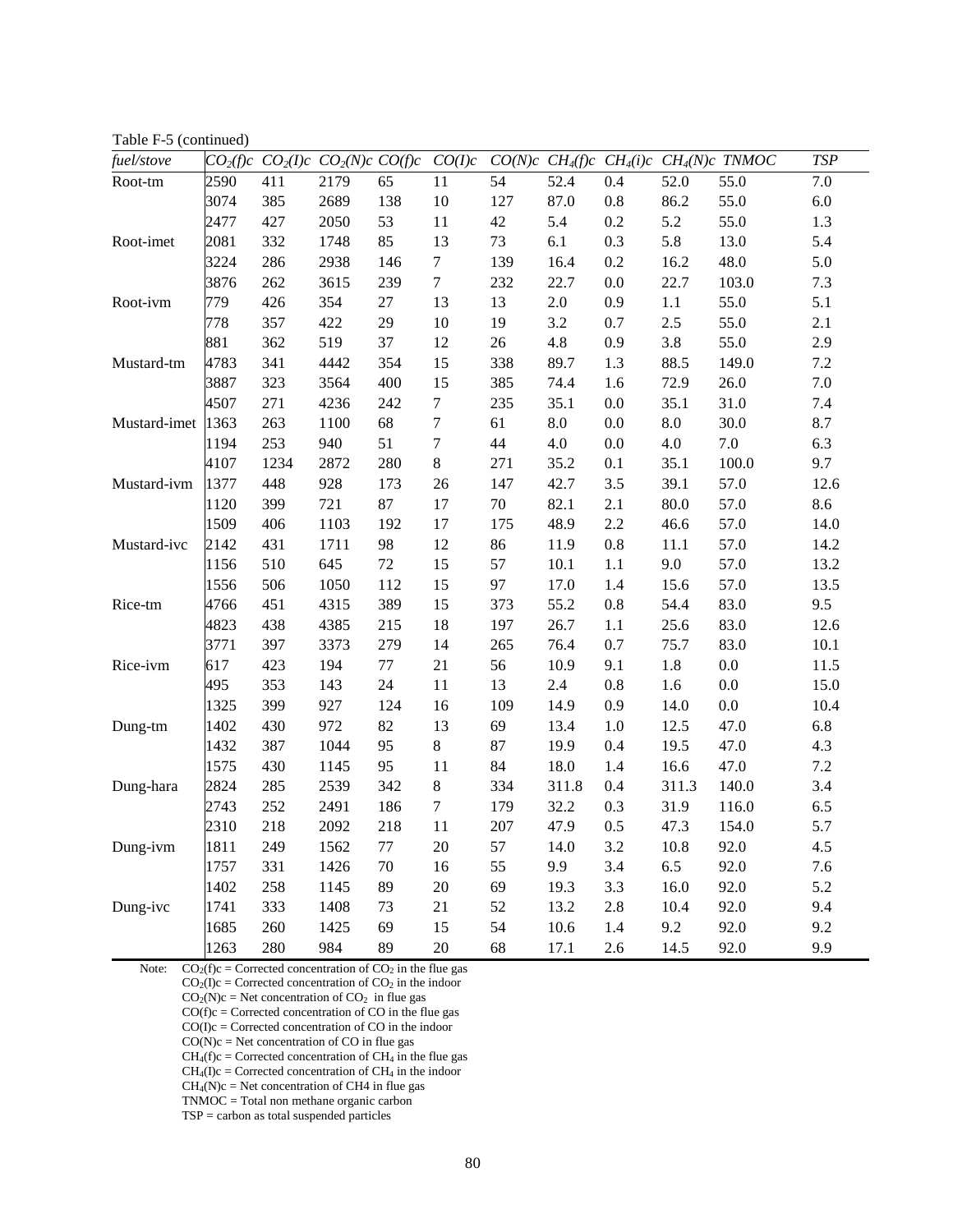Table F-5 (continued)

| *fuel/stove* | $CO_2(f)c$ | $CO_2(I)c$ | $CO_2(N)c$ | $CO(f)c$ | $CO(I)c$ | $CO(N)c$ | $CH_4(f)c$ | $CH_4(i)c$ | $CH_4(N)c$ | *TNMOC* | *TSP* |
|---|---|---|---|---|---|---|---|---|---|---|---|
| Root-tm | 2590 | 411 | 2179 | 65 | 11 | 54 | 52.4 | 0.4 | 52.0 | 55.0 | 7.0 |
| | 3074 | 385 | 2689 | 138 | 10 | 127 | 87.0 | 0.8 | 86.2 | 55.0 | 6.0 |
| | 2477 | 427 | 2050 | 53 | 11 | 42 | 5.4 | 0.2 | 5.2 | 55.0 | 1.3 |
| Root-imet | 2081 | 332 | 1748 | 85 | 13 | 73 | 6.1 | 0.3 | 5.8 | 13.0 | 5.4 |
| | 3224 | 286 | 2938 | 146 | 7 | 139 | 16.4 | 0.2 | 16.2 | 48.0 | 5.0 |
| | 3876 | 262 | 3615 | 239 | 7 | 232 | 22.7 | 0.0 | 22.7 | 103.0 | 7.3 |
| Root-ivm | 779 | 426 | 354 | 27 | 13 | 13 | 2.0 | 0.9 | 1.1 | 55.0 | 5.1 |
| | 778 | 357 | 422 | 29 | 10 | 19 | 3.2 | 0.7 | 2.5 | 55.0 | 2.1 |
| | 881 | 362 | 519 | 37 | 12 | 26 | 4.8 | 0.9 | 3.8 | 55.0 | 2.9 |
| Mustard-tm | 4783 | 341 | 4442 | 354 | 15 | 338 | 89.7 | 1.3 | 88.5 | 149.0 | 7.2 |
| | 3887 | 323 | 3564 | 400 | 15 | 385 | 74.4 | 1.6 | 72.9 | 26.0 | 7.0 |
| | 4507 | 271 | 4236 | 242 | 7 | 235 | 35.1 | 0.0 | 35.1 | 31.0 | 7.4 |
| Mustard-imet | 1363 | 263 | 1100 | 68 | 7 | 61 | 8.0 | 0.0 | 8.0 | 30.0 | 8.7 |
| | 1194 | 253 | 940 | 51 | 7 | 44 | 4.0 | 0.0 | 4.0 | 7.0 | 6.3 |
| | 4107 | 1234 | 2872 | 280 | 8 | 271 | 35.2 | 0.1 | 35.1 | 100.0 | 9.7 |
| Mustard-ivm | 1377 | 448 | 928 | 173 | 26 | 147 | 42.7 | 3.5 | 39.1 | 57.0 | 12.6 |
| | 1120 | 399 | 721 | 87 | 17 | 70 | 82.1 | 2.1 | 80.0 | 57.0 | 8.6 |
| | 1509 | 406 | 1103 | 192 | 17 | 175 | 48.9 | 2.2 | 46.6 | 57.0 | 14.0 |
| Mustard-ivc | 2142 | 431 | 1711 | 98 | 12 | 86 | 11.9 | 0.8 | 11.1 | 57.0 | 14.2 |
| | 1156 | 510 | 645 | 72 | 15 | 57 | 10.1 | 1.1 | 9.0 | 57.0 | 13.2 |
| | 1556 | 506 | 1050 | 112 | 15 | 97 | 17.0 | 1.4 | 15.6 | 57.0 | 13.5 |
| Rice-tm | 4766 | 451 | 4315 | 389 | 15 | 373 | 55.2 | 0.8 | 54.4 | 83.0 | 9.5 |
| | 4823 | 438 | 4385 | 215 | 18 | 197 | 26.7 | 1.1 | 25.6 | 83.0 | 12.6 |
| | 3771 | 397 | 3373 | 279 | 14 | 265 | 76.4 | 0.7 | 75.7 | 83.0 | 10.1 |
| Rice-ivm | 617 | 423 | 194 | 77 | 21 | 56 | 10.9 | 9.1 | 1.8 | 0.0 | 11.5 |
| | 495 | 353 | 143 | 24 | 11 | 13 | 2.4 | 0.8 | 1.6 | 0.0 | 15.0 |
| | 1325 | 399 | 927 | 124 | 16 | 109 | 14.9 | 0.9 | 14.0 | 0.0 | 10.4 |
| Dung-tm | 1402 | 430 | 972 | 82 | 13 | 69 | 13.4 | 1.0 | 12.5 | 47.0 | 6.8 |
| | 1432 | 387 | 1044 | 95 | 8 | 87 | 19.9 | 0.4 | 19.5 | 47.0 | 4.3 |
| | 1575 | 430 | 1145 | 95 | 11 | 84 | 18.0 | 1.4 | 16.6 | 47.0 | 7.2 |
| Dung-hara | 2824 | 285 | 2539 | 342 | 8 | 334 | 311.8 | 0.4 | 311.3 | 140.0 | 3.4 |
| | 2743 | 252 | 2491 | 186 | 7 | 179 | 32.2 | 0.3 | 31.9 | 116.0 | 6.5 |
| | 2310 | 218 | 2092 | 218 | 11 | 207 | 47.9 | 0.5 | 47.3 | 154.0 | 5.7 |
| Dung-ivm | 1811 | 249 | 1562 | 77 | 20 | 57 | 14.0 | 3.2 | 10.8 | 92.0 | 4.5 |
| | 1757 | 331 | 1426 | 70 | 16 | 55 | 9.9 | 3.4 | 6.5 | 92.0 | 7.6 |
| | 1402 | 258 | 1145 | 89 | 20 | 69 | 19.3 | 3.3 | 16.0 | 92.0 | 5.2 |
| Dung-ivc | 1741 | 333 | 1408 | 73 | 21 | 52 | 13.2 | 2.8 | 10.4 | 92.0 | 9.4 |
| | 1685 | 260 | 1425 | 69 | 15 | 54 | 10.6 | 1.4 | 9.2 | 92.0 | 9.2 |
| | 1263 | 280 | 984 | 89 | 20 | 68 | 17.1 | 2.6 | 14.5 | 92.0 | 9.9 |

Note: $CO_2(f)c$ = Corrected concentration of $CO_2$ in the flue gas
$CO_2(I)c$ = Corrected concentration of $CO_2$ in the indoor
$CO_2(N)c$ = Net concentration of $CO_2$ in flue gas
$CO(f)c$ = Corrected concentration of CO in the flue gas
$CO(I)c$ = Corrected concentration of CO in the indoor
$CO(N)c$ = Net concentration of CO in flue gas
$CH_4(f)c$ = Corrected concentration of $CH_4$ in the flue gas
$CH_4(I)c$ = Corrected concentration of $CH_4$ in the indoor
$CH_4(N)c$ = Net concentration of CH4 in flue gas
TNMOC = Total non methane organic carbon
TSP = carbon as total suspended particles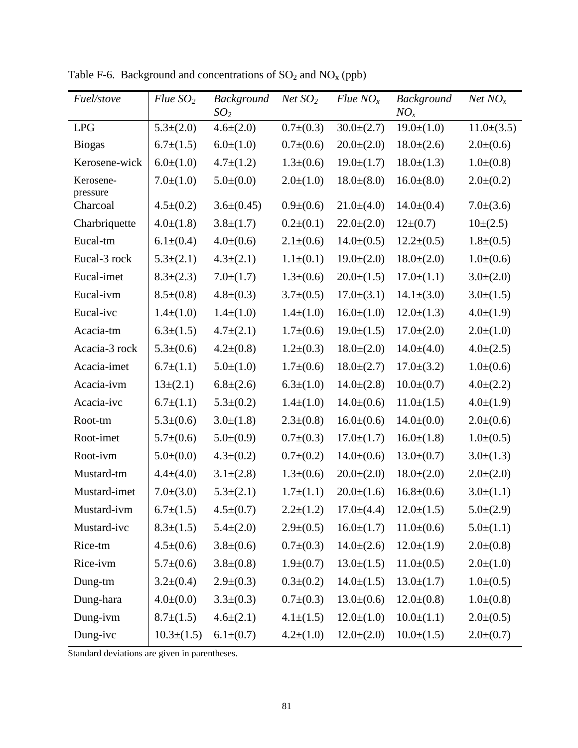Table F-6. Background and concentrations of $SO_2$ and $NO_x$ (ppb)

| *Fuel/stove* | *Flue $SO_2$* | *Background $SO_2$* | *Net $SO_2$* | *Flue $NO_x$* | *Background $NO_x$* | *Net $NO_x$* |
|---|---|---|---|---|---|---|
| LPG | 5.3±(2.0) | 4.6±(2.0) | 0.7±(0.3) | 30.0±(2.7) | 19.0±(1.0) | 11.0±(3.5) |
| Biogas | 6.7±(1.5) | 6.0±(1.0) | 0.7±(0.6) | 20.0±(2.0) | 18.0±(2.6) | 2.0±(0.6) |
| Kerosene-wick | 6.0±(1.0) | 4.7±(1.2) | 1.3±(0.6) | 19.0±(1.7) | 18.0±(1.3) | 1.0±(0.8) |
| Kerosene-pressure | 7.0±(1.0) | 5.0±(0.0) | 2.0±(1.0) | 18.0±(8.0) | 16.0±(8.0) | 2.0±(0.2) |
| Charcoal | 4.5±(0.2) | 3.6±(0.45) | 0.9±(0.6) | 21.0±(4.0) | 14.0±(0.4) | 7.0±(3.6) |
| Charbriquette | 4.0±(1.8) | 3.8±(1.7) | 0.2±(0.1) | 22.0±(2.0) | 12±(0.7) | 10±(2.5) |
| Eucal-tm | 6.1±(0.4) | 4.0±(0.6) | 2.1±(0.6) | 14.0±(0.5) | 12.2±(0.5) | 1.8±(0.5) |
| Eucal-3 rock | 5.3±(2.1) | 4.3±(2.1) | 1.1±(0.1) | 19.0±(2.0) | 18.0±(2.0) | 1.0±(0.6) |
| Eucal-imet | 8.3±(2.3) | 7.0±(1.7) | 1.3±(0.6) | 20.0±(1.5) | 17.0±(1.1) | 3.0±(2.0) |
| Eucal-ivm | 8.5±(0.8) | 4.8±(0.3) | 3.7±(0.5) | 17.0±(3.1) | 14.1±(3.0) | 3.0±(1.5) |
| Eucal-ivc | 1.4±(1.0) | 1.4±(1.0) | 1.4±(1.0) | 16.0±(1.0) | 12.0±(1.3) | 4.0±(1.9) |
| Acacia-tm | 6.3±(1.5) | 4.7±(2.1) | 1.7±(0.6) | 19.0±(1.5) | 17.0±(2.0) | 2.0±(1.0) |
| Acacia-3 rock | 5.3±(0.6) | 4.2±(0.8) | 1.2±(0.3) | 18.0±(2.0) | 14.0±(4.0) | 4.0±(2.5) |
| Acacia-imet | 6.7±(1.1) | 5.0±(1.0) | 1.7±(0.6) | 18.0±(2.7) | 17.0±(3.2) | 1.0±(0.6) |
| Acacia-ivm | 13±(2.1) | 6.8±(2.6) | 6.3±(1.0) | 14.0±(2.8) | 10.0±(0.7) | 4.0±(2.2) |
| Acacia-ivc | 6.7±(1.1) | 5.3±(0.2) | 1.4±(1.0) | 14.0±(0.6) | 11.0±(1.5) | 4.0±(1.9) |
| Root-tm | 5.3±(0.6) | 3.0±(1.8) | 2.3±(0.8) | 16.0±(0.6) | 14.0±(0.0) | 2.0±(0.6) |
| Root-imet | 5.7±(0.6) | 5.0±(0.9) | 0.7±(0.3) | 17.0±(1.7) | 16.0±(1.8) | 1.0±(0.5) |
| Root-ivm | 5.0±(0.0) | 4.3±(0.2) | 0.7±(0.2) | 14.0±(0.6) | 13.0±(0.7) | 3.0±(1.3) |
| Mustard-tm | 4.4±(4.0) | 3.1±(2.8) | 1.3±(0.6) | 20.0±(2.0) | 18.0±(2.0) | 2.0±(2.0) |
| Mustard-imet | 7.0±(3.0) | 5.3±(2.1) | 1.7±(1.1) | 20.0±(1.6) | 16.8±(0.6) | 3.0±(1.1) |
| Mustard-ivm | 6.7±(1.5) | 4.5±(0.7) | 2.2±(1.2) | 17.0±(4.4) | 12.0±(1.5) | 5.0±(2.9) |
| Mustard-ivc | 8.3±(1.5) | 5.4±(2.0) | 2.9±(0.5) | 16.0±(1.7) | 11.0±(0.6) | 5.0±(1.1) |
| Rice-tm | 4.5±(0.6) | 3.8±(0.6) | 0.7±(0.3) | 14.0±(2.6) | 12.0±(1.9) | 2.0±(0.8) |
| Rice-ivm | 5.7±(0.6) | 3.8±(0.8) | 1.9±(0.7) | 13.0±(1.5) | 11.0±(0.5) | 2.0±(1.0) |
| Dung-tm | 3.2±(0.4) | 2.9±(0.3) | 0.3±(0.2) | 14.0±(1.5) | 13.0±(1.7) | 1.0±(0.5) |
| Dung-hara | 4.0±(0.0) | 3.3±(0.3) | 0.7±(0.3) | 13.0±(0.6) | 12.0±(0.8) | 1.0±(0.8) |
| Dung-ivm | 8.7±(1.5) | 4.6±(2.1) | 4.1±(1.5) | 12.0±(1.0) | 10.0±(1.1) | 2.0±(0.5) |
| Dung-ivc | 10.3±(1.5) | 6.1±(0.7) | 4.2±(1.0) | 12.0±(2.0) | 10.0±(1.5) | 2.0±(0.7) |

Standard deviations are given in parentheses.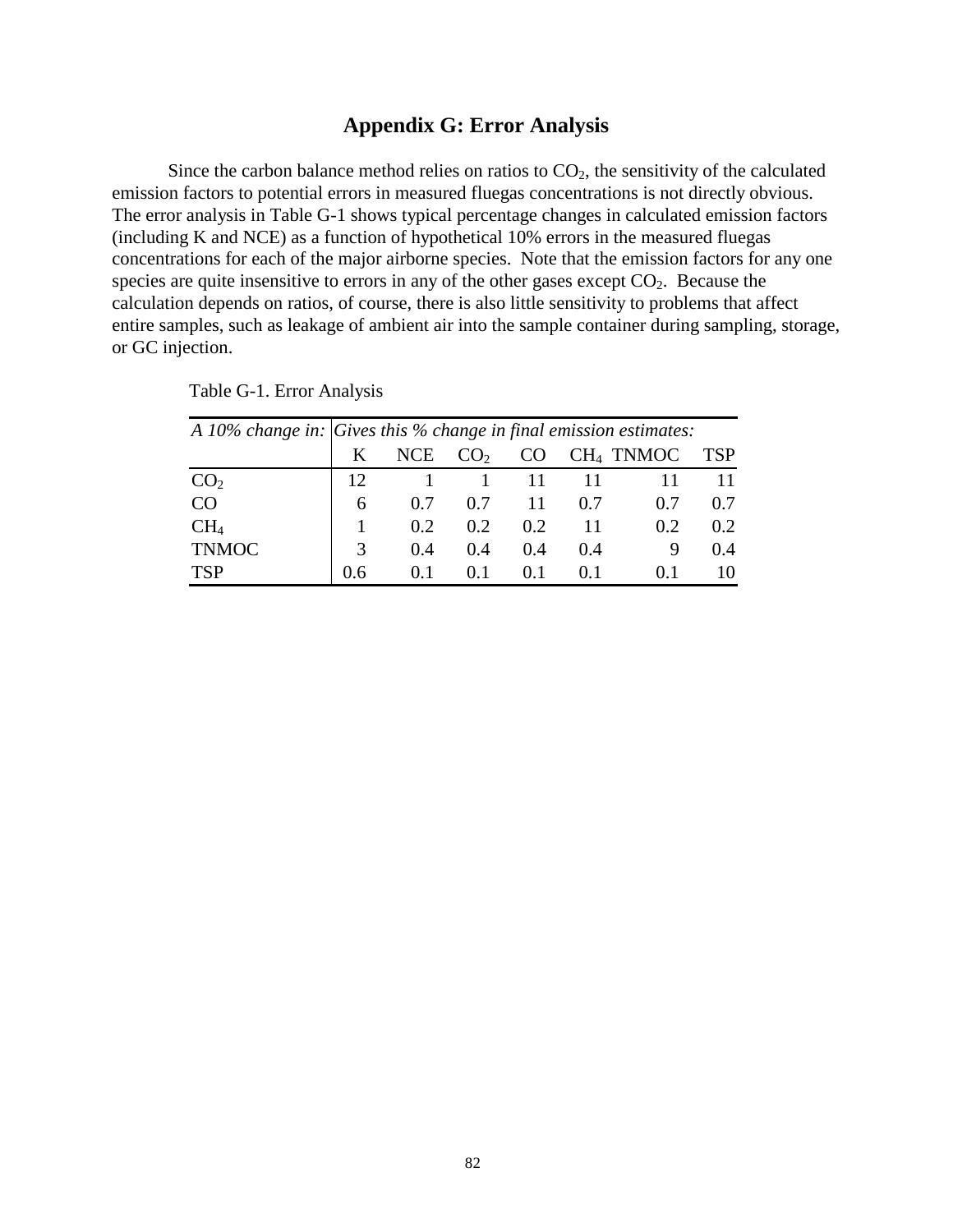# Appendix G: Error Analysis

Since the carbon balance method relies on ratios to $CO_2$, the sensitivity of the calculated emission factors to potential errors in measured fluegas concentrations is not directly obvious. The error analysis in Table G-1 shows typical percentage changes in calculated emission factors (including K and NCE) as a function of hypothetical 10% errors in the measured fluegas concentrations for each of the major airborne species. Note that the emission factors for any one species are quite insensitive to errors in any of the other gases except $CO_2$. Because the calculation depends on ratios, of course, there is also little sensitivity to problems that affect entire samples, such as leakage of ambient air into the sample container during sampling, storage, or GC injection.

Table G-1. Error Analysis

| *A 10% change in:* | *Gives this % change in final emission estimates:* | | | | | | |
|---|---|---|---|---|---|---|---|
| | K | NCE | $CO_2$ | CO | $CH_4$ | TNMOC | TSP |
| $CO_2$ | 12 | 1 | 1 | 11 | 11 | 11 | 11 |
| CO | 6 | 0.7 | 0.7 | 11 | 0.7 | 0.7 | 0.7 |
| $CH_4$ | 1 | 0.2 | 0.2 | 0.2 | 11 | 0.2 | 0.2 |
| TNMOC | 3 | 0.4 | 0.4 | 0.4 | 0.4 | 9 | 0.4 |
| TSP | 0.6 | 0.1 | 0.1 | 0.1 | 0.1 | 0.1 | 10 |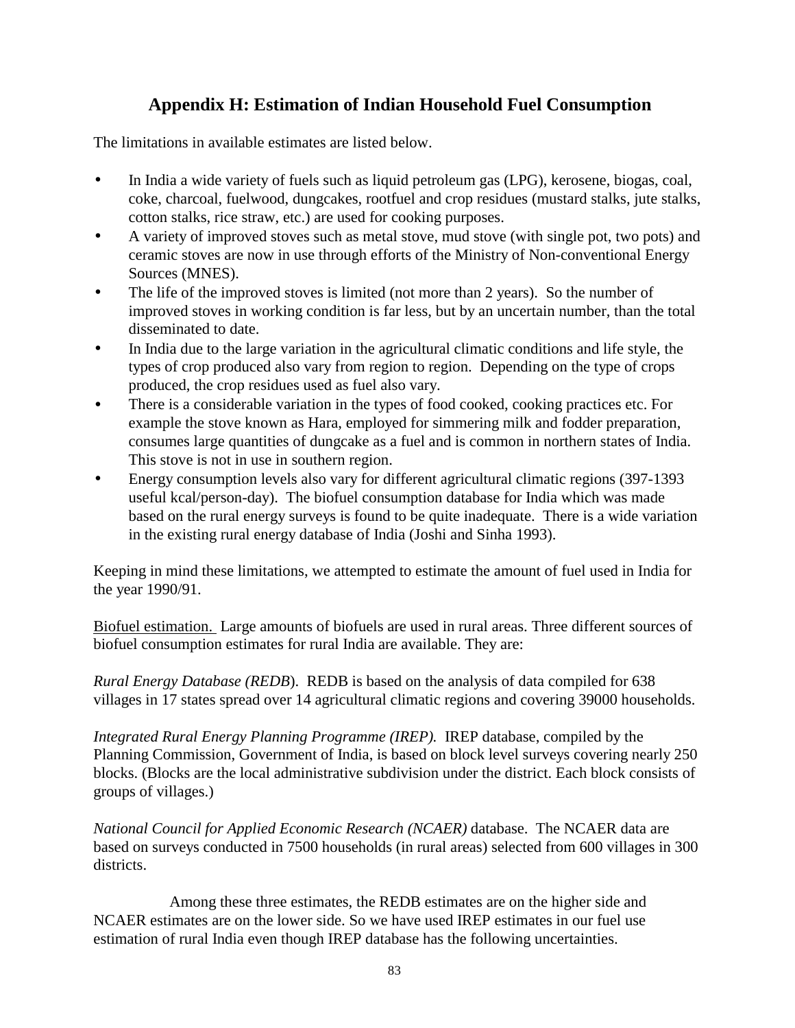## Appendix H: Estimation of Indian Household Fuel Consumption

The limitations in available estimates are listed below.

- In India a wide variety of fuels such as liquid petroleum gas (LPG), kerosene, biogas, coal, coke, charcoal, fuelwood, dungcakes, rootfuel and crop residues (mustard stalks, jute stalks, cotton stalks, rice straw, etc.) are used for cooking purposes.
- A variety of improved stoves such as metal stove, mud stove (with single pot, two pots) and ceramic stoves are now in use through efforts of the Ministry of Non-conventional Energy Sources (MNES).
- The life of the improved stoves is limited (not more than 2 years). So the number of improved stoves in working condition is far less, but by an uncertain number, than the total disseminated to date.
- In India due to the large variation in the agricultural climatic conditions and life style, the types of crop produced also vary from region to region. Depending on the type of crops produced, the crop residues used as fuel also vary.
- There is a considerable variation in the types of food cooked, cooking practices etc. For example the stove known as Hara, employed for simmering milk and fodder preparation, consumes large quantities of dungcake as a fuel and is common in northern states of India. This stove is not in use in southern region.
- Energy consumption levels also vary for different agricultural climatic regions (397-1393 useful kcal/person-day). The biofuel consumption database for India which was made based on the rural energy surveys is found to be quite inadequate. There is a wide variation in the existing rural energy database of India (Joshi and Sinha 1993).

Keeping in mind these limitations, we attempted to estimate the amount of fuel used in India for the year 1990/91.

<u>Biofuel estimation.</u> Large amounts of biofuels are used in rural areas. Three different sources of biofuel consumption estimates for rural India are available. They are:

*Rural Energy Database (REDB*). REDB is based on the analysis of data compiled for 638 villages in 17 states spread over 14 agricultural climatic regions and covering 39000 households.

*Integrated Rural Energy Planning Programme (IREP).* IREP database, compiled by the Planning Commission, Government of India, is based on block level surveys covering nearly 250 blocks. (Blocks are the local administrative subdivision under the district. Each block consists of groups of villages.)

*National Council for Applied Economic Research (NCAER)* database. The NCAER data are based on surveys conducted in 7500 households (in rural areas) selected from 600 villages in 300 districts.

Among these three estimates, the REDB estimates are on the higher side and NCAER estimates are on the lower side. So we have used IREP estimates in our fuel use estimation of rural India even though IREP database has the following uncertainties.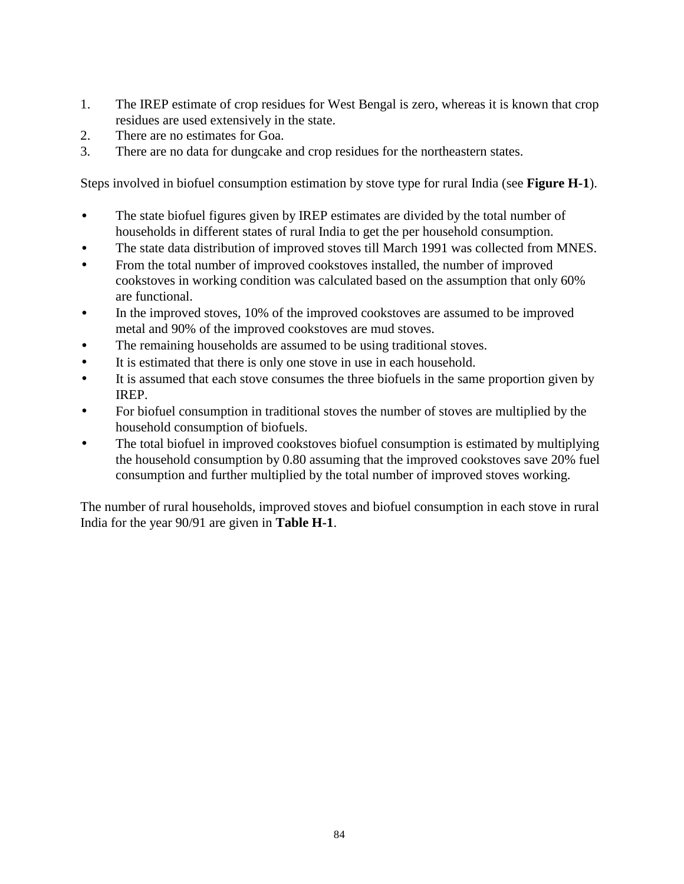1. The IREP estimate of crop residues for West Bengal is zero, whereas it is known that crop residues are used extensively in the state.
2. There are no estimates for Goa.
3. There are no data for dungcake and crop residues for the northeastern states.

Steps involved in biofuel consumption estimation by stove type for rural India (see **Figure H-1**).

- The state biofuel figures given by IREP estimates are divided by the total number of households in different states of rural India to get the per household consumption.
- The state data distribution of improved stoves till March 1991 was collected from MNES.
- From the total number of improved cookstoves installed, the number of improved cookstoves in working condition was calculated based on the assumption that only 60% are functional.
- In the improved stoves, 10% of the improved cookstoves are assumed to be improved metal and 90% of the improved cookstoves are mud stoves.
- The remaining households are assumed to be using traditional stoves.
- It is estimated that there is only one stove in use in each household.
- It is assumed that each stove consumes the three biofuels in the same proportion given by IREP.
- For biofuel consumption in traditional stoves the number of stoves are multiplied by the household consumption of biofuels.
- The total biofuel in improved cookstoves biofuel consumption is estimated by multiplying the household consumption by 0.80 assuming that the improved cookstoves save 20% fuel consumption and further multiplied by the total number of improved stoves working.

The number of rural households, improved stoves and biofuel consumption in each stove in rural India for the year 90/91 are given in **Table H-1**.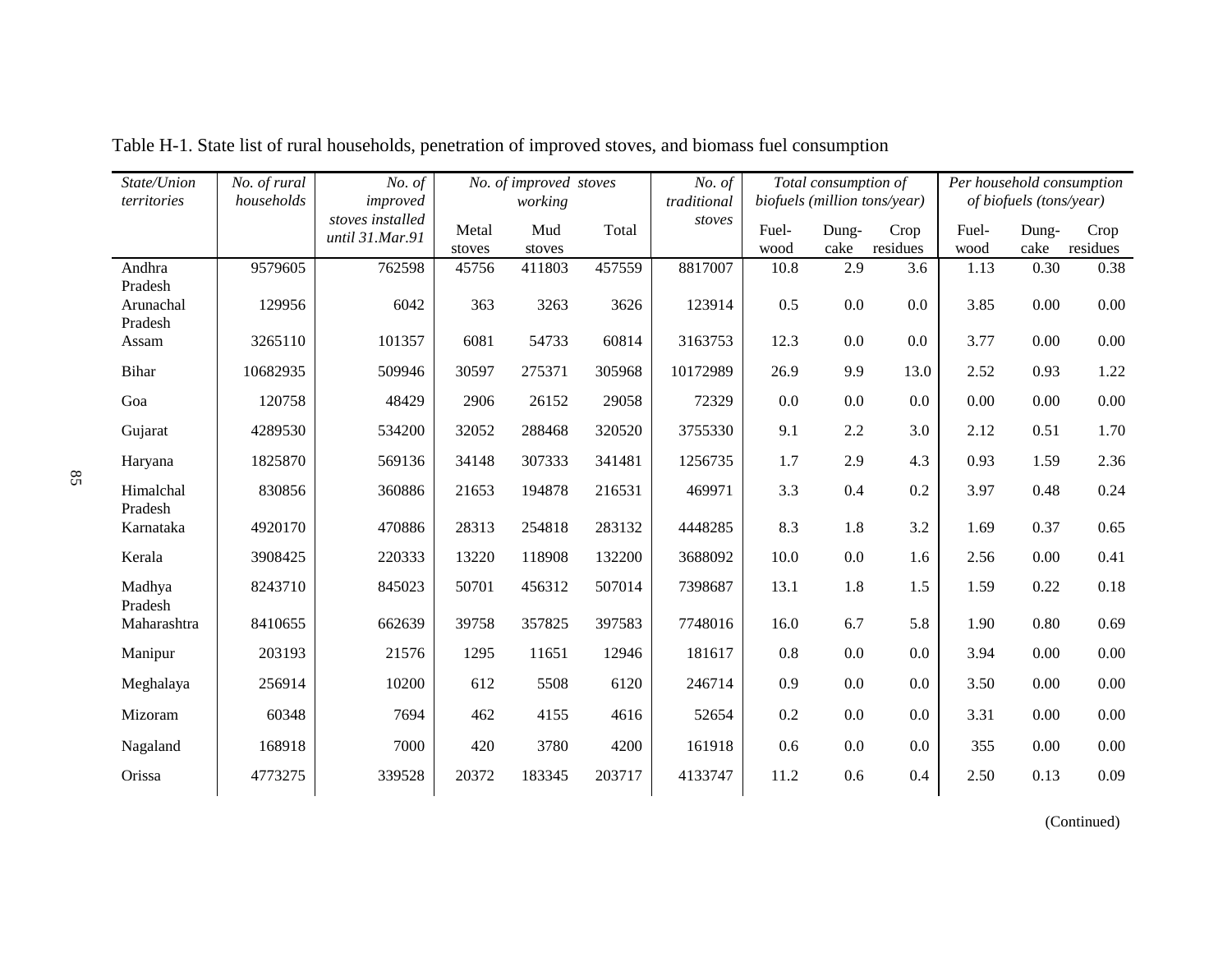Table H-1. State list of rural households, penetration of improved stoves, and biomass fuel consumption

| *State/Union territories* | *No. of rural households* | *No. of improved stoves installed until 31.Mar.91* | *No. of improved stoves working* | | | *No. of traditional stoves* | *Total consumption of biofuels (million tons/year)* | | | *Per household consumption of biofuels (tons/year)* | | |
|---|---|---|---|---|---|---|---|---|---|---|---|---|
| | | | Metal stoves | Mud stoves | Total | | Fuel-wood | Dung-cake | Crop residues | Fuel-wood | Dung-cake | Crop residues |
| Andhra Pradesh | 9579605 | 762598 | 45756 | 411803 | 457559 | 8817007 | 10.8 | 2.9 | 3.6 | 1.13 | 0.30 | 0.38 |
| Arunachal Pradesh | 129956 | 6042 | 363 | 3263 | 3626 | 123914 | 0.5 | 0.0 | 0.0 | 3.85 | 0.00 | 0.00 |
| Assam | 3265110 | 101357 | 6081 | 54733 | 60814 | 3163753 | 12.3 | 0.0 | 0.0 | 3.77 | 0.00 | 0.00 |
| Bihar | 10682935 | 509946 | 30597 | 275371 | 305968 | 10172989 | 26.9 | 9.9 | 13.0 | 2.52 | 0.93 | 1.22 |
| Goa | 120758 | 48429 | 2906 | 26152 | 29058 | 72329 | 0.0 | 0.0 | 0.0 | 0.00 | 0.00 | 0.00 |
| Gujarat | 4289530 | 534200 | 32052 | 288468 | 320520 | 3755330 | 9.1 | 2.2 | 3.0 | 2.12 | 0.51 | 1.70 |
| Haryana | 1825870 | 569136 | 34148 | 307333 | 341481 | 1256735 | 1.7 | 2.9 | 4.3 | 0.93 | 1.59 | 2.36 |
| Himalchal Pradesh | 830856 | 360886 | 21653 | 194878 | 216531 | 469971 | 3.3 | 0.4 | 0.2 | 3.97 | 0.48 | 0.24 |
| Karnataka | 4920170 | 470886 | 28313 | 254818 | 283132 | 4448285 | 8.3 | 1.8 | 3.2 | 1.69 | 0.37 | 0.65 |
| Kerala | 3908425 | 220333 | 13220 | 118908 | 132200 | 3688092 | 10.0 | 0.0 | 1.6 | 2.56 | 0.00 | 0.41 |
| Madhya Pradesh | 8243710 | 845023 | 50701 | 456312 | 507014 | 7398687 | 13.1 | 1.8 | 1.5 | 1.59 | 0.22 | 0.18 |
| Maharashtra | 8410655 | 662639 | 39758 | 357825 | 397583 | 7748016 | 16.0 | 6.7 | 5.8 | 1.90 | 0.80 | 0.69 |
| Manipur | 203193 | 21576 | 1295 | 11651 | 12946 | 181617 | 0.8 | 0.0 | 0.0 | 3.94 | 0.00 | 0.00 |
| Meghalaya | 256914 | 10200 | 612 | 5508 | 6120 | 246714 | 0.9 | 0.0 | 0.0 | 3.50 | 0.00 | 0.00 |
| Mizoram | 60348 | 7694 | 462 | 4155 | 4616 | 52654 | 0.2 | 0.0 | 0.0 | 3.31 | 0.00 | 0.00 |
| Nagaland | 168918 | 7000 | 420 | 3780 | 4200 | 161918 | 0.6 | 0.0 | 0.0 | 355 | 0.00 | 0.00 |
| Orissa | 4773275 | 339528 | 20372 | 183345 | 203717 | 4133747 | 11.2 | 0.6 | 0.4 | 2.50 | 0.13 | 0.09 |

(Continued)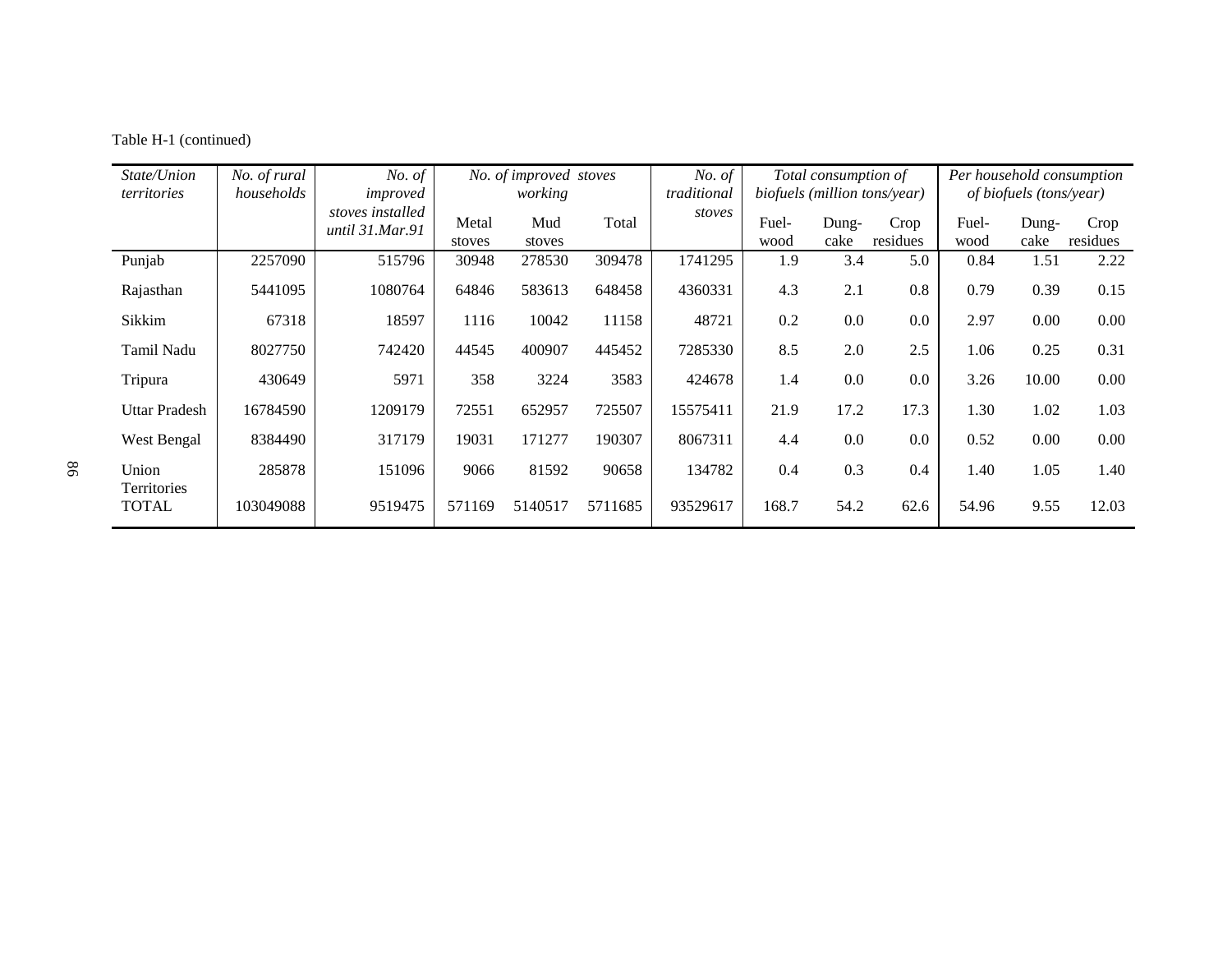Table H-1 (continued)

| *State/Union territories* | *No. of rural households* | *No. of improved stoves installed until 31.Mar.91* | *No. of improved stoves working* | | | *No. of traditional stoves* | *Total consumption of biofuels (million tons/year)* | | | *Per household consumption of biofuels (tons/year)* | | |
|---|---|---|---|---|---|---|---|---|---|---|---|---|
| | | | Metal stoves | Mud stoves | Total | | Fuel-wood | Dung-cake | Crop residues | Fuel-wood | Dung-cake | Crop residues |
| Punjab | 2257090 | 515796 | 30948 | 278530 | 309478 | 1741295 | 1.9 | 3.4 | 5.0 | 0.84 | 1.51 | 2.22 |
| Rajasthan | 5441095 | 1080764 | 64846 | 583613 | 648458 | 4360331 | 4.3 | 2.1 | 0.8 | 0.79 | 0.39 | 0.15 |
| Sikkim | 67318 | 18597 | 1116 | 10042 | 11158 | 48721 | 0.2 | 0.0 | 0.0 | 2.97 | 0.00 | 0.00 |
| Tamil Nadu | 8027750 | 742420 | 44545 | 400907 | 445452 | 7285330 | 8.5 | 2.0 | 2.5 | 1.06 | 0.25 | 0.31 |
| Tripura | 430649 | 5971 | 358 | 3224 | 3583 | 424678 | 1.4 | 0.0 | 0.0 | 3.26 | 10.00 | 0.00 |
| Uttar Pradesh | 16784590 | 1209179 | 72551 | 652957 | 725507 | 15575411 | 21.9 | 17.2 | 17.3 | 1.30 | 1.02 | 1.03 |
| West Bengal | 8384490 | 317179 | 19031 | 171277 | 190307 | 8067311 | 4.4 | 0.0 | 0.0 | 0.52 | 0.00 | 0.00 |
| Union Territories | 285878 | 151096 | 9066 | 81592 | 90658 | 134782 | 0.4 | 0.3 | 0.4 | 1.40 | 1.05 | 1.40 |
| TOTAL | 103049088 | 9519475 | 571169 | 5140517 | 5711685 | 93529617 | 168.7 | 54.2 | 62.6 | 54.96 | 9.55 | 12.03 |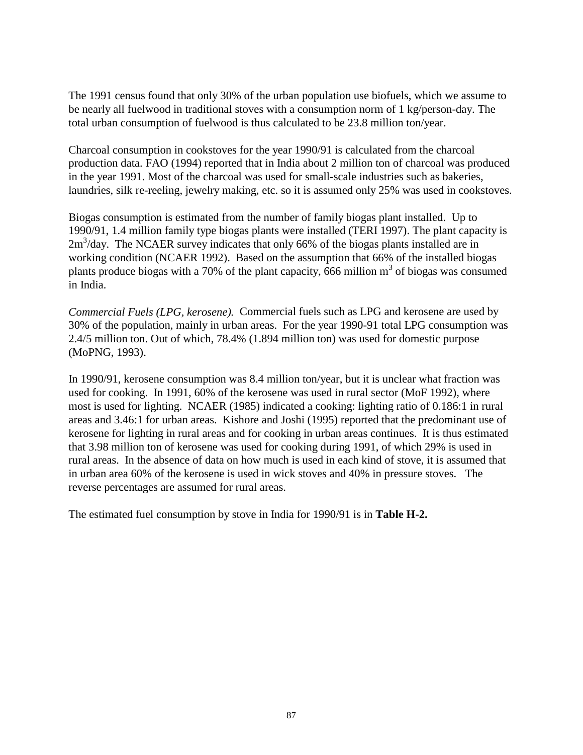The 1991 census found that only 30% of the urban population use biofuels, which we assume to be nearly all fuelwood in traditional stoves with a consumption norm of 1 kg/person-day. The total urban consumption of fuelwood is thus calculated to be 23.8 million ton/year.

Charcoal consumption in cookstoves for the year 1990/91 is calculated from the charcoal production data. FAO (1994) reported that in India about 2 million ton of charcoal was produced in the year 1991. Most of the charcoal was used for small-scale industries such as bakeries, laundries, silk re-reeling, jewelry making, etc. so it is assumed only 25% was used in cookstoves.

Biogas consumption is estimated from the number of family biogas plant installed. Up to 1990/91, 1.4 million family type biogas plants were installed (TERI 1997). The plant capacity is $2m^3$/day. The NCAER survey indicates that only 66% of the biogas plants installed are in working condition (NCAER 1992). Based on the assumption that 66% of the installed biogas plants produce biogas with a 70% of the plant capacity, 666 million $m^3$ of biogas was consumed in India.

*Commercial Fuels (LPG, kerosene).* Commercial fuels such as LPG and kerosene are used by 30% of the population, mainly in urban areas. For the year 1990-91 total LPG consumption was 2.4/5 million ton. Out of which, 78.4% (1.894 million ton) was used for domestic purpose (MoPNG, 1993).

In 1990/91, kerosene consumption was 8.4 million ton/year, but it is unclear what fraction was used for cooking. In 1991, 60% of the kerosene was used in rural sector (MoF 1992), where most is used for lighting. NCAER (1985) indicated a cooking: lighting ratio of 0.186:1 in rural areas and 3.46:1 for urban areas. Kishore and Joshi (1995) reported that the predominant use of kerosene for lighting in rural areas and for cooking in urban areas continues. It is thus estimated that 3.98 million ton of kerosene was used for cooking during 1991, of which 29% is used in rural areas. In the absence of data on how much is used in each kind of stove, it is assumed that in urban area 60% of the kerosene is used in wick stoves and 40% in pressure stoves. The reverse percentages are assumed for rural areas.

The estimated fuel consumption by stove in India for 1990/91 is in **Table H-2.**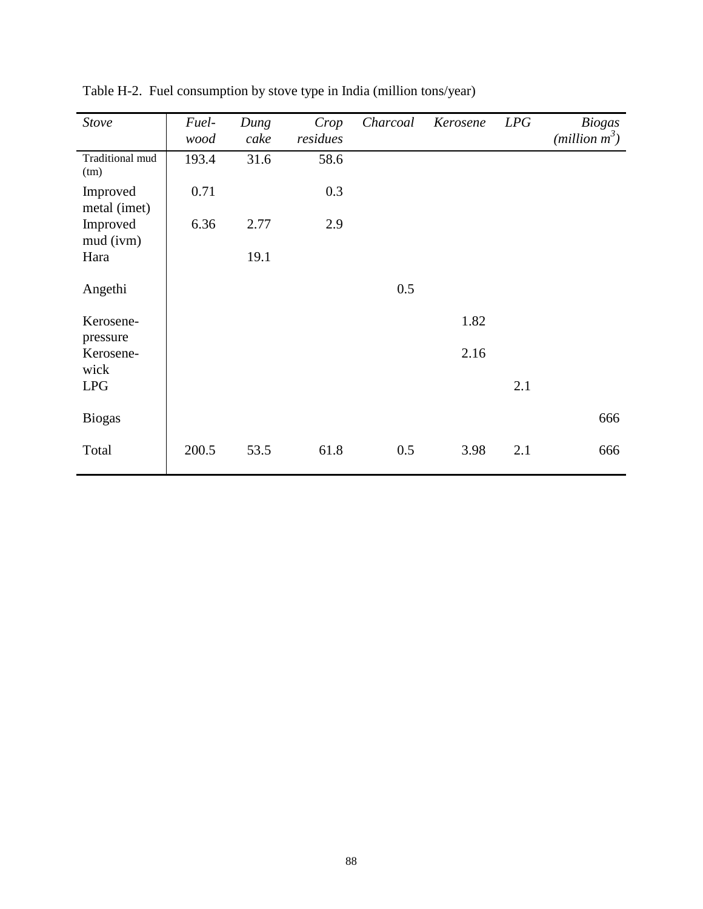Table H-2. Fuel consumption by stove type in India (million tons/year)

| *Stove* | *Fuel-wood* | *Dung cake* | *Crop residues* | *Charcoal* | *Kerosene* | *LPG* | *Biogas (million $m^3$)* |
|---|---|---|---|---|---|---|---|
| Traditional mud (tm) | 193.4 | 31.6 | 58.6 | | | | |
| Improved metal (imet) | 0.71 | | 0.3 | | | | |
| Improved mud (ivm) | 6.36 | 2.77 | 2.9 | | | | |
| Hara | | 19.1 | | | | | |
| Angethi | | | | 0.5 | | | |
| Kerosene-pressure | | | | | 1.82 | | |
| Kerosene-wick | | | | | 2.16 | | |
| LPG | | | | | | 2.1 | |
| Biogas | | | | | | | 666 |
| Total | 200.5 | 53.5 | 61.8 | 0.5 | 3.98 | 2.1 | 666 |